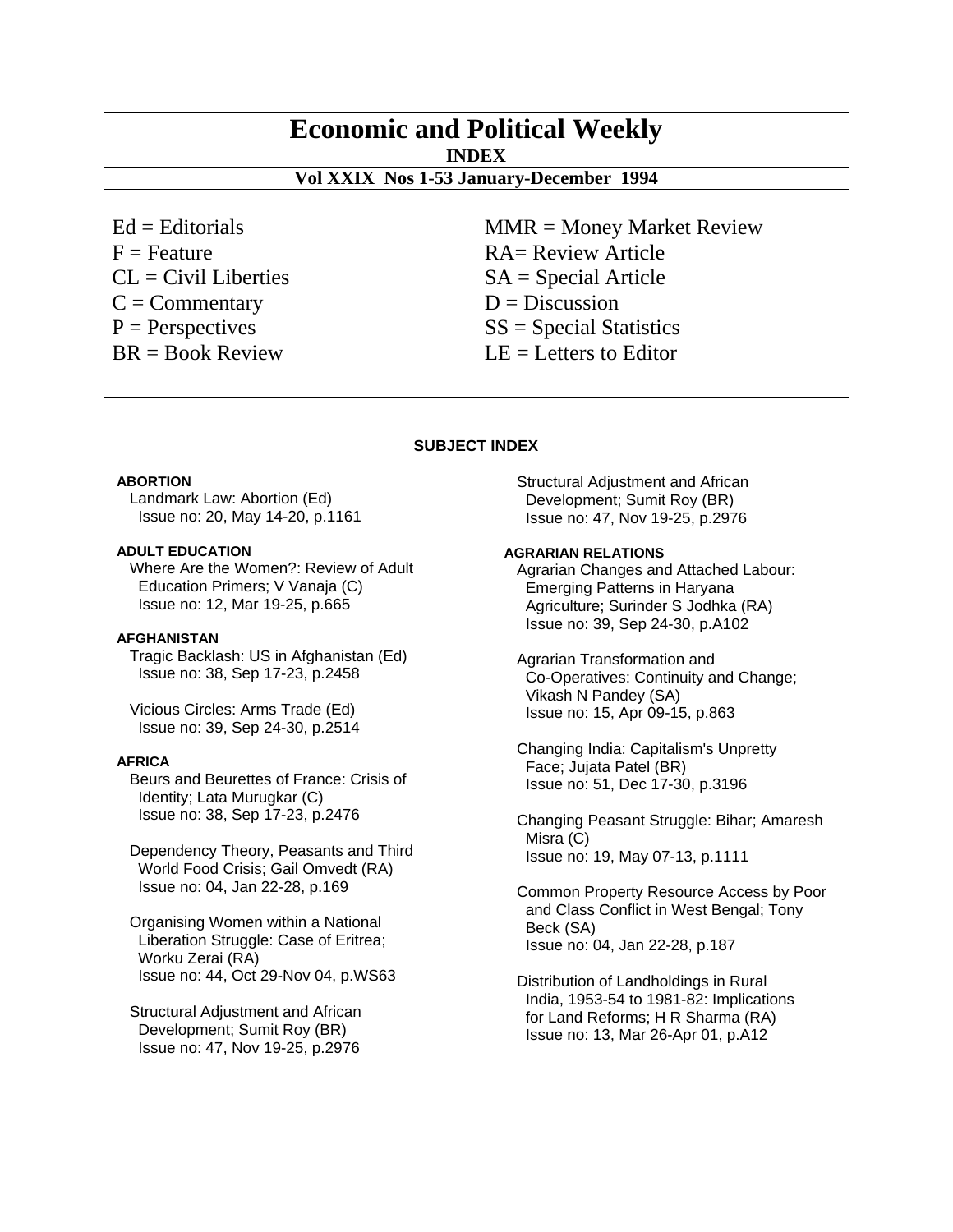# Economic and Political Weekly

**INDEX**

**Vol XXIX Nos 1-53 January-December 1994**

| | |
|---|---|
| Ed = Editorials | MMR = Money Market Review |
| F = Feature | RA= Review Article |
| CL = Civil Liberties | SA = Special Article |
| C = Commentary | D = Discussion |
| P = Perspectives | SS = Special Statistics |
| BR = Book Review | LE = Letters to Editor |

## SUBJECT INDEX

### ABORTION

Landmark Law: Abortion (Ed)
Issue no: 20, May 14-20, p.1161

### ADULT EDUCATION

Where Are the Women?: Review of Adult Education Primers; V Vanaja (C)
Issue no: 12, Mar 19-25, p.665

### AFGHANISTAN

Tragic Backlash: US in Afghanistan (Ed)
Issue no: 38, Sep 17-23, p.2458

Vicious Circles: Arms Trade (Ed)
Issue no: 39, Sep 24-30, p.2514

### AFRICA

Beurs and Beurettes of France: Crisis of Identity; Lata Murugkar (C)
Issue no: 38, Sep 17-23, p.2476

Dependency Theory, Peasants and Third World Food Crisis; Gail Omvedt (RA)
Issue no: 04, Jan 22-28, p.169

Organising Women within a National Liberation Struggle: Case of Eritrea; Worku Zerai (RA)
Issue no: 44, Oct 29-Nov 04, p.WS63

Structural Adjustment and African Development; Sumit Roy (BR)
Issue no: 47, Nov 19-25, p.2976

Structural Adjustment and African Development; Sumit Roy (BR)
Issue no: 47, Nov 19-25, p.2976

### AGRARIAN RELATIONS

Agrarian Changes and Attached Labour: Emerging Patterns in Haryana Agriculture; Surinder S Jodhka (RA)
Issue no: 39, Sep 24-30, p.A102

Agrarian Transformation and Co-Operatives: Continuity and Change; Vikash N Pandey (SA)
Issue no: 15, Apr 09-15, p.863

Changing India: Capitalism's Unpretty Face; Jujata Patel (BR)
Issue no: 51, Dec 17-30, p.3196

Changing Peasant Struggle: Bihar; Amaresh Misra (C)
Issue no: 19, May 07-13, p.1111

Common Property Resource Access by Poor and Class Conflict in West Bengal; Tony Beck (SA)
Issue no: 04, Jan 22-28, p.187

Distribution of Landholdings in Rural India, 1953-54 to 1981-82: Implications for Land Reforms; H R Sharma (RA)
Issue no: 13, Mar 26-Apr 01, p.A12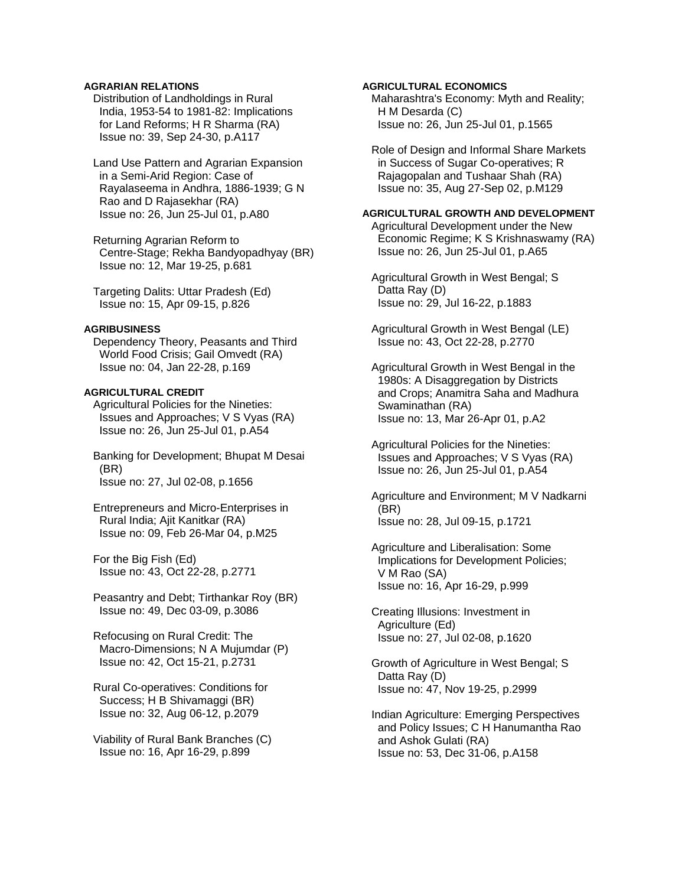**AGRARIAN RELATIONS**

Distribution of Landholdings in Rural India, 1953-54 to 1981-82: Implications for Land Reforms; H R Sharma (RA)
Issue no: 39, Sep 24-30, p.A117

Land Use Pattern and Agrarian Expansion in a Semi-Arid Region: Case of Rayalaseema in Andhra, 1886-1939; G N Rao and D Rajasekhar (RA)
Issue no: 26, Jun 25-Jul 01, p.A80

Returning Agrarian Reform to Centre-Stage; Rekha Bandyopadhyay (BR)
Issue no: 12, Mar 19-25, p.681

Targeting Dalits: Uttar Pradesh (Ed)
Issue no: 15, Apr 09-15, p.826

**AGRIBUSINESS**

Dependency Theory, Peasants and Third World Food Crisis; Gail Omvedt (RA)
Issue no: 04, Jan 22-28, p.169

**AGRICULTURAL CREDIT**

Agricultural Policies for the Nineties: Issues and Approaches; V S Vyas (RA)
Issue no: 26, Jun 25-Jul 01, p.A54

Banking for Development; Bhupat M Desai (BR)
Issue no: 27, Jul 02-08, p.1656

Entrepreneurs and Micro-Enterprises in Rural India; Ajit Kanitkar (RA)
Issue no: 09, Feb 26-Mar 04, p.M25

For the Big Fish (Ed)
Issue no: 43, Oct 22-28, p.2771

Peasantry and Debt; Tirthankar Roy (BR)
Issue no: 49, Dec 03-09, p.3086

Refocusing on Rural Credit: The Macro-Dimensions; N A Mujumdar (P)
Issue no: 42, Oct 15-21, p.2731

Rural Co-operatives: Conditions for Success; H B Shivamaggi (BR)
Issue no: 32, Aug 06-12, p.2079

Viability of Rural Bank Branches (C)
Issue no: 16, Apr 16-29, p.899

**AGRICULTURAL ECONOMICS**

Maharashtra's Economy: Myth and Reality; H M Desarda (C)
Issue no: 26, Jun 25-Jul 01, p.1565

Role of Design and Informal Share Markets in Success of Sugar Co-operatives; R Rajagopalan and Tushaar Shah (RA)
Issue no: 35, Aug 27-Sep 02, p.M129

**AGRICULTURAL GROWTH AND DEVELOPMENT**

Agricultural Development under the New Economic Regime; K S Krishnaswamy (RA)
Issue no: 26, Jun 25-Jul 01, p.A65

Agricultural Growth in West Bengal; S Datta Ray (D)
Issue no: 29, Jul 16-22, p.1883

Agricultural Growth in West Bengal (LE)
Issue no: 43, Oct 22-28, p.2770

Agricultural Growth in West Bengal in the 1980s: A Disaggregation by Districts and Crops; Anamitra Saha and Madhura Swaminathan (RA)
Issue no: 13, Mar 26-Apr 01, p.A2

Agricultural Policies for the Nineties: Issues and Approaches; V S Vyas (RA)
Issue no: 26, Jun 25-Jul 01, p.A54

Agriculture and Environment; M V Nadkarni (BR)
Issue no: 28, Jul 09-15, p.1721

Agriculture and Liberalisation: Some Implications for Development Policies; V M Rao (SA)
Issue no: 16, Apr 16-29, p.999

Creating Illusions: Investment in Agriculture (Ed)
Issue no: 27, Jul 02-08, p.1620

Growth of Agriculture in West Bengal; S Datta Ray (D)
Issue no: 47, Nov 19-25, p.2999

Indian Agriculture: Emerging Perspectives and Policy Issues; C H Hanumantha Rao and Ashok Gulati (RA)
Issue no: 53, Dec 31-06, p.A158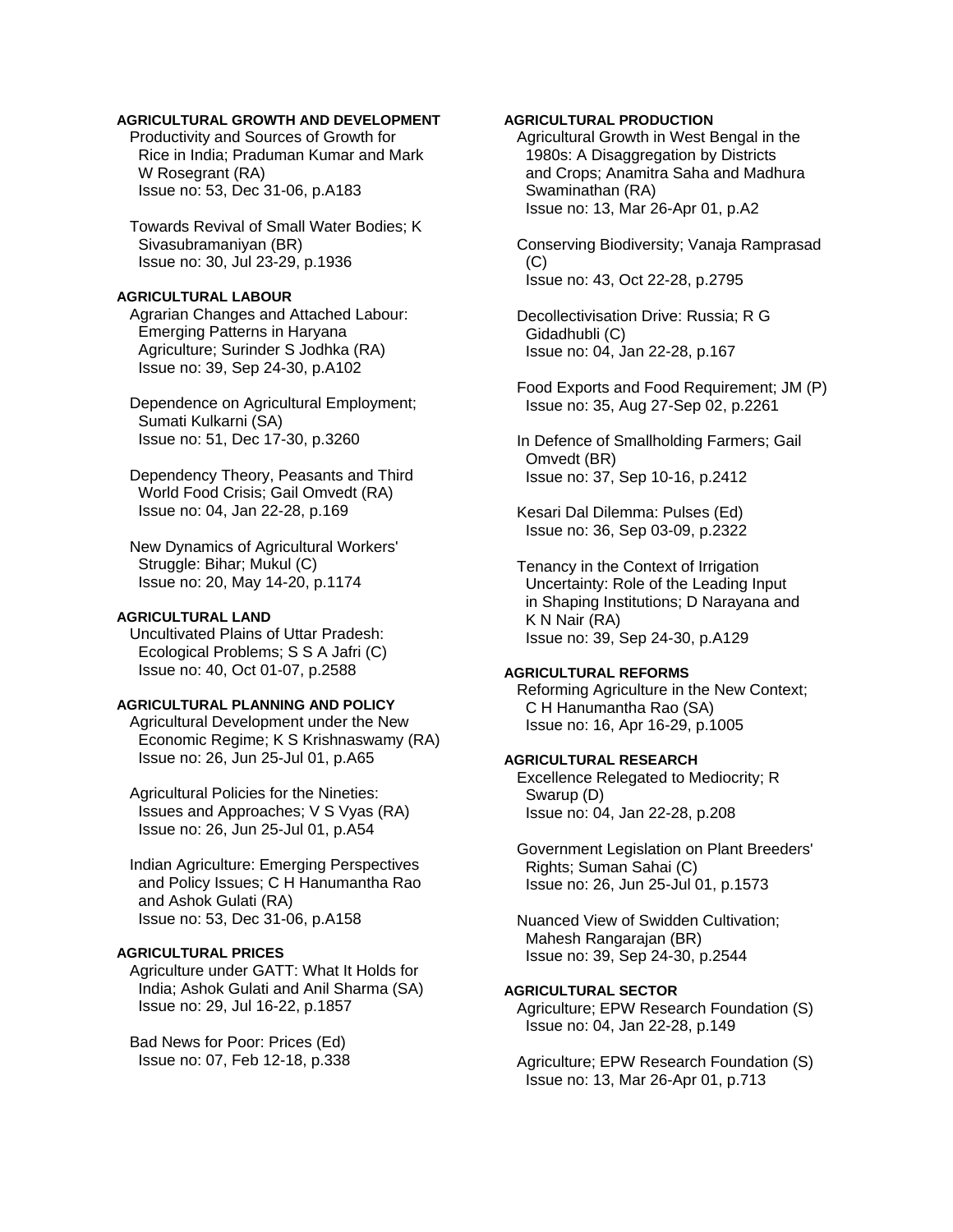**AGRICULTURAL GROWTH AND DEVELOPMENT**

Productivity and Sources of Growth for Rice in India; Praduman Kumar and Mark W Rosegrant (RA)
Issue no: 53, Dec 31-06, p.A183

Towards Revival of Small Water Bodies; K Sivasubramaniyan (BR)
Issue no: 30, Jul 23-29, p.1936

**AGRICULTURAL LABOUR**

Agrarian Changes and Attached Labour: Emerging Patterns in Haryana Agriculture; Surinder S Jodhka (RA)
Issue no: 39, Sep 24-30, p.A102

Dependence on Agricultural Employment; Sumati Kulkarni (SA)
Issue no: 51, Dec 17-30, p.3260

Dependency Theory, Peasants and Third World Food Crisis; Gail Omvedt (RA)
Issue no: 04, Jan 22-28, p.169

New Dynamics of Agricultural Workers' Struggle: Bihar; Mukul (C)
Issue no: 20, May 14-20, p.1174

**AGRICULTURAL LAND**

Uncultivated Plains of Uttar Pradesh: Ecological Problems; S S A Jafri (C)
Issue no: 40, Oct 01-07, p.2588

**AGRICULTURAL PLANNING AND POLICY**

Agricultural Development under the New Economic Regime; K S Krishnaswamy (RA)
Issue no: 26, Jun 25-Jul 01, p.A65

Agricultural Policies for the Nineties: Issues and Approaches; V S Vyas (RA)
Issue no: 26, Jun 25-Jul 01, p.A54

Indian Agriculture: Emerging Perspectives and Policy Issues; C H Hanumantha Rao and Ashok Gulati (RA)
Issue no: 53, Dec 31-06, p.A158

**AGRICULTURAL PRICES**

Agriculture under GATT: What It Holds for India; Ashok Gulati and Anil Sharma (SA)
Issue no: 29, Jul 16-22, p.1857

Bad News for Poor: Prices (Ed)
Issue no: 07, Feb 12-18, p.338

**AGRICULTURAL PRODUCTION**

Agricultural Growth in West Bengal in the 1980s: A Disaggregation by Districts and Crops; Anamitra Saha and Madhura Swaminathan (RA)
Issue no: 13, Mar 26-Apr 01, p.A2

Conserving Biodiversity; Vanaja Ramprasad (C)
Issue no: 43, Oct 22-28, p.2795

Decollectivisation Drive: Russia; R G Gidadhubli (C)
Issue no: 04, Jan 22-28, p.167

Food Exports and Food Requirement; JM (P)
Issue no: 35, Aug 27-Sep 02, p.2261

In Defence of Smallholding Farmers; Gail Omvedt (BR)
Issue no: 37, Sep 10-16, p.2412

Kesari Dal Dilemma: Pulses (Ed)
Issue no: 36, Sep 03-09, p.2322

Tenancy in the Context of Irrigation Uncertainty: Role of the Leading Input in Shaping Institutions; D Narayana and K N Nair (RA)
Issue no: 39, Sep 24-30, p.A129

**AGRICULTURAL REFORMS**

Reforming Agriculture in the New Context; C H Hanumantha Rao (SA)
Issue no: 16, Apr 16-29, p.1005

**AGRICULTURAL RESEARCH**

Excellence Relegated to Mediocrity; R Swarup (D)
Issue no: 04, Jan 22-28, p.208

Government Legislation on Plant Breeders' Rights; Suman Sahai (C)
Issue no: 26, Jun 25-Jul 01, p.1573

Nuanced View of Swidden Cultivation; Mahesh Rangarajan (BR)
Issue no: 39, Sep 24-30, p.2544

**AGRICULTURAL SECTOR**

Agriculture; EPW Research Foundation (S)
Issue no: 04, Jan 22-28, p.149

Agriculture; EPW Research Foundation (S)
Issue no: 13, Mar 26-Apr 01, p.713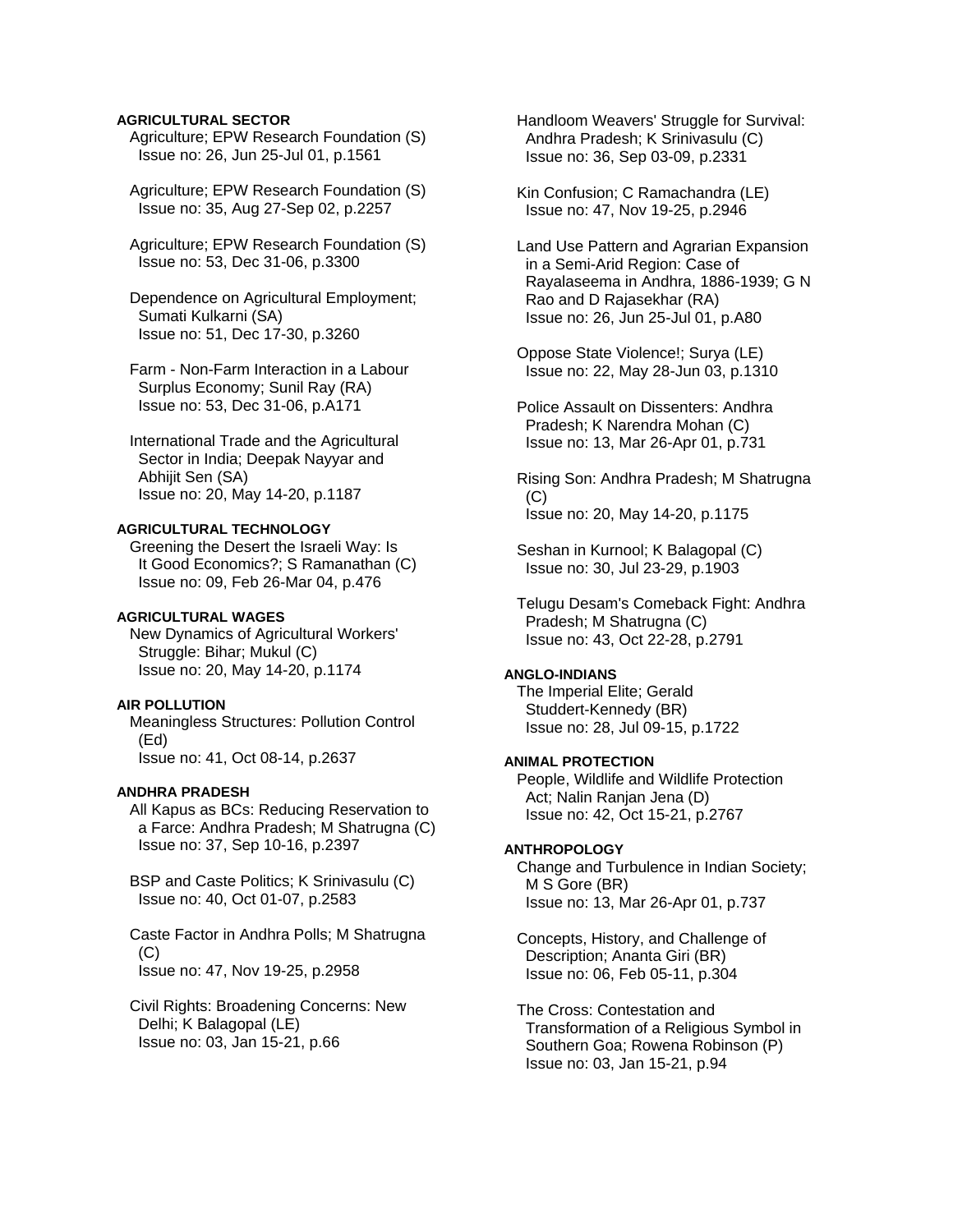**AGRICULTURAL SECTOR**

Agriculture; EPW Research Foundation (S)
Issue no: 26, Jun 25-Jul 01, p.1561

Agriculture; EPW Research Foundation (S)
Issue no: 35, Aug 27-Sep 02, p.2257

Agriculture; EPW Research Foundation (S)
Issue no: 53, Dec 31-06, p.3300

Dependence on Agricultural Employment; Sumati Kulkarni (SA)
Issue no: 51, Dec 17-30, p.3260

Farm - Non-Farm Interaction in a Labour Surplus Economy; Sunil Ray (RA)
Issue no: 53, Dec 31-06, p.A171

International Trade and the Agricultural Sector in India; Deepak Nayyar and Abhijit Sen (SA)
Issue no: 20, May 14-20, p.1187

**AGRICULTURAL TECHNOLOGY**

Greening the Desert the Israeli Way: Is It Good Economics?; S Ramanathan (C)
Issue no: 09, Feb 26-Mar 04, p.476

**AGRICULTURAL WAGES**

New Dynamics of Agricultural Workers' Struggle: Bihar; Mukul (C)
Issue no: 20, May 14-20, p.1174

**AIR POLLUTION**

Meaningless Structures: Pollution Control (Ed)
Issue no: 41, Oct 08-14, p.2637

**ANDHRA PRADESH**

All Kapus as BCs: Reducing Reservation to a Farce: Andhra Pradesh; M Shatrugna (C)
Issue no: 37, Sep 10-16, p.2397

BSP and Caste Politics; K Srinivasulu (C)
Issue no: 40, Oct 01-07, p.2583

Caste Factor in Andhra Polls; M Shatrugna (C)
Issue no: 47, Nov 19-25, p.2958

Civil Rights: Broadening Concerns: New Delhi; K Balagopal (LE)
Issue no: 03, Jan 15-21, p.66

Handloom Weavers' Struggle for Survival: Andhra Pradesh; K Srinivasulu (C)
Issue no: 36, Sep 03-09, p.2331

Kin Confusion; C Ramachandra (LE)
Issue no: 47, Nov 19-25, p.2946

Land Use Pattern and Agrarian Expansion in a Semi-Arid Region: Case of Rayalaseema in Andhra, 1886-1939; G N Rao and D Rajasekhar (RA)
Issue no: 26, Jun 25-Jul 01, p.A80

Oppose State Violence!; Surya (LE)
Issue no: 22, May 28-Jun 03, p.1310

Police Assault on Dissenters: Andhra Pradesh; K Narendra Mohan (C)
Issue no: 13, Mar 26-Apr 01, p.731

Rising Son: Andhra Pradesh; M Shatrugna (C)
Issue no: 20, May 14-20, p.1175

Seshan in Kurnool; K Balagopal (C)
Issue no: 30, Jul 23-29, p.1903

Telugu Desam's Comeback Fight: Andhra Pradesh; M Shatrugna (C)
Issue no: 43, Oct 22-28, p.2791

**ANGLO-INDIANS**

The Imperial Elite; Gerald Studdert-Kennedy (BR)
Issue no: 28, Jul 09-15, p.1722

**ANIMAL PROTECTION**

People, Wildlife and Wildlife Protection Act; Nalin Ranjan Jena (D)
Issue no: 42, Oct 15-21, p.2767

**ANTHROPOLOGY**

Change and Turbulence in Indian Society; M S Gore (BR)
Issue no: 13, Mar 26-Apr 01, p.737

Concepts, History, and Challenge of Description; Ananta Giri (BR)
Issue no: 06, Feb 05-11, p.304

The Cross: Contestation and Transformation of a Religious Symbol in Southern Goa; Rowena Robinson (P)
Issue no: 03, Jan 15-21, p.94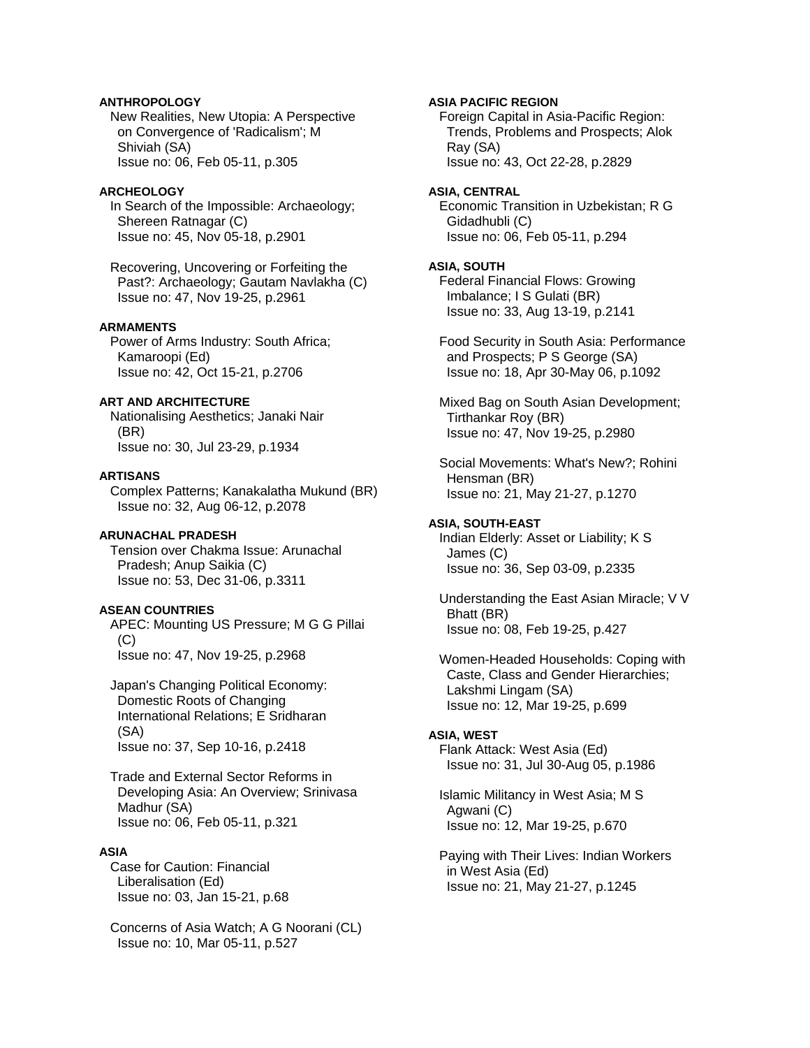**ANTHROPOLOGY**

New Realities, New Utopia: A Perspective on Convergence of 'Radicalism'; M Shiviah (SA)
Issue no: 06, Feb 05-11, p.305

**ARCHEOLOGY**

In Search of the Impossible: Archaeology; Shereen Ratnagar (C)
Issue no: 45, Nov 05-18, p.2901

Recovering, Uncovering or Forfeiting the Past?: Archaeology; Gautam Navlakha (C)
Issue no: 47, Nov 19-25, p.2961

**ARMAMENTS**

Power of Arms Industry: South Africa; Kamaroopi (Ed)
Issue no: 42, Oct 15-21, p.2706

**ART AND ARCHITECTURE**

Nationalising Aesthetics; Janaki Nair (BR)
Issue no: 30, Jul 23-29, p.1934

**ARTISANS**

Complex Patterns; Kanakalatha Mukund (BR)
Issue no: 32, Aug 06-12, p.2078

**ARUNACHAL PRADESH**

Tension over Chakma Issue: Arunachal Pradesh; Anup Saikia (C)
Issue no: 53, Dec 31-06, p.3311

**ASEAN COUNTRIES**

APEC: Mounting US Pressure; M G G Pillai (C)
Issue no: 47, Nov 19-25, p.2968

Japan's Changing Political Economy: Domestic Roots of Changing International Relations; E Sridharan (SA)
Issue no: 37, Sep 10-16, p.2418

Trade and External Sector Reforms in Developing Asia: An Overview; Srinivasa Madhur (SA)
Issue no: 06, Feb 05-11, p.321

**ASIA**

Case for Caution: Financial Liberalisation (Ed)
Issue no: 03, Jan 15-21, p.68

Concerns of Asia Watch; A G Noorani (CL)
Issue no: 10, Mar 05-11, p.527

**ASIA PACIFIC REGION**

Foreign Capital in Asia-Pacific Region: Trends, Problems and Prospects; Alok Ray (SA)
Issue no: 43, Oct 22-28, p.2829

**ASIA, CENTRAL**

Economic Transition in Uzbekistan; R G Gidadhubli (C)
Issue no: 06, Feb 05-11, p.294

**ASIA, SOUTH**

Federal Financial Flows: Growing Imbalance; I S Gulati (BR)
Issue no: 33, Aug 13-19, p.2141

Food Security in South Asia: Performance and Prospects; P S George (SA)
Issue no: 18, Apr 30-May 06, p.1092

Mixed Bag on South Asian Development; Tirthankar Roy (BR)
Issue no: 47, Nov 19-25, p.2980

Social Movements: What's New?; Rohini Hensman (BR)
Issue no: 21, May 21-27, p.1270

**ASIA, SOUTH-EAST**

Indian Elderly: Asset or Liability; K S James (C)
Issue no: 36, Sep 03-09, p.2335

Understanding the East Asian Miracle; V V Bhatt (BR)
Issue no: 08, Feb 19-25, p.427

Women-Headed Households: Coping with Caste, Class and Gender Hierarchies; Lakshmi Lingam (SA)
Issue no: 12, Mar 19-25, p.699

**ASIA, WEST**

Flank Attack: West Asia (Ed)
Issue no: 31, Jul 30-Aug 05, p.1986

Islamic Militancy in West Asia; M S Agwani (C)
Issue no: 12, Mar 19-25, p.670

Paying with Their Lives: Indian Workers in West Asia (Ed)
Issue no: 21, May 21-27, p.1245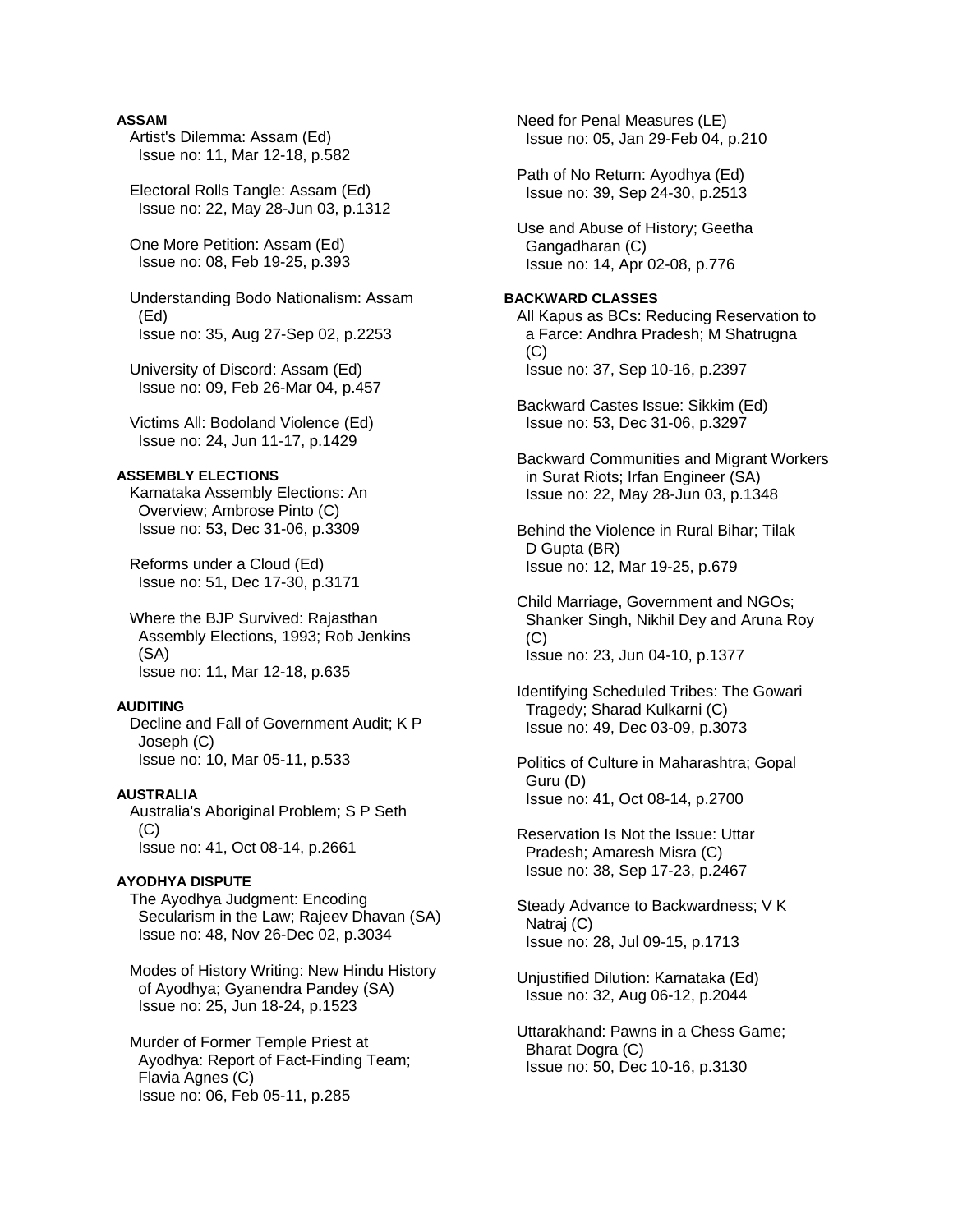**ASSAM**

Artist's Dilemma: Assam (Ed)
Issue no: 11, Mar 12-18, p.582

Electoral Rolls Tangle: Assam (Ed)
Issue no: 22, May 28-Jun 03, p.1312

One More Petition: Assam (Ed)
Issue no: 08, Feb 19-25, p.393

Understanding Bodo Nationalism: Assam (Ed)
Issue no: 35, Aug 27-Sep 02, p.2253

University of Discord: Assam (Ed)
Issue no: 09, Feb 26-Mar 04, p.457

Victims All: Bodoland Violence (Ed)
Issue no: 24, Jun 11-17, p.1429

**ASSEMBLY ELECTIONS**

Karnataka Assembly Elections: An Overview; Ambrose Pinto (C)
Issue no: 53, Dec 31-06, p.3309

Reforms under a Cloud (Ed)
Issue no: 51, Dec 17-30, p.3171

Where the BJP Survived: Rajasthan Assembly Elections, 1993; Rob Jenkins (SA)
Issue no: 11, Mar 12-18, p.635

**AUDITING**

Decline and Fall of Government Audit; K P Joseph (C)
Issue no: 10, Mar 05-11, p.533

**AUSTRALIA**

Australia's Aboriginal Problem; S P Seth (C)
Issue no: 41, Oct 08-14, p.2661

**AYODHYA DISPUTE**

The Ayodhya Judgment: Encoding Secularism in the Law; Rajeev Dhavan (SA)
Issue no: 48, Nov 26-Dec 02, p.3034

Modes of History Writing: New Hindu History of Ayodhya; Gyanendra Pandey (SA)
Issue no: 25, Jun 18-24, p.1523

Murder of Former Temple Priest at Ayodhya: Report of Fact-Finding Team; Flavia Agnes (C)
Issue no: 06, Feb 05-11, p.285

Need for Penal Measures (LE)
Issue no: 05, Jan 29-Feb 04, p.210

Path of No Return: Ayodhya (Ed)
Issue no: 39, Sep 24-30, p.2513

Use and Abuse of History; Geetha Gangadharan (C)
Issue no: 14, Apr 02-08, p.776

**BACKWARD CLASSES**

All Kapus as BCs: Reducing Reservation to a Farce: Andhra Pradesh; M Shatrugna (C)
Issue no: 37, Sep 10-16, p.2397

Backward Castes Issue: Sikkim (Ed)
Issue no: 53, Dec 31-06, p.3297

Backward Communities and Migrant Workers in Surat Riots; Irfan Engineer (SA)
Issue no: 22, May 28-Jun 03, p.1348

Behind the Violence in Rural Bihar; Tilak D Gupta (BR)
Issue no: 12, Mar 19-25, p.679

Child Marriage, Government and NGOs; Shanker Singh, Nikhil Dey and Aruna Roy (C)
Issue no: 23, Jun 04-10, p.1377

Identifying Scheduled Tribes: The Gowari Tragedy; Sharad Kulkarni (C)
Issue no: 49, Dec 03-09, p.3073

Politics of Culture in Maharashtra; Gopal Guru (D)
Issue no: 41, Oct 08-14, p.2700

Reservation Is Not the Issue: Uttar Pradesh; Amaresh Misra (C)
Issue no: 38, Sep 17-23, p.2467

Steady Advance to Backwardness; V K Natraj (C)
Issue no: 28, Jul 09-15, p.1713

Unjustified Dilution: Karnataka (Ed)
Issue no: 32, Aug 06-12, p.2044

Uttarakhand: Pawns in a Chess Game; Bharat Dogra (C)
Issue no: 50, Dec 10-16, p.3130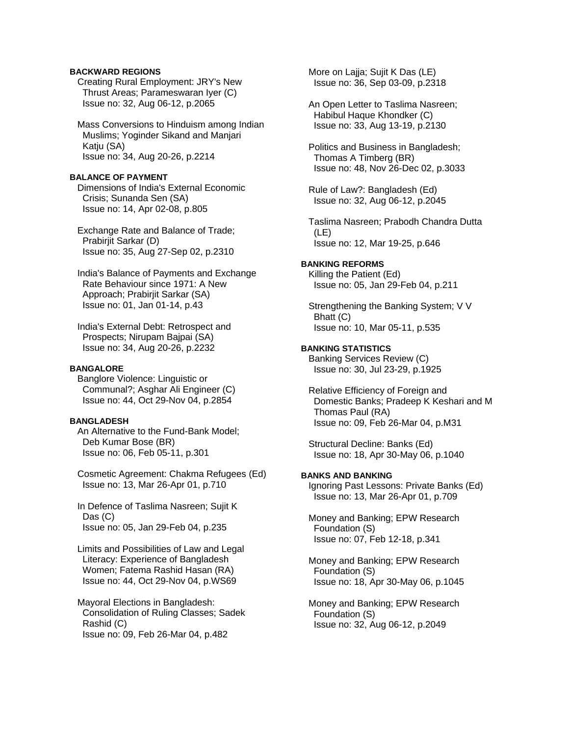#### BACKWARD REGIONS

Creating Rural Employment: JRY's New Thrust Areas; Parameswaran Iyer (C)
Issue no: 32, Aug 06-12, p.2065

Mass Conversions to Hinduism among Indian Muslims; Yoginder Sikand and Manjari Katju (SA)
Issue no: 34, Aug 20-26, p.2214

#### BALANCE OF PAYMENT

Dimensions of India's External Economic Crisis; Sunanda Sen (SA)
Issue no: 14, Apr 02-08, p.805

Exchange Rate and Balance of Trade; Prabirjit Sarkar (D)
Issue no: 35, Aug 27-Sep 02, p.2310

India's Balance of Payments and Exchange Rate Behaviour since 1971: A New Approach; Prabirjit Sarkar (SA)
Issue no: 01, Jan 01-14, p.43

India's External Debt: Retrospect and Prospects; Nirupam Bajpai (SA)
Issue no: 34, Aug 20-26, p.2232

#### BANGALORE

Banglore Violence: Linguistic or Communal?; Asghar Ali Engineer (C)
Issue no: 44, Oct 29-Nov 04, p.2854

#### BANGLADESH

An Alternative to the Fund-Bank Model; Deb Kumar Bose (BR)
Issue no: 06, Feb 05-11, p.301

Cosmetic Agreement: Chakma Refugees (Ed)
Issue no: 13, Mar 26-Apr 01, p.710

In Defence of Taslima Nasreen; Sujit K Das (C)
Issue no: 05, Jan 29-Feb 04, p.235

Limits and Possibilities of Law and Legal Literacy: Experience of Bangladesh Women; Fatema Rashid Hasan (RA)
Issue no: 44, Oct 29-Nov 04, p.WS69

Mayoral Elections in Bangladesh: Consolidation of Ruling Classes; Sadek Rashid (C)
Issue no: 09, Feb 26-Mar 04, p.482

More on Lajja; Sujit K Das (LE)
Issue no: 36, Sep 03-09, p.2318

An Open Letter to Taslima Nasreen; Habibul Haque Khondker (C)
Issue no: 33, Aug 13-19, p.2130

Politics and Business in Bangladesh; Thomas A Timberg (BR)
Issue no: 48, Nov 26-Dec 02, p.3033

Rule of Law?: Bangladesh (Ed)
Issue no: 32, Aug 06-12, p.2045

Taslima Nasreen; Prabodh Chandra Dutta (LE)
Issue no: 12, Mar 19-25, p.646

#### BANKING REFORMS

Killing the Patient (Ed)
Issue no: 05, Jan 29-Feb 04, p.211

Strengthening the Banking System; V V Bhatt (C)
Issue no: 10, Mar 05-11, p.535

#### BANKING STATISTICS

Banking Services Review (C)
Issue no: 30, Jul 23-29, p.1925

Relative Efficiency of Foreign and Domestic Banks; Pradeep K Keshari and M Thomas Paul (RA)
Issue no: 09, Feb 26-Mar 04, p.M31

Structural Decline: Banks (Ed)
Issue no: 18, Apr 30-May 06, p.1040

#### BANKS AND BANKING

Ignoring Past Lessons: Private Banks (Ed)
Issue no: 13, Mar 26-Apr 01, p.709

Money and Banking; EPW Research Foundation (S)
Issue no: 07, Feb 12-18, p.341

Money and Banking; EPW Research Foundation (S)
Issue no: 18, Apr 30-May 06, p.1045

Money and Banking; EPW Research Foundation (S)
Issue no: 32, Aug 06-12, p.2049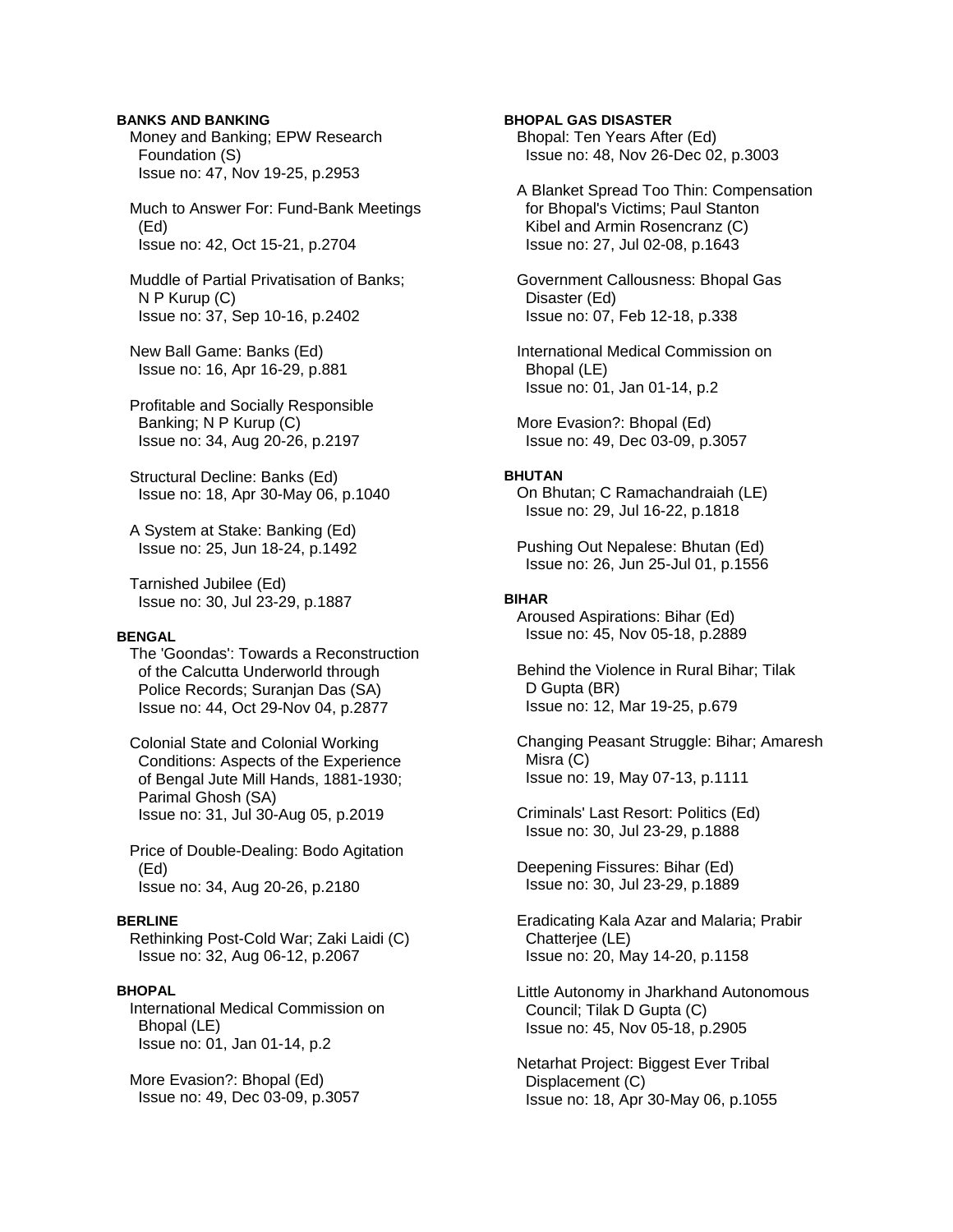**BANKS AND BANKING**

Money and Banking; EPW Research Foundation (S)
Issue no: 47, Nov 19-25, p.2953

Much to Answer For: Fund-Bank Meetings (Ed)
Issue no: 42, Oct 15-21, p.2704

Muddle of Partial Privatisation of Banks; N P Kurup (C)
Issue no: 37, Sep 10-16, p.2402

New Ball Game: Banks (Ed)
Issue no: 16, Apr 16-29, p.881

Profitable and Socially Responsible Banking; N P Kurup (C)
Issue no: 34, Aug 20-26, p.2197

Structural Decline: Banks (Ed)
Issue no: 18, Apr 30-May 06, p.1040

A System at Stake: Banking (Ed)
Issue no: 25, Jun 18-24, p.1492

Tarnished Jubilee (Ed)
Issue no: 30, Jul 23-29, p.1887

**BENGAL**

The 'Goondas': Towards a Reconstruction of the Calcutta Underworld through Police Records; Suranjan Das (SA)
Issue no: 44, Oct 29-Nov 04, p.2877

Colonial State and Colonial Working Conditions: Aspects of the Experience of Bengal Jute Mill Hands, 1881-1930; Parimal Ghosh (SA)
Issue no: 31, Jul 30-Aug 05, p.2019

Price of Double-Dealing: Bodo Agitation (Ed)
Issue no: 34, Aug 20-26, p.2180

**BERLINE**

Rethinking Post-Cold War; Zaki Laidi (C)
Issue no: 32, Aug 06-12, p.2067

**BHOPAL**

International Medical Commission on Bhopal (LE)
Issue no: 01, Jan 01-14, p.2

More Evasion?: Bhopal (Ed)
Issue no: 49, Dec 03-09, p.3057

**BHOPAL GAS DISASTER**

Bhopal: Ten Years After (Ed)
Issue no: 48, Nov 26-Dec 02, p.3003

A Blanket Spread Too Thin: Compensation for Bhopal's Victims; Paul Stanton Kibel and Armin Rosencranz (C)
Issue no: 27, Jul 02-08, p.1643

Government Callousness: Bhopal Gas Disaster (Ed)
Issue no: 07, Feb 12-18, p.338

International Medical Commission on Bhopal (LE)
Issue no: 01, Jan 01-14, p.2

More Evasion?: Bhopal (Ed)
Issue no: 49, Dec 03-09, p.3057

**BHUTAN**

On Bhutan; C Ramachandraiah (LE)
Issue no: 29, Jul 16-22, p.1818

Pushing Out Nepalese: Bhutan (Ed)
Issue no: 26, Jun 25-Jul 01, p.1556

**BIHAR**

Aroused Aspirations: Bihar (Ed)
Issue no: 45, Nov 05-18, p.2889

Behind the Violence in Rural Bihar; Tilak D Gupta (BR)
Issue no: 12, Mar 19-25, p.679

Changing Peasant Struggle: Bihar; Amaresh Misra (C)
Issue no: 19, May 07-13, p.1111

Criminals' Last Resort: Politics (Ed)
Issue no: 30, Jul 23-29, p.1888

Deepening Fissures: Bihar (Ed)
Issue no: 30, Jul 23-29, p.1889

Eradicating Kala Azar and Malaria; Prabir Chatterjee (LE)
Issue no: 20, May 14-20, p.1158

Little Autonomy in Jharkhand Autonomous Council; Tilak D Gupta (C)
Issue no: 45, Nov 05-18, p.2905

Netarhat Project: Biggest Ever Tribal Displacement (C)
Issue no: 18, Apr 30-May 06, p.1055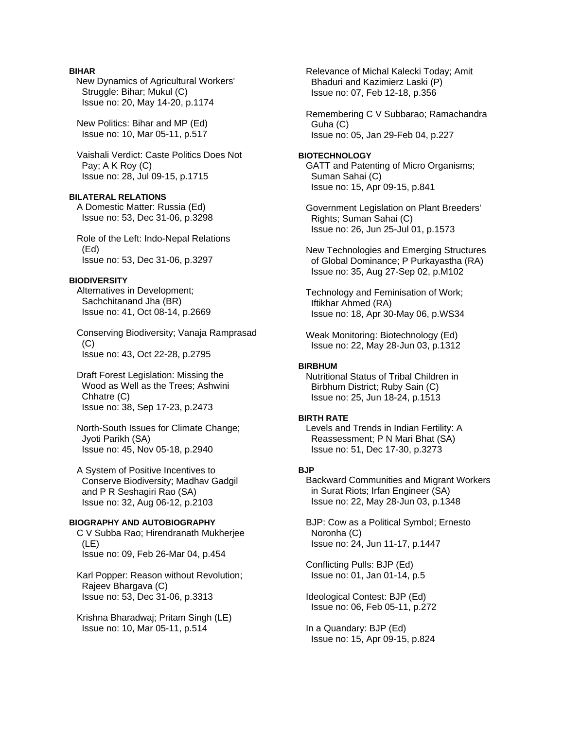**BIHAR**

New Dynamics of Agricultural Workers' Struggle: Bihar; Mukul (C)
Issue no: 20, May 14-20, p.1174

New Politics: Bihar and MP (Ed)
Issue no: 10, Mar 05-11, p.517

Vaishali Verdict: Caste Politics Does Not Pay; A K Roy (C)
Issue no: 28, Jul 09-15, p.1715

**BILATERAL RELATIONS**

A Domestic Matter: Russia (Ed)
Issue no: 53, Dec 31-06, p.3298

Role of the Left: Indo-Nepal Relations (Ed)
Issue no: 53, Dec 31-06, p.3297

**BIODIVERSITY**

Alternatives in Development; Sachchitanand Jha (BR)
Issue no: 41, Oct 08-14, p.2669

Conserving Biodiversity; Vanaja Ramprasad (C)
Issue no: 43, Oct 22-28, p.2795

Draft Forest Legislation: Missing the Wood as Well as the Trees; Ashwini Chhatre (C)
Issue no: 38, Sep 17-23, p.2473

North-South Issues for Climate Change; Jyoti Parikh (SA)
Issue no: 45, Nov 05-18, p.2940

A System of Positive Incentives to Conserve Biodiversity; Madhav Gadgil and P R Seshagiri Rao (SA)
Issue no: 32, Aug 06-12, p.2103

**BIOGRAPHY AND AUTOBIOGRAPHY**

C V Subba Rao; Hirendranath Mukherjee (LE)
Issue no: 09, Feb 26-Mar 04, p.454

Karl Popper: Reason without Revolution; Rajeev Bhargava (C)
Issue no: 53, Dec 31-06, p.3313

Krishna Bharadwaj; Pritam Singh (LE)
Issue no: 10, Mar 05-11, p.514

Relevance of Michal Kalecki Today; Amit Bhaduri and Kazimierz Laski (P)
Issue no: 07, Feb 12-18, p.356

Remembering C V Subbarao; Ramachandra Guha (C)
Issue no: 05, Jan 29-Feb 04, p.227

**BIOTECHNOLOGY**

GATT and Patenting of Micro Organisms; Suman Sahai (C)
Issue no: 15, Apr 09-15, p.841

Government Legislation on Plant Breeders' Rights; Suman Sahai (C)
Issue no: 26, Jun 25-Jul 01, p.1573

New Technologies and Emerging Structures of Global Dominance; P Purkayastha (RA)
Issue no: 35, Aug 27-Sep 02, p.M102

Technology and Feminisation of Work; Iftikhar Ahmed (RA)
Issue no: 18, Apr 30-May 06, p.WS34

Weak Monitoring: Biotechnology (Ed)
Issue no: 22, May 28-Jun 03, p.1312

**BIRBHUM**

Nutritional Status of Tribal Children in Birbhum District; Ruby Sain (C)
Issue no: 25, Jun 18-24, p.1513

**BIRTH RATE**

Levels and Trends in Indian Fertility: A Reassessment; P N Mari Bhat (SA)
Issue no: 51, Dec 17-30, p.3273

**BJP**

Backward Communities and Migrant Workers in Surat Riots; Irfan Engineer (SA)
Issue no: 22, May 28-Jun 03, p.1348

BJP: Cow as a Political Symbol; Ernesto Noronha (C)
Issue no: 24, Jun 11-17, p.1447

Conflicting Pulls: BJP (Ed)
Issue no: 01, Jan 01-14, p.5

Ideological Contest: BJP (Ed)
Issue no: 06, Feb 05-11, p.272

In a Quandary: BJP (Ed)
Issue no: 15, Apr 09-15, p.824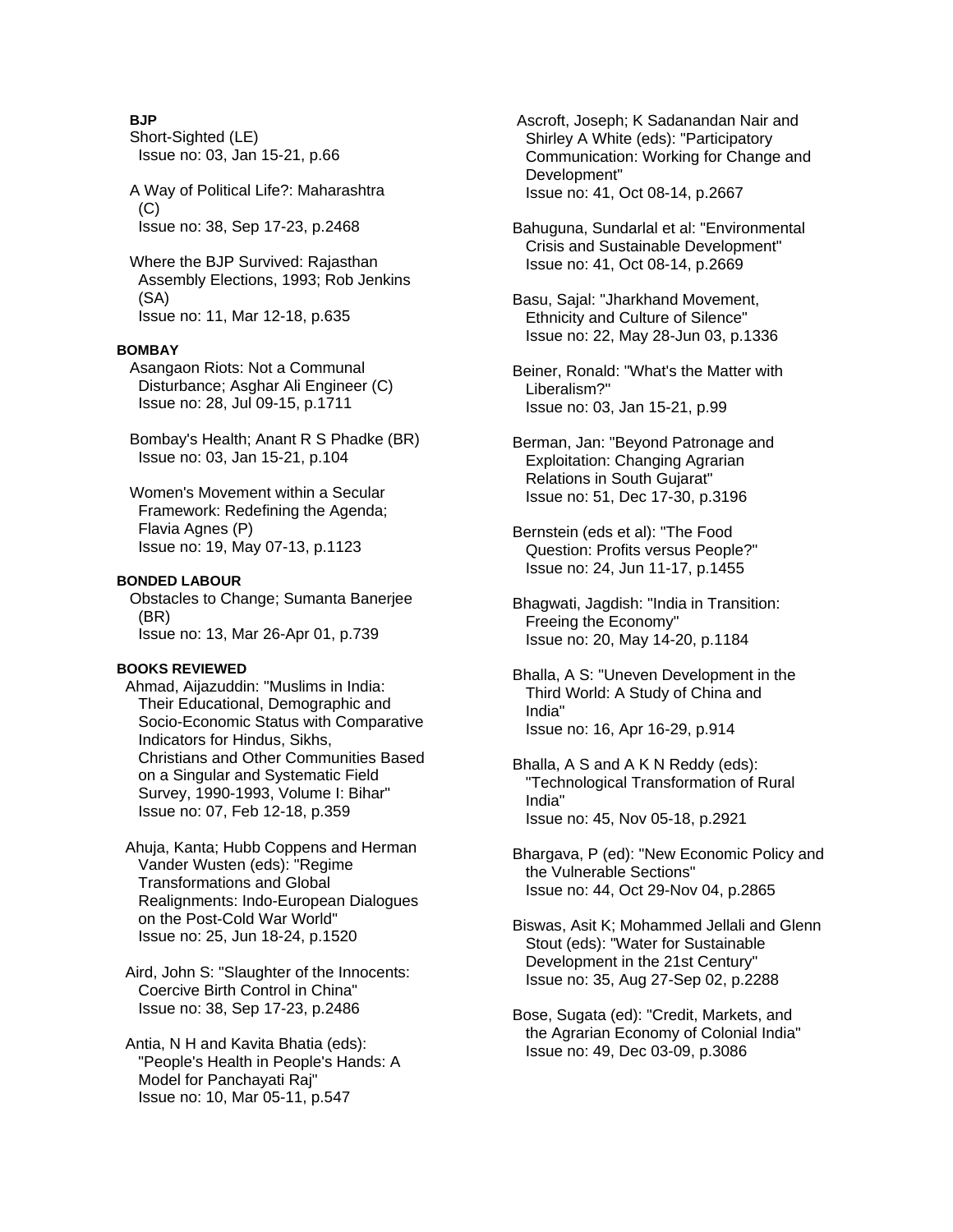**BJP**

Short-Sighted (LE)
Issue no: 03, Jan 15-21, p.66

A Way of Political Life?: Maharashtra (C)
Issue no: 38, Sep 17-23, p.2468

Where the BJP Survived: Rajasthan Assembly Elections, 1993; Rob Jenkins (SA)
Issue no: 11, Mar 12-18, p.635

**BOMBAY**

Asangaon Riots: Not a Communal Disturbance; Asghar Ali Engineer (C)
Issue no: 28, Jul 09-15, p.1711

Bombay's Health; Anant R S Phadke (BR)
Issue no: 03, Jan 15-21, p.104

Women's Movement within a Secular Framework: Redefining the Agenda; Flavia Agnes (P)
Issue no: 19, May 07-13, p.1123

**BONDED LABOUR**

Obstacles to Change; Sumanta Banerjee (BR)
Issue no: 13, Mar 26-Apr 01, p.739

**BOOKS REVIEWED**

Ahmad, Aijazuddin: "Muslims in India: Their Educational, Demographic and Socio-Economic Status with Comparative Indicators for Hindus, Sikhs, Christians and Other Communities Based on a Singular and Systematic Field Survey, 1990-1993, Volume I: Bihar"
Issue no: 07, Feb 12-18, p.359

Ahuja, Kanta; Hubb Coppens and Herman Vander Wusten (eds): "Regime Transformations and Global Realignments: Indo-European Dialogues on the Post-Cold War World"
Issue no: 25, Jun 18-24, p.1520

Aird, John S: "Slaughter of the Innocents: Coercive Birth Control in China"
Issue no: 38, Sep 17-23, p.2486

Antia, N H and Kavita Bhatia (eds): "People's Health in People's Hands: A Model for Panchayati Raj"
Issue no: 10, Mar 05-11, p.547

Ascroft, Joseph; K Sadanandan Nair and Shirley A White (eds): "Participatory Communication: Working for Change and Development"
Issue no: 41, Oct 08-14, p.2667

Bahuguna, Sundarlal et al: "Environmental Crisis and Sustainable Development"
Issue no: 41, Oct 08-14, p.2669

Basu, Sajal: "Jharkhand Movement, Ethnicity and Culture of Silence"
Issue no: 22, May 28-Jun 03, p.1336

Beiner, Ronald: "What's the Matter with Liberalism?"
Issue no: 03, Jan 15-21, p.99

Berman, Jan: "Beyond Patronage and Exploitation: Changing Agrarian Relations in South Gujarat"
Issue no: 51, Dec 17-30, p.3196

Bernstein (eds et al): "The Food Question: Profits versus People?"
Issue no: 24, Jun 11-17, p.1455

Bhagwati, Jagdish: "India in Transition: Freeing the Economy"
Issue no: 20, May 14-20, p.1184

Bhalla, A S: "Uneven Development in the Third World: A Study of China and India"
Issue no: 16, Apr 16-29, p.914

Bhalla, A S and A K N Reddy (eds): "Technological Transformation of Rural India"
Issue no: 45, Nov 05-18, p.2921

Bhargava, P (ed): "New Economic Policy and the Vulnerable Sections"
Issue no: 44, Oct 29-Nov 04, p.2865

Biswas, Asit K; Mohammed Jellali and Glenn Stout (eds): "Water for Sustainable Development in the 21st Century"
Issue no: 35, Aug 27-Sep 02, p.2288

Bose, Sugata (ed): "Credit, Markets, and the Agrarian Economy of Colonial India"
Issue no: 49, Dec 03-09, p.3086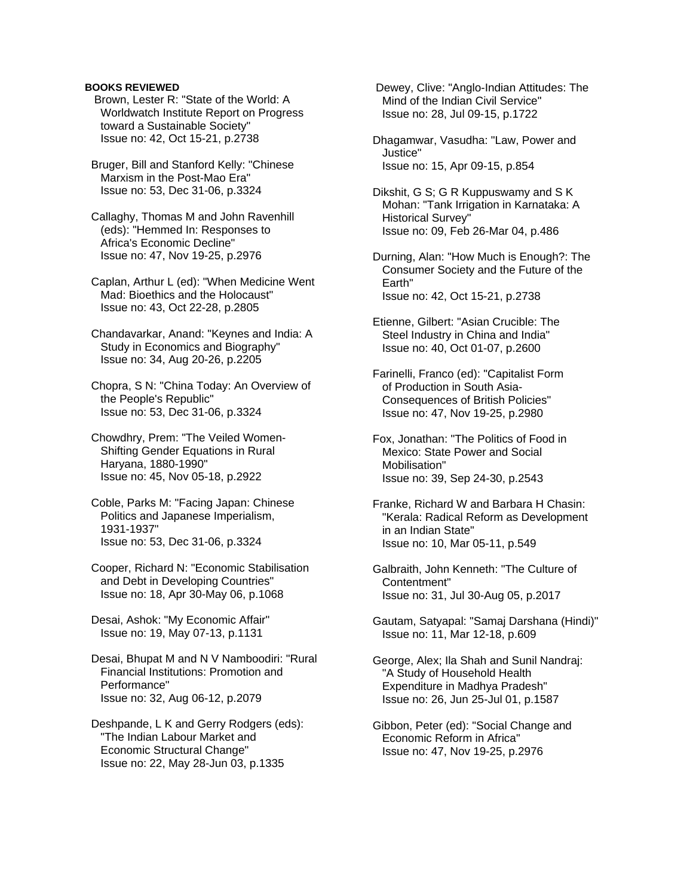**BOOKS REVIEWED**

Brown, Lester R: "State of the World: A Worldwatch Institute Report on Progress toward a Sustainable Society"
Issue no: 42, Oct 15-21, p.2738

Bruger, Bill and Stanford Kelly: "Chinese Marxism in the Post-Mao Era"
Issue no: 53, Dec 31-06, p.3324

Callaghy, Thomas M and John Ravenhill (eds): "Hemmed In: Responses to Africa's Economic Decline"
Issue no: 47, Nov 19-25, p.2976

Caplan, Arthur L (ed): "When Medicine Went Mad: Bioethics and the Holocaust"
Issue no: 43, Oct 22-28, p.2805

Chandavarkar, Anand: "Keynes and India: A Study in Economics and Biography"
Issue no: 34, Aug 20-26, p.2205

Chopra, S N: "China Today: An Overview of the People's Republic"
Issue no: 53, Dec 31-06, p.3324

Chowdhry, Prem: "The Veiled Women-Shifting Gender Equations in Rural Haryana, 1880-1990"
Issue no: 45, Nov 05-18, p.2922

Coble, Parks M: "Facing Japan: Chinese Politics and Japanese Imperialism, 1931-1937"
Issue no: 53, Dec 31-06, p.3324

Cooper, Richard N: "Economic Stabilisation and Debt in Developing Countries"
Issue no: 18, Apr 30-May 06, p.1068

Desai, Ashok: "My Economic Affair"
Issue no: 19, May 07-13, p.1131

Desai, Bhupat M and N V Namboodiri: "Rural Financial Institutions: Promotion and Performance"
Issue no: 32, Aug 06-12, p.2079

Deshpande, L K and Gerry Rodgers (eds): "The Indian Labour Market and Economic Structural Change"
Issue no: 22, May 28-Jun 03, p.1335

Dewey, Clive: "Anglo-Indian Attitudes: The Mind of the Indian Civil Service"
Issue no: 28, Jul 09-15, p.1722

Dhagamwar, Vasudha: "Law, Power and Justice"
Issue no: 15, Apr 09-15, p.854

Dikshit, G S; G R Kuppuswamy and S K Mohan: "Tank Irrigation in Karnataka: A Historical Survey"
Issue no: 09, Feb 26-Mar 04, p.486

Durning, Alan: "How Much is Enough?: The Consumer Society and the Future of the Earth"
Issue no: 42, Oct 15-21, p.2738

Etienne, Gilbert: "Asian Crucible: The Steel Industry in China and India"
Issue no: 40, Oct 01-07, p.2600

Farinelli, Franco (ed): "Capitalist Form of Production in South Asia-Consequences of British Policies"
Issue no: 47, Nov 19-25, p.2980

Fox, Jonathan: "The Politics of Food in Mexico: State Power and Social Mobilisation"
Issue no: 39, Sep 24-30, p.2543

Franke, Richard W and Barbara H Chasin: "Kerala: Radical Reform as Development in an Indian State"
Issue no: 10, Mar 05-11, p.549

Galbraith, John Kenneth: "The Culture of Contentment"
Issue no: 31, Jul 30-Aug 05, p.2017

Gautam, Satyapal: "Samaj Darshana (Hindi)"
Issue no: 11, Mar 12-18, p.609

George, Alex; Ila Shah and Sunil Nandraj: "A Study of Household Health Expenditure in Madhya Pradesh"
Issue no: 26, Jun 25-Jul 01, p.1587

Gibbon, Peter (ed): "Social Change and Economic Reform in Africa"
Issue no: 47, Nov 19-25, p.2976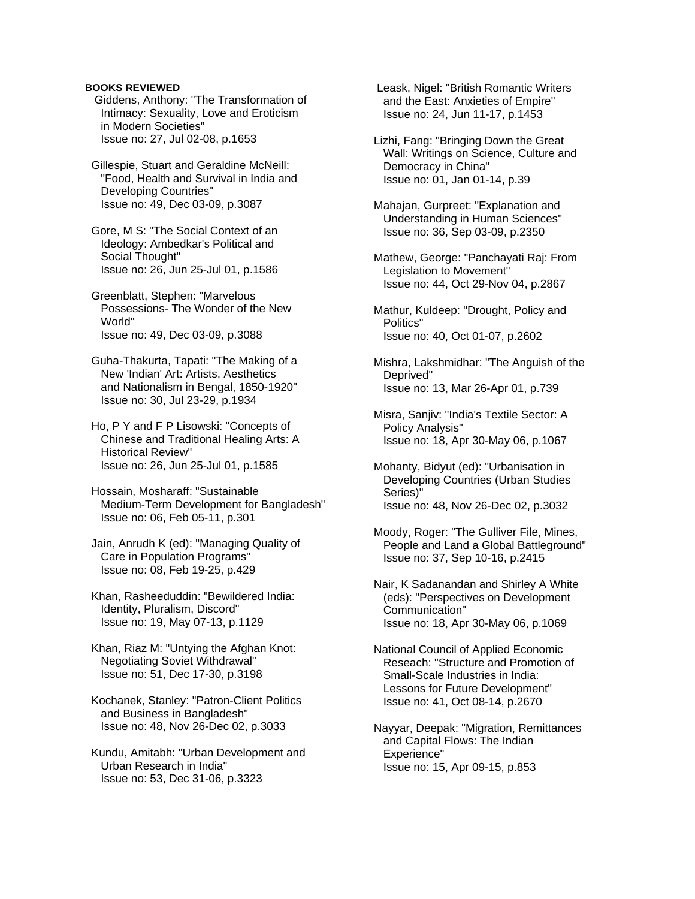**BOOKS REVIEWED**

Giddens, Anthony: "The Transformation of Intimacy: Sexuality, Love and Eroticism in Modern Societies"
Issue no: 27, Jul 02-08, p.1653

Gillespie, Stuart and Geraldine McNeill: "Food, Health and Survival in India and Developing Countries"
Issue no: 49, Dec 03-09, p.3087

Gore, M S: "The Social Context of an Ideology: Ambedkar's Political and Social Thought"
Issue no: 26, Jun 25-Jul 01, p.1586

Greenblatt, Stephen: "Marvelous Possessions- The Wonder of the New World"
Issue no: 49, Dec 03-09, p.3088

Guha-Thakurta, Tapati: "The Making of a New 'Indian' Art: Artists, Aesthetics and Nationalism in Bengal, 1850-1920"
Issue no: 30, Jul 23-29, p.1934

Ho, P Y and F P Lisowski: "Concepts of Chinese and Traditional Healing Arts: A Historical Review"
Issue no: 26, Jun 25-Jul 01, p.1585

Hossain, Mosharaff: "Sustainable Medium-Term Development for Bangladesh"
Issue no: 06, Feb 05-11, p.301

Jain, Anrudh K (ed): "Managing Quality of Care in Population Programs"
Issue no: 08, Feb 19-25, p.429

Khan, Rasheeduddin: "Bewildered India: Identity, Pluralism, Discord"
Issue no: 19, May 07-13, p.1129

Khan, Riaz M: "Untying the Afghan Knot: Negotiating Soviet Withdrawal"
Issue no: 51, Dec 17-30, p.3198

Kochanek, Stanley: "Patron-Client Politics and Business in Bangladesh"
Issue no: 48, Nov 26-Dec 02, p.3033

Kundu, Amitabh: "Urban Development and Urban Research in India"
Issue no: 53, Dec 31-06, p.3323

Leask, Nigel: "British Romantic Writers and the East: Anxieties of Empire"
Issue no: 24, Jun 11-17, p.1453

Lizhi, Fang: "Bringing Down the Great Wall: Writings on Science, Culture and Democracy in China"
Issue no: 01, Jan 01-14, p.39

Mahajan, Gurpreet: "Explanation and Understanding in Human Sciences"
Issue no: 36, Sep 03-09, p.2350

Mathew, George: "Panchayati Raj: From Legislation to Movement"
Issue no: 44, Oct 29-Nov 04, p.2867

Mathur, Kuldeep: "Drought, Policy and Politics"
Issue no: 40, Oct 01-07, p.2602

Mishra, Lakshmidhar: "The Anguish of the Deprived"
Issue no: 13, Mar 26-Apr 01, p.739

Misra, Sanjiv: "India's Textile Sector: A Policy Analysis"
Issue no: 18, Apr 30-May 06, p.1067

Mohanty, Bidyut (ed): "Urbanisation in Developing Countries (Urban Studies Series)"
Issue no: 48, Nov 26-Dec 02, p.3032

Moody, Roger: "The Gulliver File, Mines, People and Land a Global Battleground"
Issue no: 37, Sep 10-16, p.2415

Nair, K Sadanandan and Shirley A White (eds): "Perspectives on Development Communication"
Issue no: 18, Apr 30-May 06, p.1069

National Council of Applied Economic Reseach: "Structure and Promotion of Small-Scale Industries in India: Lessons for Future Development"
Issue no: 41, Oct 08-14, p.2670

Nayyar, Deepak: "Migration, Remittances and Capital Flows: The Indian Experience"
Issue no: 15, Apr 09-15, p.853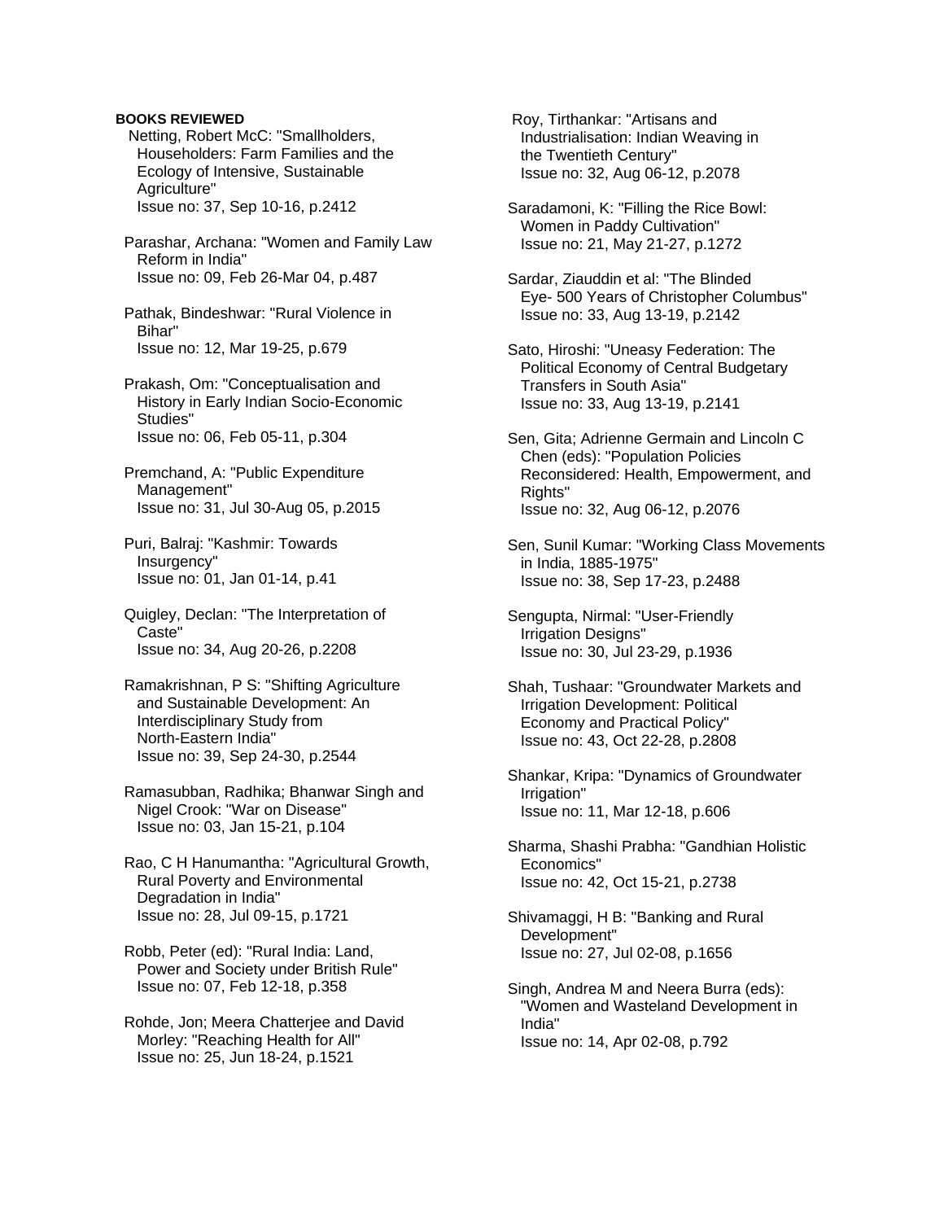**BOOKS REVIEWED**

Netting, Robert McC: "Smallholders, Householders: Farm Families and the Ecology of Intensive, Sustainable Agriculture"
Issue no: 37, Sep 10-16, p.2412

Parashar, Archana: "Women and Family Law Reform in India"
Issue no: 09, Feb 26-Mar 04, p.487

Pathak, Bindeshwar: "Rural Violence in Bihar"
Issue no: 12, Mar 19-25, p.679

Prakash, Om: "Conceptualisation and History in Early Indian Socio-Economic Studies"
Issue no: 06, Feb 05-11, p.304

Premchand, A: "Public Expenditure Management"
Issue no: 31, Jul 30-Aug 05, p.2015

Puri, Balraj: "Kashmir: Towards Insurgency"
Issue no: 01, Jan 01-14, p.41

Quigley, Declan: "The Interpretation of Caste"
Issue no: 34, Aug 20-26, p.2208

Ramakrishnan, P S: "Shifting Agriculture and Sustainable Development: An Interdisciplinary Study from North-Eastern India"
Issue no: 39, Sep 24-30, p.2544

Ramasubban, Radhika; Bhanwar Singh and Nigel Crook: "War on Disease"
Issue no: 03, Jan 15-21, p.104

Rao, C H Hanumantha: "Agricultural Growth, Rural Poverty and Environmental Degradation in India"
Issue no: 28, Jul 09-15, p.1721

Robb, Peter (ed): "Rural India: Land, Power and Society under British Rule"
Issue no: 07, Feb 12-18, p.358

Rohde, Jon; Meera Chatterjee and David Morley: "Reaching Health for All"
Issue no: 25, Jun 18-24, p.1521

Roy, Tirthankar: "Artisans and Industrialisation: Indian Weaving in the Twentieth Century"
Issue no: 32, Aug 06-12, p.2078

Saradamoni, K: "Filling the Rice Bowl: Women in Paddy Cultivation"
Issue no: 21, May 21-27, p.1272

Sardar, Ziauddin et al: "The Blinded Eye- 500 Years of Christopher Columbus"
Issue no: 33, Aug 13-19, p.2142

Sato, Hiroshi: "Uneasy Federation: The Political Economy of Central Budgetary Transfers in South Asia"
Issue no: 33, Aug 13-19, p.2141

Sen, Gita; Adrienne Germain and Lincoln C Chen (eds): "Population Policies Reconsidered: Health, Empowerment, and Rights"
Issue no: 32, Aug 06-12, p.2076

Sen, Sunil Kumar: "Working Class Movements in India, 1885-1975"
Issue no: 38, Sep 17-23, p.2488

Sengupta, Nirmal: "User-Friendly Irrigation Designs"
Issue no: 30, Jul 23-29, p.1936

Shah, Tushaar: "Groundwater Markets and Irrigation Development: Political Economy and Practical Policy"
Issue no: 43, Oct 22-28, p.2808

Shankar, Kripa: "Dynamics of Groundwater Irrigation"
Issue no: 11, Mar 12-18, p.606

Sharma, Shashi Prabha: "Gandhian Holistic Economics"
Issue no: 42, Oct 15-21, p.2738

Shivamaggi, H B: "Banking and Rural Development"
Issue no: 27, Jul 02-08, p.1656

Singh, Andrea M and Neera Burra (eds): "Women and Wasteland Development in India"
Issue no: 14, Apr 02-08, p.792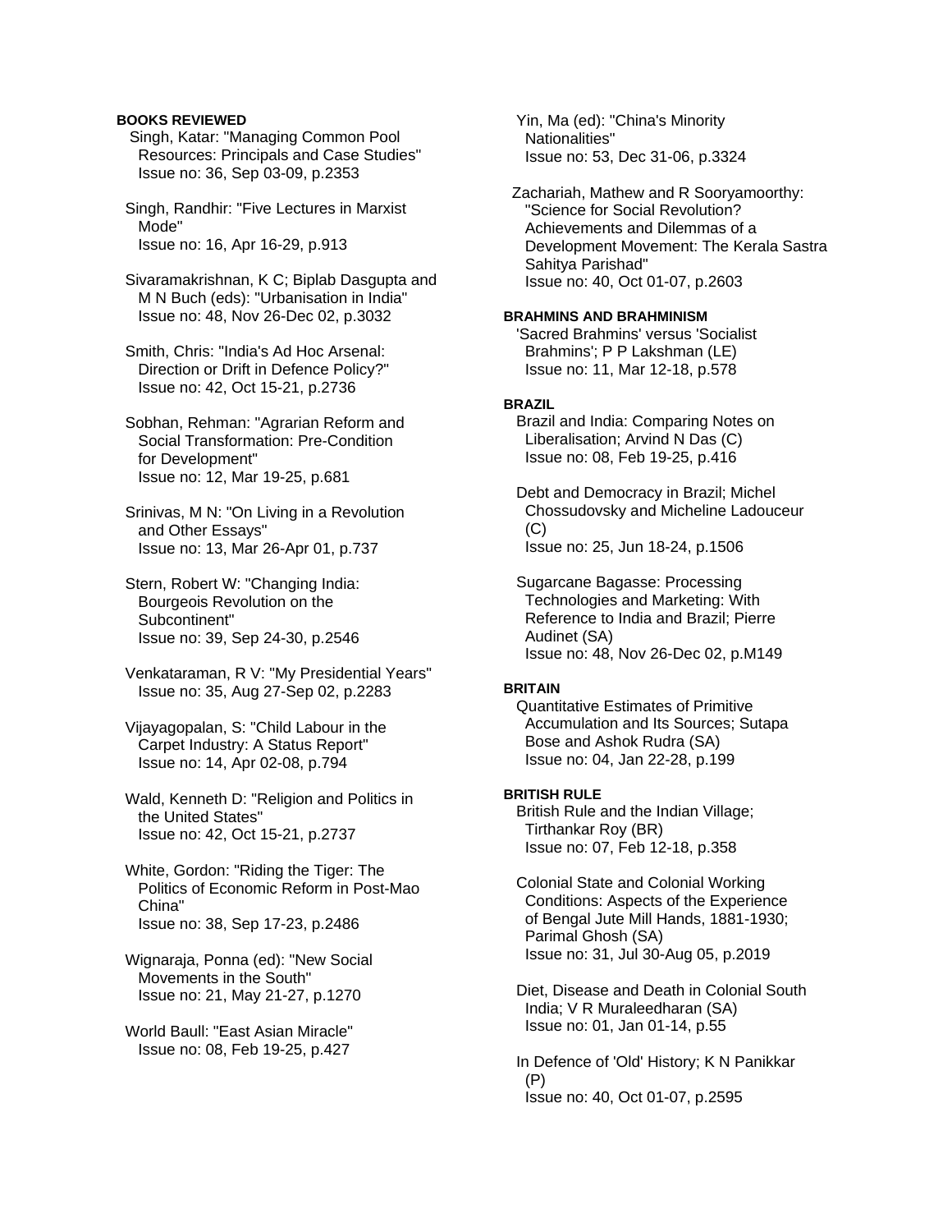**BOOKS REVIEWED**

Singh, Katar: "Managing Common Pool Resources: Principals and Case Studies"
Issue no: 36, Sep 03-09, p.2353

Singh, Randhir: "Five Lectures in Marxist Mode"
Issue no: 16, Apr 16-29, p.913

Sivaramakrishnan, K C; Biplab Dasgupta and M N Buch (eds): "Urbanisation in India"
Issue no: 48, Nov 26-Dec 02, p.3032

Smith, Chris: "India's Ad Hoc Arsenal: Direction or Drift in Defence Policy?"
Issue no: 42, Oct 15-21, p.2736

Sobhan, Rehman: "Agrarian Reform and Social Transformation: Pre-Condition for Development"
Issue no: 12, Mar 19-25, p.681

Srinivas, M N: "On Living in a Revolution and Other Essays"
Issue no: 13, Mar 26-Apr 01, p.737

Stern, Robert W: "Changing India: Bourgeois Revolution on the Subcontinent"
Issue no: 39, Sep 24-30, p.2546

Venkataraman, R V: "My Presidential Years"
Issue no: 35, Aug 27-Sep 02, p.2283

Vijayagopalan, S: "Child Labour in the Carpet Industry: A Status Report"
Issue no: 14, Apr 02-08, p.794

Wald, Kenneth D: "Religion and Politics in the United States"
Issue no: 42, Oct 15-21, p.2737

White, Gordon: "Riding the Tiger: The Politics of Economic Reform in Post-Mao China"
Issue no: 38, Sep 17-23, p.2486

Wignaraja, Ponna (ed): "New Social Movements in the South"
Issue no: 21, May 21-27, p.1270

World Baull: "East Asian Miracle"
Issue no: 08, Feb 19-25, p.427

Yin, Ma (ed): "China's Minority Nationalities"
Issue no: 53, Dec 31-06, p.3324

Zachariah, Mathew and R Sooryamoorthy: "Science for Social Revolution? Achievements and Dilemmas of a Development Movement: The Kerala Sastra Sahitya Parishad"
Issue no: 40, Oct 01-07, p.2603

**BRAHMINS AND BRAHMINISM**

'Sacred Brahmins' versus 'Socialist Brahmins'; P P Lakshman (LE)
Issue no: 11, Mar 12-18, p.578

**BRAZIL**

Brazil and India: Comparing Notes on Liberalisation; Arvind N Das (C)
Issue no: 08, Feb 19-25, p.416

Debt and Democracy in Brazil; Michel Chossudovsky and Micheline Ladouceur (C)
Issue no: 25, Jun 18-24, p.1506

Sugarcane Bagasse: Processing Technologies and Marketing: With Reference to India and Brazil; Pierre Audinet (SA)
Issue no: 48, Nov 26-Dec 02, p.M149

**BRITAIN**

Quantitative Estimates of Primitive Accumulation and Its Sources; Sutapa Bose and Ashok Rudra (SA)
Issue no: 04, Jan 22-28, p.199

**BRITISH RULE**

British Rule and the Indian Village; Tirthankar Roy (BR)
Issue no: 07, Feb 12-18, p.358

Colonial State and Colonial Working Conditions: Aspects of the Experience of Bengal Jute Mill Hands, 1881-1930; Parimal Ghosh (SA)
Issue no: 31, Jul 30-Aug 05, p.2019

Diet, Disease and Death in Colonial South India; V R Muraleedharan (SA)
Issue no: 01, Jan 01-14, p.55

In Defence of 'Old' History; K N Panikkar (P)
Issue no: 40, Oct 01-07, p.2595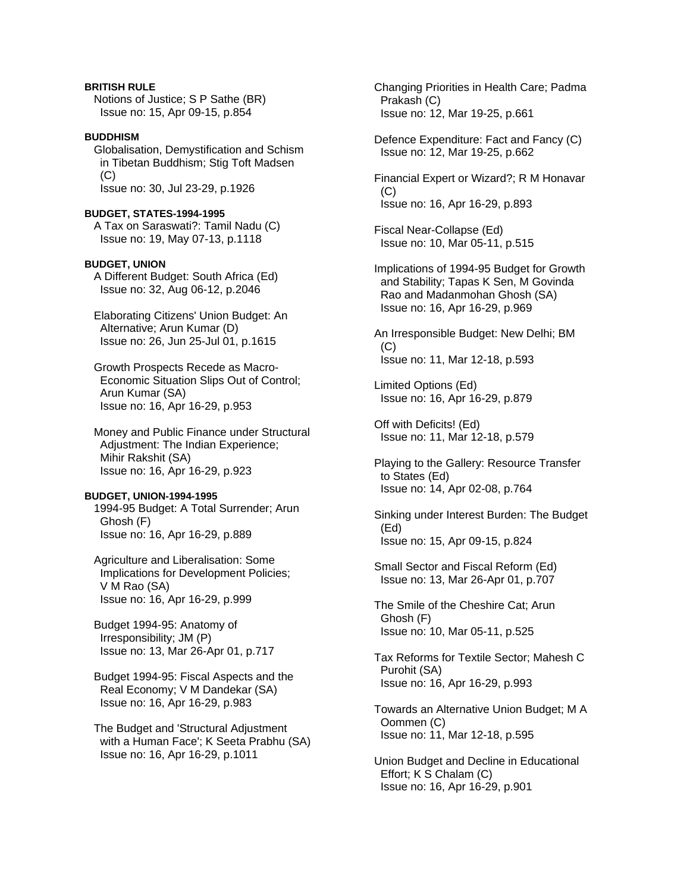**BRITISH RULE**

Notions of Justice; S P Sathe (BR)
Issue no: 15, Apr 09-15, p.854

**BUDDHISM**

Globalisation, Demystification and Schism in Tibetan Buddhism; Stig Toft Madsen (C)
Issue no: 30, Jul 23-29, p.1926

**BUDGET, STATES-1994-1995**

A Tax on Saraswati?: Tamil Nadu (C)
Issue no: 19, May 07-13, p.1118

**BUDGET, UNION**

A Different Budget: South Africa (Ed)
Issue no: 32, Aug 06-12, p.2046

Elaborating Citizens' Union Budget: An Alternative; Arun Kumar (D)
Issue no: 26, Jun 25-Jul 01, p.1615

Growth Prospects Recede as Macro-Economic Situation Slips Out of Control; Arun Kumar (SA)
Issue no: 16, Apr 16-29, p.953

Money and Public Finance under Structural Adjustment: The Indian Experience; Mihir Rakshit (SA)
Issue no: 16, Apr 16-29, p.923

**BUDGET, UNION-1994-1995**

1994-95 Budget: A Total Surrender; Arun Ghosh (F)
Issue no: 16, Apr 16-29, p.889

Agriculture and Liberalisation: Some Implications for Development Policies; V M Rao (SA)
Issue no: 16, Apr 16-29, p.999

Budget 1994-95: Anatomy of Irresponsibility; JM (P)
Issue no: 13, Mar 26-Apr 01, p.717

Budget 1994-95: Fiscal Aspects and the Real Economy; V M Dandekar (SA)
Issue no: 16, Apr 16-29, p.983

The Budget and 'Structural Adjustment with a Human Face'; K Seeta Prabhu (SA)
Issue no: 16, Apr 16-29, p.1011

Changing Priorities in Health Care; Padma Prakash (C)
Issue no: 12, Mar 19-25, p.661

Defence Expenditure: Fact and Fancy (C)
Issue no: 12, Mar 19-25, p.662

Financial Expert or Wizard?; R M Honavar (C)
Issue no: 16, Apr 16-29, p.893

Fiscal Near-Collapse (Ed)
Issue no: 10, Mar 05-11, p.515

Implications of 1994-95 Budget for Growth and Stability; Tapas K Sen, M Govinda Rao and Madanmohan Ghosh (SA)
Issue no: 16, Apr 16-29, p.969

An Irresponsible Budget: New Delhi; BM (C)
Issue no: 11, Mar 12-18, p.593

Limited Options (Ed)
Issue no: 16, Apr 16-29, p.879

Off with Deficits! (Ed)
Issue no: 11, Mar 12-18, p.579

Playing to the Gallery: Resource Transfer to States (Ed)
Issue no: 14, Apr 02-08, p.764

Sinking under Interest Burden: The Budget (Ed)
Issue no: 15, Apr 09-15, p.824

Small Sector and Fiscal Reform (Ed)
Issue no: 13, Mar 26-Apr 01, p.707

The Smile of the Cheshire Cat; Arun Ghosh (F)
Issue no: 10, Mar 05-11, p.525

Tax Reforms for Textile Sector; Mahesh C Purohit (SA)
Issue no: 16, Apr 16-29, p.993

Towards an Alternative Union Budget; M A Oommen (C)
Issue no: 11, Mar 12-18, p.595

Union Budget and Decline in Educational Effort; K S Chalam (C)
Issue no: 16, Apr 16-29, p.901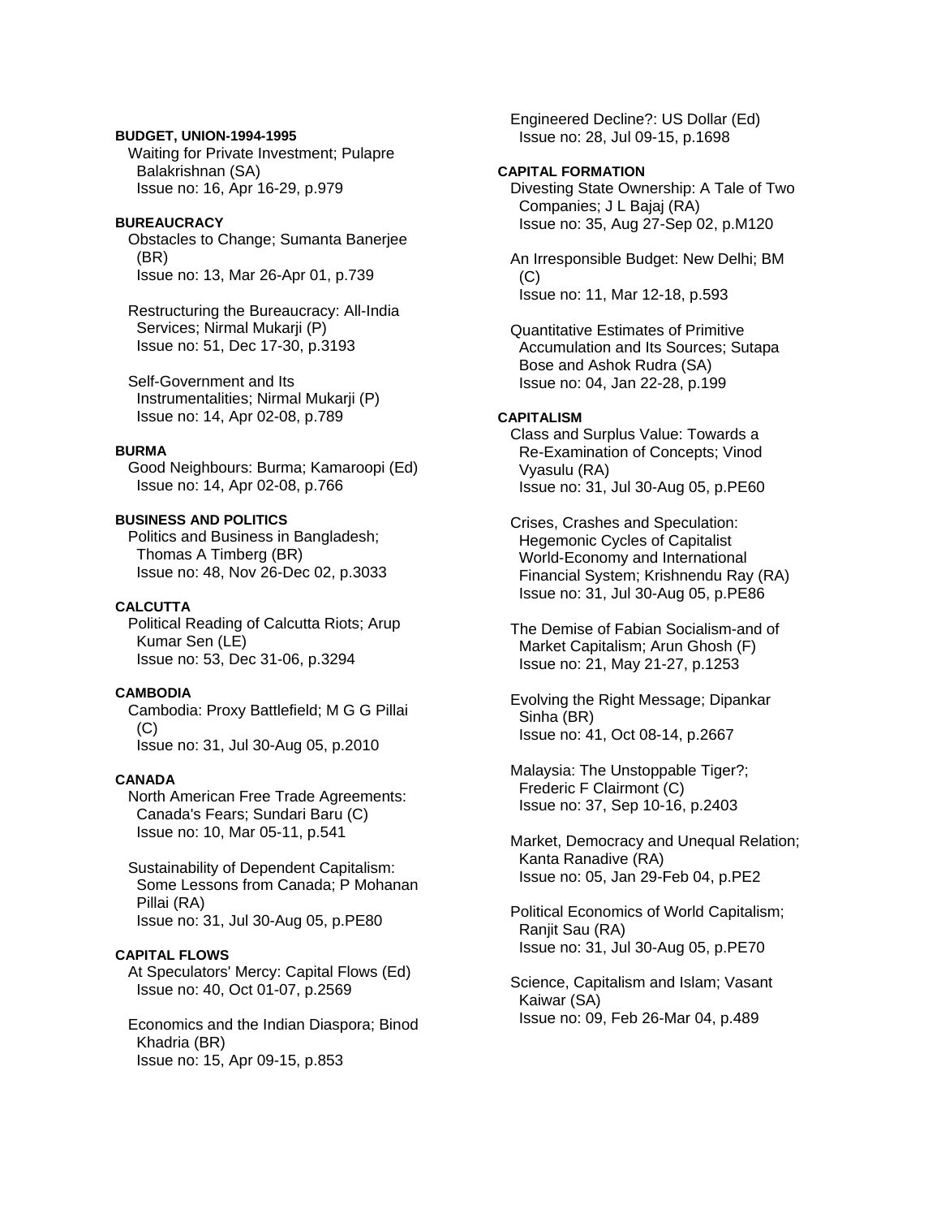**BUDGET, UNION-1994-1995**

Waiting for Private Investment; Pulapre Balakrishnan (SA)
Issue no: 16, Apr 16-29, p.979

**BUREAUCRACY**

Obstacles to Change; Sumanta Banerjee (BR)
Issue no: 13, Mar 26-Apr 01, p.739

Restructuring the Bureaucracy: All-India Services; Nirmal Mukarji (P)
Issue no: 51, Dec 17-30, p.3193

Self-Government and Its Instrumentalities; Nirmal Mukarji (P)
Issue no: 14, Apr 02-08, p.789

**BURMA**

Good Neighbours: Burma; Kamaroopi (Ed)
Issue no: 14, Apr 02-08, p.766

**BUSINESS AND POLITICS**

Politics and Business in Bangladesh; Thomas A Timberg (BR)
Issue no: 48, Nov 26-Dec 02, p.3033

**CALCUTTA**

Political Reading of Calcutta Riots; Arup Kumar Sen (LE)
Issue no: 53, Dec 31-06, p.3294

**CAMBODIA**

Cambodia: Proxy Battlefield; M G G Pillai (C)
Issue no: 31, Jul 30-Aug 05, p.2010

**CANADA**

North American Free Trade Agreements: Canada's Fears; Sundari Baru (C)
Issue no: 10, Mar 05-11, p.541

Sustainability of Dependent Capitalism: Some Lessons from Canada; P Mohanan Pillai (RA)
Issue no: 31, Jul 30-Aug 05, p.PE80

**CAPITAL FLOWS**

At Speculators' Mercy: Capital Flows (Ed)
Issue no: 40, Oct 01-07, p.2569

Economics and the Indian Diaspora; Binod Khadria (BR)
Issue no: 15, Apr 09-15, p.853

Engineered Decline?: US Dollar (Ed)
Issue no: 28, Jul 09-15, p.1698

**CAPITAL FORMATION**

Divesting State Ownership: A Tale of Two Companies; J L Bajaj (RA)
Issue no: 35, Aug 27-Sep 02, p.M120

An Irresponsible Budget: New Delhi; BM (C)
Issue no: 11, Mar 12-18, p.593

Quantitative Estimates of Primitive Accumulation and Its Sources; Sutapa Bose and Ashok Rudra (SA)
Issue no: 04, Jan 22-28, p.199

**CAPITALISM**

Class and Surplus Value: Towards a Re-Examination of Concepts; Vinod Vyasulu (RA)
Issue no: 31, Jul 30-Aug 05, p.PE60

Crises, Crashes and Speculation: Hegemonic Cycles of Capitalist World-Economy and International Financial System; Krishnendu Ray (RA)
Issue no: 31, Jul 30-Aug 05, p.PE86

The Demise of Fabian Socialism-and of Market Capitalism; Arun Ghosh (F)
Issue no: 21, May 21-27, p.1253

Evolving the Right Message; Dipankar Sinha (BR)
Issue no: 41, Oct 08-14, p.2667

Malaysia: The Unstoppable Tiger?; Frederic F Clairmont (C)
Issue no: 37, Sep 10-16, p.2403

Market, Democracy and Unequal Relation; Kanta Ranadive (RA)
Issue no: 05, Jan 29-Feb 04, p.PE2

Political Economics of World Capitalism; Ranjit Sau (RA)
Issue no: 31, Jul 30-Aug 05, p.PE70

Science, Capitalism and Islam; Vasant Kaiwar (SA)
Issue no: 09, Feb 26-Mar 04, p.489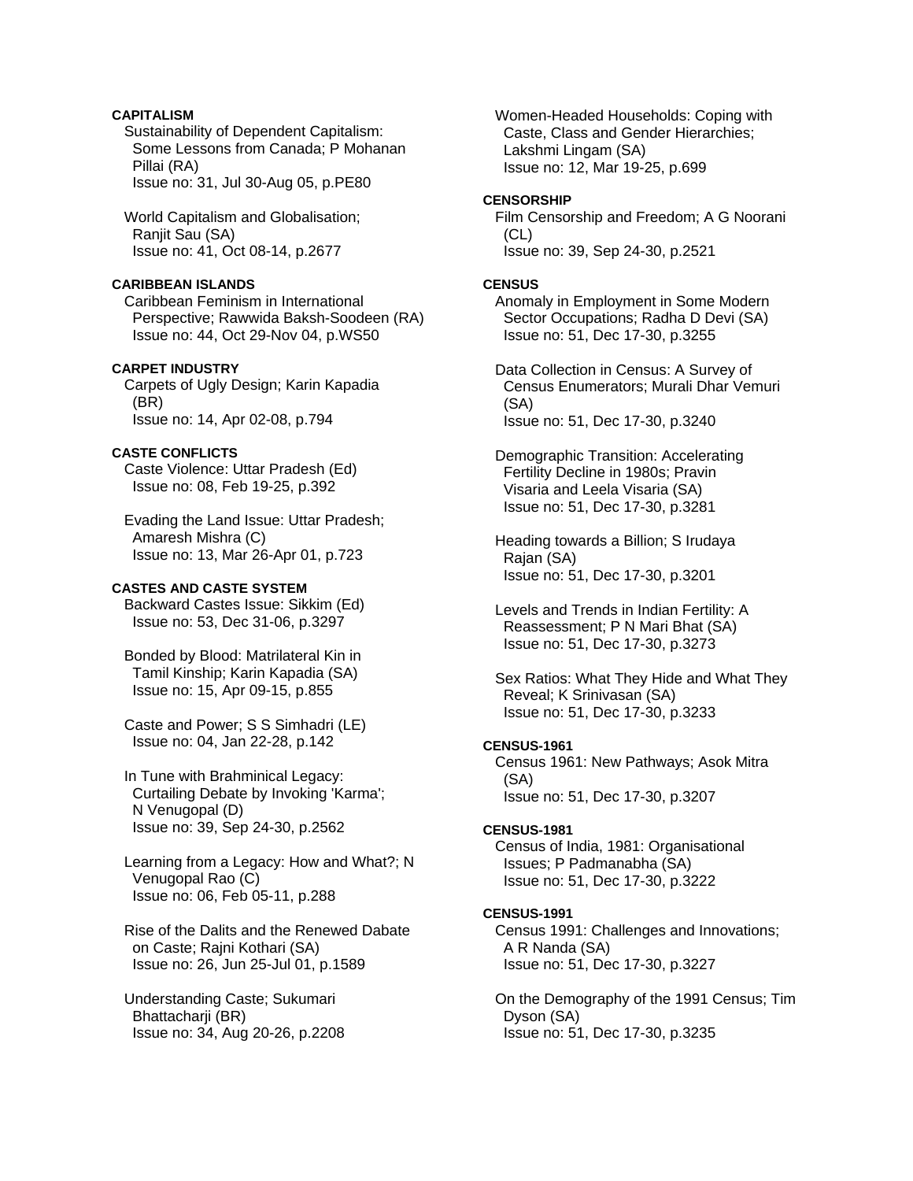**CAPITALISM**

Sustainability of Dependent Capitalism: Some Lessons from Canada; P Mohanan Pillai (RA)
Issue no: 31, Jul 30-Aug 05, p.PE80

World Capitalism and Globalisation; Ranjit Sau (SA)
Issue no: 41, Oct 08-14, p.2677

**CARIBBEAN ISLANDS**

Caribbean Feminism in International Perspective; Rawwida Baksh-Soodeen (RA)
Issue no: 44, Oct 29-Nov 04, p.WS50

**CARPET INDUSTRY**

Carpets of Ugly Design; Karin Kapadia (BR)
Issue no: 14, Apr 02-08, p.794

**CASTE CONFLICTS**

Caste Violence: Uttar Pradesh (Ed)
Issue no: 08, Feb 19-25, p.392

Evading the Land Issue: Uttar Pradesh; Amaresh Mishra (C)
Issue no: 13, Mar 26-Apr 01, p.723

**CASTES AND CASTE SYSTEM**

Backward Castes Issue: Sikkim (Ed)
Issue no: 53, Dec 31-06, p.3297

Bonded by Blood: Matrilateral Kin in Tamil Kinship; Karin Kapadia (SA)
Issue no: 15, Apr 09-15, p.855

Caste and Power; S S Simhadri (LE)
Issue no: 04, Jan 22-28, p.142

In Tune with Brahminical Legacy: Curtailing Debate by Invoking 'Karma'; N Venugopal (D)
Issue no: 39, Sep 24-30, p.2562

Learning from a Legacy: How and What?; N Venugopal Rao (C)
Issue no: 06, Feb 05-11, p.288

Rise of the Dalits and the Renewed Dabate on Caste; Rajni Kothari (SA)
Issue no: 26, Jun 25-Jul 01, p.1589

Understanding Caste; Sukumari Bhattacharji (BR)
Issue no: 34, Aug 20-26, p.2208

Women-Headed Households: Coping with Caste, Class and Gender Hierarchies; Lakshmi Lingam (SA)
Issue no: 12, Mar 19-25, p.699

**CENSORSHIP**

Film Censorship and Freedom; A G Noorani (CL)
Issue no: 39, Sep 24-30, p.2521

**CENSUS**

Anomaly in Employment in Some Modern Sector Occupations; Radha D Devi (SA)
Issue no: 51, Dec 17-30, p.3255

Data Collection in Census: A Survey of Census Enumerators; Murali Dhar Vemuri (SA)
Issue no: 51, Dec 17-30, p.3240

Demographic Transition: Accelerating Fertility Decline in 1980s; Pravin Visaria and Leela Visaria (SA)
Issue no: 51, Dec 17-30, p.3281

Heading towards a Billion; S Irudaya Rajan (SA)
Issue no: 51, Dec 17-30, p.3201

Levels and Trends in Indian Fertility: A Reassessment; P N Mari Bhat (SA)
Issue no: 51, Dec 17-30, p.3273

Sex Ratios: What They Hide and What They Reveal; K Srinivasan (SA)
Issue no: 51, Dec 17-30, p.3233

**CENSUS-1961**

Census 1961: New Pathways; Asok Mitra (SA)
Issue no: 51, Dec 17-30, p.3207

**CENSUS-1981**

Census of India, 1981: Organisational Issues; P Padmanabha (SA)
Issue no: 51, Dec 17-30, p.3222

**CENSUS-1991**

Census 1991: Challenges and Innovations; A R Nanda (SA)
Issue no: 51, Dec 17-30, p.3227

On the Demography of the 1991 Census; Tim Dyson (SA)
Issue no: 51, Dec 17-30, p.3235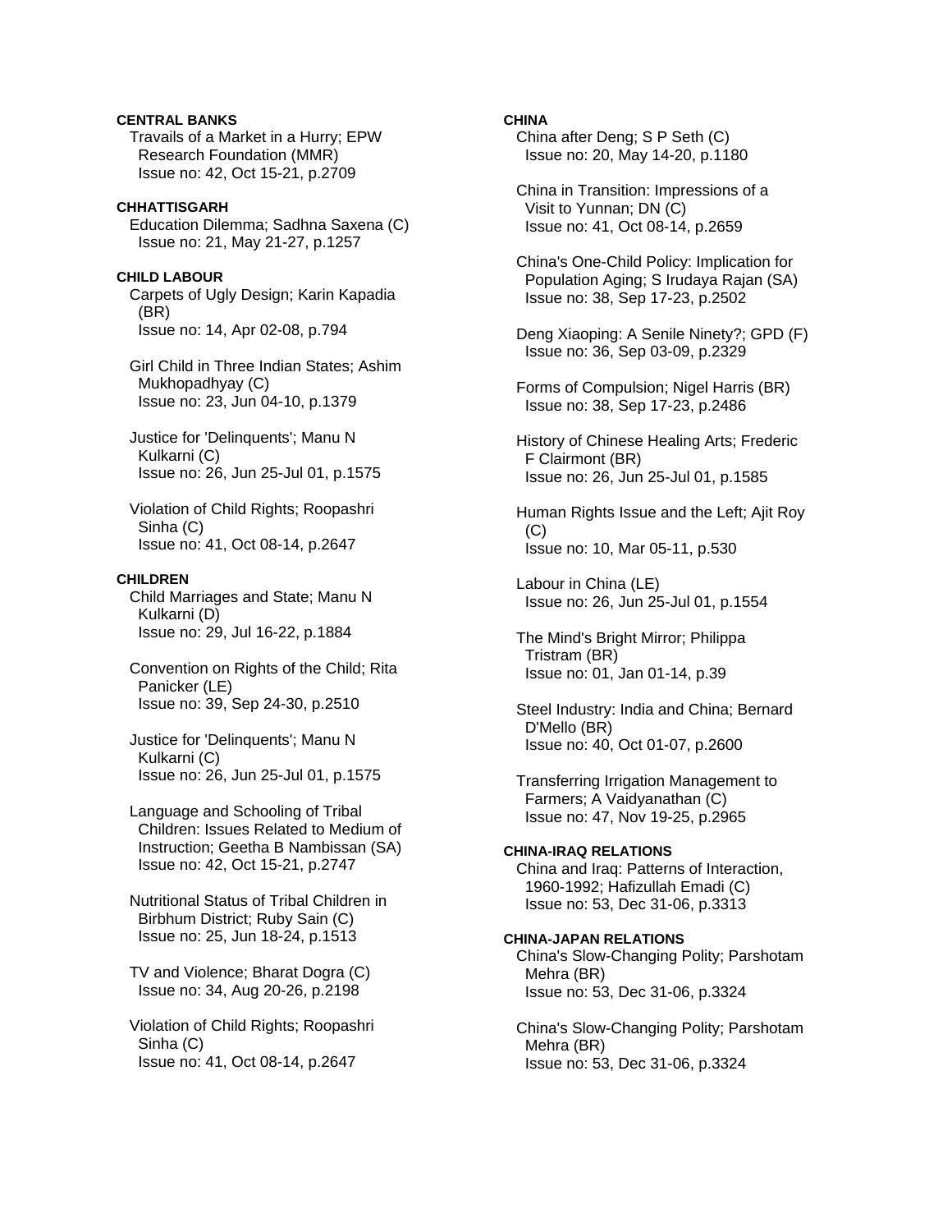**CENTRAL BANKS**

Travails of a Market in a Hurry; EPW Research Foundation (MMR)
Issue no: 42, Oct 15-21, p.2709

**CHHATTISGARH**

Education Dilemma; Sadhna Saxena (C)
Issue no: 21, May 21-27, p.1257

**CHILD LABOUR**

Carpets of Ugly Design; Karin Kapadia (BR)
Issue no: 14, Apr 02-08, p.794

Girl Child in Three Indian States; Ashim Mukhopadhyay (C)
Issue no: 23, Jun 04-10, p.1379

Justice for 'Delinquents'; Manu N Kulkarni (C)
Issue no: 26, Jun 25-Jul 01, p.1575

Violation of Child Rights; Roopashri Sinha (C)
Issue no: 41, Oct 08-14, p.2647

**CHILDREN**

Child Marriages and State; Manu N Kulkarni (D)
Issue no: 29, Jul 16-22, p.1884

Convention on Rights of the Child; Rita Panicker (LE)
Issue no: 39, Sep 24-30, p.2510

Justice for 'Delinquents'; Manu N Kulkarni (C)
Issue no: 26, Jun 25-Jul 01, p.1575

Language and Schooling of Tribal Children: Issues Related to Medium of Instruction; Geetha B Nambissan (SA)
Issue no: 42, Oct 15-21, p.2747

Nutritional Status of Tribal Children in Birbhum District; Ruby Sain (C)
Issue no: 25, Jun 18-24, p.1513

TV and Violence; Bharat Dogra (C)
Issue no: 34, Aug 20-26, p.2198

Violation of Child Rights; Roopashri Sinha (C)
Issue no: 41, Oct 08-14, p.2647

**CHINA**

China after Deng; S P Seth (C)
Issue no: 20, May 14-20, p.1180

China in Transition: Impressions of a Visit to Yunnan; DN (C)
Issue no: 41, Oct 08-14, p.2659

China's One-Child Policy: Implication for Population Aging; S Irudaya Rajan (SA)
Issue no: 38, Sep 17-23, p.2502

Deng Xiaoping: A Senile Ninety?; GPD (F)
Issue no: 36, Sep 03-09, p.2329

Forms of Compulsion; Nigel Harris (BR)
Issue no: 38, Sep 17-23, p.2486

History of Chinese Healing Arts; Frederic F Clairmont (BR)
Issue no: 26, Jun 25-Jul 01, p.1585

Human Rights Issue and the Left; Ajit Roy (C)
Issue no: 10, Mar 05-11, p.530

Labour in China (LE)
Issue no: 26, Jun 25-Jul 01, p.1554

The Mind's Bright Mirror; Philippa Tristram (BR)
Issue no: 01, Jan 01-14, p.39

Steel Industry: India and China; Bernard D'Mello (BR)
Issue no: 40, Oct 01-07, p.2600

Transferring Irrigation Management to Farmers; A Vaidyanathan (C)
Issue no: 47, Nov 19-25, p.2965

**CHINA-IRAQ RELATIONS**

China and Iraq: Patterns of Interaction, 1960-1992; Hafizullah Emadi (C)
Issue no: 53, Dec 31-06, p.3313

**CHINA-JAPAN RELATIONS**

China's Slow-Changing Polity; Parshotam Mehra (BR)
Issue no: 53, Dec 31-06, p.3324

China's Slow-Changing Polity; Parshotam Mehra (BR)
Issue no: 53, Dec 31-06, p.3324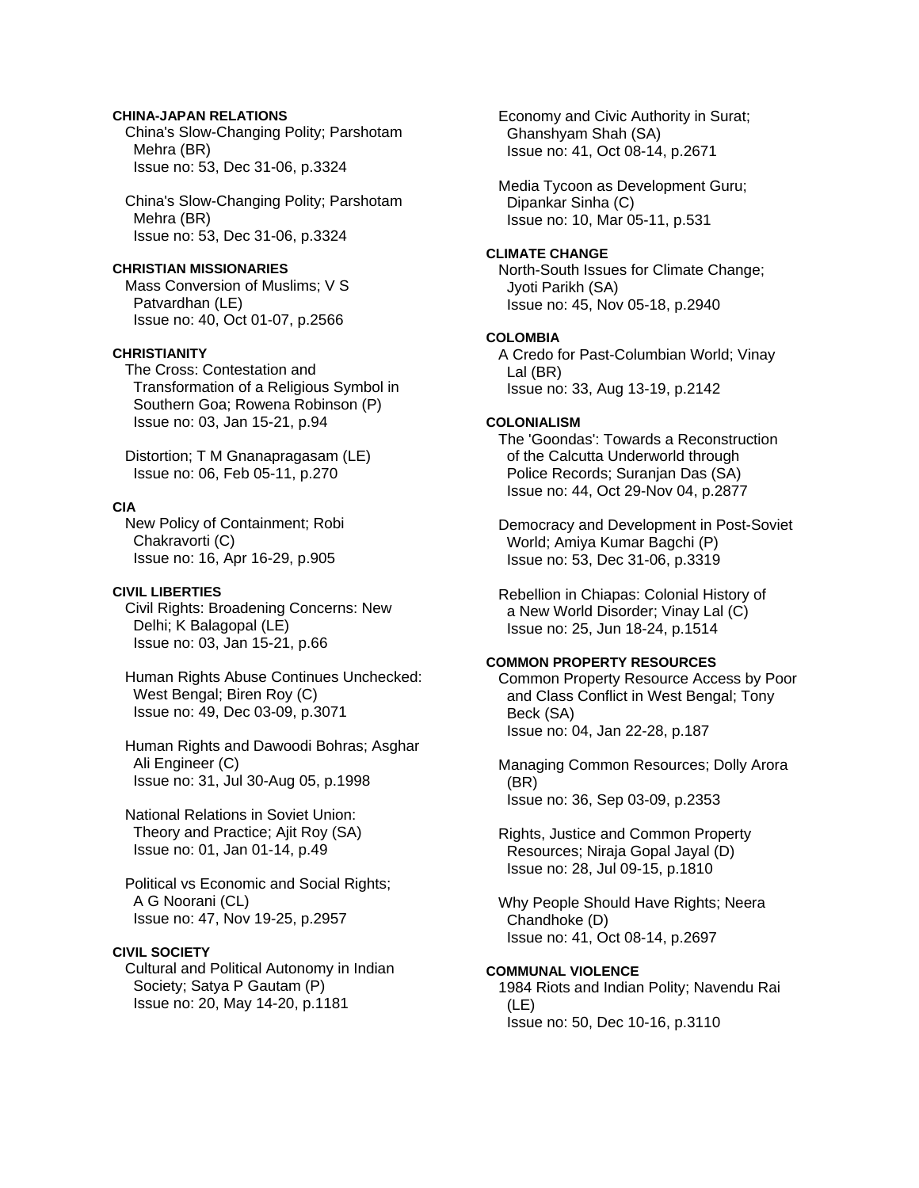**CHINA-JAPAN RELATIONS**

China's Slow-Changing Polity; Parshotam Mehra (BR)
Issue no: 53, Dec 31-06, p.3324

China's Slow-Changing Polity; Parshotam Mehra (BR)
Issue no: 53, Dec 31-06, p.3324

**CHRISTIAN MISSIONARIES**

Mass Conversion of Muslims; V S Patvardhan (LE)
Issue no: 40, Oct 01-07, p.2566

**CHRISTIANITY**

The Cross: Contestation and Transformation of a Religious Symbol in Southern Goa; Rowena Robinson (P)
Issue no: 03, Jan 15-21, p.94

Distortion; T M Gnanapragasam (LE)
Issue no: 06, Feb 05-11, p.270

**CIA**

New Policy of Containment; Robi Chakravorti (C)
Issue no: 16, Apr 16-29, p.905

**CIVIL LIBERTIES**

Civil Rights: Broadening Concerns: New Delhi; K Balagopal (LE)
Issue no: 03, Jan 15-21, p.66

Human Rights Abuse Continues Unchecked: West Bengal; Biren Roy (C)
Issue no: 49, Dec 03-09, p.3071

Human Rights and Dawoodi Bohras; Asghar Ali Engineer (C)
Issue no: 31, Jul 30-Aug 05, p.1998

National Relations in Soviet Union: Theory and Practice; Ajit Roy (SA)
Issue no: 01, Jan 01-14, p.49

Political vs Economic and Social Rights; A G Noorani (CL)
Issue no: 47, Nov 19-25, p.2957

**CIVIL SOCIETY**

Cultural and Political Autonomy in Indian Society; Satya P Gautam (P)
Issue no: 20, May 14-20, p.1181

Economy and Civic Authority in Surat; Ghanshyam Shah (SA)
Issue no: 41, Oct 08-14, p.2671

Media Tycoon as Development Guru; Dipankar Sinha (C)
Issue no: 10, Mar 05-11, p.531

**CLIMATE CHANGE**

North-South Issues for Climate Change; Jyoti Parikh (SA)
Issue no: 45, Nov 05-18, p.2940

**COLOMBIA**

A Credo for Past-Columbian World; Vinay Lal (BR)
Issue no: 33, Aug 13-19, p.2142

**COLONIALISM**

The 'Goondas': Towards a Reconstruction of the Calcutta Underworld through Police Records; Suranjan Das (SA)
Issue no: 44, Oct 29-Nov 04, p.2877

Democracy and Development in Post-Soviet World; Amiya Kumar Bagchi (P)
Issue no: 53, Dec 31-06, p.3319

Rebellion in Chiapas: Colonial History of a New World Disorder; Vinay Lal (C)
Issue no: 25, Jun 18-24, p.1514

**COMMON PROPERTY RESOURCES**

Common Property Resource Access by Poor and Class Conflict in West Bengal; Tony Beck (SA)
Issue no: 04, Jan 22-28, p.187

Managing Common Resources; Dolly Arora (BR)
Issue no: 36, Sep 03-09, p.2353

Rights, Justice and Common Property Resources; Niraja Gopal Jayal (D)
Issue no: 28, Jul 09-15, p.1810

Why People Should Have Rights; Neera Chandhoke (D)
Issue no: 41, Oct 08-14, p.2697

**COMMUNAL VIOLENCE**

1984 Riots and Indian Polity; Navendu Rai (LE)
Issue no: 50, Dec 10-16, p.3110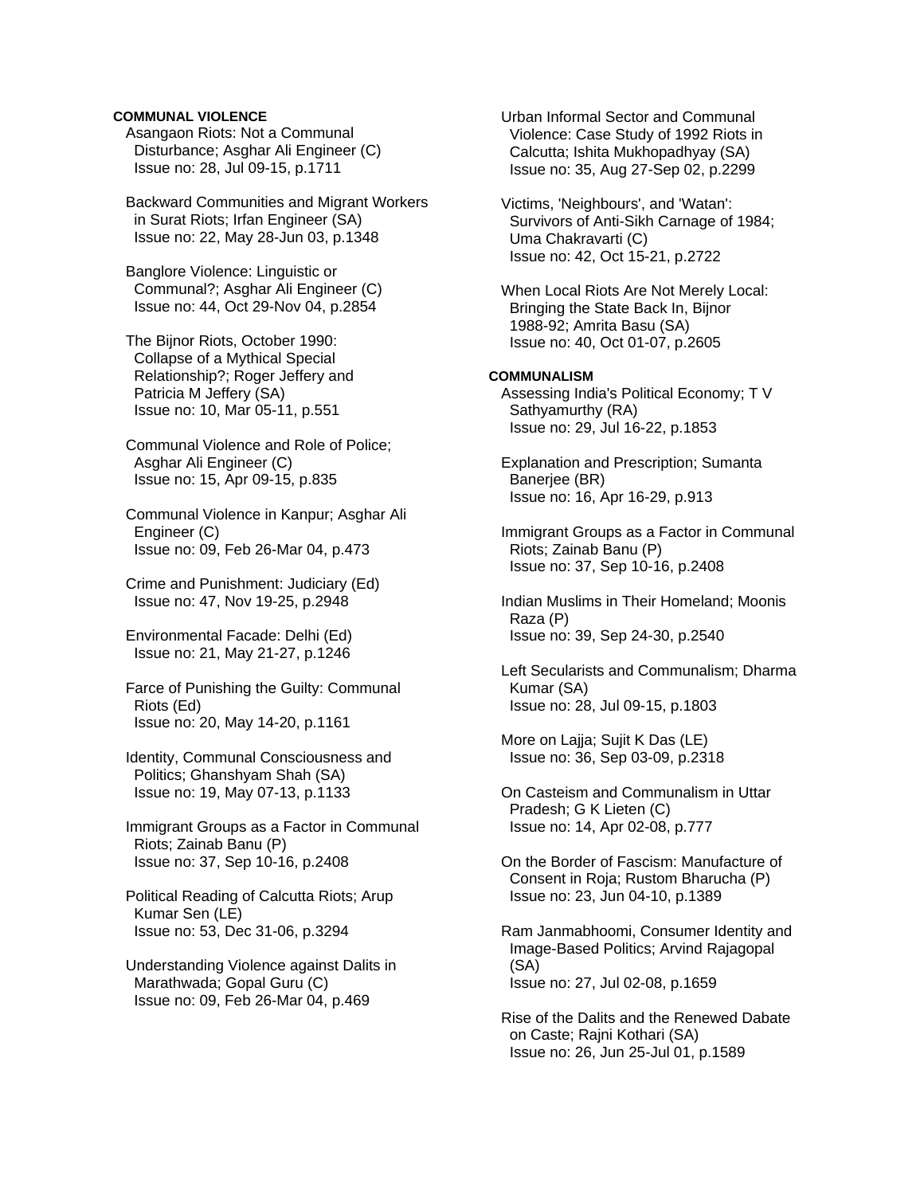**COMMUNAL VIOLENCE**

Asangaon Riots: Not a Communal Disturbance; Asghar Ali Engineer (C)
Issue no: 28, Jul 09-15, p.1711

Backward Communities and Migrant Workers in Surat Riots; Irfan Engineer (SA)
Issue no: 22, May 28-Jun 03, p.1348

Banglore Violence: Linguistic or Communal?; Asghar Ali Engineer (C)
Issue no: 44, Oct 29-Nov 04, p.2854

The Bijnor Riots, October 1990: Collapse of a Mythical Special Relationship?; Roger Jeffery and Patricia M Jeffery (SA)
Issue no: 10, Mar 05-11, p.551

Communal Violence and Role of Police; Asghar Ali Engineer (C)
Issue no: 15, Apr 09-15, p.835

Communal Violence in Kanpur; Asghar Ali Engineer (C)
Issue no: 09, Feb 26-Mar 04, p.473

Crime and Punishment: Judiciary (Ed)
Issue no: 47, Nov 19-25, p.2948

Environmental Facade: Delhi (Ed)
Issue no: 21, May 21-27, p.1246

Farce of Punishing the Guilty: Communal Riots (Ed)
Issue no: 20, May 14-20, p.1161

Identity, Communal Consciousness and Politics; Ghanshyam Shah (SA)
Issue no: 19, May 07-13, p.1133

Immigrant Groups as a Factor in Communal Riots; Zainab Banu (P)
Issue no: 37, Sep 10-16, p.2408

Political Reading of Calcutta Riots; Arup Kumar Sen (LE)
Issue no: 53, Dec 31-06, p.3294

Understanding Violence against Dalits in Marathwada; Gopal Guru (C)
Issue no: 09, Feb 26-Mar 04, p.469

Urban Informal Sector and Communal Violence: Case Study of 1992 Riots in Calcutta; Ishita Mukhopadhyay (SA)
Issue no: 35, Aug 27-Sep 02, p.2299

Victims, 'Neighbours', and 'Watan': Survivors of Anti-Sikh Carnage of 1984; Uma Chakravarti (C)
Issue no: 42, Oct 15-21, p.2722

When Local Riots Are Not Merely Local: Bringing the State Back In, Bijnor 1988-92; Amrita Basu (SA)
Issue no: 40, Oct 01-07, p.2605

**COMMUNALISM**

Assessing India's Political Economy; T V Sathyamurthy (RA)
Issue no: 29, Jul 16-22, p.1853

Explanation and Prescription; Sumanta Banerjee (BR)
Issue no: 16, Apr 16-29, p.913

Immigrant Groups as a Factor in Communal Riots; Zainab Banu (P)
Issue no: 37, Sep 10-16, p.2408

Indian Muslims in Their Homeland; Moonis Raza (P)
Issue no: 39, Sep 24-30, p.2540

Left Secularists and Communalism; Dharma Kumar (SA)
Issue no: 28, Jul 09-15, p.1803

More on Lajja; Sujit K Das (LE)
Issue no: 36, Sep 03-09, p.2318

On Casteism and Communalism in Uttar Pradesh; G K Lieten (C)
Issue no: 14, Apr 02-08, p.777

On the Border of Fascism: Manufacture of Consent in Roja; Rustom Bharucha (P)
Issue no: 23, Jun 04-10, p.1389

Ram Janmabhoomi, Consumer Identity and Image-Based Politics; Arvind Rajagopal (SA)
Issue no: 27, Jul 02-08, p.1659

Rise of the Dalits and the Renewed Dabate on Caste; Rajni Kothari (SA)
Issue no: 26, Jun 25-Jul 01, p.1589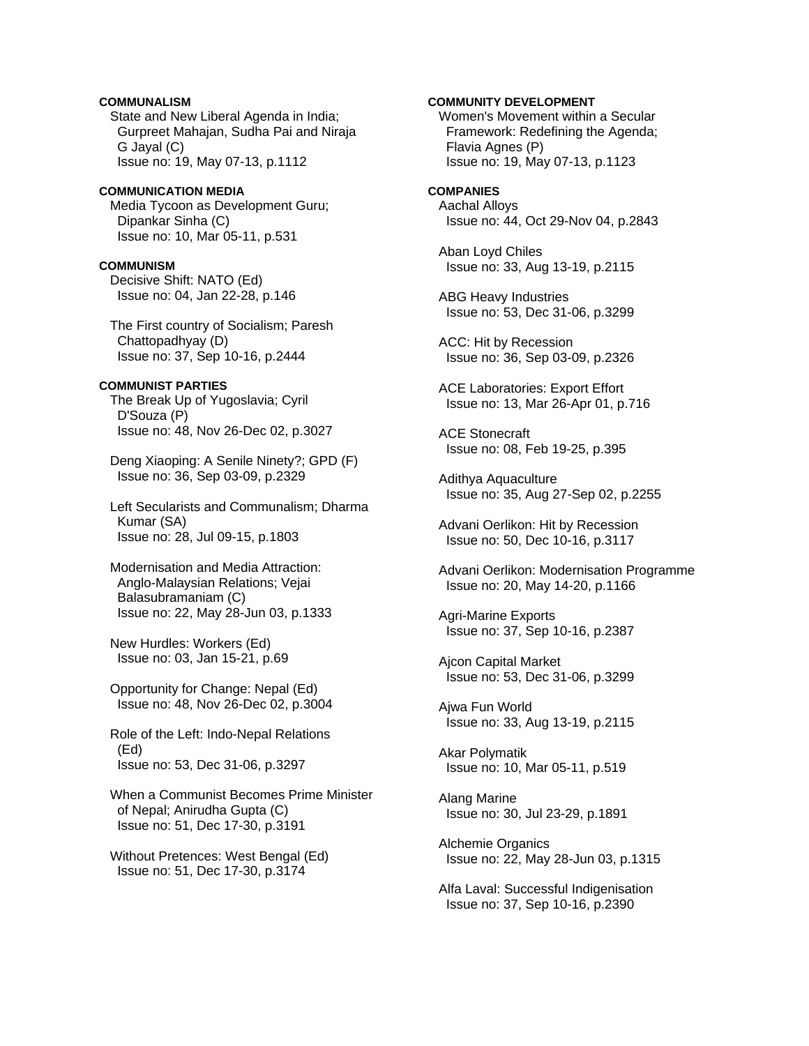**COMMUNALISM**

State and New Liberal Agenda in India; Gurpreet Mahajan, Sudha Pai and Niraja G Jayal (C)
Issue no: 19, May 07-13, p.1112

**COMMUNICATION MEDIA**

Media Tycoon as Development Guru; Dipankar Sinha (C)
Issue no: 10, Mar 05-11, p.531

**COMMUNISM**

Decisive Shift: NATO (Ed)
Issue no: 04, Jan 22-28, p.146

The First country of Socialism; Paresh Chattopadhyay (D)
Issue no: 37, Sep 10-16, p.2444

**COMMUNIST PARTIES**

The Break Up of Yugoslavia; Cyril D'Souza (P)
Issue no: 48, Nov 26-Dec 02, p.3027

Deng Xiaoping: A Senile Ninety?; GPD (F)
Issue no: 36, Sep 03-09, p.2329

Left Secularists and Communalism; Dharma Kumar (SA)
Issue no: 28, Jul 09-15, p.1803

Modernisation and Media Attraction: Anglo-Malaysian Relations; Vejai Balasubramaniam (C)
Issue no: 22, May 28-Jun 03, p.1333

New Hurdles: Workers (Ed)
Issue no: 03, Jan 15-21, p.69

Opportunity for Change: Nepal (Ed)
Issue no: 48, Nov 26-Dec 02, p.3004

Role of the Left: Indo-Nepal Relations (Ed)
Issue no: 53, Dec 31-06, p.3297

When a Communist Becomes Prime Minister of Nepal; Anirudha Gupta (C)
Issue no: 51, Dec 17-30, p.3191

Without Pretences: West Bengal (Ed)
Issue no: 51, Dec 17-30, p.3174

**COMMUNITY DEVELOPMENT**

Women's Movement within a Secular Framework: Redefining the Agenda; Flavia Agnes (P)
Issue no: 19, May 07-13, p.1123

**COMPANIES**

Aachal Alloys
Issue no: 44, Oct 29-Nov 04, p.2843

Aban Loyd Chiles
Issue no: 33, Aug 13-19, p.2115

ABG Heavy Industries
Issue no: 53, Dec 31-06, p.3299

ACC: Hit by Recession
Issue no: 36, Sep 03-09, p.2326

ACE Laboratories: Export Effort
Issue no: 13, Mar 26-Apr 01, p.716

ACE Stonecraft
Issue no: 08, Feb 19-25, p.395

Adithya Aquaculture
Issue no: 35, Aug 27-Sep 02, p.2255

Advani Oerlikon: Hit by Recession
Issue no: 50, Dec 10-16, p.3117

Advani Oerlikon: Modernisation Programme
Issue no: 20, May 14-20, p.1166

Agri-Marine Exports
Issue no: 37, Sep 10-16, p.2387

Ajcon Capital Market
Issue no: 53, Dec 31-06, p.3299

Ajwa Fun World
Issue no: 33, Aug 13-19, p.2115

Akar Polymatik
Issue no: 10, Mar 05-11, p.519

Alang Marine
Issue no: 30, Jul 23-29, p.1891

Alchemie Organics
Issue no: 22, May 28-Jun 03, p.1315

Alfa Laval: Successful Indigenisation
Issue no: 37, Sep 10-16, p.2390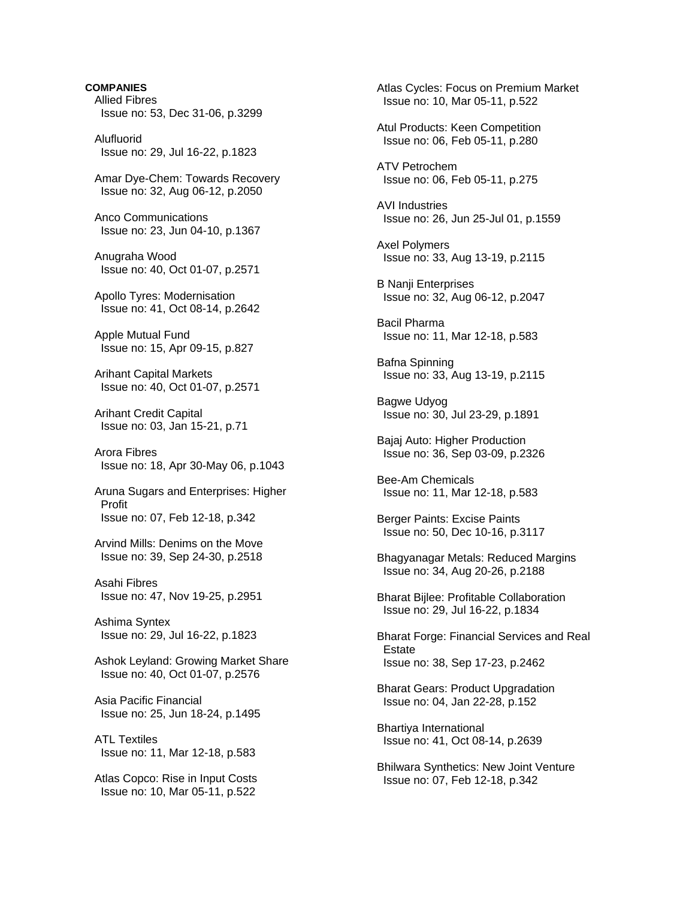**COMPANIES**

Allied Fibres
Issue no: 53, Dec 31-06, p.3299

Alufluorid
Issue no: 29, Jul 16-22, p.1823

Amar Dye-Chem: Towards Recovery
Issue no: 32, Aug 06-12, p.2050

Anco Communications
Issue no: 23, Jun 04-10, p.1367

Anugraha Wood
Issue no: 40, Oct 01-07, p.2571

Apollo Tyres: Modernisation
Issue no: 41, Oct 08-14, p.2642

Apple Mutual Fund
Issue no: 15, Apr 09-15, p.827

Arihant Capital Markets
Issue no: 40, Oct 01-07, p.2571

Arihant Credit Capital
Issue no: 03, Jan 15-21, p.71

Arora Fibres
Issue no: 18, Apr 30-May 06, p.1043

Aruna Sugars and Enterprises: Higher Profit
Issue no: 07, Feb 12-18, p.342

Arvind Mills: Denims on the Move
Issue no: 39, Sep 24-30, p.2518

Asahi Fibres
Issue no: 47, Nov 19-25, p.2951

Ashima Syntex
Issue no: 29, Jul 16-22, p.1823

Ashok Leyland: Growing Market Share
Issue no: 40, Oct 01-07, p.2576

Asia Pacific Financial
Issue no: 25, Jun 18-24, p.1495

ATL Textiles
Issue no: 11, Mar 12-18, p.583

Atlas Copco: Rise in Input Costs
Issue no: 10, Mar 05-11, p.522

Atlas Cycles: Focus on Premium Market
Issue no: 10, Mar 05-11, p.522

Atul Products: Keen Competition
Issue no: 06, Feb 05-11, p.280

ATV Petrochem
Issue no: 06, Feb 05-11, p.275

AVI Industries
Issue no: 26, Jun 25-Jul 01, p.1559

Axel Polymers
Issue no: 33, Aug 13-19, p.2115

B Nanji Enterprises
Issue no: 32, Aug 06-12, p.2047

Bacil Pharma
Issue no: 11, Mar 12-18, p.583

Bafna Spinning
Issue no: 33, Aug 13-19, p.2115

Bagwe Udyog
Issue no: 30, Jul 23-29, p.1891

Bajaj Auto: Higher Production
Issue no: 36, Sep 03-09, p.2326

Bee-Am Chemicals
Issue no: 11, Mar 12-18, p.583

Berger Paints: Excise Paints
Issue no: 50, Dec 10-16, p.3117

Bhagyanagar Metals: Reduced Margins
Issue no: 34, Aug 20-26, p.2188

Bharat Bijlee: Profitable Collaboration
Issue no: 29, Jul 16-22, p.1834

Bharat Forge: Financial Services and Real Estate
Issue no: 38, Sep 17-23, p.2462

Bharat Gears: Product Upgradation
Issue no: 04, Jan 22-28, p.152

Bhartiya International
Issue no: 41, Oct 08-14, p.2639

Bhilwara Synthetics: New Joint Venture
Issue no: 07, Feb 12-18, p.342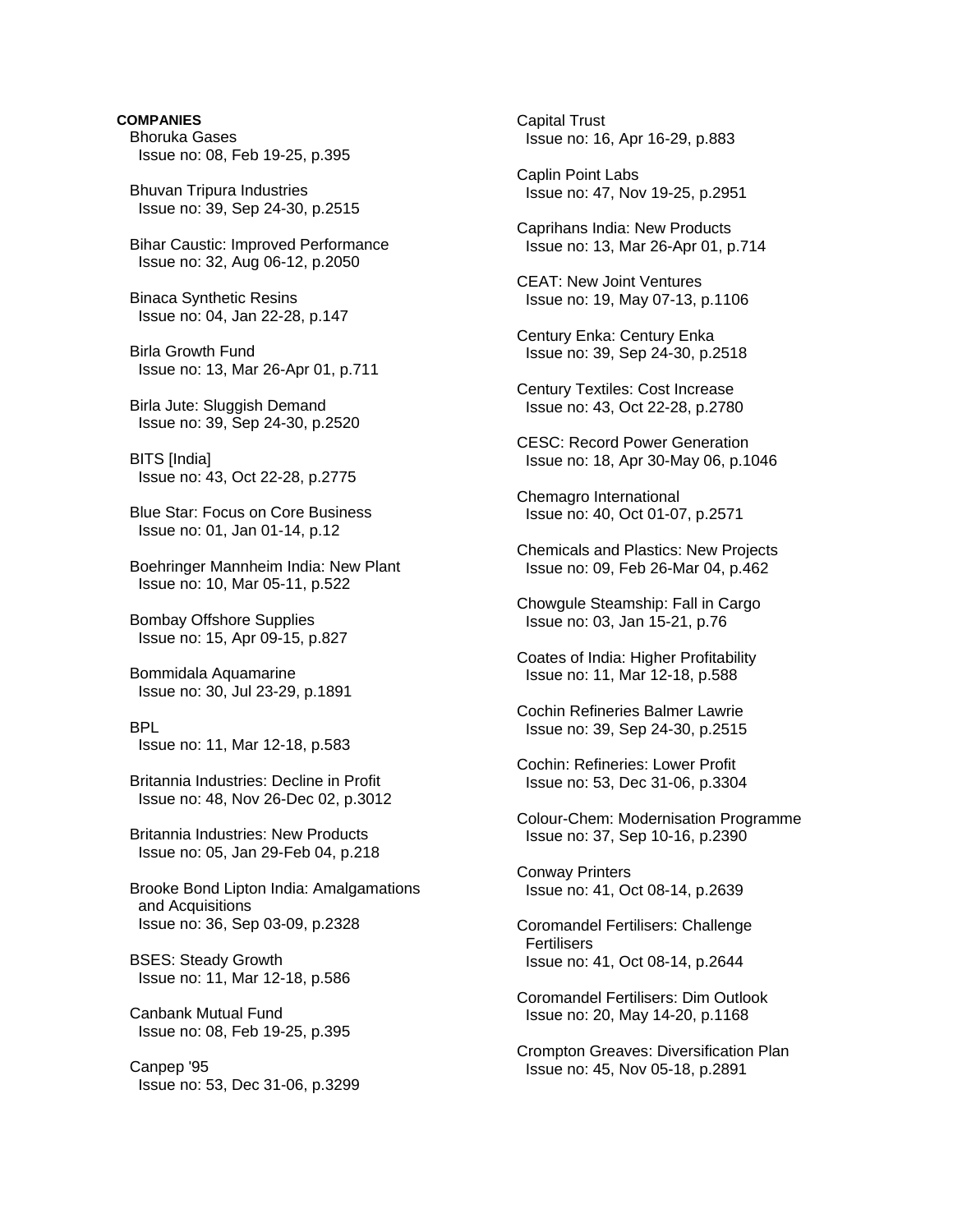**COMPANIES**

Bhoruka Gases
Issue no: 08, Feb 19-25, p.395

Bhuvan Tripura Industries
Issue no: 39, Sep 24-30, p.2515

Bihar Caustic: Improved Performance
Issue no: 32, Aug 06-12, p.2050

Binaca Synthetic Resins
Issue no: 04, Jan 22-28, p.147

Birla Growth Fund
Issue no: 13, Mar 26-Apr 01, p.711

Birla Jute: Sluggish Demand
Issue no: 39, Sep 24-30, p.2520

BITS [India]
Issue no: 43, Oct 22-28, p.2775

Blue Star: Focus on Core Business
Issue no: 01, Jan 01-14, p.12

Boehringer Mannheim India: New Plant
Issue no: 10, Mar 05-11, p.522

Bombay Offshore Supplies
Issue no: 15, Apr 09-15, p.827

Bommidala Aquamarine
Issue no: 30, Jul 23-29, p.1891

BPL
Issue no: 11, Mar 12-18, p.583

Britannia Industries: Decline in Profit
Issue no: 48, Nov 26-Dec 02, p.3012

Britannia Industries: New Products
Issue no: 05, Jan 29-Feb 04, p.218

Brooke Bond Lipton India: Amalgamations and Acquisitions
Issue no: 36, Sep 03-09, p.2328

BSES: Steady Growth
Issue no: 11, Mar 12-18, p.586

Canbank Mutual Fund
Issue no: 08, Feb 19-25, p.395

Canpep '95
Issue no: 53, Dec 31-06, p.3299

Capital Trust
Issue no: 16, Apr 16-29, p.883

Caplin Point Labs
Issue no: 47, Nov 19-25, p.2951

Caprihans India: New Products
Issue no: 13, Mar 26-Apr 01, p.714

CEAT: New Joint Ventures
Issue no: 19, May 07-13, p.1106

Century Enka: Century Enka
Issue no: 39, Sep 24-30, p.2518

Century Textiles: Cost Increase
Issue no: 43, Oct 22-28, p.2780

CESC: Record Power Generation
Issue no: 18, Apr 30-May 06, p.1046

Chemagro International
Issue no: 40, Oct 01-07, p.2571

Chemicals and Plastics: New Projects
Issue no: 09, Feb 26-Mar 04, p.462

Chowgule Steamship: Fall in Cargo
Issue no: 03, Jan 15-21, p.76

Coates of India: Higher Profitability
Issue no: 11, Mar 12-18, p.588

Cochin Refineries Balmer Lawrie
Issue no: 39, Sep 24-30, p.2515

Cochin: Refineries: Lower Profit
Issue no: 53, Dec 31-06, p.3304

Colour-Chem: Modernisation Programme
Issue no: 37, Sep 10-16, p.2390

Conway Printers
Issue no: 41, Oct 08-14, p.2639

Coromandel Fertilisers: Challenge Fertilisers
Issue no: 41, Oct 08-14, p.2644

Coromandel Fertilisers: Dim Outlook
Issue no: 20, May 14-20, p.1168

Crompton Greaves: Diversification Plan
Issue no: 45, Nov 05-18, p.2891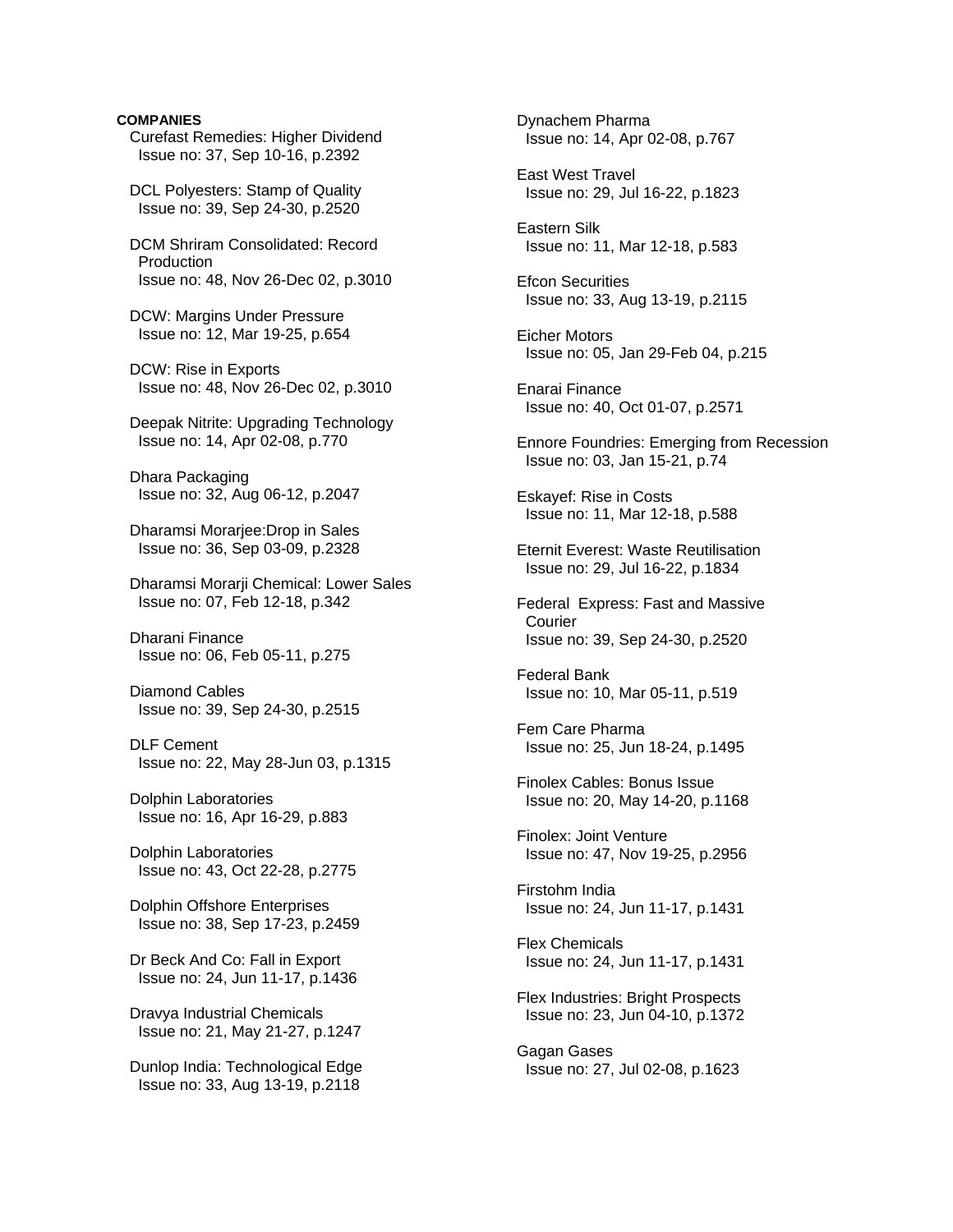**COMPANIES**

Curefast Remedies: Higher Dividend
Issue no: 37, Sep 10-16, p.2392

DCL Polyesters: Stamp of Quality
Issue no: 39, Sep 24-30, p.2520

DCM Shriram Consolidated: Record Production
Issue no: 48, Nov 26-Dec 02, p.3010

DCW: Margins Under Pressure
Issue no: 12, Mar 19-25, p.654

DCW: Rise in Exports
Issue no: 48, Nov 26-Dec 02, p.3010

Deepak Nitrite: Upgrading Technology
Issue no: 14, Apr 02-08, p.770

Dhara Packaging
Issue no: 32, Aug 06-12, p.2047

Dharamsi Morarjee:Drop in Sales
Issue no: 36, Sep 03-09, p.2328

Dharamsi Morarji Chemical: Lower Sales
Issue no: 07, Feb 12-18, p.342

Dharani Finance
Issue no: 06, Feb 05-11, p.275

Diamond Cables
Issue no: 39, Sep 24-30, p.2515

DLF Cement
Issue no: 22, May 28-Jun 03, p.1315

Dolphin Laboratories
Issue no: 16, Apr 16-29, p.883

Dolphin Laboratories
Issue no: 43, Oct 22-28, p.2775

Dolphin Offshore Enterprises
Issue no: 38, Sep 17-23, p.2459

Dr Beck And Co: Fall in Export
Issue no: 24, Jun 11-17, p.1436

Dravya Industrial Chemicals
Issue no: 21, May 21-27, p.1247

Dunlop India: Technological Edge
Issue no: 33, Aug 13-19, p.2118

Dynachem Pharma
Issue no: 14, Apr 02-08, p.767

East West Travel
Issue no: 29, Jul 16-22, p.1823

Eastern Silk
Issue no: 11, Mar 12-18, p.583

Efcon Securities
Issue no: 33, Aug 13-19, p.2115

Eicher Motors
Issue no: 05, Jan 29-Feb 04, p.215

Enarai Finance
Issue no: 40, Oct 01-07, p.2571

Ennore Foundries: Emerging from Recession
Issue no: 03, Jan 15-21, p.74

Eskayef: Rise in Costs
Issue no: 11, Mar 12-18, p.588

Eternit Everest: Waste Reutilisation
Issue no: 29, Jul 16-22, p.1834

Federal Express: Fast and Massive Courier
Issue no: 39, Sep 24-30, p.2520

Federal Bank
Issue no: 10, Mar 05-11, p.519

Fem Care Pharma
Issue no: 25, Jun 18-24, p.1495

Finolex Cables: Bonus Issue
Issue no: 20, May 14-20, p.1168

Finolex: Joint Venture
Issue no: 47, Nov 19-25, p.2956

Firstohm India
Issue no: 24, Jun 11-17, p.1431

Flex Chemicals
Issue no: 24, Jun 11-17, p.1431

Flex Industries: Bright Prospects
Issue no: 23, Jun 04-10, p.1372

Gagan Gases
Issue no: 27, Jul 02-08, p.1623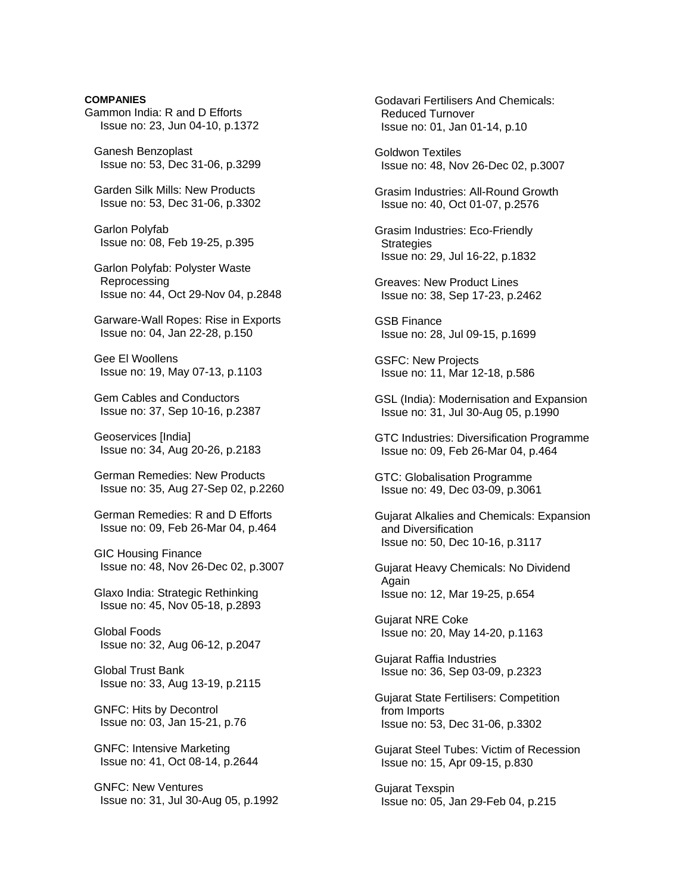**COMPANIES**

Gammon India: R and D Efforts
Issue no: 23, Jun 04-10, p.1372

Ganesh Benzoplast
Issue no: 53, Dec 31-06, p.3299

Garden Silk Mills: New Products
Issue no: 53, Dec 31-06, p.3302

Garlon Polyfab
Issue no: 08, Feb 19-25, p.395

Garlon Polyfab: Polyster Waste Reprocessing
Issue no: 44, Oct 29-Nov 04, p.2848

Garware-Wall Ropes: Rise in Exports
Issue no: 04, Jan 22-28, p.150

Gee El Woollens
Issue no: 19, May 07-13, p.1103

Gem Cables and Conductors
Issue no: 37, Sep 10-16, p.2387

Geoservices [India]
Issue no: 34, Aug 20-26, p.2183

German Remedies: New Products
Issue no: 35, Aug 27-Sep 02, p.2260

German Remedies: R and D Efforts
Issue no: 09, Feb 26-Mar 04, p.464

GIC Housing Finance
Issue no: 48, Nov 26-Dec 02, p.3007

Glaxo India: Strategic Rethinking
Issue no: 45, Nov 05-18, p.2893

Global Foods
Issue no: 32, Aug 06-12, p.2047

Global Trust Bank
Issue no: 33, Aug 13-19, p.2115

GNFC: Hits by Decontrol
Issue no: 03, Jan 15-21, p.76

GNFC: Intensive Marketing
Issue no: 41, Oct 08-14, p.2644

GNFC: New Ventures
Issue no: 31, Jul 30-Aug 05, p.1992

Godavari Fertilisers And Chemicals: Reduced Turnover
Issue no: 01, Jan 01-14, p.10

Goldwon Textiles
Issue no: 48, Nov 26-Dec 02, p.3007

Grasim Industries: All-Round Growth
Issue no: 40, Oct 01-07, p.2576

Grasim Industries: Eco-Friendly Strategies
Issue no: 29, Jul 16-22, p.1832

Greaves: New Product Lines
Issue no: 38, Sep 17-23, p.2462

GSB Finance
Issue no: 28, Jul 09-15, p.1699

GSFC: New Projects
Issue no: 11, Mar 12-18, p.586

GSL (India): Modernisation and Expansion
Issue no: 31, Jul 30-Aug 05, p.1990

GTC Industries: Diversification Programme
Issue no: 09, Feb 26-Mar 04, p.464

GTC: Globalisation Programme
Issue no: 49, Dec 03-09, p.3061

Gujarat Alkalies and Chemicals: Expansion and Diversification
Issue no: 50, Dec 10-16, p.3117

Gujarat Heavy Chemicals: No Dividend Again
Issue no: 12, Mar 19-25, p.654

Gujarat NRE Coke
Issue no: 20, May 14-20, p.1163

Gujarat Raffia Industries
Issue no: 36, Sep 03-09, p.2323

Gujarat State Fertilisers: Competition from Imports
Issue no: 53, Dec 31-06, p.3302

Gujarat Steel Tubes: Victim of Recession
Issue no: 15, Apr 09-15, p.830

Gujarat Texspin
Issue no: 05, Jan 29-Feb 04, p.215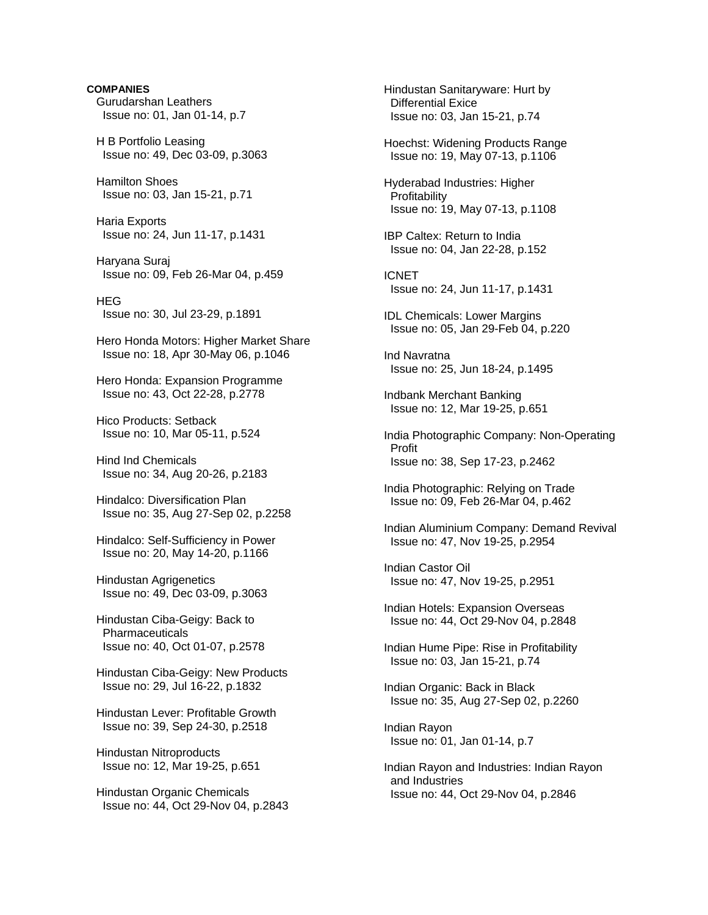**COMPANIES**

Gurudarshan Leathers
Issue no: 01, Jan 01-14, p.7

H B Portfolio Leasing
Issue no: 49, Dec 03-09, p.3063

Hamilton Shoes
Issue no: 03, Jan 15-21, p.71

Haria Exports
Issue no: 24, Jun 11-17, p.1431

Haryana Suraj
Issue no: 09, Feb 26-Mar 04, p.459

HEG
Issue no: 30, Jul 23-29, p.1891

Hero Honda Motors: Higher Market Share
Issue no: 18, Apr 30-May 06, p.1046

Hero Honda: Expansion Programme
Issue no: 43, Oct 22-28, p.2778

Hico Products: Setback
Issue no: 10, Mar 05-11, p.524

Hind Ind Chemicals
Issue no: 34, Aug 20-26, p.2183

Hindalco: Diversification Plan
Issue no: 35, Aug 27-Sep 02, p.2258

Hindalco: Self-Sufficiency in Power
Issue no: 20, May 14-20, p.1166

Hindustan Agrigenetics
Issue no: 49, Dec 03-09, p.3063

Hindustan Ciba-Geigy: Back to Pharmaceuticals
Issue no: 40, Oct 01-07, p.2578

Hindustan Ciba-Geigy: New Products
Issue no: 29, Jul 16-22, p.1832

Hindustan Lever: Profitable Growth
Issue no: 39, Sep 24-30, p.2518

Hindustan Nitroproducts
Issue no: 12, Mar 19-25, p.651

Hindustan Organic Chemicals
Issue no: 44, Oct 29-Nov 04, p.2843

Hindustan Sanitaryware: Hurt by Differential Exice
Issue no: 03, Jan 15-21, p.74

Hoechst: Widening Products Range
Issue no: 19, May 07-13, p.1106

Hyderabad Industries: Higher Profitability
Issue no: 19, May 07-13, p.1108

IBP Caltex: Return to India
Issue no: 04, Jan 22-28, p.152

ICNET
Issue no: 24, Jun 11-17, p.1431

IDL Chemicals: Lower Margins
Issue no: 05, Jan 29-Feb 04, p.220

Ind Navratna
Issue no: 25, Jun 18-24, p.1495

Indbank Merchant Banking
Issue no: 12, Mar 19-25, p.651

India Photographic Company: Non-Operating Profit
Issue no: 38, Sep 17-23, p.2462

India Photographic: Relying on Trade
Issue no: 09, Feb 26-Mar 04, p.462

Indian Aluminium Company: Demand Revival
Issue no: 47, Nov 19-25, p.2954

Indian Castor Oil
Issue no: 47, Nov 19-25, p.2951

Indian Hotels: Expansion Overseas
Issue no: 44, Oct 29-Nov 04, p.2848

Indian Hume Pipe: Rise in Profitability
Issue no: 03, Jan 15-21, p.74

Indian Organic: Back in Black
Issue no: 35, Aug 27-Sep 02, p.2260

Indian Rayon
Issue no: 01, Jan 01-14, p.7

Indian Rayon and Industries: Indian Rayon and Industries
Issue no: 44, Oct 29-Nov 04, p.2846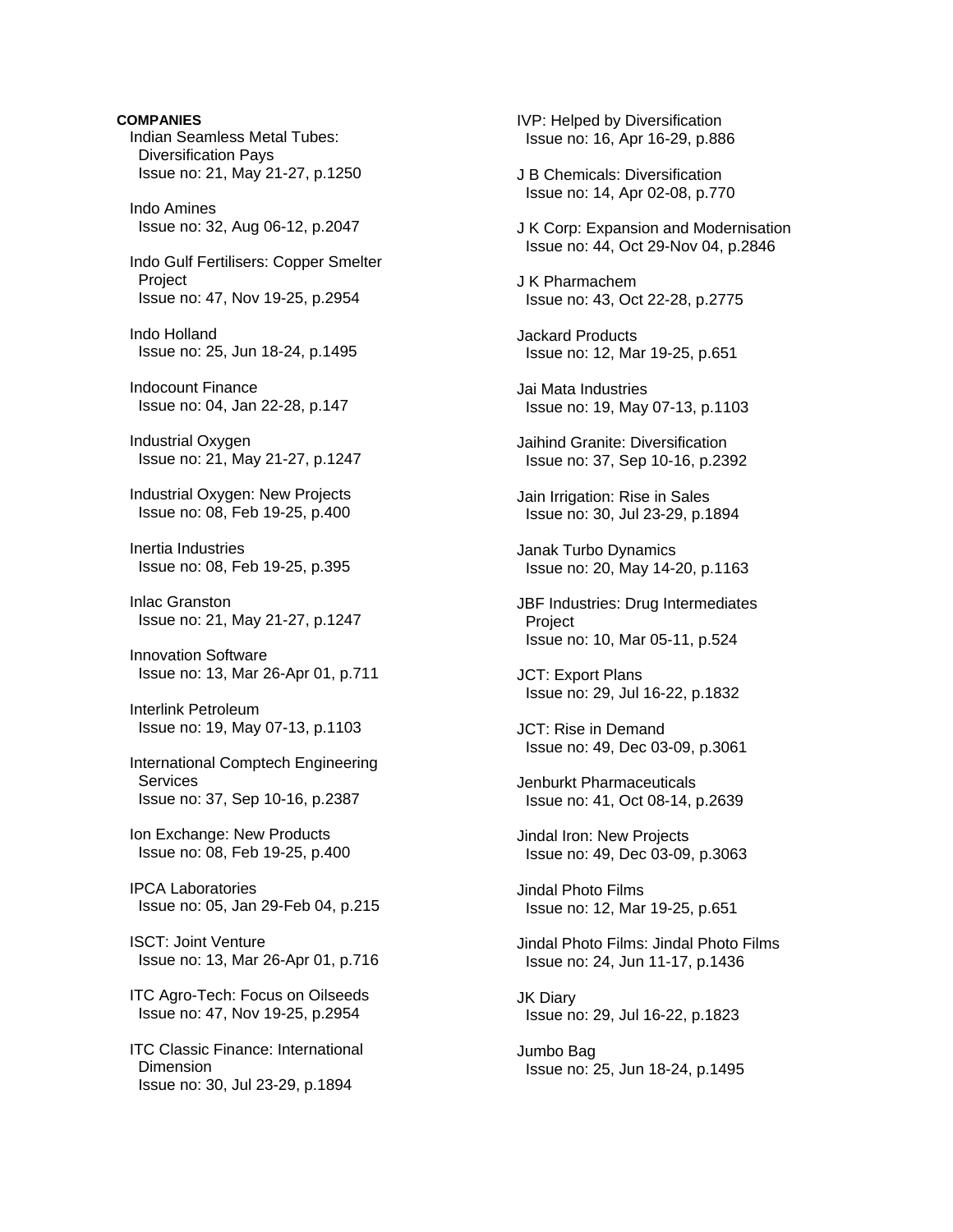**COMPANIES**

Indian Seamless Metal Tubes: Diversification Pays
Issue no: 21, May 21-27, p.1250

Indo Amines
Issue no: 32, Aug 06-12, p.2047

Indo Gulf Fertilisers: Copper Smelter Project
Issue no: 47, Nov 19-25, p.2954

Indo Holland
Issue no: 25, Jun 18-24, p.1495

Indocount Finance
Issue no: 04, Jan 22-28, p.147

Industrial Oxygen
Issue no: 21, May 21-27, p.1247

Industrial Oxygen: New Projects
Issue no: 08, Feb 19-25, p.400

Inertia Industries
Issue no: 08, Feb 19-25, p.395

Inlac Granston
Issue no: 21, May 21-27, p.1247

Innovation Software
Issue no: 13, Mar 26-Apr 01, p.711

Interlink Petroleum
Issue no: 19, May 07-13, p.1103

International Comptech Engineering Services
Issue no: 37, Sep 10-16, p.2387

Ion Exchange: New Products
Issue no: 08, Feb 19-25, p.400

IPCA Laboratories
Issue no: 05, Jan 29-Feb 04, p.215

ISCT: Joint Venture
Issue no: 13, Mar 26-Apr 01, p.716

ITC Agro-Tech: Focus on Oilseeds
Issue no: 47, Nov 19-25, p.2954

ITC Classic Finance: International Dimension
Issue no: 30, Jul 23-29, p.1894

IVP: Helped by Diversification
Issue no: 16, Apr 16-29, p.886

J B Chemicals: Diversification
Issue no: 14, Apr 02-08, p.770

J K Corp: Expansion and Modernisation
Issue no: 44, Oct 29-Nov 04, p.2846

J K Pharmachem
Issue no: 43, Oct 22-28, p.2775

Jackard Products
Issue no: 12, Mar 19-25, p.651

Jai Mata Industries
Issue no: 19, May 07-13, p.1103

Jaihind Granite: Diversification
Issue no: 37, Sep 10-16, p.2392

Jain Irrigation: Rise in Sales
Issue no: 30, Jul 23-29, p.1894

Janak Turbo Dynamics
Issue no: 20, May 14-20, p.1163

JBF Industries: Drug Intermediates Project
Issue no: 10, Mar 05-11, p.524

JCT: Export Plans
Issue no: 29, Jul 16-22, p.1832

JCT: Rise in Demand
Issue no: 49, Dec 03-09, p.3061

Jenburkt Pharmaceuticals
Issue no: 41, Oct 08-14, p.2639

Jindal Iron: New Projects
Issue no: 49, Dec 03-09, p.3063

Jindal Photo Films
Issue no: 12, Mar 19-25, p.651

Jindal Photo Films: Jindal Photo Films
Issue no: 24, Jun 11-17, p.1436

JK Diary
Issue no: 29, Jul 16-22, p.1823

Jumbo Bag
Issue no: 25, Jun 18-24, p.1495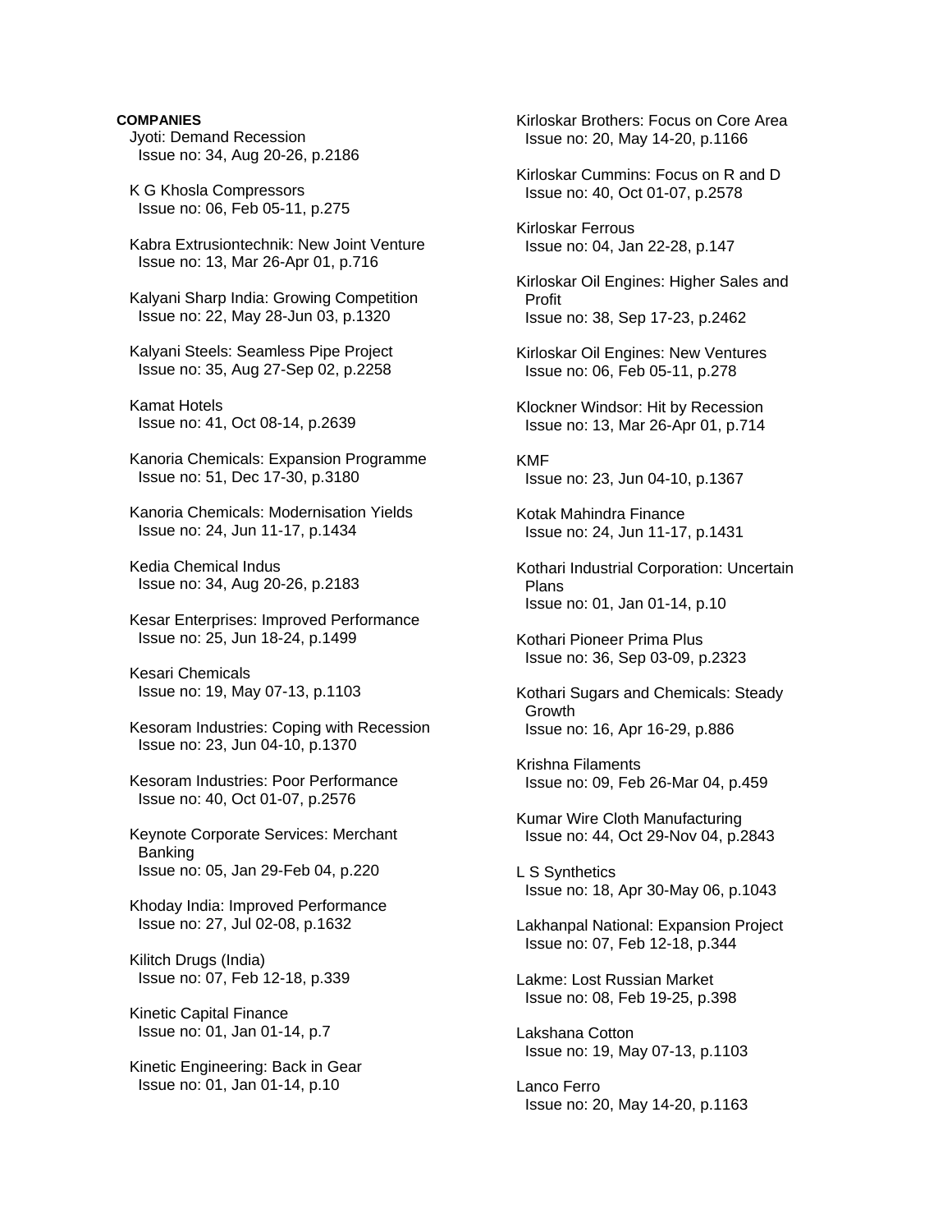**COMPANIES**

Jyoti: Demand Recession
Issue no: 34, Aug 20-26, p.2186

K G Khosla Compressors
Issue no: 06, Feb 05-11, p.275

Kabra Extrusiontechnik: New Joint Venture
Issue no: 13, Mar 26-Apr 01, p.716

Kalyani Sharp India: Growing Competition
Issue no: 22, May 28-Jun 03, p.1320

Kalyani Steels: Seamless Pipe Project
Issue no: 35, Aug 27-Sep 02, p.2258

Kamat Hotels
Issue no: 41, Oct 08-14, p.2639

Kanoria Chemicals: Expansion Programme
Issue no: 51, Dec 17-30, p.3180

Kanoria Chemicals: Modernisation Yields
Issue no: 24, Jun 11-17, p.1434

Kedia Chemical Indus
Issue no: 34, Aug 20-26, p.2183

Kesar Enterprises: Improved Performance
Issue no: 25, Jun 18-24, p.1499

Kesari Chemicals
Issue no: 19, May 07-13, p.1103

Kesoram Industries: Coping with Recession
Issue no: 23, Jun 04-10, p.1370

Kesoram Industries: Poor Performance
Issue no: 40, Oct 01-07, p.2576

Keynote Corporate Services: Merchant Banking
Issue no: 05, Jan 29-Feb 04, p.220

Khoday India: Improved Performance
Issue no: 27, Jul 02-08, p.1632

Kilitch Drugs (India)
Issue no: 07, Feb 12-18, p.339

Kinetic Capital Finance
Issue no: 01, Jan 01-14, p.7

Kinetic Engineering: Back in Gear
Issue no: 01, Jan 01-14, p.10

Kirloskar Brothers: Focus on Core Area
Issue no: 20, May 14-20, p.1166

Kirloskar Cummins: Focus on R and D
Issue no: 40, Oct 01-07, p.2578

Kirloskar Ferrous
Issue no: 04, Jan 22-28, p.147

Kirloskar Oil Engines: Higher Sales and Profit
Issue no: 38, Sep 17-23, p.2462

Kirloskar Oil Engines: New Ventures
Issue no: 06, Feb 05-11, p.278

Klockner Windsor: Hit by Recession
Issue no: 13, Mar 26-Apr 01, p.714

KMF
Issue no: 23, Jun 04-10, p.1367

Kotak Mahindra Finance
Issue no: 24, Jun 11-17, p.1431

Kothari Industrial Corporation: Uncertain Plans
Issue no: 01, Jan 01-14, p.10

Kothari Pioneer Prima Plus
Issue no: 36, Sep 03-09, p.2323

Kothari Sugars and Chemicals: Steady Growth
Issue no: 16, Apr 16-29, p.886

Krishna Filaments
Issue no: 09, Feb 26-Mar 04, p.459

Kumar Wire Cloth Manufacturing
Issue no: 44, Oct 29-Nov 04, p.2843

L S Synthetics
Issue no: 18, Apr 30-May 06, p.1043

Lakhanpal National: Expansion Project
Issue no: 07, Feb 12-18, p.344

Lakme: Lost Russian Market
Issue no: 08, Feb 19-25, p.398

Lakshana Cotton
Issue no: 19, May 07-13, p.1103

Lanco Ferro
Issue no: 20, May 14-20, p.1163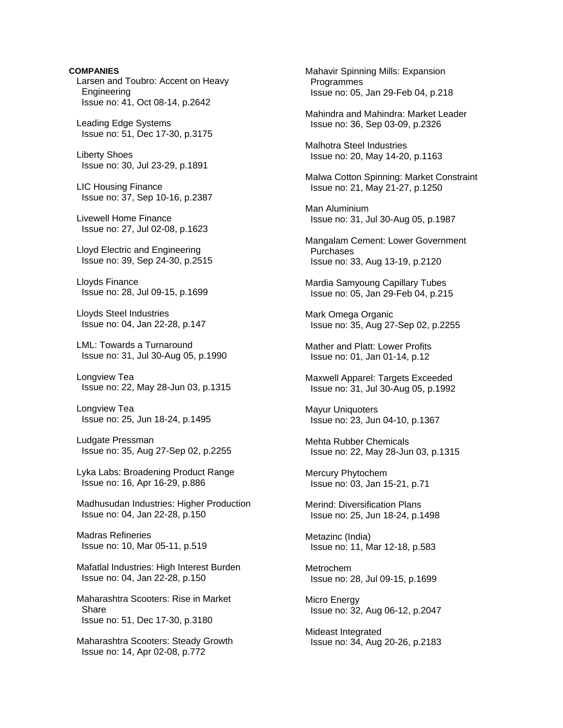**COMPANIES**

Larsen and Toubro: Accent on Heavy Engineering
Issue no: 41, Oct 08-14, p.2642

Leading Edge Systems
Issue no: 51, Dec 17-30, p.3175

Liberty Shoes
Issue no: 30, Jul 23-29, p.1891

LIC Housing Finance
Issue no: 37, Sep 10-16, p.2387

Livewell Home Finance
Issue no: 27, Jul 02-08, p.1623

Lloyd Electric and Engineering
Issue no: 39, Sep 24-30, p.2515

Lloyds Finance
Issue no: 28, Jul 09-15, p.1699

Lloyds Steel Industries
Issue no: 04, Jan 22-28, p.147

LML: Towards a Turnaround
Issue no: 31, Jul 30-Aug 05, p.1990

Longview Tea
Issue no: 22, May 28-Jun 03, p.1315

Longview Tea
Issue no: 25, Jun 18-24, p.1495

Ludgate Pressman
Issue no: 35, Aug 27-Sep 02, p.2255

Lyka Labs: Broadening Product Range
Issue no: 16, Apr 16-29, p.886

Madhusudan Industries: Higher Production
Issue no: 04, Jan 22-28, p.150

Madras Refineries
Issue no: 10, Mar 05-11, p.519

Mafatlal Industries: High Interest Burden
Issue no: 04, Jan 22-28, p.150

Maharashtra Scooters: Rise in Market Share
Issue no: 51, Dec 17-30, p.3180

Maharashtra Scooters: Steady Growth
Issue no: 14, Apr 02-08, p.772

Mahavir Spinning Mills: Expansion Programmes
Issue no: 05, Jan 29-Feb 04, p.218

Mahindra and Mahindra: Market Leader
Issue no: 36, Sep 03-09, p.2326

Malhotra Steel Industries
Issue no: 20, May 14-20, p.1163

Malwa Cotton Spinning: Market Constraint
Issue no: 21, May 21-27, p.1250

Man Aluminium
Issue no: 31, Jul 30-Aug 05, p.1987

Mangalam Cement: Lower Government Purchases
Issue no: 33, Aug 13-19, p.2120

Mardia Samyoung Capillary Tubes
Issue no: 05, Jan 29-Feb 04, p.215

Mark Omega Organic
Issue no: 35, Aug 27-Sep 02, p.2255

Mather and Platt: Lower Profits
Issue no: 01, Jan 01-14, p.12

Maxwell Apparel: Targets Exceeded
Issue no: 31, Jul 30-Aug 05, p.1992

Mayur Uniquoters
Issue no: 23, Jun 04-10, p.1367

Mehta Rubber Chemicals
Issue no: 22, May 28-Jun 03, p.1315

Mercury Phytochem
Issue no: 03, Jan 15-21, p.71

Merind: Diversification Plans
Issue no: 25, Jun 18-24, p.1498

Metazinc (India)
Issue no: 11, Mar 12-18, p.583

Metrochem
Issue no: 28, Jul 09-15, p.1699

Micro Energy
Issue no: 32, Aug 06-12, p.2047

Mideast Integrated
Issue no: 34, Aug 20-26, p.2183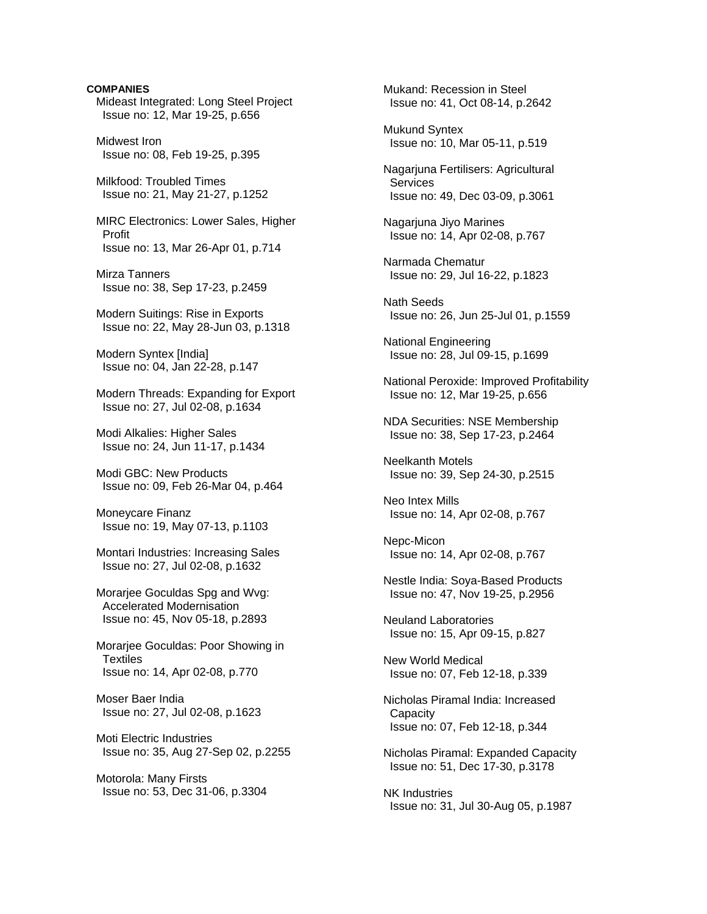**COMPANIES**

Mideast Integrated: Long Steel Project
Issue no: 12, Mar 19-25, p.656

Midwest Iron
Issue no: 08, Feb 19-25, p.395

Milkfood: Troubled Times
Issue no: 21, May 21-27, p.1252

MIRC Electronics: Lower Sales, Higher Profit
Issue no: 13, Mar 26-Apr 01, p.714

Mirza Tanners
Issue no: 38, Sep 17-23, p.2459

Modern Suitings: Rise in Exports
Issue no: 22, May 28-Jun 03, p.1318

Modern Syntex [India]
Issue no: 04, Jan 22-28, p.147

Modern Threads: Expanding for Export
Issue no: 27, Jul 02-08, p.1634

Modi Alkalies: Higher Sales
Issue no: 24, Jun 11-17, p.1434

Modi GBC: New Products
Issue no: 09, Feb 26-Mar 04, p.464

Moneycare Finanz
Issue no: 19, May 07-13, p.1103

Montari Industries: Increasing Sales
Issue no: 27, Jul 02-08, p.1632

Morarjee Goculdas Spg and Wvg: Accelerated Modernisation
Issue no: 45, Nov 05-18, p.2893

Morarjee Goculdas: Poor Showing in Textiles
Issue no: 14, Apr 02-08, p.770

Moser Baer India
Issue no: 27, Jul 02-08, p.1623

Moti Electric Industries
Issue no: 35, Aug 27-Sep 02, p.2255

Motorola: Many Firsts
Issue no: 53, Dec 31-06, p.3304

Mukand: Recession in Steel
Issue no: 41, Oct 08-14, p.2642

Mukund Syntex
Issue no: 10, Mar 05-11, p.519

Nagarjuna Fertilisers: Agricultural Services
Issue no: 49, Dec 03-09, p.3061

Nagarjuna Jiyo Marines
Issue no: 14, Apr 02-08, p.767

Narmada Chematur
Issue no: 29, Jul 16-22, p.1823

Nath Seeds
Issue no: 26, Jun 25-Jul 01, p.1559

National Engineering
Issue no: 28, Jul 09-15, p.1699

National Peroxide: Improved Profitability
Issue no: 12, Mar 19-25, p.656

NDA Securities: NSE Membership
Issue no: 38, Sep 17-23, p.2464

Neelkanth Motels
Issue no: 39, Sep 24-30, p.2515

Neo Intex Mills
Issue no: 14, Apr 02-08, p.767

Nepc-Micon
Issue no: 14, Apr 02-08, p.767

Nestle India: Soya-Based Products
Issue no: 47, Nov 19-25, p.2956

Neuland Laboratories
Issue no: 15, Apr 09-15, p.827

New World Medical
Issue no: 07, Feb 12-18, p.339

Nicholas Piramal India: Increased Capacity
Issue no: 07, Feb 12-18, p.344

Nicholas Piramal: Expanded Capacity
Issue no: 51, Dec 17-30, p.3178

NK Industries
Issue no: 31, Jul 30-Aug 05, p.1987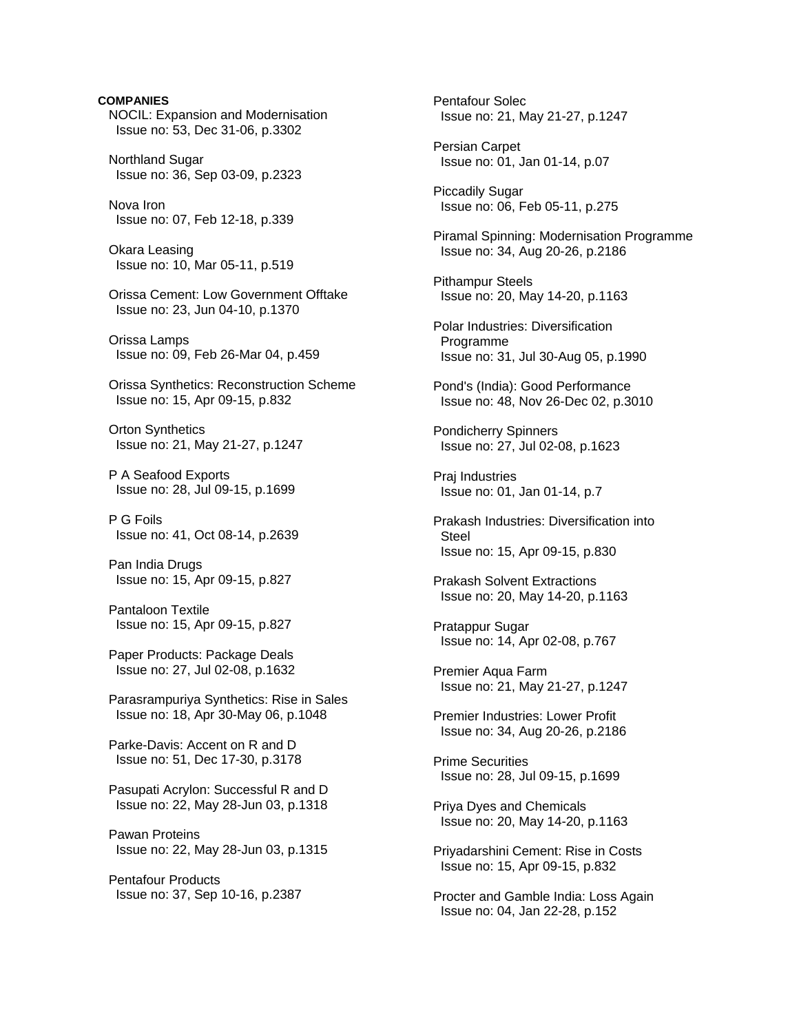**COMPANIES**

NOCIL: Expansion and Modernisation
Issue no: 53, Dec 31-06, p.3302

Northland Sugar
Issue no: 36, Sep 03-09, p.2323

Nova Iron
Issue no: 07, Feb 12-18, p.339

Okara Leasing
Issue no: 10, Mar 05-11, p.519

Orissa Cement: Low Government Offtake
Issue no: 23, Jun 04-10, p.1370

Orissa Lamps
Issue no: 09, Feb 26-Mar 04, p.459

Orissa Synthetics: Reconstruction Scheme
Issue no: 15, Apr 09-15, p.832

Orton Synthetics
Issue no: 21, May 21-27, p.1247

P A Seafood Exports
Issue no: 28, Jul 09-15, p.1699

P G Foils
Issue no: 41, Oct 08-14, p.2639

Pan India Drugs
Issue no: 15, Apr 09-15, p.827

Pantaloon Textile
Issue no: 15, Apr 09-15, p.827

Paper Products: Package Deals
Issue no: 27, Jul 02-08, p.1632

Parasrampuriya Synthetics: Rise in Sales
Issue no: 18, Apr 30-May 06, p.1048

Parke-Davis: Accent on R and D
Issue no: 51, Dec 17-30, p.3178

Pasupati Acrylon: Successful R and D
Issue no: 22, May 28-Jun 03, p.1318

Pawan Proteins
Issue no: 22, May 28-Jun 03, p.1315

Pentafour Products
Issue no: 37, Sep 10-16, p.2387

Pentafour Solec
Issue no: 21, May 21-27, p.1247

Persian Carpet
Issue no: 01, Jan 01-14, p.07

Piccadily Sugar
Issue no: 06, Feb 05-11, p.275

Piramal Spinning: Modernisation Programme
Issue no: 34, Aug 20-26, p.2186

Pithampur Steels
Issue no: 20, May 14-20, p.1163

Polar Industries: Diversification Programme
Issue no: 31, Jul 30-Aug 05, p.1990

Pond's (India): Good Performance
Issue no: 48, Nov 26-Dec 02, p.3010

Pondicherry Spinners
Issue no: 27, Jul 02-08, p.1623

Praj Industries
Issue no: 01, Jan 01-14, p.7

Prakash Industries: Diversification into Steel
Issue no: 15, Apr 09-15, p.830

Prakash Solvent Extractions
Issue no: 20, May 14-20, p.1163

Pratappur Sugar
Issue no: 14, Apr 02-08, p.767

Premier Aqua Farm
Issue no: 21, May 21-27, p.1247

Premier Industries: Lower Profit
Issue no: 34, Aug 20-26, p.2186

Prime Securities
Issue no: 28, Jul 09-15, p.1699

Priya Dyes and Chemicals
Issue no: 20, May 14-20, p.1163

Priyadarshini Cement: Rise in Costs
Issue no: 15, Apr 09-15, p.832

Procter and Gamble India: Loss Again
Issue no: 04, Jan 22-28, p.152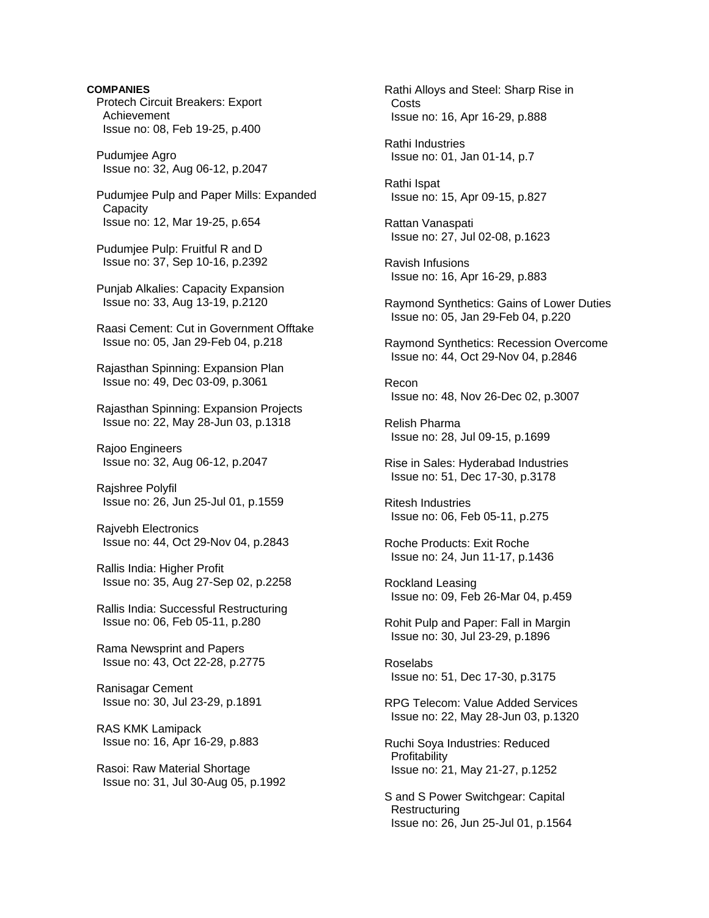**COMPANIES**

Protech Circuit Breakers: Export Achievement
Issue no: 08, Feb 19-25, p.400

Pudumjee Agro
Issue no: 32, Aug 06-12, p.2047

Pudumjee Pulp and Paper Mills: Expanded Capacity
Issue no: 12, Mar 19-25, p.654

Pudumjee Pulp: Fruitful R and D
Issue no: 37, Sep 10-16, p.2392

Punjab Alkalies: Capacity Expansion
Issue no: 33, Aug 13-19, p.2120

Raasi Cement: Cut in Government Offtake
Issue no: 05, Jan 29-Feb 04, p.218

Rajasthan Spinning: Expansion Plan
Issue no: 49, Dec 03-09, p.3061

Rajasthan Spinning: Expansion Projects
Issue no: 22, May 28-Jun 03, p.1318

Rajoo Engineers
Issue no: 32, Aug 06-12, p.2047

Rajshree Polyfil
Issue no: 26, Jun 25-Jul 01, p.1559

Rajvebh Electronics
Issue no: 44, Oct 29-Nov 04, p.2843

Rallis India: Higher Profit
Issue no: 35, Aug 27-Sep 02, p.2258

Rallis India: Successful Restructuring
Issue no: 06, Feb 05-11, p.280

Rama Newsprint and Papers
Issue no: 43, Oct 22-28, p.2775

Ranisagar Cement
Issue no: 30, Jul 23-29, p.1891

RAS KMK Lamipack
Issue no: 16, Apr 16-29, p.883

Rasoi: Raw Material Shortage
Issue no: 31, Jul 30-Aug 05, p.1992

Rathi Alloys and Steel: Sharp Rise in Costs
Issue no: 16, Apr 16-29, p.888

Rathi Industries
Issue no: 01, Jan 01-14, p.7

Rathi Ispat
Issue no: 15, Apr 09-15, p.827

Rattan Vanaspati
Issue no: 27, Jul 02-08, p.1623

Ravish Infusions
Issue no: 16, Apr 16-29, p.883

Raymond Synthetics: Gains of Lower Duties
Issue no: 05, Jan 29-Feb 04, p.220

Raymond Synthetics: Recession Overcome
Issue no: 44, Oct 29-Nov 04, p.2846

Recon
Issue no: 48, Nov 26-Dec 02, p.3007

Relish Pharma
Issue no: 28, Jul 09-15, p.1699

Rise in Sales: Hyderabad Industries
Issue no: 51, Dec 17-30, p.3178

Ritesh Industries
Issue no: 06, Feb 05-11, p.275

Roche Products: Exit Roche
Issue no: 24, Jun 11-17, p.1436

Rockland Leasing
Issue no: 09, Feb 26-Mar 04, p.459

Rohit Pulp and Paper: Fall in Margin
Issue no: 30, Jul 23-29, p.1896

Roselabs
Issue no: 51, Dec 17-30, p.3175

RPG Telecom: Value Added Services
Issue no: 22, May 28-Jun 03, p.1320

Ruchi Soya Industries: Reduced Profitability
Issue no: 21, May 21-27, p.1252

S and S Power Switchgear: Capital Restructuring
Issue no: 26, Jun 25-Jul 01, p.1564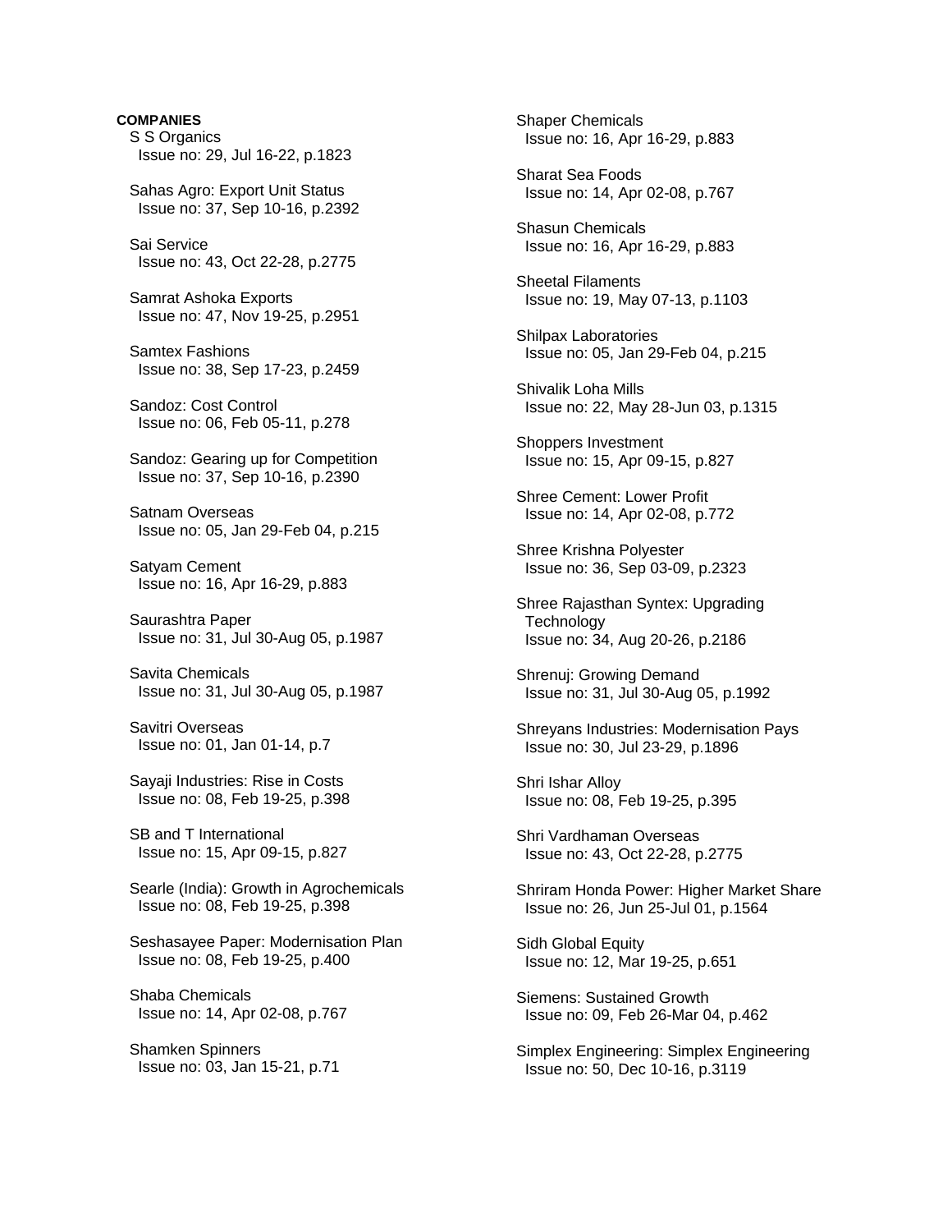**COMPANIES**

S S Organics
Issue no: 29, Jul 16-22, p.1823

Sahas Agro: Export Unit Status
Issue no: 37, Sep 10-16, p.2392

Sai Service
Issue no: 43, Oct 22-28, p.2775

Samrat Ashoka Exports
Issue no: 47, Nov 19-25, p.2951

Samtex Fashions
Issue no: 38, Sep 17-23, p.2459

Sandoz: Cost Control
Issue no: 06, Feb 05-11, p.278

Sandoz: Gearing up for Competition
Issue no: 37, Sep 10-16, p.2390

Satnam Overseas
Issue no: 05, Jan 29-Feb 04, p.215

Satyam Cement
Issue no: 16, Apr 16-29, p.883

Saurashtra Paper
Issue no: 31, Jul 30-Aug 05, p.1987

Savita Chemicals
Issue no: 31, Jul 30-Aug 05, p.1987

Savitri Overseas
Issue no: 01, Jan 01-14, p.7

Sayaji Industries: Rise in Costs
Issue no: 08, Feb 19-25, p.398

SB and T International
Issue no: 15, Apr 09-15, p.827

Searle (India): Growth in Agrochemicals
Issue no: 08, Feb 19-25, p.398

Seshasayee Paper: Modernisation Plan
Issue no: 08, Feb 19-25, p.400

Shaba Chemicals
Issue no: 14, Apr 02-08, p.767

Shamken Spinners
Issue no: 03, Jan 15-21, p.71

Shaper Chemicals
Issue no: 16, Apr 16-29, p.883

Sharat Sea Foods
Issue no: 14, Apr 02-08, p.767

Shasun Chemicals
Issue no: 16, Apr 16-29, p.883

Sheetal Filaments
Issue no: 19, May 07-13, p.1103

Shilpax Laboratories
Issue no: 05, Jan 29-Feb 04, p.215

Shivalik Loha Mills
Issue no: 22, May 28-Jun 03, p.1315

Shoppers Investment
Issue no: 15, Apr 09-15, p.827

Shree Cement: Lower Profit
Issue no: 14, Apr 02-08, p.772

Shree Krishna Polyester
Issue no: 36, Sep 03-09, p.2323

Shree Rajasthan Syntex: Upgrading Technology
Issue no: 34, Aug 20-26, p.2186

Shrenuj: Growing Demand
Issue no: 31, Jul 30-Aug 05, p.1992

Shreyans Industries: Modernisation Pays
Issue no: 30, Jul 23-29, p.1896

Shri Ishar Alloy
Issue no: 08, Feb 19-25, p.395

Shri Vardhaman Overseas
Issue no: 43, Oct 22-28, p.2775

Shriram Honda Power: Higher Market Share
Issue no: 26, Jun 25-Jul 01, p.1564

Sidh Global Equity
Issue no: 12, Mar 19-25, p.651

Siemens: Sustained Growth
Issue no: 09, Feb 26-Mar 04, p.462

Simplex Engineering: Simplex Engineering
Issue no: 50, Dec 10-16, p.3119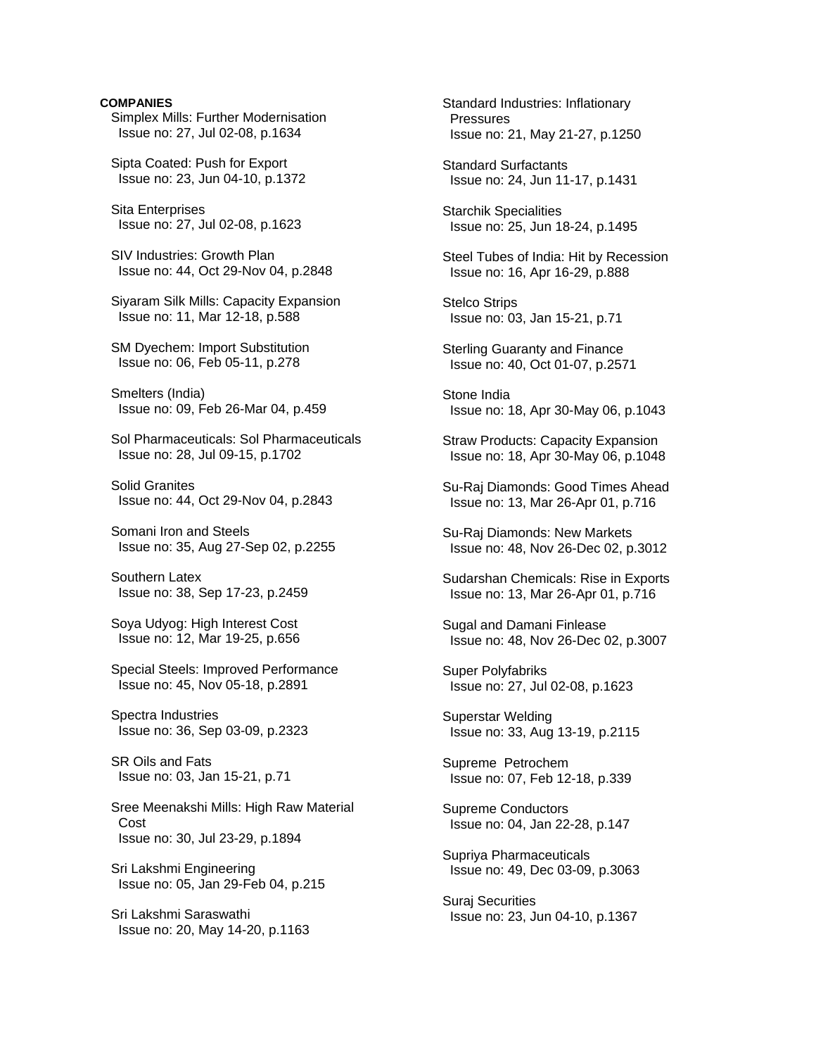**COMPANIES**

Simplex Mills: Further Modernisation
Issue no: 27, Jul 02-08, p.1634

Sipta Coated: Push for Export
Issue no: 23, Jun 04-10, p.1372

Sita Enterprises
Issue no: 27, Jul 02-08, p.1623

SIV Industries: Growth Plan
Issue no: 44, Oct 29-Nov 04, p.2848

Siyaram Silk Mills: Capacity Expansion
Issue no: 11, Mar 12-18, p.588

SM Dyechem: Import Substitution
Issue no: 06, Feb 05-11, p.278

Smelters (India)
Issue no: 09, Feb 26-Mar 04, p.459

Sol Pharmaceuticals: Sol Pharmaceuticals
Issue no: 28, Jul 09-15, p.1702

Solid Granites
Issue no: 44, Oct 29-Nov 04, p.2843

Somani Iron and Steels
Issue no: 35, Aug 27-Sep 02, p.2255

Southern Latex
Issue no: 38, Sep 17-23, p.2459

Soya Udyog: High Interest Cost
Issue no: 12, Mar 19-25, p.656

Special Steels: Improved Performance
Issue no: 45, Nov 05-18, p.2891

Spectra Industries
Issue no: 36, Sep 03-09, p.2323

SR Oils and Fats
Issue no: 03, Jan 15-21, p.71

Sree Meenakshi Mills: High Raw Material Cost
Issue no: 30, Jul 23-29, p.1894

Sri Lakshmi Engineering
Issue no: 05, Jan 29-Feb 04, p.215

Sri Lakshmi Saraswathi
Issue no: 20, May 14-20, p.1163

Standard Industries: Inflationary Pressures
Issue no: 21, May 21-27, p.1250

Standard Surfactants
Issue no: 24, Jun 11-17, p.1431

Starchik Specialities
Issue no: 25, Jun 18-24, p.1495

Steel Tubes of India: Hit by Recession
Issue no: 16, Apr 16-29, p.888

Stelco Strips
Issue no: 03, Jan 15-21, p.71

Sterling Guaranty and Finance
Issue no: 40, Oct 01-07, p.2571

Stone India
Issue no: 18, Apr 30-May 06, p.1043

Straw Products: Capacity Expansion
Issue no: 18, Apr 30-May 06, p.1048

Su-Raj Diamonds: Good Times Ahead
Issue no: 13, Mar 26-Apr 01, p.716

Su-Raj Diamonds: New Markets
Issue no: 48, Nov 26-Dec 02, p.3012

Sudarshan Chemicals: Rise in Exports
Issue no: 13, Mar 26-Apr 01, p.716

Sugal and Damani Finlease
Issue no: 48, Nov 26-Dec 02, p.3007

Super Polyfabriks
Issue no: 27, Jul 02-08, p.1623

Superstar Welding
Issue no: 33, Aug 13-19, p.2115

Supreme Petrochem
Issue no: 07, Feb 12-18, p.339

Supreme Conductors
Issue no: 04, Jan 22-28, p.147

Supriya Pharmaceuticals
Issue no: 49, Dec 03-09, p.3063

Suraj Securities
Issue no: 23, Jun 04-10, p.1367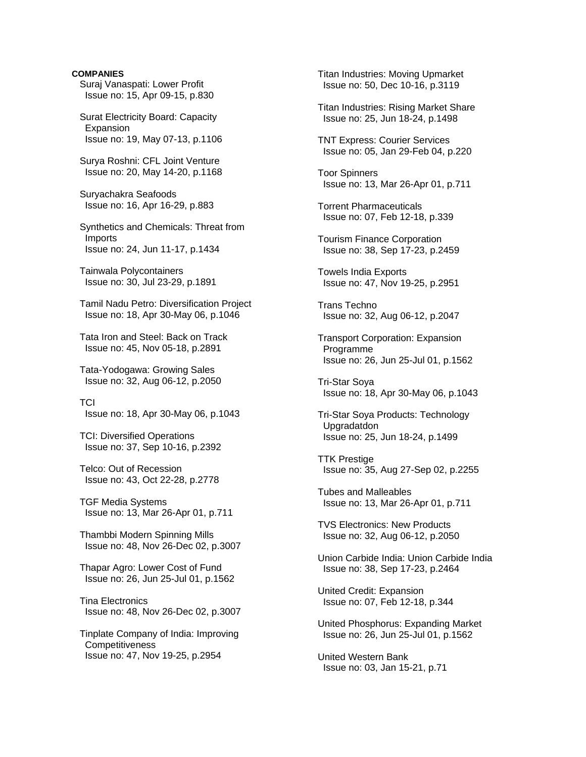**COMPANIES**

Suraj Vanaspati: Lower Profit
Issue no: 15, Apr 09-15, p.830

Surat Electricity Board: Capacity Expansion
Issue no: 19, May 07-13, p.1106

Surya Roshni: CFL Joint Venture
Issue no: 20, May 14-20, p.1168

Suryachakra Seafoods
Issue no: 16, Apr 16-29, p.883

Synthetics and Chemicals: Threat from Imports
Issue no: 24, Jun 11-17, p.1434

Tainwala Polycontainers
Issue no: 30, Jul 23-29, p.1891

Tamil Nadu Petro: Diversification Project
Issue no: 18, Apr 30-May 06, p.1046

Tata Iron and Steel: Back on Track
Issue no: 45, Nov 05-18, p.2891

Tata-Yodogawa: Growing Sales
Issue no: 32, Aug 06-12, p.2050

TCI
Issue no: 18, Apr 30-May 06, p.1043

TCI: Diversified Operations
Issue no: 37, Sep 10-16, p.2392

Telco: Out of Recession
Issue no: 43, Oct 22-28, p.2778

TGF Media Systems
Issue no: 13, Mar 26-Apr 01, p.711

Thambbi Modern Spinning Mills
Issue no: 48, Nov 26-Dec 02, p.3007

Thapar Agro: Lower Cost of Fund
Issue no: 26, Jun 25-Jul 01, p.1562

Tina Electronics
Issue no: 48, Nov 26-Dec 02, p.3007

Tinplate Company of India: Improving Competitiveness
Issue no: 47, Nov 19-25, p.2954

Titan Industries: Moving Upmarket
Issue no: 50, Dec 10-16, p.3119

Titan Industries: Rising Market Share
Issue no: 25, Jun 18-24, p.1498

TNT Express: Courier Services
Issue no: 05, Jan 29-Feb 04, p.220

Toor Spinners
Issue no: 13, Mar 26-Apr 01, p.711

Torrent Pharmaceuticals
Issue no: 07, Feb 12-18, p.339

Tourism Finance Corporation
Issue no: 38, Sep 17-23, p.2459

Towels India Exports
Issue no: 47, Nov 19-25, p.2951

Trans Techno
Issue no: 32, Aug 06-12, p.2047

Transport Corporation: Expansion Programme
Issue no: 26, Jun 25-Jul 01, p.1562

Tri-Star Soya
Issue no: 18, Apr 30-May 06, p.1043

Tri-Star Soya Products: Technology Upgradatdon
Issue no: 25, Jun 18-24, p.1499

TTK Prestige
Issue no: 35, Aug 27-Sep 02, p.2255

Tubes and Malleables
Issue no: 13, Mar 26-Apr 01, p.711

TVS Electronics: New Products
Issue no: 32, Aug 06-12, p.2050

Union Carbide India: Union Carbide India
Issue no: 38, Sep 17-23, p.2464

United Credit: Expansion
Issue no: 07, Feb 12-18, p.344

United Phosphorus: Expanding Market
Issue no: 26, Jun 25-Jul 01, p.1562

United Western Bank
Issue no: 03, Jan 15-21, p.71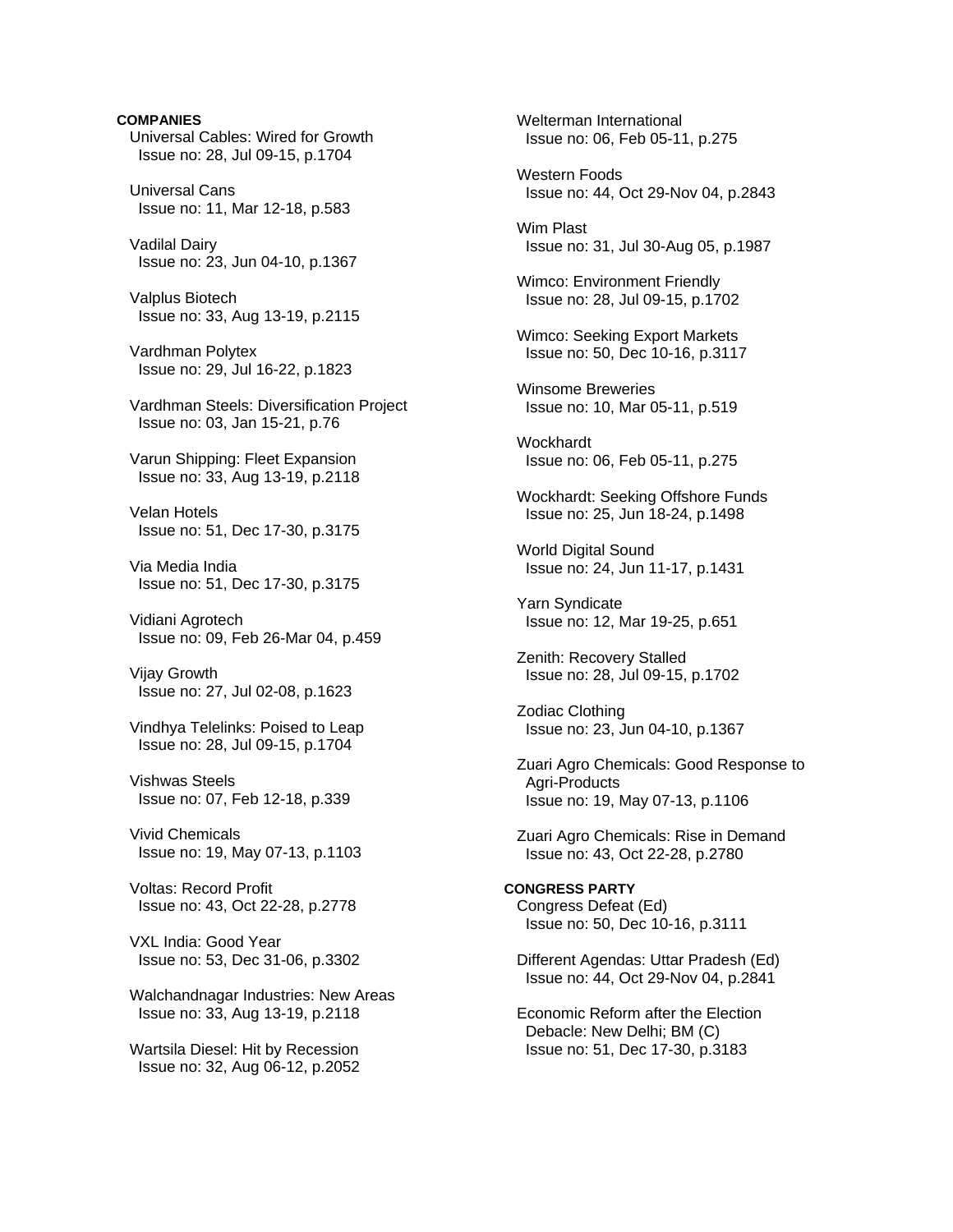**COMPANIES**

Universal Cables: Wired for Growth
Issue no: 28, Jul 09-15, p.1704

Universal Cans
Issue no: 11, Mar 12-18, p.583

Vadilal Dairy
Issue no: 23, Jun 04-10, p.1367

Valplus Biotech
Issue no: 33, Aug 13-19, p.2115

Vardhman Polytex
Issue no: 29, Jul 16-22, p.1823

Vardhman Steels: Diversification Project
Issue no: 03, Jan 15-21, p.76

Varun Shipping: Fleet Expansion
Issue no: 33, Aug 13-19, p.2118

Velan Hotels
Issue no: 51, Dec 17-30, p.3175

Via Media India
Issue no: 51, Dec 17-30, p.3175

Vidiani Agrotech
Issue no: 09, Feb 26-Mar 04, p.459

Vijay Growth
Issue no: 27, Jul 02-08, p.1623

Vindhya Telelinks: Poised to Leap
Issue no: 28, Jul 09-15, p.1704

Vishwas Steels
Issue no: 07, Feb 12-18, p.339

Vivid Chemicals
Issue no: 19, May 07-13, p.1103

Voltas: Record Profit
Issue no: 43, Oct 22-28, p.2778

VXL India: Good Year
Issue no: 53, Dec 31-06, p.3302

Walchandnagar Industries: New Areas
Issue no: 33, Aug 13-19, p.2118

Wartsila Diesel: Hit by Recession
Issue no: 32, Aug 06-12, p.2052

Welterman International
Issue no: 06, Feb 05-11, p.275

Western Foods
Issue no: 44, Oct 29-Nov 04, p.2843

Wim Plast
Issue no: 31, Jul 30-Aug 05, p.1987

Wimco: Environment Friendly
Issue no: 28, Jul 09-15, p.1702

Wimco: Seeking Export Markets
Issue no: 50, Dec 10-16, p.3117

Winsome Breweries
Issue no: 10, Mar 05-11, p.519

Wockhardt
Issue no: 06, Feb 05-11, p.275

Wockhardt: Seeking Offshore Funds
Issue no: 25, Jun 18-24, p.1498

World Digital Sound
Issue no: 24, Jun 11-17, p.1431

Yarn Syndicate
Issue no: 12, Mar 19-25, p.651

Zenith: Recovery Stalled
Issue no: 28, Jul 09-15, p.1702

Zodiac Clothing
Issue no: 23, Jun 04-10, p.1367

Zuari Agro Chemicals: Good Response to Agri-Products
Issue no: 19, May 07-13, p.1106

Zuari Agro Chemicals: Rise in Demand
Issue no: 43, Oct 22-28, p.2780

**CONGRESS PARTY**

Congress Defeat (Ed)
Issue no: 50, Dec 10-16, p.3111

Different Agendas: Uttar Pradesh (Ed)
Issue no: 44, Oct 29-Nov 04, p.2841

Economic Reform after the Election Debacle: New Delhi; BM (C)
Issue no: 51, Dec 17-30, p.3183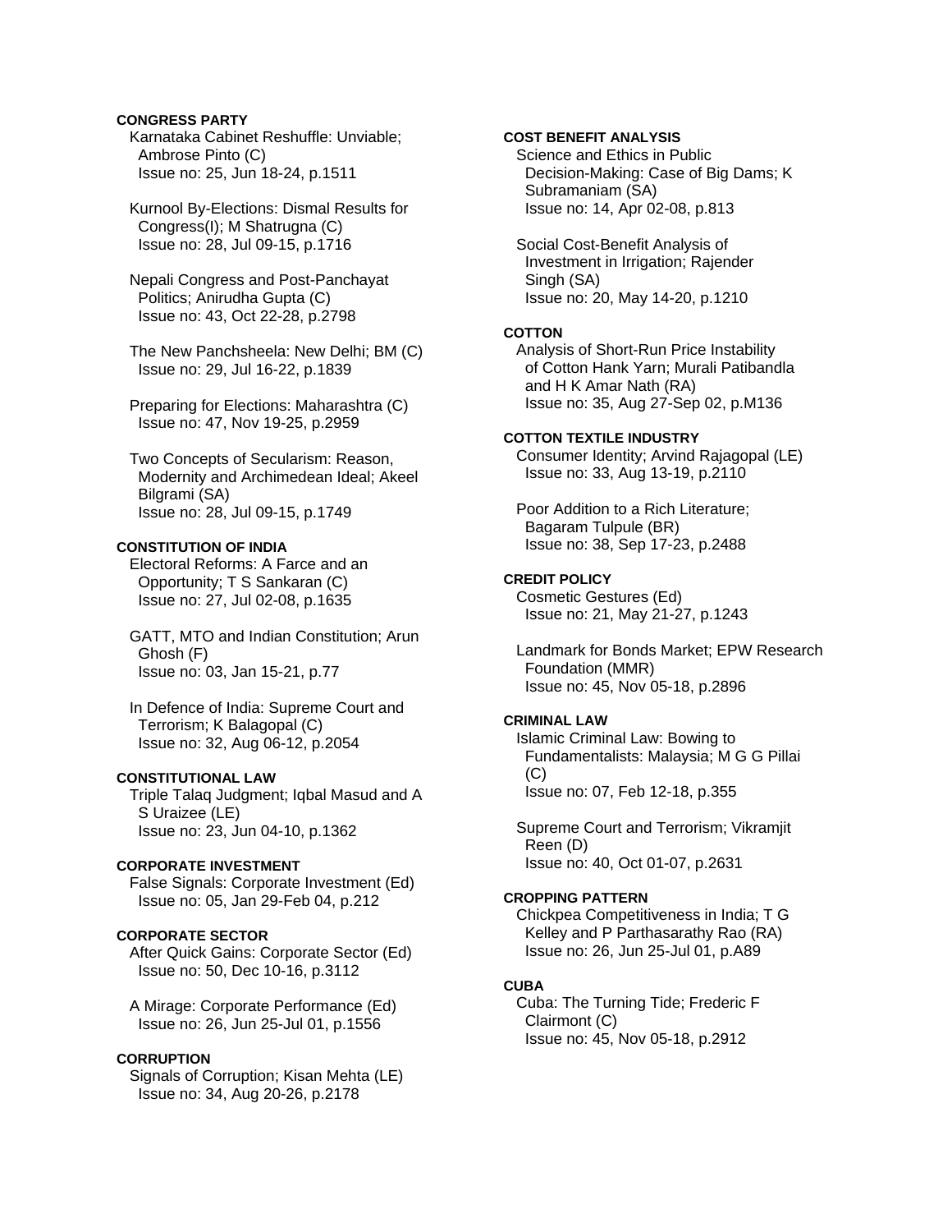**CONGRESS PARTY**

Karnataka Cabinet Reshuffle: Unviable; Ambrose Pinto (C)
Issue no: 25, Jun 18-24, p.1511

Kurnool By-Elections: Dismal Results for Congress(I); M Shatrugna (C)
Issue no: 28, Jul 09-15, p.1716

Nepali Congress and Post-Panchayat Politics; Anirudha Gupta (C)
Issue no: 43, Oct 22-28, p.2798

The New Panchsheela: New Delhi; BM (C)
Issue no: 29, Jul 16-22, p.1839

Preparing for Elections: Maharashtra (C)
Issue no: 47, Nov 19-25, p.2959

Two Concepts of Secularism: Reason, Modernity and Archimedean Ideal; Akeel Bilgrami (SA)
Issue no: 28, Jul 09-15, p.1749

**CONSTITUTION OF INDIA**

Electoral Reforms: A Farce and an Opportunity; T S Sankaran (C)
Issue no: 27, Jul 02-08, p.1635

GATT, MTO and Indian Constitution; Arun Ghosh (F)
Issue no: 03, Jan 15-21, p.77

In Defence of India: Supreme Court and Terrorism; K Balagopal (C)
Issue no: 32, Aug 06-12, p.2054

**CONSTITUTIONAL LAW**

Triple Talaq Judgment; Iqbal Masud and A S Uraizee (LE)
Issue no: 23, Jun 04-10, p.1362

**CORPORATE INVESTMENT**

False Signals: Corporate Investment (Ed)
Issue no: 05, Jan 29-Feb 04, p.212

**CORPORATE SECTOR**

After Quick Gains: Corporate Sector (Ed)
Issue no: 50, Dec 10-16, p.3112

A Mirage: Corporate Performance (Ed)
Issue no: 26, Jun 25-Jul 01, p.1556

**CORRUPTION**

Signals of Corruption; Kisan Mehta (LE)
Issue no: 34, Aug 20-26, p.2178

**COST BENEFIT ANALYSIS**

Science and Ethics in Public Decision-Making: Case of Big Dams; K Subramaniam (SA)
Issue no: 14, Apr 02-08, p.813

Social Cost-Benefit Analysis of Investment in Irrigation; Rajender Singh (SA)
Issue no: 20, May 14-20, p.1210

**COTTON**

Analysis of Short-Run Price Instability of Cotton Hank Yarn; Murali Patibandla and H K Amar Nath (RA)
Issue no: 35, Aug 27-Sep 02, p.M136

**COTTON TEXTILE INDUSTRY**

Consumer Identity; Arvind Rajagopal (LE)
Issue no: 33, Aug 13-19, p.2110

Poor Addition to a Rich Literature; Bagaram Tulpule (BR)
Issue no: 38, Sep 17-23, p.2488

**CREDIT POLICY**

Cosmetic Gestures (Ed)
Issue no: 21, May 21-27, p.1243

Landmark for Bonds Market; EPW Research Foundation (MMR)
Issue no: 45, Nov 05-18, p.2896

**CRIMINAL LAW**

Islamic Criminal Law: Bowing to Fundamentalists: Malaysia; M G G Pillai (C)
Issue no: 07, Feb 12-18, p.355

Supreme Court and Terrorism; Vikramjit Reen (D)
Issue no: 40, Oct 01-07, p.2631

**CROPPING PATTERN**

Chickpea Competitiveness in India; T G Kelley and P Parthasarathy Rao (RA)
Issue no: 26, Jun 25-Jul 01, p.A89

**CUBA**

Cuba: The Turning Tide; Frederic F Clairmont (C)
Issue no: 45, Nov 05-18, p.2912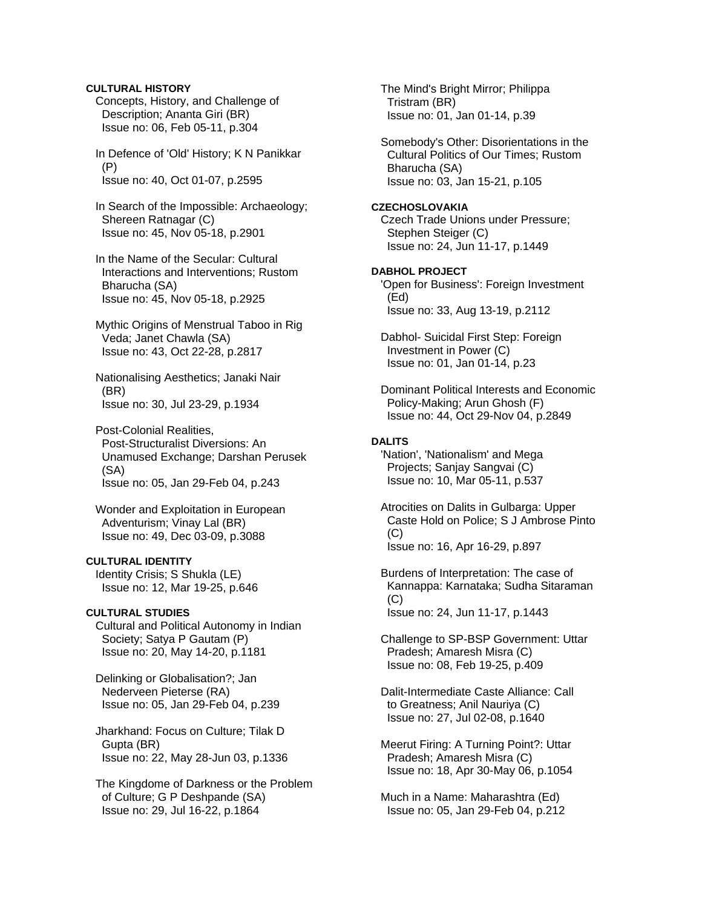**CULTURAL HISTORY**

Concepts, History, and Challenge of Description; Ananta Giri (BR)
Issue no: 06, Feb 05-11, p.304

In Defence of 'Old' History; K N Panikkar (P)
Issue no: 40, Oct 01-07, p.2595

In Search of the Impossible: Archaeology; Shereen Ratnagar (C)
Issue no: 45, Nov 05-18, p.2901

In the Name of the Secular: Cultural Interactions and Interventions; Rustom Bharucha (SA)
Issue no: 45, Nov 05-18, p.2925

Mythic Origins of Menstrual Taboo in Rig Veda; Janet Chawla (SA)
Issue no: 43, Oct 22-28, p.2817

Nationalising Aesthetics; Janaki Nair (BR)
Issue no: 30, Jul 23-29, p.1934

Post-Colonial Realities, Post-Structuralist Diversions: An Unamused Exchange; Darshan Perusek (SA)
Issue no: 05, Jan 29-Feb 04, p.243

Wonder and Exploitation in European Adventurism; Vinay Lal (BR)
Issue no: 49, Dec 03-09, p.3088

**CULTURAL IDENTITY**

Identity Crisis; S Shukla (LE)
Issue no: 12, Mar 19-25, p.646

**CULTURAL STUDIES**

Cultural and Political Autonomy in Indian Society; Satya P Gautam (P)
Issue no: 20, May 14-20, p.1181

Delinking or Globalisation?; Jan Nederveen Pieterse (RA)
Issue no: 05, Jan 29-Feb 04, p.239

Jharkhand: Focus on Culture; Tilak D Gupta (BR)
Issue no: 22, May 28-Jun 03, p.1336

The Kingdome of Darkness or the Problem of Culture; G P Deshpande (SA)
Issue no: 29, Jul 16-22, p.1864

The Mind's Bright Mirror; Philippa Tristram (BR)
Issue no: 01, Jan 01-14, p.39

Somebody's Other: Disorientations in the Cultural Politics of Our Times; Rustom Bharucha (SA)
Issue no: 03, Jan 15-21, p.105

**CZECHOSLOVAKIA**

Czech Trade Unions under Pressure; Stephen Steiger (C)
Issue no: 24, Jun 11-17, p.1449

**DABHOL PROJECT**

'Open for Business': Foreign Investment (Ed)
Issue no: 33, Aug 13-19, p.2112

Dabhol- Suicidal First Step: Foreign Investment in Power (C)
Issue no: 01, Jan 01-14, p.23

Dominant Political Interests and Economic Policy-Making; Arun Ghosh (F)
Issue no: 44, Oct 29-Nov 04, p.2849

**DALITS**

'Nation', 'Nationalism' and Mega Projects; Sanjay Sangvai (C)
Issue no: 10, Mar 05-11, p.537

Atrocities on Dalits in Gulbarga: Upper Caste Hold on Police; S J Ambrose Pinto (C)
Issue no: 16, Apr 16-29, p.897

Burdens of Interpretation: The case of Kannappa: Karnataka; Sudha Sitaraman (C)
Issue no: 24, Jun 11-17, p.1443

Challenge to SP-BSP Government: Uttar Pradesh; Amaresh Misra (C)
Issue no: 08, Feb 19-25, p.409

Dalit-Intermediate Caste Alliance: Call to Greatness; Anil Nauriya (C)
Issue no: 27, Jul 02-08, p.1640

Meerut Firing: A Turning Point?: Uttar Pradesh; Amaresh Misra (C)
Issue no: 18, Apr 30-May 06, p.1054

Much in a Name: Maharashtra (Ed)
Issue no: 05, Jan 29-Feb 04, p.212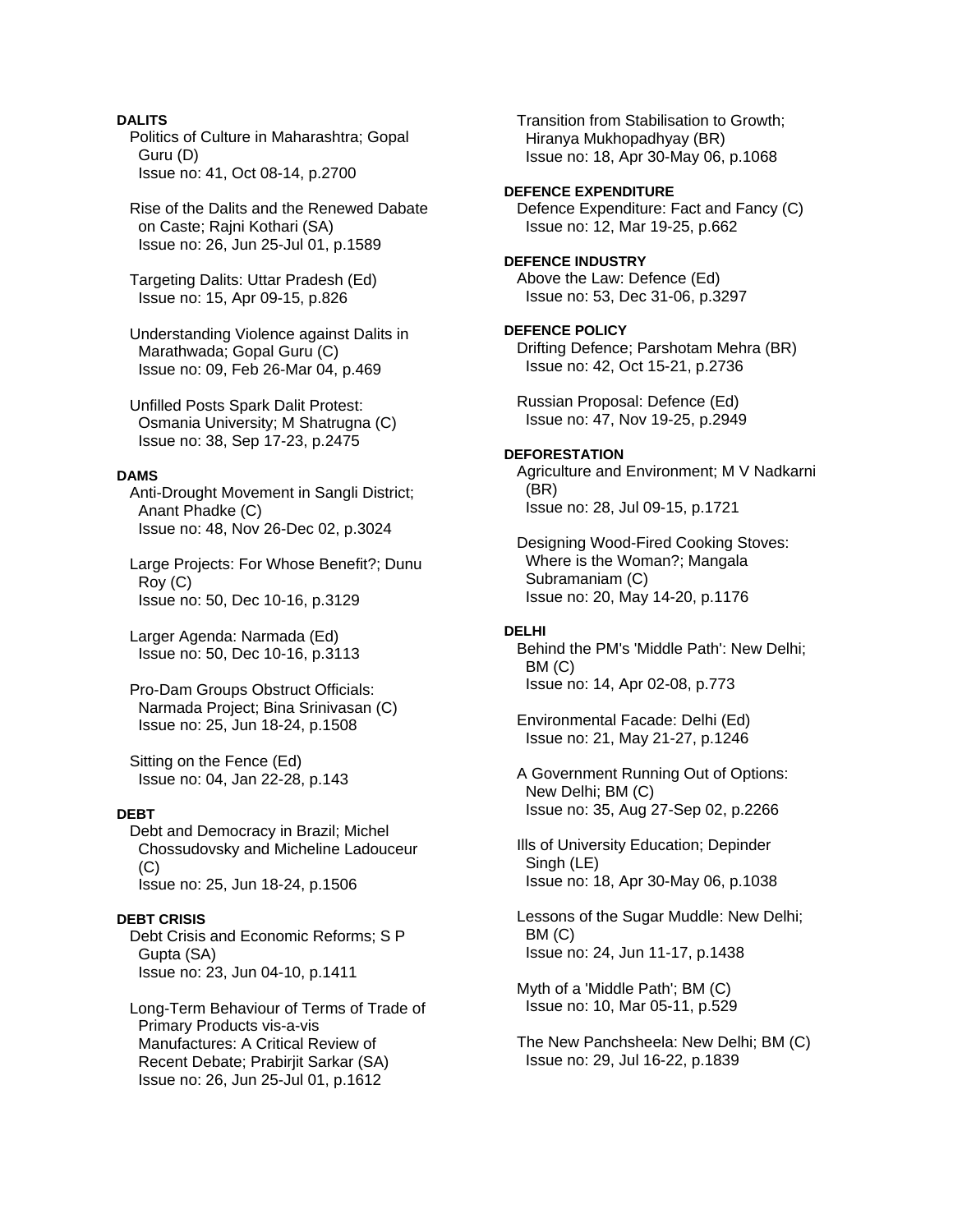**DALITS**

Politics of Culture in Maharashtra; Gopal Guru (D)
Issue no: 41, Oct 08-14, p.2700

Rise of the Dalits and the Renewed Dabate on Caste; Rajni Kothari (SA)
Issue no: 26, Jun 25-Jul 01, p.1589

Targeting Dalits: Uttar Pradesh (Ed)
Issue no: 15, Apr 09-15, p.826

Understanding Violence against Dalits in Marathwada; Gopal Guru (C)
Issue no: 09, Feb 26-Mar 04, p.469

Unfilled Posts Spark Dalit Protest: Osmania University; M Shatrugna (C)
Issue no: 38, Sep 17-23, p.2475

**DAMS**

Anti-Drought Movement in Sangli District; Anant Phadke (C)
Issue no: 48, Nov 26-Dec 02, p.3024

Large Projects: For Whose Benefit?; Dunu Roy (C)
Issue no: 50, Dec 10-16, p.3129

Larger Agenda: Narmada (Ed)
Issue no: 50, Dec 10-16, p.3113

Pro-Dam Groups Obstruct Officials: Narmada Project; Bina Srinivasan (C)
Issue no: 25, Jun 18-24, p.1508

Sitting on the Fence (Ed)
Issue no: 04, Jan 22-28, p.143

**DEBT**

Debt and Democracy in Brazil; Michel Chossudovsky and Micheline Ladouceur (C)
Issue no: 25, Jun 18-24, p.1506

**DEBT CRISIS**

Debt Crisis and Economic Reforms; S P Gupta (SA)
Issue no: 23, Jun 04-10, p.1411

Long-Term Behaviour of Terms of Trade of Primary Products vis-a-vis Manufactures: A Critical Review of Recent Debate; Prabirjit Sarkar (SA)
Issue no: 26, Jun 25-Jul 01, p.1612

Transition from Stabilisation to Growth; Hiranya Mukhopadhyay (BR)
Issue no: 18, Apr 30-May 06, p.1068

**DEFENCE EXPENDITURE**

Defence Expenditure: Fact and Fancy (C)
Issue no: 12, Mar 19-25, p.662

**DEFENCE INDUSTRY**

Above the Law: Defence (Ed)
Issue no: 53, Dec 31-06, p.3297

**DEFENCE POLICY**

Drifting Defence; Parshotam Mehra (BR)
Issue no: 42, Oct 15-21, p.2736

Russian Proposal: Defence (Ed)
Issue no: 47, Nov 19-25, p.2949

**DEFORESTATION**

Agriculture and Environment; M V Nadkarni (BR)
Issue no: 28, Jul 09-15, p.1721

Designing Wood-Fired Cooking Stoves: Where is the Woman?; Mangala Subramaniam (C)
Issue no: 20, May 14-20, p.1176

**DELHI**

Behind the PM's 'Middle Path': New Delhi; BM (C)
Issue no: 14, Apr 02-08, p.773

Environmental Facade: Delhi (Ed)
Issue no: 21, May 21-27, p.1246

A Government Running Out of Options: New Delhi; BM (C)
Issue no: 35, Aug 27-Sep 02, p.2266

Ills of University Education; Depinder Singh (LE)
Issue no: 18, Apr 30-May 06, p.1038

Lessons of the Sugar Muddle: New Delhi; BM (C)
Issue no: 24, Jun 11-17, p.1438

Myth of a 'Middle Path'; BM (C)
Issue no: 10, Mar 05-11, p.529

The New Panchsheela: New Delhi; BM (C)
Issue no: 29, Jul 16-22, p.1839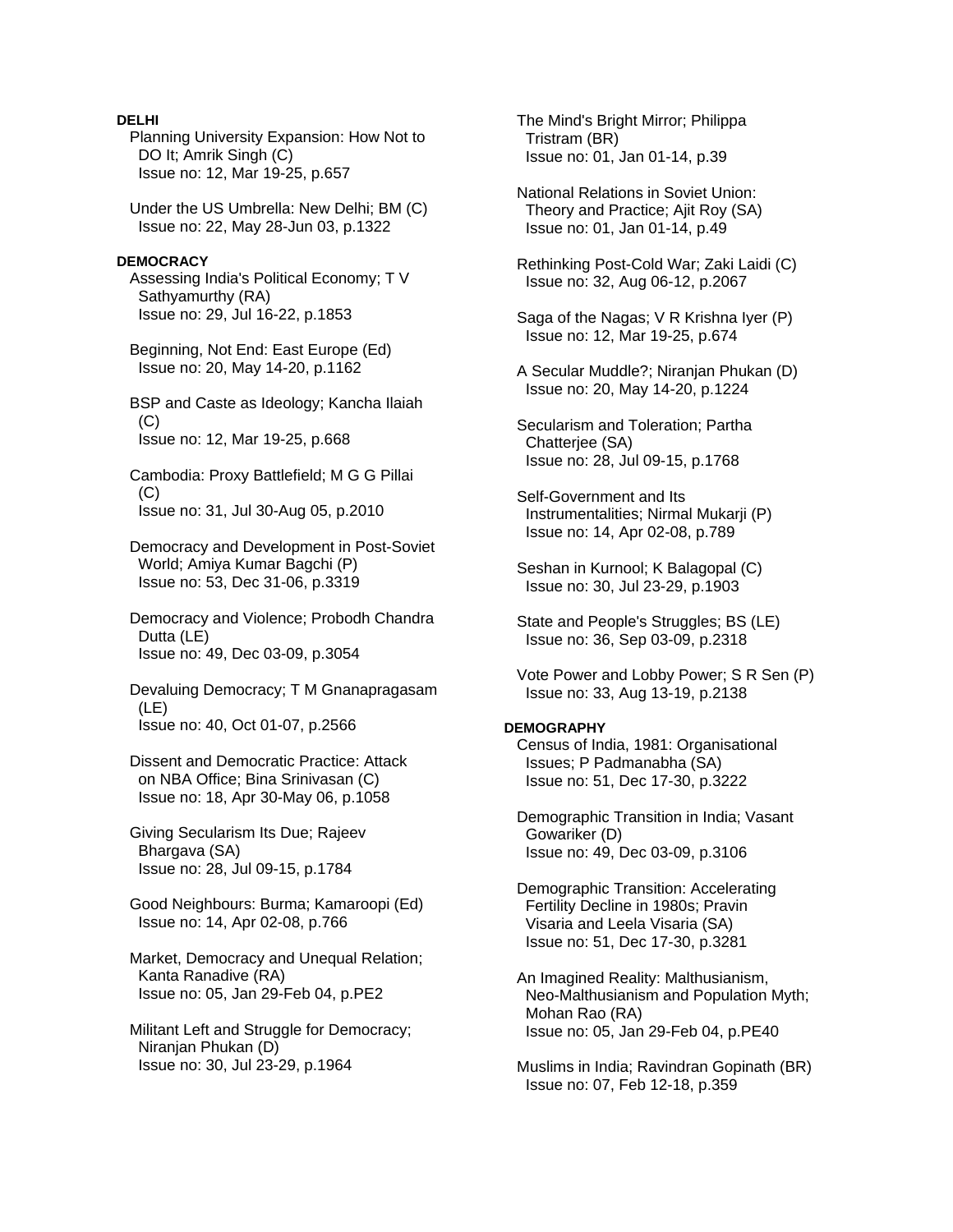**DELHI**

Planning University Expansion: How Not to DO It; Amrik Singh (C)
Issue no: 12, Mar 19-25, p.657

Under the US Umbrella: New Delhi; BM (C)
Issue no: 22, May 28-Jun 03, p.1322

**DEMOCRACY**

Assessing India's Political Economy; T V Sathyamurthy (RA)
Issue no: 29, Jul 16-22, p.1853

Beginning, Not End: East Europe (Ed)
Issue no: 20, May 14-20, p.1162

BSP and Caste as Ideology; Kancha Ilaiah (C)
Issue no: 12, Mar 19-25, p.668

Cambodia: Proxy Battlefield; M G G Pillai (C)
Issue no: 31, Jul 30-Aug 05, p.2010

Democracy and Development in Post-Soviet World; Amiya Kumar Bagchi (P)
Issue no: 53, Dec 31-06, p.3319

Democracy and Violence; Probodh Chandra Dutta (LE)
Issue no: 49, Dec 03-09, p.3054

Devaluing Democracy; T M Gnanapragasam (LE)
Issue no: 40, Oct 01-07, p.2566

Dissent and Democratic Practice: Attack on NBA Office; Bina Srinivasan (C)
Issue no: 18, Apr 30-May 06, p.1058

Giving Secularism Its Due; Rajeev Bhargava (SA)
Issue no: 28, Jul 09-15, p.1784

Good Neighbours: Burma; Kamaroopi (Ed)
Issue no: 14, Apr 02-08, p.766

Market, Democracy and Unequal Relation; Kanta Ranadive (RA)
Issue no: 05, Jan 29-Feb 04, p.PE2

Militant Left and Struggle for Democracy; Niranjan Phukan (D)
Issue no: 30, Jul 23-29, p.1964

The Mind's Bright Mirror; Philippa Tristram (BR)
Issue no: 01, Jan 01-14, p.39

National Relations in Soviet Union: Theory and Practice; Ajit Roy (SA)
Issue no: 01, Jan 01-14, p.49

Rethinking Post-Cold War; Zaki Laidi (C)
Issue no: 32, Aug 06-12, p.2067

Saga of the Nagas; V R Krishna Iyer (P)
Issue no: 12, Mar 19-25, p.674

A Secular Muddle?; Niranjan Phukan (D)
Issue no: 20, May 14-20, p.1224

Secularism and Toleration; Partha Chatterjee (SA)
Issue no: 28, Jul 09-15, p.1768

Self-Government and Its Instrumentalities; Nirmal Mukarji (P)
Issue no: 14, Apr 02-08, p.789

Seshan in Kurnool; K Balagopal (C)
Issue no: 30, Jul 23-29, p.1903

State and People's Struggles; BS (LE)
Issue no: 36, Sep 03-09, p.2318

Vote Power and Lobby Power; S R Sen (P)
Issue no: 33, Aug 13-19, p.2138

**DEMOGRAPHY**

Census of India, 1981: Organisational Issues; P Padmanabha (SA)
Issue no: 51, Dec 17-30, p.3222

Demographic Transition in India; Vasant Gowariker (D)
Issue no: 49, Dec 03-09, p.3106

Demographic Transition: Accelerating Fertility Decline in 1980s; Pravin Visaria and Leela Visaria (SA)
Issue no: 51, Dec 17-30, p.3281

An Imagined Reality: Malthusianism, Neo-Malthusianism and Population Myth; Mohan Rao (RA)
Issue no: 05, Jan 29-Feb 04, p.PE40

Muslims in India; Ravindran Gopinath (BR)
Issue no: 07, Feb 12-18, p.359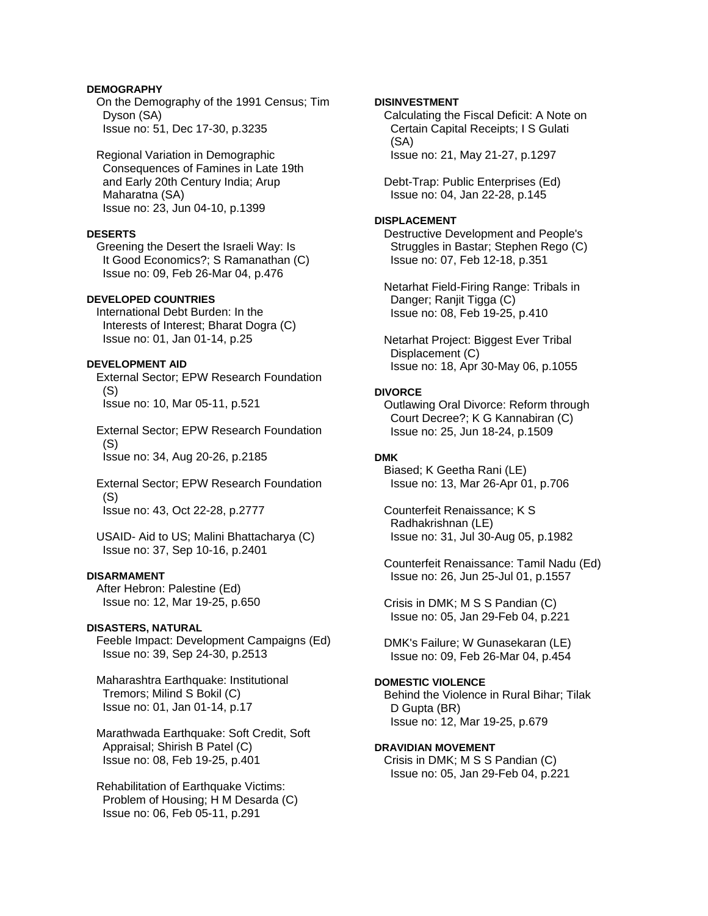**DEMOGRAPHY**

On the Demography of the 1991 Census; Tim Dyson (SA)
Issue no: 51, Dec 17-30, p.3235

Regional Variation in Demographic Consequences of Famines in Late 19th and Early 20th Century India; Arup Maharatna (SA)
Issue no: 23, Jun 04-10, p.1399

**DESERTS**

Greening the Desert the Israeli Way: Is It Good Economics?; S Ramanathan (C)
Issue no: 09, Feb 26-Mar 04, p.476

**DEVELOPED COUNTRIES**

International Debt Burden: In the Interests of Interest; Bharat Dogra (C)
Issue no: 01, Jan 01-14, p.25

**DEVELOPMENT AID**

External Sector; EPW Research Foundation (S)
Issue no: 10, Mar 05-11, p.521

External Sector; EPW Research Foundation (S)
Issue no: 34, Aug 20-26, p.2185

External Sector; EPW Research Foundation (S)
Issue no: 43, Oct 22-28, p.2777

USAID- Aid to US; Malini Bhattacharya (C)
Issue no: 37, Sep 10-16, p.2401

**DISARMAMENT**

After Hebron: Palestine (Ed)
Issue no: 12, Mar 19-25, p.650

**DISASTERS, NATURAL**

Feeble Impact: Development Campaigns (Ed)
Issue no: 39, Sep 24-30, p.2513

Maharashtra Earthquake: Institutional Tremors; Milind S Bokil (C)
Issue no: 01, Jan 01-14, p.17

Marathwada Earthquake: Soft Credit, Soft Appraisal; Shirish B Patel (C)
Issue no: 08, Feb 19-25, p.401

Rehabilitation of Earthquake Victims: Problem of Housing; H M Desarda (C)
Issue no: 06, Feb 05-11, p.291

**DISINVESTMENT**

Calculating the Fiscal Deficit: A Note on Certain Capital Receipts; I S Gulati (SA)
Issue no: 21, May 21-27, p.1297

Debt-Trap: Public Enterprises (Ed)
Issue no: 04, Jan 22-28, p.145

**DISPLACEMENT**

Destructive Development and People's Struggles in Bastar; Stephen Rego (C)
Issue no: 07, Feb 12-18, p.351

Netarhat Field-Firing Range: Tribals in Danger; Ranjit Tigga (C)
Issue no: 08, Feb 19-25, p.410

Netarhat Project: Biggest Ever Tribal Displacement (C)
Issue no: 18, Apr 30-May 06, p.1055

**DIVORCE**

Outlawing Oral Divorce: Reform through Court Decree?; K G Kannabiran (C)
Issue no: 25, Jun 18-24, p.1509

**DMK**

Biased; K Geetha Rani (LE)
Issue no: 13, Mar 26-Apr 01, p.706

Counterfeit Renaissance; K S Radhakrishnan (LE)
Issue no: 31, Jul 30-Aug 05, p.1982

Counterfeit Renaissance: Tamil Nadu (Ed)
Issue no: 26, Jun 25-Jul 01, p.1557

Crisis in DMK; M S S Pandian (C)
Issue no: 05, Jan 29-Feb 04, p.221

DMK's Failure; W Gunasekaran (LE)
Issue no: 09, Feb 26-Mar 04, p.454

**DOMESTIC VIOLENCE**

Behind the Violence in Rural Bihar; Tilak D Gupta (BR)
Issue no: 12, Mar 19-25, p.679

**DRAVIDIAN MOVEMENT**

Crisis in DMK; M S S Pandian (C)
Issue no: 05, Jan 29-Feb 04, p.221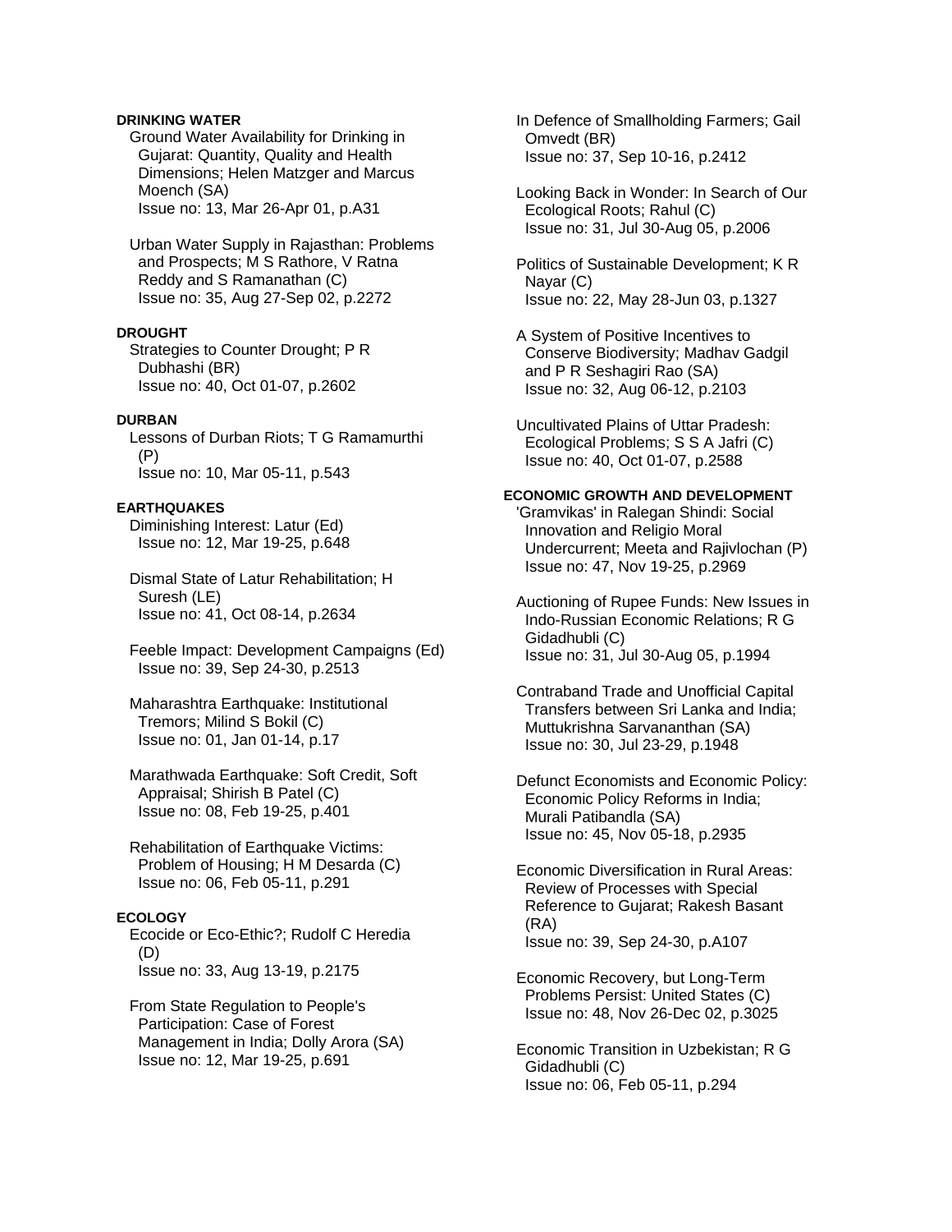**DRINKING WATER**

Ground Water Availability for Drinking in Gujarat: Quantity, Quality and Health Dimensions; Helen Matzger and Marcus Moench (SA)
Issue no: 13, Mar 26-Apr 01, p.A31

Urban Water Supply in Rajasthan: Problems and Prospects; M S Rathore, V Ratna Reddy and S Ramanathan (C)
Issue no: 35, Aug 27-Sep 02, p.2272

**DROUGHT**

Strategies to Counter Drought; P R Dubhashi (BR)
Issue no: 40, Oct 01-07, p.2602

**DURBAN**

Lessons of Durban Riots; T G Ramamurthi (P)
Issue no: 10, Mar 05-11, p.543

**EARTHQUAKES**

Diminishing Interest: Latur (Ed)
Issue no: 12, Mar 19-25, p.648

Dismal State of Latur Rehabilitation; H Suresh (LE)
Issue no: 41, Oct 08-14, p.2634

Feeble Impact: Development Campaigns (Ed)
Issue no: 39, Sep 24-30, p.2513

Maharashtra Earthquake: Institutional Tremors; Milind S Bokil (C)
Issue no: 01, Jan 01-14, p.17

Marathwada Earthquake: Soft Credit, Soft Appraisal; Shirish B Patel (C)
Issue no: 08, Feb 19-25, p.401

Rehabilitation of Earthquake Victims: Problem of Housing; H M Desarda (C)
Issue no: 06, Feb 05-11, p.291

**ECOLOGY**

Ecocide or Eco-Ethic?; Rudolf C Heredia (D)
Issue no: 33, Aug 13-19, p.2175

From State Regulation to People's Participation: Case of Forest Management in India; Dolly Arora (SA)
Issue no: 12, Mar 19-25, p.691

In Defence of Smallholding Farmers; Gail Omvedt (BR)
Issue no: 37, Sep 10-16, p.2412

Looking Back in Wonder: In Search of Our Ecological Roots; Rahul (C)
Issue no: 31, Jul 30-Aug 05, p.2006

Politics of Sustainable Development; K R Nayar (C)
Issue no: 22, May 28-Jun 03, p.1327

A System of Positive Incentives to Conserve Biodiversity; Madhav Gadgil and P R Seshagiri Rao (SA)
Issue no: 32, Aug 06-12, p.2103

Uncultivated Plains of Uttar Pradesh: Ecological Problems; S S A Jafri (C)
Issue no: 40, Oct 01-07, p.2588

**ECONOMIC GROWTH AND DEVELOPMENT**

'Gramvikas' in Ralegan Shindi: Social Innovation and Religio Moral Undercurrent; Meeta and Rajivlochan (P)
Issue no: 47, Nov 19-25, p.2969

Auctioning of Rupee Funds: New Issues in Indo-Russian Economic Relations; R G Gidadhubli (C)
Issue no: 31, Jul 30-Aug 05, p.1994

Contraband Trade and Unofficial Capital Transfers between Sri Lanka and India; Muttukrishna Sarvananthan (SA)
Issue no: 30, Jul 23-29, p.1948

Defunct Economists and Economic Policy: Economic Policy Reforms in India; Murali Patibandla (SA)
Issue no: 45, Nov 05-18, p.2935

Economic Diversification in Rural Areas: Review of Processes with Special Reference to Gujarat; Rakesh Basant (RA)
Issue no: 39, Sep 24-30, p.A107

Economic Recovery, but Long-Term Problems Persist: United States (C)
Issue no: 48, Nov 26-Dec 02, p.3025

Economic Transition in Uzbekistan; R G Gidadhubli (C)
Issue no: 06, Feb 05-11, p.294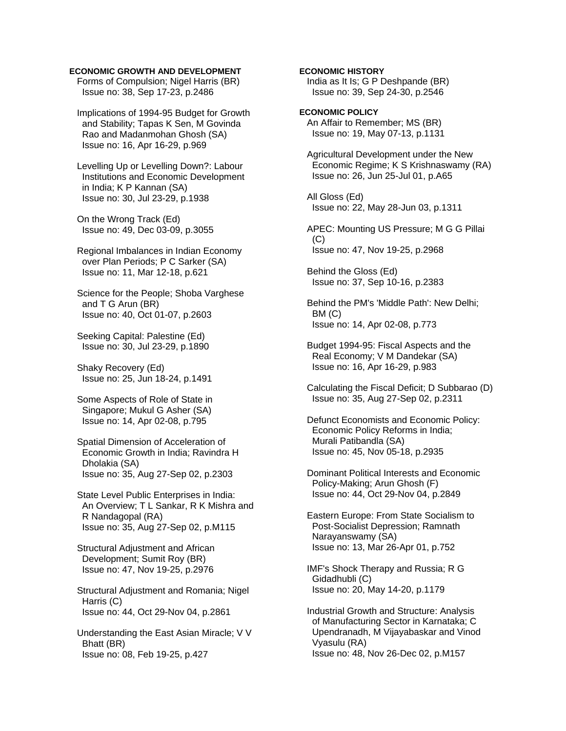**ECONOMIC GROWTH AND DEVELOPMENT**

Forms of Compulsion; Nigel Harris (BR)
Issue no: 38, Sep 17-23, p.2486

Implications of 1994-95 Budget for Growth and Stability; Tapas K Sen, M Govinda Rao and Madanmohan Ghosh (SA)
Issue no: 16, Apr 16-29, p.969

Levelling Up or Levelling Down?: Labour Institutions and Economic Development in India; K P Kannan (SA)
Issue no: 30, Jul 23-29, p.1938

On the Wrong Track (Ed)
Issue no: 49, Dec 03-09, p.3055

Regional Imbalances in Indian Economy over Plan Periods; P C Sarker (SA)
Issue no: 11, Mar 12-18, p.621

Science for the People; Shoba Varghese and T G Arun (BR)
Issue no: 40, Oct 01-07, p.2603

Seeking Capital: Palestine (Ed)
Issue no: 30, Jul 23-29, p.1890

Shaky Recovery (Ed)
Issue no: 25, Jun 18-24, p.1491

Some Aspects of Role of State in Singapore; Mukul G Asher (SA)
Issue no: 14, Apr 02-08, p.795

Spatial Dimension of Acceleration of Economic Growth in India; Ravindra H Dholakia (SA)
Issue no: 35, Aug 27-Sep 02, p.2303

State Level Public Enterprises in India: An Overview; T L Sankar, R K Mishra and R Nandagopal (RA)
Issue no: 35, Aug 27-Sep 02, p.M115

Structural Adjustment and African Development; Sumit Roy (BR)
Issue no: 47, Nov 19-25, p.2976

Structural Adjustment and Romania; Nigel Harris (C)
Issue no: 44, Oct 29-Nov 04, p.2861

Understanding the East Asian Miracle; V V Bhatt (BR)
Issue no: 08, Feb 19-25, p.427

**ECONOMIC HISTORY**

India as It Is; G P Deshpande (BR)
Issue no: 39, Sep 24-30, p.2546

**ECONOMIC POLICY**

An Affair to Remember; MS (BR)
Issue no: 19, May 07-13, p.1131

Agricultural Development under the New Economic Regime; K S Krishnaswamy (RA)
Issue no: 26, Jun 25-Jul 01, p.A65

All Gloss (Ed)
Issue no: 22, May 28-Jun 03, p.1311

APEC: Mounting US Pressure; M G G Pillai (C)
Issue no: 47, Nov 19-25, p.2968

Behind the Gloss (Ed)
Issue no: 37, Sep 10-16, p.2383

Behind the PM's 'Middle Path': New Delhi; BM (C)
Issue no: 14, Apr 02-08, p.773

Budget 1994-95: Fiscal Aspects and the Real Economy; V M Dandekar (SA)
Issue no: 16, Apr 16-29, p.983

Calculating the Fiscal Deficit; D Subbarao (D)
Issue no: 35, Aug 27-Sep 02, p.2311

Defunct Economists and Economic Policy: Economic Policy Reforms in India; Murali Patibandla (SA)
Issue no: 45, Nov 05-18, p.2935

Dominant Political Interests and Economic Policy-Making; Arun Ghosh (F)
Issue no: 44, Oct 29-Nov 04, p.2849

Eastern Europe: From State Socialism to Post-Socialist Depression; Ramnath Narayanswamy (SA)
Issue no: 13, Mar 26-Apr 01, p.752

IMF's Shock Therapy and Russia; R G Gidadhubli (C)
Issue no: 20, May 14-20, p.1179

Industrial Growth and Structure: Analysis of Manufacturing Sector in Karnataka; C Upendranadh, M Vijayabaskar and Vinod Vyasulu (RA)
Issue no: 48, Nov 26-Dec 02, p.M157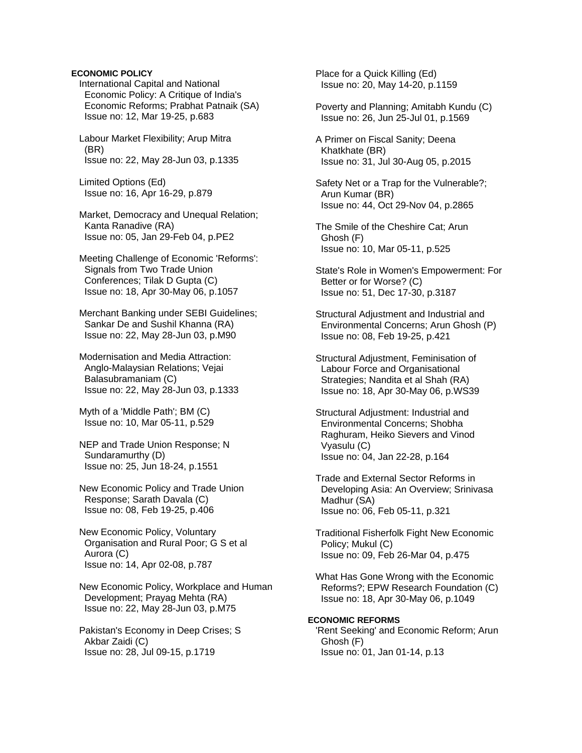**ECONOMIC POLICY**

International Capital and National Economic Policy: A Critique of India's Economic Reforms; Prabhat Patnaik (SA)
Issue no: 12, Mar 19-25, p.683

Labour Market Flexibility; Arup Mitra (BR)
Issue no: 22, May 28-Jun 03, p.1335

Limited Options (Ed)
Issue no: 16, Apr 16-29, p.879

Market, Democracy and Unequal Relation; Kanta Ranadive (RA)
Issue no: 05, Jan 29-Feb 04, p.PE2

Meeting Challenge of Economic 'Reforms': Signals from Two Trade Union Conferences; Tilak D Gupta (C)
Issue no: 18, Apr 30-May 06, p.1057

Merchant Banking under SEBI Guidelines; Sankar De and Sushil Khanna (RA)
Issue no: 22, May 28-Jun 03, p.M90

Modernisation and Media Attraction: Anglo-Malaysian Relations; Vejai Balasubramaniam (C)
Issue no: 22, May 28-Jun 03, p.1333

Myth of a 'Middle Path'; BM (C)
Issue no: 10, Mar 05-11, p.529

NEP and Trade Union Response; N Sundaramurthy (D)
Issue no: 25, Jun 18-24, p.1551

New Economic Policy and Trade Union Response; Sarath Davala (C)
Issue no: 08, Feb 19-25, p.406

New Economic Policy, Voluntary Organisation and Rural Poor; G S et al Aurora (C)
Issue no: 14, Apr 02-08, p.787

New Economic Policy, Workplace and Human Development; Prayag Mehta (RA)
Issue no: 22, May 28-Jun 03, p.M75

Pakistan's Economy in Deep Crises; S Akbar Zaidi (C)
Issue no: 28, Jul 09-15, p.1719

Place for a Quick Killing (Ed)
Issue no: 20, May 14-20, p.1159

Poverty and Planning; Amitabh Kundu (C)
Issue no: 26, Jun 25-Jul 01, p.1569

A Primer on Fiscal Sanity; Deena Khatkhate (BR)
Issue no: 31, Jul 30-Aug 05, p.2015

Safety Net or a Trap for the Vulnerable?; Arun Kumar (BR)
Issue no: 44, Oct 29-Nov 04, p.2865

The Smile of the Cheshire Cat; Arun Ghosh (F)
Issue no: 10, Mar 05-11, p.525

State's Role in Women's Empowerment: For Better or for Worse? (C)
Issue no: 51, Dec 17-30, p.3187

Structural Adjustment and Industrial and Environmental Concerns; Arun Ghosh (P)
Issue no: 08, Feb 19-25, p.421

Structural Adjustment, Feminisation of Labour Force and Organisational Strategies; Nandita et al Shah (RA)
Issue no: 18, Apr 30-May 06, p.WS39

Structural Adjustment: Industrial and Environmental Concerns; Shobha Raghuram, Heiko Sievers and Vinod Vyasulu (C)
Issue no: 04, Jan 22-28, p.164

Trade and External Sector Reforms in Developing Asia: An Overview; Srinivasa Madhur (SA)
Issue no: 06, Feb 05-11, p.321

Traditional Fisherfolk Fight New Economic Policy; Mukul (C)
Issue no: 09, Feb 26-Mar 04, p.475

What Has Gone Wrong with the Economic Reforms?; EPW Research Foundation (C)
Issue no: 18, Apr 30-May 06, p.1049

**ECONOMIC REFORMS**

'Rent Seeking' and Economic Reform; Arun Ghosh (F)
Issue no: 01, Jan 01-14, p.13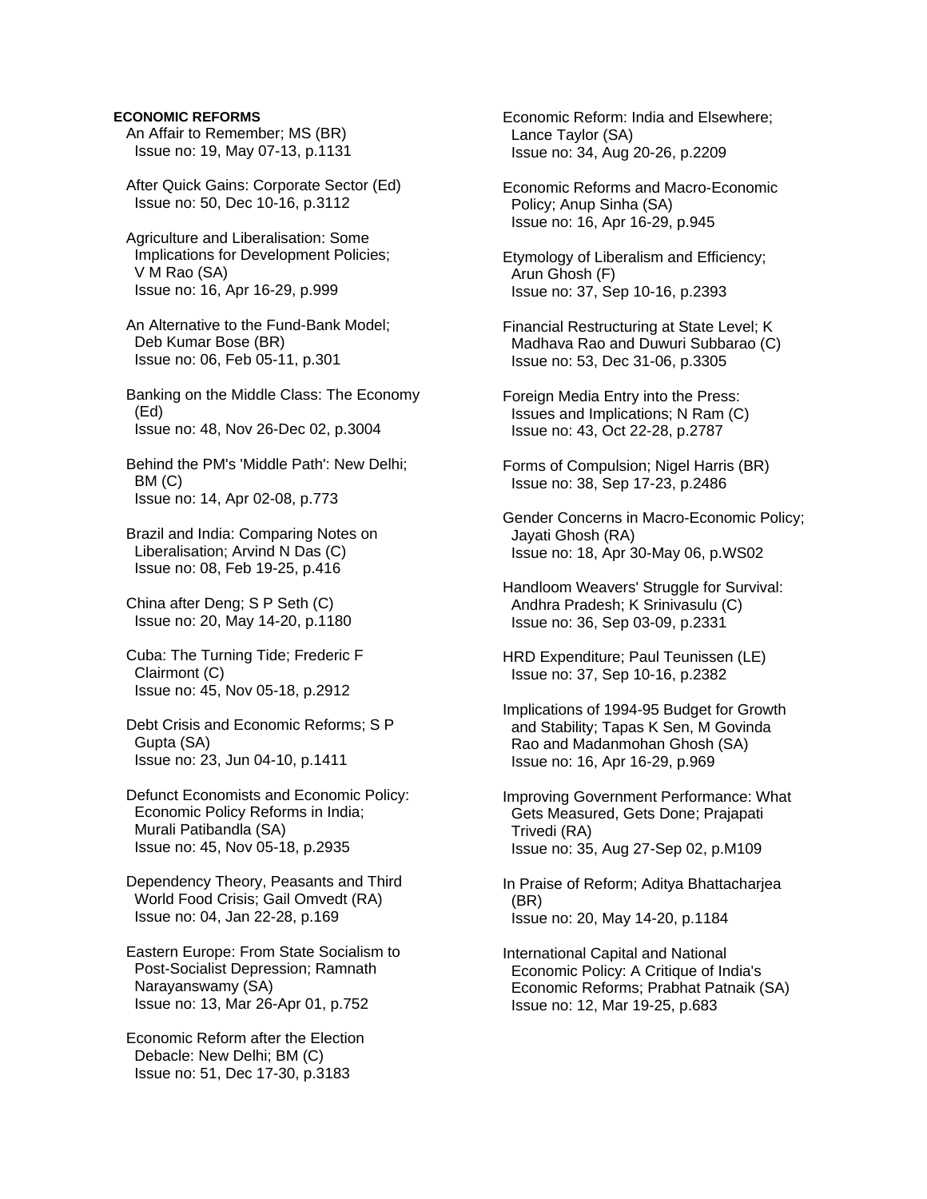**ECONOMIC REFORMS**

An Affair to Remember; MS (BR)
Issue no: 19, May 07-13, p.1131

After Quick Gains: Corporate Sector (Ed)
Issue no: 50, Dec 10-16, p.3112

Agriculture and Liberalisation: Some Implications for Development Policies; V M Rao (SA)
Issue no: 16, Apr 16-29, p.999

An Alternative to the Fund-Bank Model; Deb Kumar Bose (BR)
Issue no: 06, Feb 05-11, p.301

Banking on the Middle Class: The Economy (Ed)
Issue no: 48, Nov 26-Dec 02, p.3004

Behind the PM's 'Middle Path': New Delhi; BM (C)
Issue no: 14, Apr 02-08, p.773

Brazil and India: Comparing Notes on Liberalisation; Arvind N Das (C)
Issue no: 08, Feb 19-25, p.416

China after Deng; S P Seth (C)
Issue no: 20, May 14-20, p.1180

Cuba: The Turning Tide; Frederic F Clairmont (C)
Issue no: 45, Nov 05-18, p.2912

Debt Crisis and Economic Reforms; S P Gupta (SA)
Issue no: 23, Jun 04-10, p.1411

Defunct Economists and Economic Policy: Economic Policy Reforms in India; Murali Patibandla (SA)
Issue no: 45, Nov 05-18, p.2935

Dependency Theory, Peasants and Third World Food Crisis; Gail Omvedt (RA)
Issue no: 04, Jan 22-28, p.169

Eastern Europe: From State Socialism to Post-Socialist Depression; Ramnath Narayanswamy (SA)
Issue no: 13, Mar 26-Apr 01, p.752

Economic Reform after the Election Debacle: New Delhi; BM (C)
Issue no: 51, Dec 17-30, p.3183

Economic Reform: India and Elsewhere; Lance Taylor (SA)
Issue no: 34, Aug 20-26, p.2209

Economic Reforms and Macro-Economic Policy; Anup Sinha (SA)
Issue no: 16, Apr 16-29, p.945

Etymology of Liberalism and Efficiency; Arun Ghosh (F)
Issue no: 37, Sep 10-16, p.2393

Financial Restructuring at State Level; K Madhava Rao and Duwuri Subbarao (C)
Issue no: 53, Dec 31-06, p.3305

Foreign Media Entry into the Press: Issues and Implications; N Ram (C)
Issue no: 43, Oct 22-28, p.2787

Forms of Compulsion; Nigel Harris (BR)
Issue no: 38, Sep 17-23, p.2486

Gender Concerns in Macro-Economic Policy; Jayati Ghosh (RA)
Issue no: 18, Apr 30-May 06, p.WS02

Handloom Weavers' Struggle for Survival: Andhra Pradesh; K Srinivasulu (C)
Issue no: 36, Sep 03-09, p.2331

HRD Expenditure; Paul Teunissen (LE)
Issue no: 37, Sep 10-16, p.2382

Implications of 1994-95 Budget for Growth and Stability; Tapas K Sen, M Govinda Rao and Madanmohan Ghosh (SA)
Issue no: 16, Apr 16-29, p.969

Improving Government Performance: What Gets Measured, Gets Done; Prajapati Trivedi (RA)
Issue no: 35, Aug 27-Sep 02, p.M109

In Praise of Reform; Aditya Bhattacharjea (BR)
Issue no: 20, May 14-20, p.1184

International Capital and National Economic Policy: A Critique of India's Economic Reforms; Prabhat Patnaik (SA)
Issue no: 12, Mar 19-25, p.683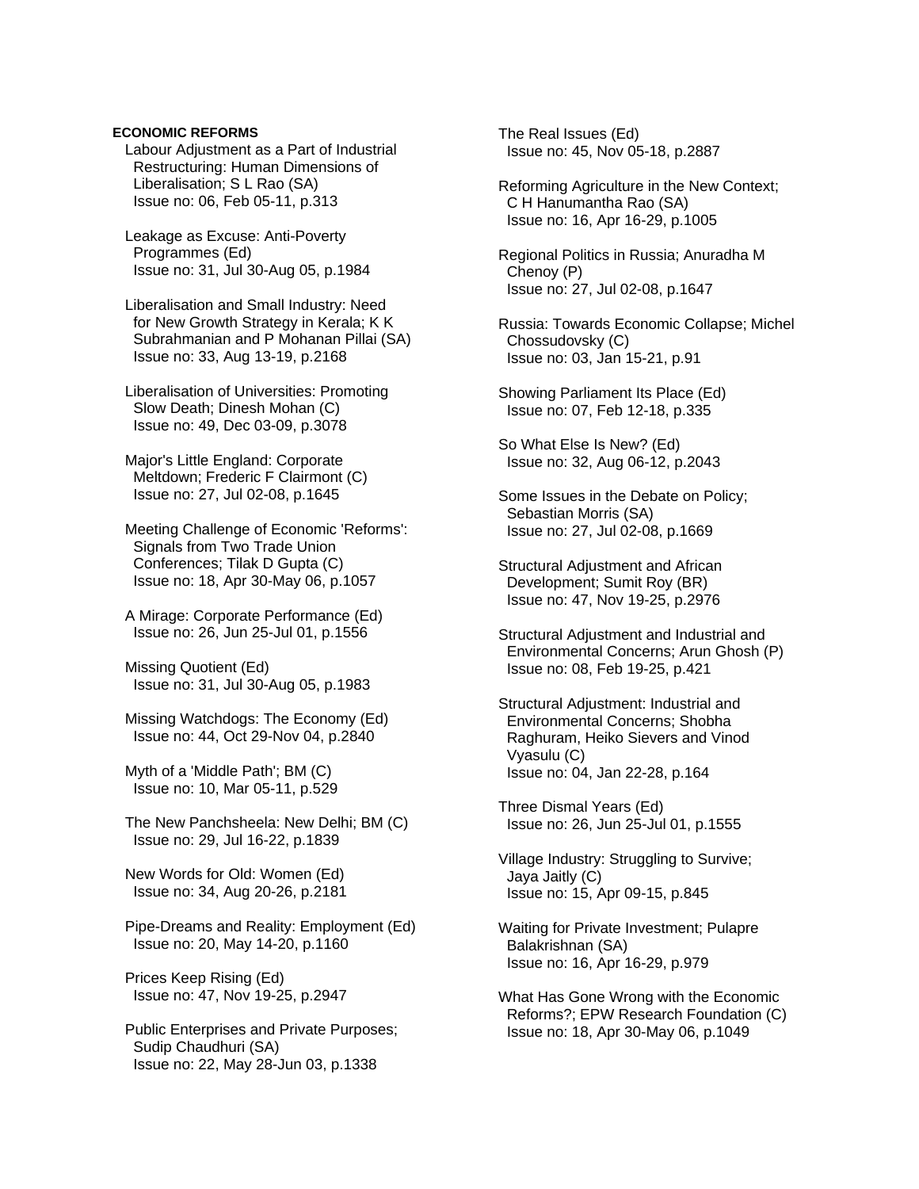**ECONOMIC REFORMS**

Labour Adjustment as a Part of Industrial Restructuring: Human Dimensions of Liberalisation; S L Rao (SA)
Issue no: 06, Feb 05-11, p.313

Leakage as Excuse: Anti-Poverty Programmes (Ed)
Issue no: 31, Jul 30-Aug 05, p.1984

Liberalisation and Small Industry: Need for New Growth Strategy in Kerala; K K Subrahmanian and P Mohanan Pillai (SA)
Issue no: 33, Aug 13-19, p.2168

Liberalisation of Universities: Promoting Slow Death; Dinesh Mohan (C)
Issue no: 49, Dec 03-09, p.3078

Major's Little England: Corporate Meltdown; Frederic F Clairmont (C)
Issue no: 27, Jul 02-08, p.1645

Meeting Challenge of Economic 'Reforms': Signals from Two Trade Union Conferences; Tilak D Gupta (C)
Issue no: 18, Apr 30-May 06, p.1057

A Mirage: Corporate Performance (Ed)
Issue no: 26, Jun 25-Jul 01, p.1556

Missing Quotient (Ed)
Issue no: 31, Jul 30-Aug 05, p.1983

Missing Watchdogs: The Economy (Ed)
Issue no: 44, Oct 29-Nov 04, p.2840

Myth of a 'Middle Path'; BM (C)
Issue no: 10, Mar 05-11, p.529

The New Panchsheela: New Delhi; BM (C)
Issue no: 29, Jul 16-22, p.1839

New Words for Old: Women (Ed)
Issue no: 34, Aug 20-26, p.2181

Pipe-Dreams and Reality: Employment (Ed)
Issue no: 20, May 14-20, p.1160

Prices Keep Rising (Ed)
Issue no: 47, Nov 19-25, p.2947

Public Enterprises and Private Purposes; Sudip Chaudhuri (SA)
Issue no: 22, May 28-Jun 03, p.1338

The Real Issues (Ed)
Issue no: 45, Nov 05-18, p.2887

Reforming Agriculture in the New Context; C H Hanumantha Rao (SA)
Issue no: 16, Apr 16-29, p.1005

Regional Politics in Russia; Anuradha M Chenoy (P)
Issue no: 27, Jul 02-08, p.1647

Russia: Towards Economic Collapse; Michel Chossudovsky (C)
Issue no: 03, Jan 15-21, p.91

Showing Parliament Its Place (Ed)
Issue no: 07, Feb 12-18, p.335

So What Else Is New? (Ed)
Issue no: 32, Aug 06-12, p.2043

Some Issues in the Debate on Policy; Sebastian Morris (SA)
Issue no: 27, Jul 02-08, p.1669

Structural Adjustment and African Development; Sumit Roy (BR)
Issue no: 47, Nov 19-25, p.2976

Structural Adjustment and Industrial and Environmental Concerns; Arun Ghosh (P)
Issue no: 08, Feb 19-25, p.421

Structural Adjustment: Industrial and Environmental Concerns; Shobha Raghuram, Heiko Sievers and Vinod Vyasulu (C)
Issue no: 04, Jan 22-28, p.164

Three Dismal Years (Ed)
Issue no: 26, Jun 25-Jul 01, p.1555

Village Industry: Struggling to Survive; Jaya Jaitly (C)
Issue no: 15, Apr 09-15, p.845

Waiting for Private Investment; Pulapre Balakrishnan (SA)
Issue no: 16, Apr 16-29, p.979

What Has Gone Wrong with the Economic Reforms?; EPW Research Foundation (C)
Issue no: 18, Apr 30-May 06, p.1049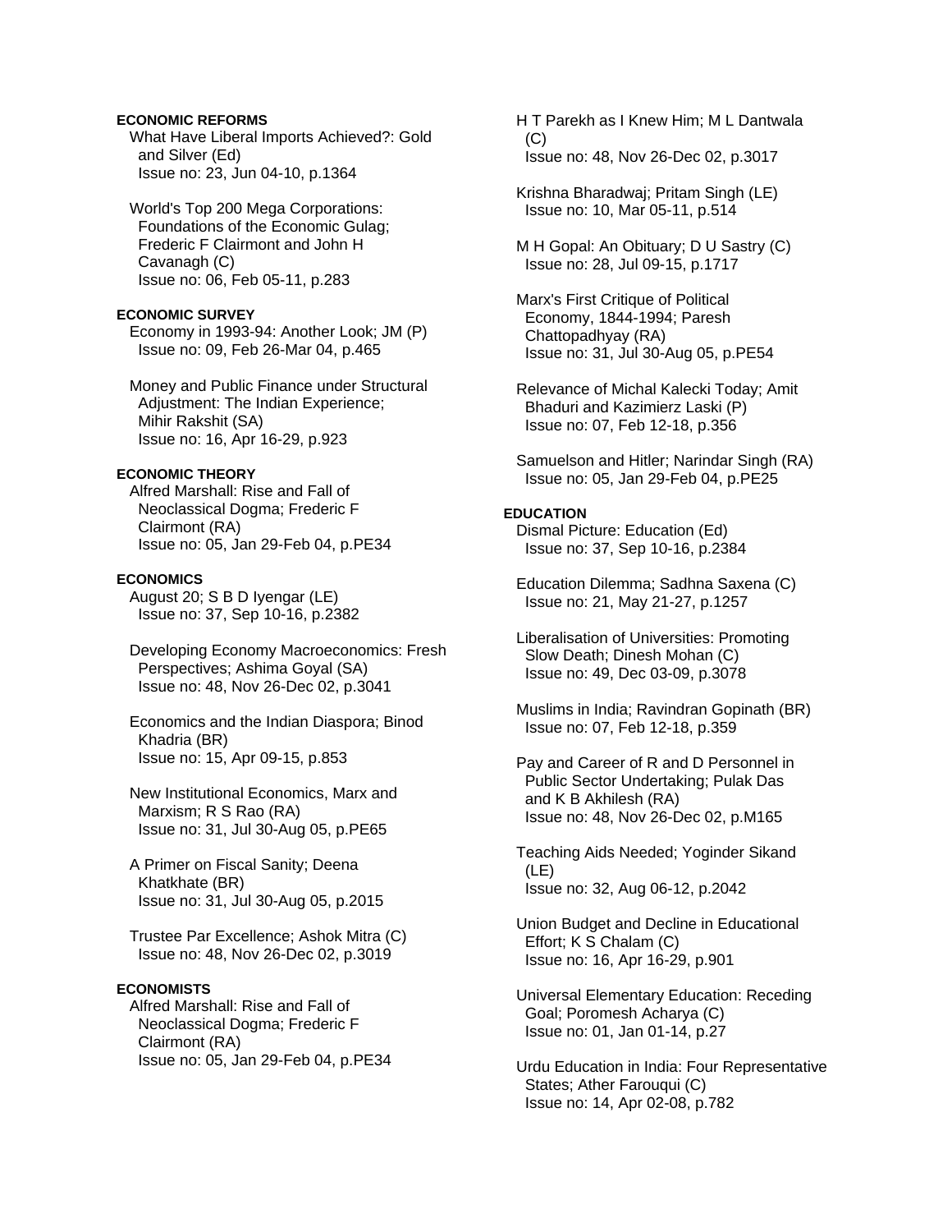**ECONOMIC REFORMS**

What Have Liberal Imports Achieved?: Gold and Silver (Ed)
Issue no: 23, Jun 04-10, p.1364

World's Top 200 Mega Corporations: Foundations of the Economic Gulag; Frederic F Clairmont and John H Cavanagh (C)
Issue no: 06, Feb 05-11, p.283

**ECONOMIC SURVEY**

Economy in 1993-94: Another Look; JM (P)
Issue no: 09, Feb 26-Mar 04, p.465

Money and Public Finance under Structural Adjustment: The Indian Experience; Mihir Rakshit (SA)
Issue no: 16, Apr 16-29, p.923

**ECONOMIC THEORY**

Alfred Marshall: Rise and Fall of Neoclassical Dogma; Frederic F Clairmont (RA)
Issue no: 05, Jan 29-Feb 04, p.PE34

**ECONOMICS**

August 20; S B D Iyengar (LE)
Issue no: 37, Sep 10-16, p.2382

Developing Economy Macroeconomics: Fresh Perspectives; Ashima Goyal (SA)
Issue no: 48, Nov 26-Dec 02, p.3041

Economics and the Indian Diaspora; Binod Khadria (BR)
Issue no: 15, Apr 09-15, p.853

New Institutional Economics, Marx and Marxism; R S Rao (RA)
Issue no: 31, Jul 30-Aug 05, p.PE65

A Primer on Fiscal Sanity; Deena Khatkhate (BR)
Issue no: 31, Jul 30-Aug 05, p.2015

Trustee Par Excellence; Ashok Mitra (C)
Issue no: 48, Nov 26-Dec 02, p.3019

**ECONOMISTS**

Alfred Marshall: Rise and Fall of Neoclassical Dogma; Frederic F Clairmont (RA)
Issue no: 05, Jan 29-Feb 04, p.PE34

H T Parekh as I Knew Him; M L Dantwala (C)
Issue no: 48, Nov 26-Dec 02, p.3017

Krishna Bharadwaj; Pritam Singh (LE)
Issue no: 10, Mar 05-11, p.514

M H Gopal: An Obituary; D U Sastry (C)
Issue no: 28, Jul 09-15, p.1717

Marx's First Critique of Political Economy, 1844-1994; Paresh Chattopadhyay (RA)
Issue no: 31, Jul 30-Aug 05, p.PE54

Relevance of Michal Kalecki Today; Amit Bhaduri and Kazimierz Laski (P)
Issue no: 07, Feb 12-18, p.356

Samuelson and Hitler; Narindar Singh (RA)
Issue no: 05, Jan 29-Feb 04, p.PE25

**EDUCATION**

Dismal Picture: Education (Ed)
Issue no: 37, Sep 10-16, p.2384

Education Dilemma; Sadhna Saxena (C)
Issue no: 21, May 21-27, p.1257

Liberalisation of Universities: Promoting Slow Death; Dinesh Mohan (C)
Issue no: 49, Dec 03-09, p.3078

Muslims in India; Ravindran Gopinath (BR)
Issue no: 07, Feb 12-18, p.359

Pay and Career of R and D Personnel in Public Sector Undertaking; Pulak Das and K B Akhilesh (RA)
Issue no: 48, Nov 26-Dec 02, p.M165

Teaching Aids Needed; Yoginder Sikand (LE)
Issue no: 32, Aug 06-12, p.2042

Union Budget and Decline in Educational Effort; K S Chalam (C)
Issue no: 16, Apr 16-29, p.901

Universal Elementary Education: Receding Goal; Poromesh Acharya (C)
Issue no: 01, Jan 01-14, p.27

Urdu Education in India: Four Representative States; Ather Farouqui (C)
Issue no: 14, Apr 02-08, p.782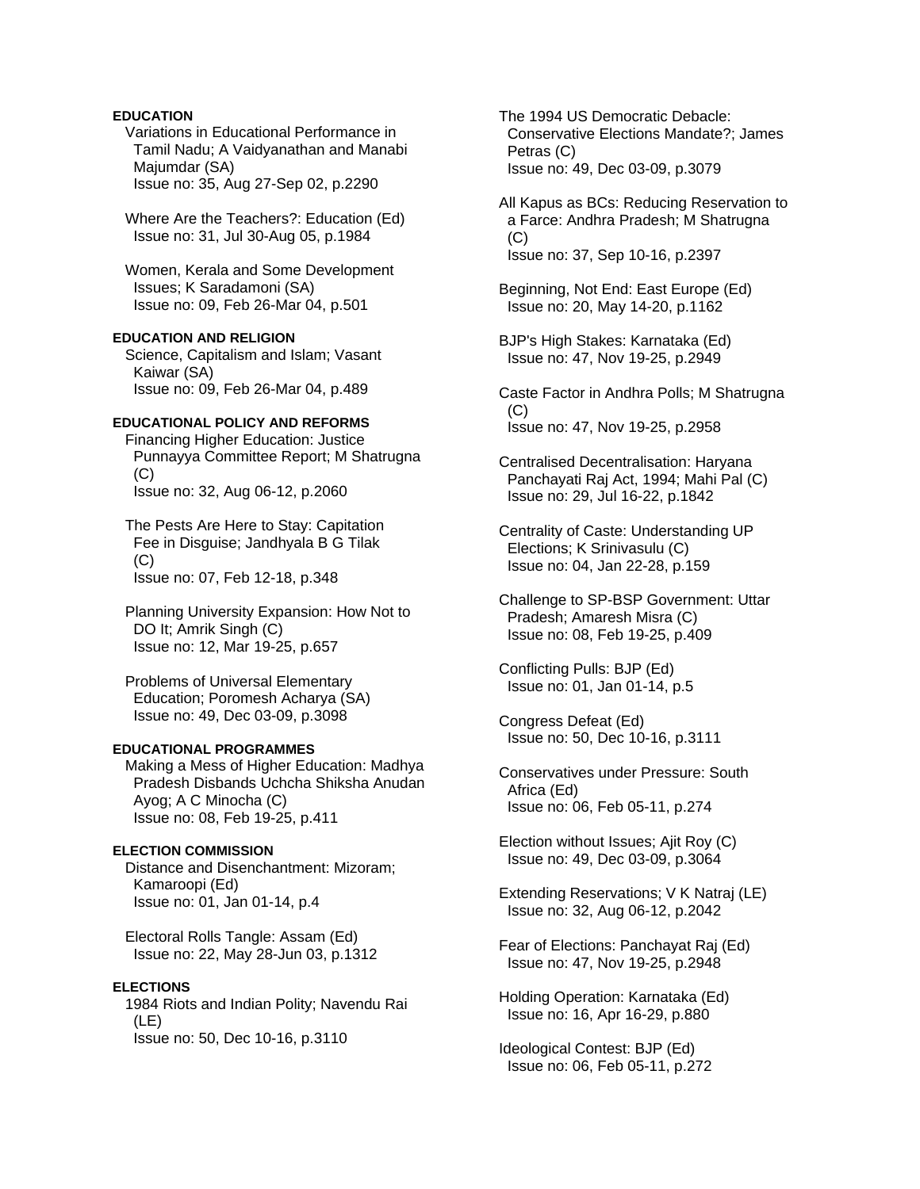**EDUCATION**

Variations in Educational Performance in Tamil Nadu; A Vaidyanathan and Manabi Majumdar (SA)
Issue no: 35, Aug 27-Sep 02, p.2290

Where Are the Teachers?: Education (Ed)
Issue no: 31, Jul 30-Aug 05, p.1984

Women, Kerala and Some Development Issues; K Saradamoni (SA)
Issue no: 09, Feb 26-Mar 04, p.501

**EDUCATION AND RELIGION**

Science, Capitalism and Islam; Vasant Kaiwar (SA)
Issue no: 09, Feb 26-Mar 04, p.489

**EDUCATIONAL POLICY AND REFORMS**

Financing Higher Education: Justice Punnayya Committee Report; M Shatrugna (C)
Issue no: 32, Aug 06-12, p.2060

The Pests Are Here to Stay: Capitation Fee in Disguise; Jandhyala B G Tilak (C)
Issue no: 07, Feb 12-18, p.348

Planning University Expansion: How Not to DO It; Amrik Singh (C)
Issue no: 12, Mar 19-25, p.657

Problems of Universal Elementary Education; Poromesh Acharya (SA)
Issue no: 49, Dec 03-09, p.3098

**EDUCATIONAL PROGRAMMES**

Making a Mess of Higher Education: Madhya Pradesh Disbands Uchcha Shiksha Anudan Ayog; A C Minocha (C)
Issue no: 08, Feb 19-25, p.411

**ELECTION COMMISSION**

Distance and Disenchantment: Mizoram; Kamaroopi (Ed)
Issue no: 01, Jan 01-14, p.4

Electoral Rolls Tangle: Assam (Ed)
Issue no: 22, May 28-Jun 03, p.1312

**ELECTIONS**

1984 Riots and Indian Polity; Navendu Rai (LE)
Issue no: 50, Dec 10-16, p.3110

The 1994 US Democratic Debacle: Conservative Elections Mandate?; James Petras (C)
Issue no: 49, Dec 03-09, p.3079

All Kapus as BCs: Reducing Reservation to a Farce: Andhra Pradesh; M Shatrugna (C)
Issue no: 37, Sep 10-16, p.2397

Beginning, Not End: East Europe (Ed)
Issue no: 20, May 14-20, p.1162

BJP's High Stakes: Karnataka (Ed)
Issue no: 47, Nov 19-25, p.2949

Caste Factor in Andhra Polls; M Shatrugna (C)
Issue no: 47, Nov 19-25, p.2958

Centralised Decentralisation: Haryana Panchayati Raj Act, 1994; Mahi Pal (C)
Issue no: 29, Jul 16-22, p.1842

Centrality of Caste: Understanding UP Elections; K Srinivasulu (C)
Issue no: 04, Jan 22-28, p.159

Challenge to SP-BSP Government: Uttar Pradesh; Amaresh Misra (C)
Issue no: 08, Feb 19-25, p.409

Conflicting Pulls: BJP (Ed)
Issue no: 01, Jan 01-14, p.5

Congress Defeat (Ed)
Issue no: 50, Dec 10-16, p.3111

Conservatives under Pressure: South Africa (Ed)
Issue no: 06, Feb 05-11, p.274

Election without Issues; Ajit Roy (C)
Issue no: 49, Dec 03-09, p.3064

Extending Reservations; V K Natraj (LE)
Issue no: 32, Aug 06-12, p.2042

Fear of Elections: Panchayat Raj (Ed)
Issue no: 47, Nov 19-25, p.2948

Holding Operation: Karnataka (Ed)
Issue no: 16, Apr 16-29, p.880

Ideological Contest: BJP (Ed)
Issue no: 06, Feb 05-11, p.272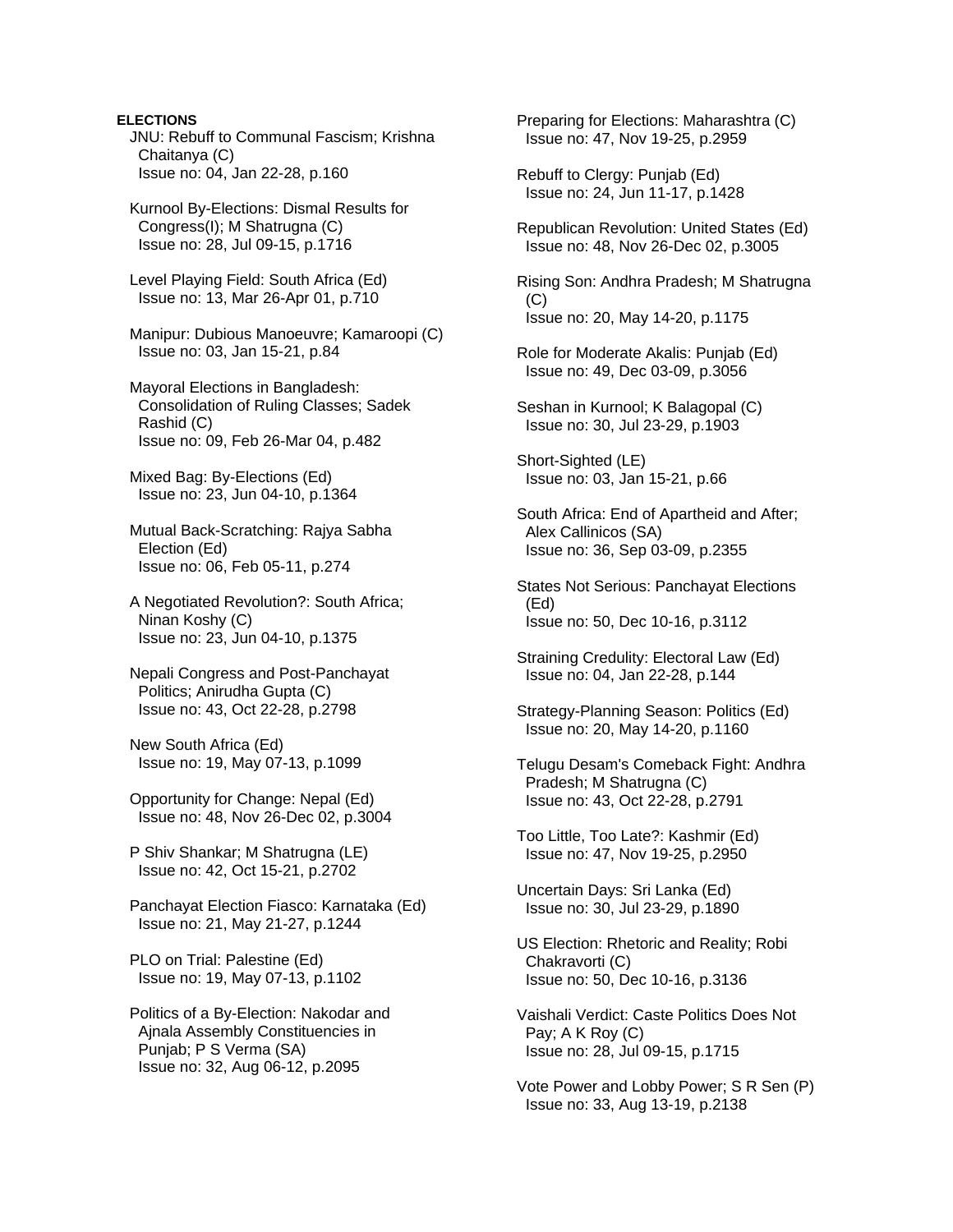**ELECTIONS**

JNU: Rebuff to Communal Fascism; Krishna Chaitanya (C)
Issue no: 04, Jan 22-28, p.160

Kurnool By-Elections: Dismal Results for Congress(I); M Shatrugna (C)
Issue no: 28, Jul 09-15, p.1716

Level Playing Field: South Africa (Ed)
Issue no: 13, Mar 26-Apr 01, p.710

Manipur: Dubious Manoeuvre; Kamaroopi (C)
Issue no: 03, Jan 15-21, p.84

Mayoral Elections in Bangladesh: Consolidation of Ruling Classes; Sadek Rashid (C)
Issue no: 09, Feb 26-Mar 04, p.482

Mixed Bag: By-Elections (Ed)
Issue no: 23, Jun 04-10, p.1364

Mutual Back-Scratching: Rajya Sabha Election (Ed)
Issue no: 06, Feb 05-11, p.274

A Negotiated Revolution?: South Africa; Ninan Koshy (C)
Issue no: 23, Jun 04-10, p.1375

Nepali Congress and Post-Panchayat Politics; Anirudha Gupta (C)
Issue no: 43, Oct 22-28, p.2798

New South Africa (Ed)
Issue no: 19, May 07-13, p.1099

Opportunity for Change: Nepal (Ed)
Issue no: 48, Nov 26-Dec 02, p.3004

P Shiv Shankar; M Shatrugna (LE)
Issue no: 42, Oct 15-21, p.2702

Panchayat Election Fiasco: Karnataka (Ed)
Issue no: 21, May 21-27, p.1244

PLO on Trial: Palestine (Ed)
Issue no: 19, May 07-13, p.1102

Politics of a By-Election: Nakodar and Ajnala Assembly Constituencies in Punjab; P S Verma (SA)
Issue no: 32, Aug 06-12, p.2095

Preparing for Elections: Maharashtra (C)
Issue no: 47, Nov 19-25, p.2959

Rebuff to Clergy: Punjab (Ed)
Issue no: 24, Jun 11-17, p.1428

Republican Revolution: United States (Ed)
Issue no: 48, Nov 26-Dec 02, p.3005

Rising Son: Andhra Pradesh; M Shatrugna (C)
Issue no: 20, May 14-20, p.1175

Role for Moderate Akalis: Punjab (Ed)
Issue no: 49, Dec 03-09, p.3056

Seshan in Kurnool; K Balagopal (C)
Issue no: 30, Jul 23-29, p.1903

Short-Sighted (LE)
Issue no: 03, Jan 15-21, p.66

South Africa: End of Apartheid and After; Alex Callinicos (SA)
Issue no: 36, Sep 03-09, p.2355

States Not Serious: Panchayat Elections (Ed)
Issue no: 50, Dec 10-16, p.3112

Straining Credulity: Electoral Law (Ed)
Issue no: 04, Jan 22-28, p.144

Strategy-Planning Season: Politics (Ed)
Issue no: 20, May 14-20, p.1160

Telugu Desam's Comeback Fight: Andhra Pradesh; M Shatrugna (C)
Issue no: 43, Oct 22-28, p.2791

Too Little, Too Late?: Kashmir (Ed)
Issue no: 47, Nov 19-25, p.2950

Uncertain Days: Sri Lanka (Ed)
Issue no: 30, Jul 23-29, p.1890

US Election: Rhetoric and Reality; Robi Chakravorti (C)
Issue no: 50, Dec 10-16, p.3136

Vaishali Verdict: Caste Politics Does Not Pay; A K Roy (C)
Issue no: 28, Jul 09-15, p.1715

Vote Power and Lobby Power; S R Sen (P)
Issue no: 33, Aug 13-19, p.2138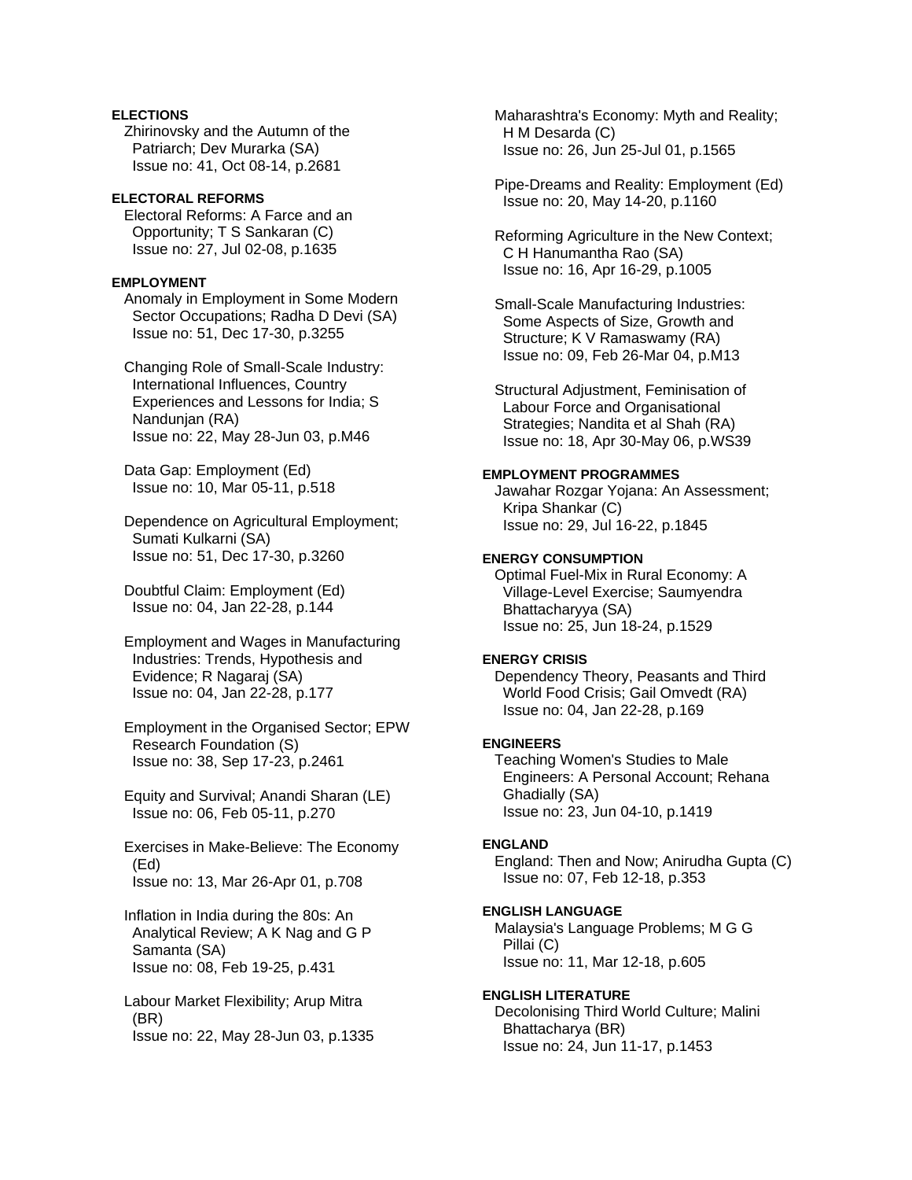**ELECTIONS**

Zhirinovsky and the Autumn of the Patriarch; Dev Murarka (SA)
Issue no: 41, Oct 08-14, p.2681

**ELECTORAL REFORMS**

Electoral Reforms: A Farce and an Opportunity; T S Sankaran (C)
Issue no: 27, Jul 02-08, p.1635

**EMPLOYMENT**

Anomaly in Employment in Some Modern Sector Occupations; Radha D Devi (SA)
Issue no: 51, Dec 17-30, p.3255

Changing Role of Small-Scale Industry: International Influences, Country Experiences and Lessons for India; S Nandunjan (RA)
Issue no: 22, May 28-Jun 03, p.M46

Data Gap: Employment (Ed)
Issue no: 10, Mar 05-11, p.518

Dependence on Agricultural Employment; Sumati Kulkarni (SA)
Issue no: 51, Dec 17-30, p.3260

Doubtful Claim: Employment (Ed)
Issue no: 04, Jan 22-28, p.144

Employment and Wages in Manufacturing Industries: Trends, Hypothesis and Evidence; R Nagaraj (SA)
Issue no: 04, Jan 22-28, p.177

Employment in the Organised Sector; EPW Research Foundation (S)
Issue no: 38, Sep 17-23, p.2461

Equity and Survival; Anandi Sharan (LE)
Issue no: 06, Feb 05-11, p.270

Exercises in Make-Believe: The Economy (Ed)
Issue no: 13, Mar 26-Apr 01, p.708

Inflation in India during the 80s: An Analytical Review; A K Nag and G P Samanta (SA)
Issue no: 08, Feb 19-25, p.431

Labour Market Flexibility; Arup Mitra (BR)
Issue no: 22, May 28-Jun 03, p.1335

Maharashtra's Economy: Myth and Reality; H M Desarda (C)
Issue no: 26, Jun 25-Jul 01, p.1565

Pipe-Dreams and Reality: Employment (Ed)
Issue no: 20, May 14-20, p.1160

Reforming Agriculture in the New Context; C H Hanumantha Rao (SA)
Issue no: 16, Apr 16-29, p.1005

Small-Scale Manufacturing Industries: Some Aspects of Size, Growth and Structure; K V Ramaswamy (RA)
Issue no: 09, Feb 26-Mar 04, p.M13

Structural Adjustment, Feminisation of Labour Force and Organisational Strategies; Nandita et al Shah (RA)
Issue no: 18, Apr 30-May 06, p.WS39

**EMPLOYMENT PROGRAMMES**

Jawahar Rozgar Yojana: An Assessment; Kripa Shankar (C)
Issue no: 29, Jul 16-22, p.1845

**ENERGY CONSUMPTION**

Optimal Fuel-Mix in Rural Economy: A Village-Level Exercise; Saumyendra Bhattacharyya (SA)
Issue no: 25, Jun 18-24, p.1529

**ENERGY CRISIS**

Dependency Theory, Peasants and Third World Food Crisis; Gail Omvedt (RA)
Issue no: 04, Jan 22-28, p.169

**ENGINEERS**

Teaching Women's Studies to Male Engineers: A Personal Account; Rehana Ghadially (SA)
Issue no: 23, Jun 04-10, p.1419

**ENGLAND**

England: Then and Now; Anirudha Gupta (C)
Issue no: 07, Feb 12-18, p.353

**ENGLISH LANGUAGE**

Malaysia's Language Problems; M G G Pillai (C)
Issue no: 11, Mar 12-18, p.605

**ENGLISH LITERATURE**

Decolonising Third World Culture; Malini Bhattacharya (BR)
Issue no: 24, Jun 11-17, p.1453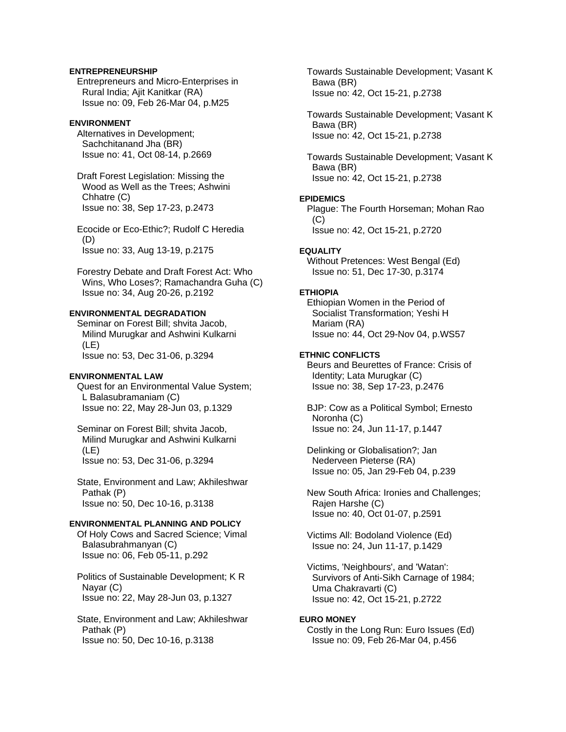**ENTREPRENEURSHIP**

Entrepreneurs and Micro-Enterprises in Rural India; Ajit Kanitkar (RA)
Issue no: 09, Feb 26-Mar 04, p.M25

**ENVIRONMENT**

Alternatives in Development; Sachchitanand Jha (BR)
Issue no: 41, Oct 08-14, p.2669

Draft Forest Legislation: Missing the Wood as Well as the Trees; Ashwini Chhatre (C)
Issue no: 38, Sep 17-23, p.2473

Ecocide or Eco-Ethic?; Rudolf C Heredia (D)
Issue no: 33, Aug 13-19, p.2175

Forestry Debate and Draft Forest Act: Who Wins, Who Loses?; Ramachandra Guha (C)
Issue no: 34, Aug 20-26, p.2192

**ENVIRONMENTAL DEGRADATION**

Seminar on Forest Bill; shvita Jacob, Milind Murugkar and Ashwini Kulkarni (LE)
Issue no: 53, Dec 31-06, p.3294

**ENVIRONMENTAL LAW**

Quest for an Environmental Value System; L Balasubramaniam (C)
Issue no: 22, May 28-Jun 03, p.1329

Seminar on Forest Bill; shvita Jacob, Milind Murugkar and Ashwini Kulkarni (LE)
Issue no: 53, Dec 31-06, p.3294

State, Environment and Law; Akhileshwar Pathak (P)
Issue no: 50, Dec 10-16, p.3138

**ENVIRONMENTAL PLANNING AND POLICY**

Of Holy Cows and Sacred Science; Vimal Balasubrahmanyan (C)
Issue no: 06, Feb 05-11, p.292

Politics of Sustainable Development; K R Nayar (C)
Issue no: 22, May 28-Jun 03, p.1327

State, Environment and Law; Akhileshwar Pathak (P)
Issue no: 50, Dec 10-16, p.3138

Towards Sustainable Development; Vasant K Bawa (BR)
Issue no: 42, Oct 15-21, p.2738

Towards Sustainable Development; Vasant K Bawa (BR)
Issue no: 42, Oct 15-21, p.2738

Towards Sustainable Development; Vasant K Bawa (BR)
Issue no: 42, Oct 15-21, p.2738

**EPIDEMICS**

Plague: The Fourth Horseman; Mohan Rao (C)
Issue no: 42, Oct 15-21, p.2720

**EQUALITY**

Without Pretences: West Bengal (Ed)
Issue no: 51, Dec 17-30, p.3174

**ETHIOPIA**

Ethiopian Women in the Period of Socialist Transformation; Yeshi H Mariam (RA)
Issue no: 44, Oct 29-Nov 04, p.WS57

**ETHNIC CONFLICTS**

Beurs and Beurettes of France: Crisis of Identity; Lata Murugkar (C)
Issue no: 38, Sep 17-23, p.2476

BJP: Cow as a Political Symbol; Ernesto Noronha (C)
Issue no: 24, Jun 11-17, p.1447

Delinking or Globalisation?; Jan Nederveen Pieterse (RA)
Issue no: 05, Jan 29-Feb 04, p.239

New South Africa: Ironies and Challenges; Rajen Harshe (C)
Issue no: 40, Oct 01-07, p.2591

Victims All: Bodoland Violence (Ed)
Issue no: 24, Jun 11-17, p.1429

Victims, 'Neighbours', and 'Watan': Survivors of Anti-Sikh Carnage of 1984; Uma Chakravarti (C)
Issue no: 42, Oct 15-21, p.2722

**EURO MONEY**

Costly in the Long Run: Euro Issues (Ed)
Issue no: 09, Feb 26-Mar 04, p.456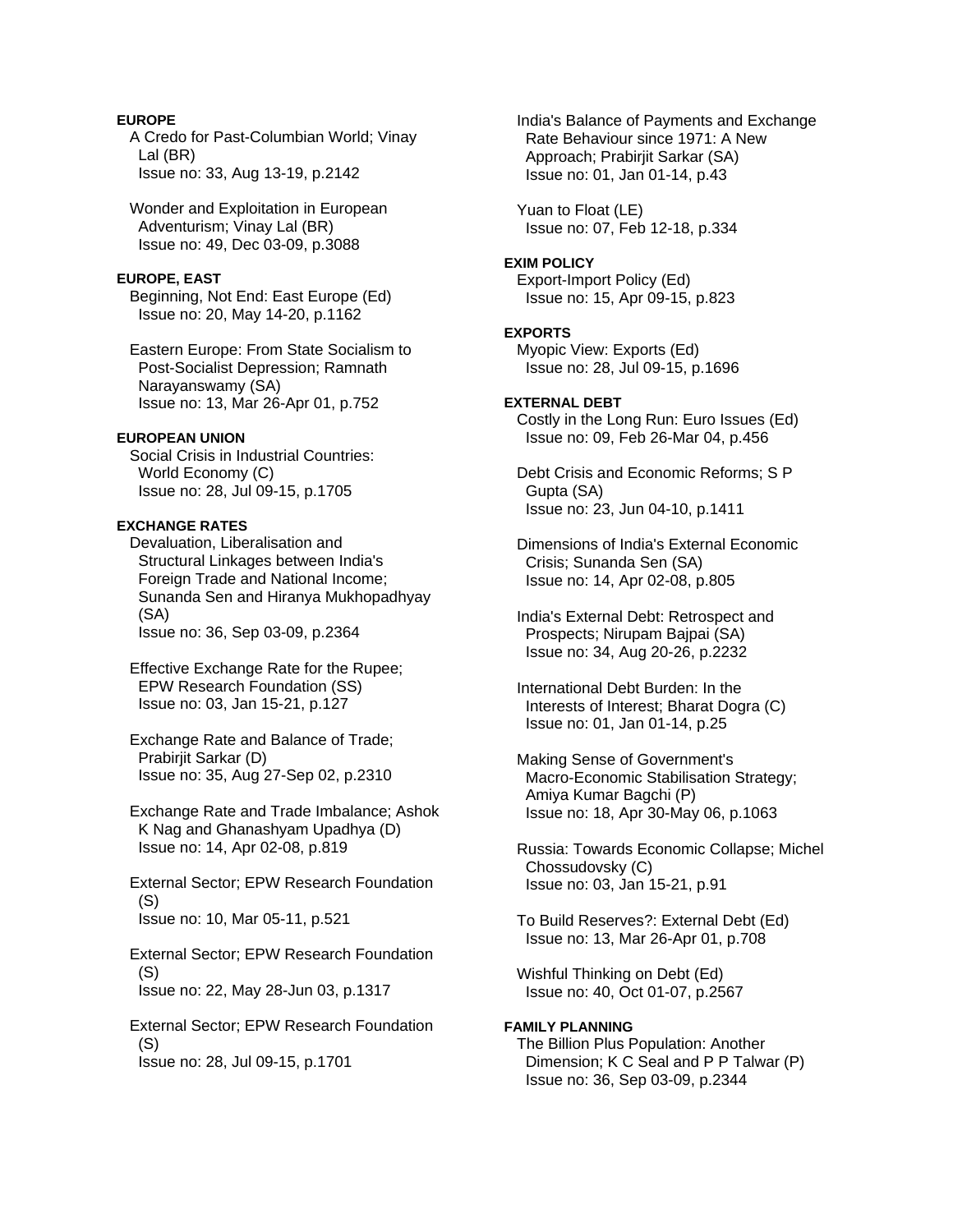**EUROPE**

A Credo for Past-Columbian World; Vinay Lal (BR)
Issue no: 33, Aug 13-19, p.2142

Wonder and Exploitation in European Adventurism; Vinay Lal (BR)
Issue no: 49, Dec 03-09, p.3088

**EUROPE, EAST**

Beginning, Not End: East Europe (Ed)
Issue no: 20, May 14-20, p.1162

Eastern Europe: From State Socialism to Post-Socialist Depression; Ramnath Narayanswamy (SA)
Issue no: 13, Mar 26-Apr 01, p.752

**EUROPEAN UNION**

Social Crisis in Industrial Countries: World Economy (C)
Issue no: 28, Jul 09-15, p.1705

**EXCHANGE RATES**

Devaluation, Liberalisation and Structural Linkages between India's Foreign Trade and National Income; Sunanda Sen and Hiranya Mukhopadhyay (SA)
Issue no: 36, Sep 03-09, p.2364

Effective Exchange Rate for the Rupee; EPW Research Foundation (SS)
Issue no: 03, Jan 15-21, p.127

Exchange Rate and Balance of Trade; Prabirjit Sarkar (D)
Issue no: 35, Aug 27-Sep 02, p.2310

Exchange Rate and Trade Imbalance; Ashok K Nag and Ghanashyam Upadhya (D)
Issue no: 14, Apr 02-08, p.819

External Sector; EPW Research Foundation (S)
Issue no: 10, Mar 05-11, p.521

External Sector; EPW Research Foundation (S)
Issue no: 22, May 28-Jun 03, p.1317

External Sector; EPW Research Foundation (S)
Issue no: 28, Jul 09-15, p.1701

India's Balance of Payments and Exchange Rate Behaviour since 1971: A New Approach; Prabirjit Sarkar (SA)
Issue no: 01, Jan 01-14, p.43

Yuan to Float (LE)
Issue no: 07, Feb 12-18, p.334

**EXIM POLICY**

Export-Import Policy (Ed)
Issue no: 15, Apr 09-15, p.823

**EXPORTS**

Myopic View: Exports (Ed)
Issue no: 28, Jul 09-15, p.1696

**EXTERNAL DEBT**

Costly in the Long Run: Euro Issues (Ed)
Issue no: 09, Feb 26-Mar 04, p.456

Debt Crisis and Economic Reforms; S P Gupta (SA)
Issue no: 23, Jun 04-10, p.1411

Dimensions of India's External Economic Crisis; Sunanda Sen (SA)
Issue no: 14, Apr 02-08, p.805

India's External Debt: Retrospect and Prospects; Nirupam Bajpai (SA)
Issue no: 34, Aug 20-26, p.2232

International Debt Burden: In the Interests of Interest; Bharat Dogra (C)
Issue no: 01, Jan 01-14, p.25

Making Sense of Government's Macro-Economic Stabilisation Strategy; Amiya Kumar Bagchi (P)
Issue no: 18, Apr 30-May 06, p.1063

Russia: Towards Economic Collapse; Michel Chossudovsky (C)
Issue no: 03, Jan 15-21, p.91

To Build Reserves?: External Debt (Ed)
Issue no: 13, Mar 26-Apr 01, p.708

Wishful Thinking on Debt (Ed)
Issue no: 40, Oct 01-07, p.2567

**FAMILY PLANNING**

The Billion Plus Population: Another Dimension; K C Seal and P P Talwar (P)
Issue no: 36, Sep 03-09, p.2344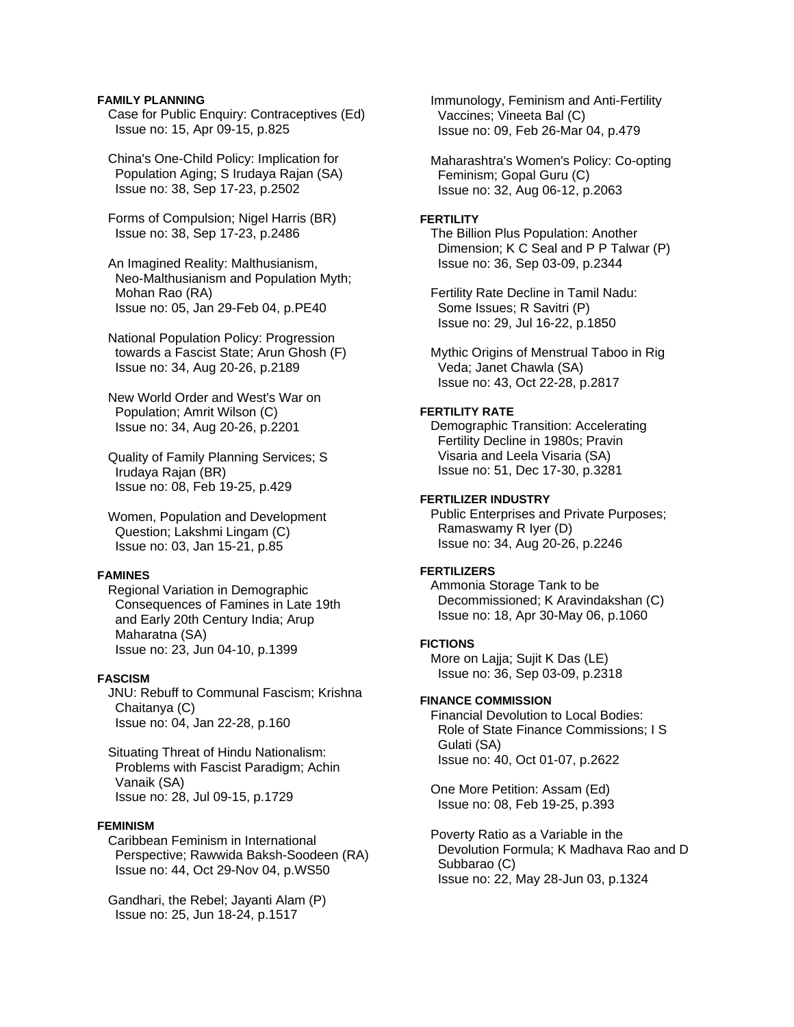**FAMILY PLANNING**

Case for Public Enquiry: Contraceptives (Ed)
Issue no: 15, Apr 09-15, p.825

China's One-Child Policy: Implication for Population Aging; S Irudaya Rajan (SA)
Issue no: 38, Sep 17-23, p.2502

Forms of Compulsion; Nigel Harris (BR)
Issue no: 38, Sep 17-23, p.2486

An Imagined Reality: Malthusianism, Neo-Malthusianism and Population Myth; Mohan Rao (RA)
Issue no: 05, Jan 29-Feb 04, p.PE40

National Population Policy: Progression towards a Fascist State; Arun Ghosh (F)
Issue no: 34, Aug 20-26, p.2189

New World Order and West's War on Population; Amrit Wilson (C)
Issue no: 34, Aug 20-26, p.2201

Quality of Family Planning Services; S Irudaya Rajan (BR)
Issue no: 08, Feb 19-25, p.429

Women, Population and Development Question; Lakshmi Lingam (C)
Issue no: 03, Jan 15-21, p.85

**FAMINES**

Regional Variation in Demographic Consequences of Famines in Late 19th and Early 20th Century India; Arup Maharatna (SA)
Issue no: 23, Jun 04-10, p.1399

**FASCISM**

JNU: Rebuff to Communal Fascism; Krishna Chaitanya (C)
Issue no: 04, Jan 22-28, p.160

Situating Threat of Hindu Nationalism: Problems with Fascist Paradigm; Achin Vanaik (SA)
Issue no: 28, Jul 09-15, p.1729

**FEMINISM**

Caribbean Feminism in International Perspective; Rawwida Baksh-Soodeen (RA)
Issue no: 44, Oct 29-Nov 04, p.WS50

Gandhari, the Rebel; Jayanti Alam (P)
Issue no: 25, Jun 18-24, p.1517

Immunology, Feminism and Anti-Fertility Vaccines; Vineeta Bal (C)
Issue no: 09, Feb 26-Mar 04, p.479

Maharashtra's Women's Policy: Co-opting Feminism; Gopal Guru (C)
Issue no: 32, Aug 06-12, p.2063

**FERTILITY**

The Billion Plus Population: Another Dimension; K C Seal and P P Talwar (P)
Issue no: 36, Sep 03-09, p.2344

Fertility Rate Decline in Tamil Nadu: Some Issues; R Savitri (P)
Issue no: 29, Jul 16-22, p.1850

Mythic Origins of Menstrual Taboo in Rig Veda; Janet Chawla (SA)
Issue no: 43, Oct 22-28, p.2817

**FERTILITY RATE**

Demographic Transition: Accelerating Fertility Decline in 1980s; Pravin Visaria and Leela Visaria (SA)
Issue no: 51, Dec 17-30, p.3281

**FERTILIZER INDUSTRY**

Public Enterprises and Private Purposes; Ramaswamy R Iyer (D)
Issue no: 34, Aug 20-26, p.2246

**FERTILIZERS**

Ammonia Storage Tank to be Decommissioned; K Aravindakshan (C)
Issue no: 18, Apr 30-May 06, p.1060

**FICTIONS**

More on Lajja; Sujit K Das (LE)
Issue no: 36, Sep 03-09, p.2318

**FINANCE COMMISSION**

Financial Devolution to Local Bodies: Role of State Finance Commissions; I S Gulati (SA)
Issue no: 40, Oct 01-07, p.2622

One More Petition: Assam (Ed)
Issue no: 08, Feb 19-25, p.393

Poverty Ratio as a Variable in the Devolution Formula; K Madhava Rao and D Subbarao (C)
Issue no: 22, May 28-Jun 03, p.1324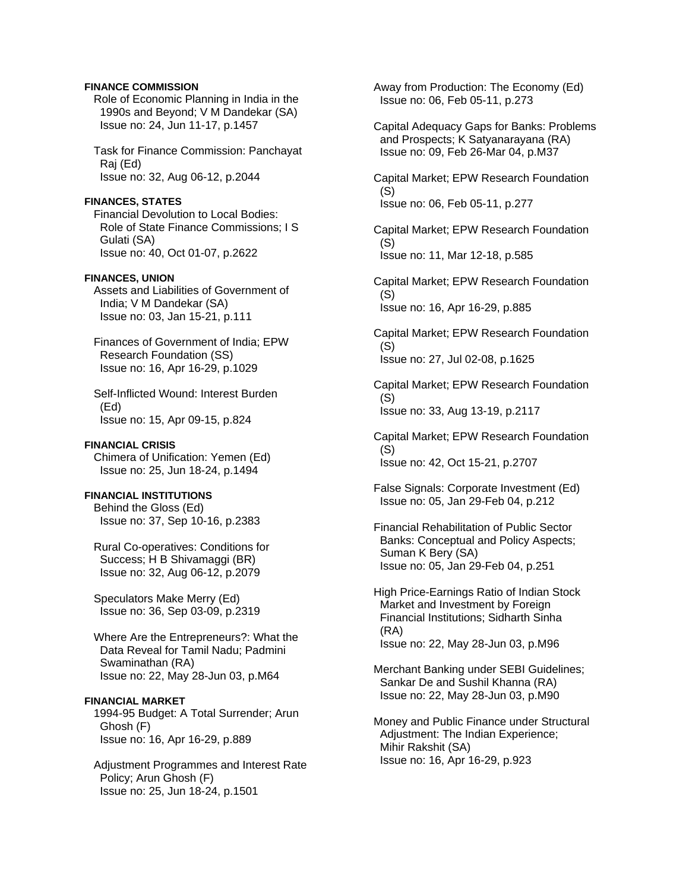**FINANCE COMMISSION**

Role of Economic Planning in India in the 1990s and Beyond; V M Dandekar (SA)
Issue no: 24, Jun 11-17, p.1457

Task for Finance Commission: Panchayat Raj (Ed)
Issue no: 32, Aug 06-12, p.2044

**FINANCES, STATES**

Financial Devolution to Local Bodies: Role of State Finance Commissions; I S Gulati (SA)
Issue no: 40, Oct 01-07, p.2622

**FINANCES, UNION**

Assets and Liabilities of Government of India; V M Dandekar (SA)
Issue no: 03, Jan 15-21, p.111

Finances of Government of India; EPW Research Foundation (SS)
Issue no: 16, Apr 16-29, p.1029

Self-Inflicted Wound: Interest Burden (Ed)
Issue no: 15, Apr 09-15, p.824

**FINANCIAL CRISIS**

Chimera of Unification: Yemen (Ed)
Issue no: 25, Jun 18-24, p.1494

**FINANCIAL INSTITUTIONS**

Behind the Gloss (Ed)
Issue no: 37, Sep 10-16, p.2383

Rural Co-operatives: Conditions for Success; H B Shivamaggi (BR)
Issue no: 32, Aug 06-12, p.2079

Speculators Make Merry (Ed)
Issue no: 36, Sep 03-09, p.2319

Where Are the Entrepreneurs?: What the Data Reveal for Tamil Nadu; Padmini Swaminathan (RA)
Issue no: 22, May 28-Jun 03, p.M64

**FINANCIAL MARKET**

1994-95 Budget: A Total Surrender; Arun Ghosh (F)
Issue no: 16, Apr 16-29, p.889

Adjustment Programmes and Interest Rate Policy; Arun Ghosh (F)
Issue no: 25, Jun 18-24, p.1501

Away from Production: The Economy (Ed)
Issue no: 06, Feb 05-11, p.273

Capital Adequacy Gaps for Banks: Problems and Prospects; K Satyanarayana (RA)
Issue no: 09, Feb 26-Mar 04, p.M37

Capital Market; EPW Research Foundation (S)
Issue no: 06, Feb 05-11, p.277

Capital Market; EPW Research Foundation (S)
Issue no: 11, Mar 12-18, p.585

Capital Market; EPW Research Foundation (S)
Issue no: 16, Apr 16-29, p.885

Capital Market; EPW Research Foundation (S)
Issue no: 27, Jul 02-08, p.1625

Capital Market; EPW Research Foundation (S)
Issue no: 33, Aug 13-19, p.2117

Capital Market; EPW Research Foundation (S)
Issue no: 42, Oct 15-21, p.2707

False Signals: Corporate Investment (Ed)
Issue no: 05, Jan 29-Feb 04, p.212

Financial Rehabilitation of Public Sector Banks: Conceptual and Policy Aspects; Suman K Bery (SA)
Issue no: 05, Jan 29-Feb 04, p.251

High Price-Earnings Ratio of Indian Stock Market and Investment by Foreign Financial Institutions; Sidharth Sinha (RA)
Issue no: 22, May 28-Jun 03, p.M96

Merchant Banking under SEBI Guidelines; Sankar De and Sushil Khanna (RA)
Issue no: 22, May 28-Jun 03, p.M90

Money and Public Finance under Structural Adjustment: The Indian Experience; Mihir Rakshit (SA)
Issue no: 16, Apr 16-29, p.923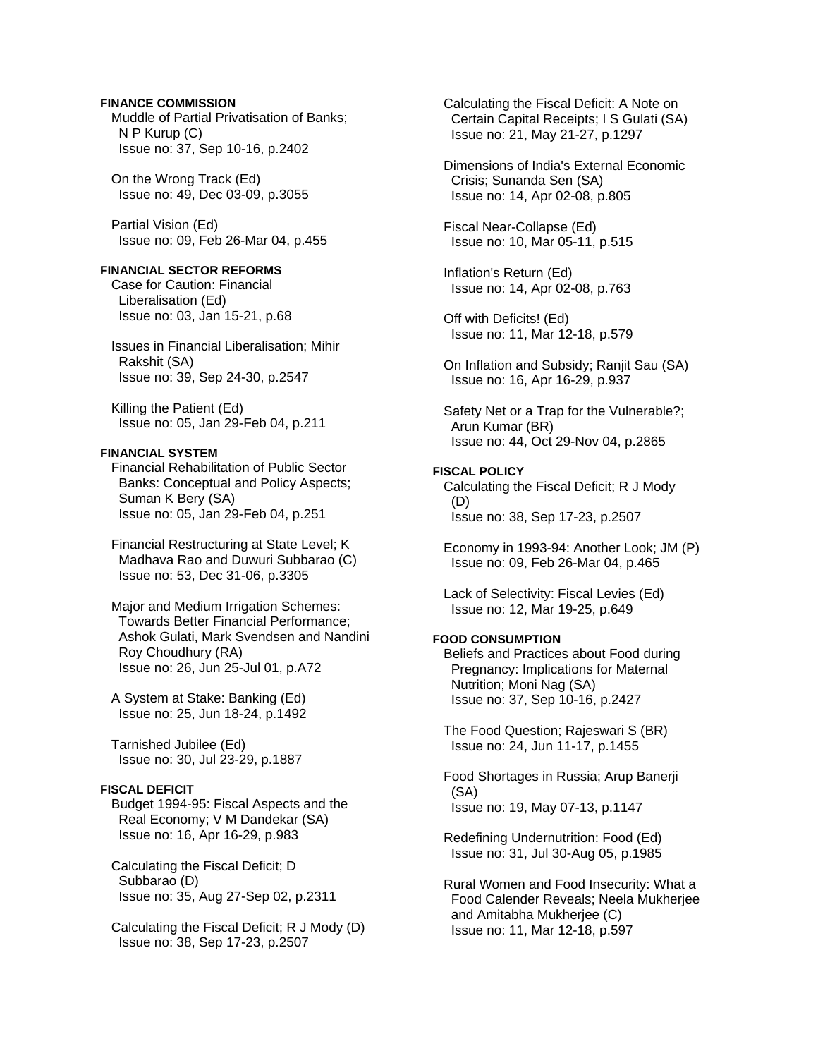**FINANCE COMMISSION**

Muddle of Partial Privatisation of Banks; N P Kurup (C)
Issue no: 37, Sep 10-16, p.2402

On the Wrong Track (Ed)
Issue no: 49, Dec 03-09, p.3055

Partial Vision (Ed)
Issue no: 09, Feb 26-Mar 04, p.455

**FINANCIAL SECTOR REFORMS**

Case for Caution: Financial Liberalisation (Ed)
Issue no: 03, Jan 15-21, p.68

Issues in Financial Liberalisation; Mihir Rakshit (SA)
Issue no: 39, Sep 24-30, p.2547

Killing the Patient (Ed)
Issue no: 05, Jan 29-Feb 04, p.211

**FINANCIAL SYSTEM**

Financial Rehabilitation of Public Sector Banks: Conceptual and Policy Aspects; Suman K Bery (SA)
Issue no: 05, Jan 29-Feb 04, p.251

Financial Restructuring at State Level; K Madhava Rao and Duwuri Subbarao (C)
Issue no: 53, Dec 31-06, p.3305

Major and Medium Irrigation Schemes: Towards Better Financial Performance; Ashok Gulati, Mark Svendsen and Nandini Roy Choudhury (RA)
Issue no: 26, Jun 25-Jul 01, p.A72

A System at Stake: Banking (Ed)
Issue no: 25, Jun 18-24, p.1492

Tarnished Jubilee (Ed)
Issue no: 30, Jul 23-29, p.1887

**FISCAL DEFICIT**

Budget 1994-95: Fiscal Aspects and the Real Economy; V M Dandekar (SA)
Issue no: 16, Apr 16-29, p.983

Calculating the Fiscal Deficit; D Subbarao (D)
Issue no: 35, Aug 27-Sep 02, p.2311

Calculating the Fiscal Deficit; R J Mody (D)
Issue no: 38, Sep 17-23, p.2507

Calculating the Fiscal Deficit: A Note on Certain Capital Receipts; I S Gulati (SA)
Issue no: 21, May 21-27, p.1297

Dimensions of India's External Economic Crisis; Sunanda Sen (SA)
Issue no: 14, Apr 02-08, p.805

Fiscal Near-Collapse (Ed)
Issue no: 10, Mar 05-11, p.515

Inflation's Return (Ed)
Issue no: 14, Apr 02-08, p.763

Off with Deficits! (Ed)
Issue no: 11, Mar 12-18, p.579

On Inflation and Subsidy; Ranjit Sau (SA)
Issue no: 16, Apr 16-29, p.937

Safety Net or a Trap for the Vulnerable?; Arun Kumar (BR)
Issue no: 44, Oct 29-Nov 04, p.2865

**FISCAL POLICY**

Calculating the Fiscal Deficit; R J Mody (D)
Issue no: 38, Sep 17-23, p.2507

Economy in 1993-94: Another Look; JM (P)
Issue no: 09, Feb 26-Mar 04, p.465

Lack of Selectivity: Fiscal Levies (Ed)
Issue no: 12, Mar 19-25, p.649

**FOOD CONSUMPTION**

Beliefs and Practices about Food during Pregnancy: Implications for Maternal Nutrition; Moni Nag (SA)
Issue no: 37, Sep 10-16, p.2427

The Food Question; Rajeswari S (BR)
Issue no: 24, Jun 11-17, p.1455

Food Shortages in Russia; Arup Banerji (SA)
Issue no: 19, May 07-13, p.1147

Redefining Undernutrition: Food (Ed)
Issue no: 31, Jul 30-Aug 05, p.1985

Rural Women and Food Insecurity: What a Food Calender Reveals; Neela Mukherjee and Amitabha Mukherjee (C)
Issue no: 11, Mar 12-18, p.597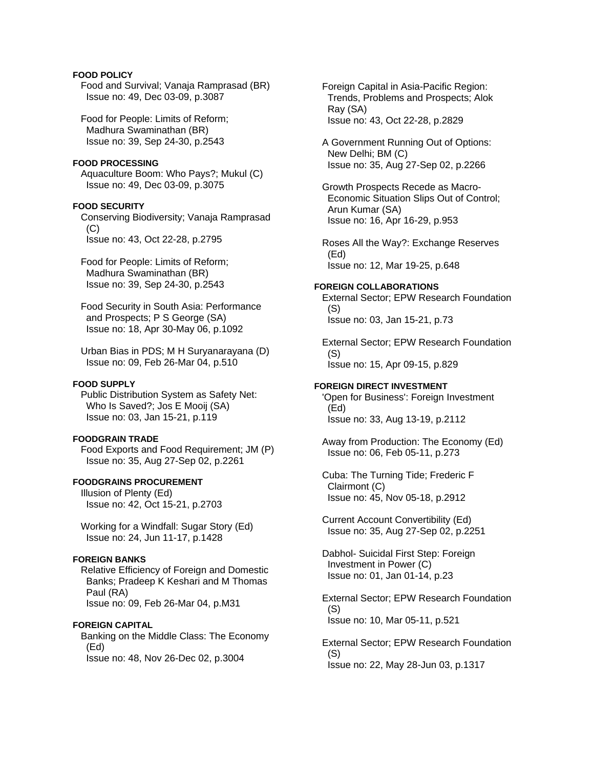**FOOD POLICY**

Food and Survival; Vanaja Ramprasad (BR)
Issue no: 49, Dec 03-09, p.3087

Food for People: Limits of Reform; Madhura Swaminathan (BR)
Issue no: 39, Sep 24-30, p.2543

**FOOD PROCESSING**

Aquaculture Boom: Who Pays?; Mukul (C)
Issue no: 49, Dec 03-09, p.3075

**FOOD SECURITY**

Conserving Biodiversity; Vanaja Ramprasad (C)
Issue no: 43, Oct 22-28, p.2795

Food for People: Limits of Reform; Madhura Swaminathan (BR)
Issue no: 39, Sep 24-30, p.2543

Food Security in South Asia: Performance and Prospects; P S George (SA)
Issue no: 18, Apr 30-May 06, p.1092

Urban Bias in PDS; M H Suryanarayana (D)
Issue no: 09, Feb 26-Mar 04, p.510

**FOOD SUPPLY**

Public Distribution System as Safety Net: Who Is Saved?; Jos E Mooij (SA)
Issue no: 03, Jan 15-21, p.119

**FOODGRAIN TRADE**

Food Exports and Food Requirement; JM (P)
Issue no: 35, Aug 27-Sep 02, p.2261

**FOODGRAINS PROCUREMENT**

Illusion of Plenty (Ed)
Issue no: 42, Oct 15-21, p.2703

Working for a Windfall: Sugar Story (Ed)
Issue no: 24, Jun 11-17, p.1428

**FOREIGN BANKS**

Relative Efficiency of Foreign and Domestic Banks; Pradeep K Keshari and M Thomas Paul (RA)
Issue no: 09, Feb 26-Mar 04, p.M31

**FOREIGN CAPITAL**

Banking on the Middle Class: The Economy (Ed)
Issue no: 48, Nov 26-Dec 02, p.3004

Foreign Capital in Asia-Pacific Region: Trends, Problems and Prospects; Alok Ray (SA)
Issue no: 43, Oct 22-28, p.2829

A Government Running Out of Options: New Delhi; BM (C)
Issue no: 35, Aug 27-Sep 02, p.2266

Growth Prospects Recede as Macro-Economic Situation Slips Out of Control; Arun Kumar (SA)
Issue no: 16, Apr 16-29, p.953

Roses All the Way?: Exchange Reserves (Ed)
Issue no: 12, Mar 19-25, p.648

**FOREIGN COLLABORATIONS**

External Sector; EPW Research Foundation (S)
Issue no: 03, Jan 15-21, p.73

External Sector; EPW Research Foundation (S)
Issue no: 15, Apr 09-15, p.829

**FOREIGN DIRECT INVESTMENT**

'Open for Business': Foreign Investment (Ed)
Issue no: 33, Aug 13-19, p.2112

Away from Production: The Economy (Ed)
Issue no: 06, Feb 05-11, p.273

Cuba: The Turning Tide; Frederic F Clairmont (C)
Issue no: 45, Nov 05-18, p.2912

Current Account Convertibility (Ed)
Issue no: 35, Aug 27-Sep 02, p.2251

Dabhol- Suicidal First Step: Foreign Investment in Power (C)
Issue no: 01, Jan 01-14, p.23

External Sector; EPW Research Foundation (S)
Issue no: 10, Mar 05-11, p.521

External Sector; EPW Research Foundation (S)
Issue no: 22, May 28-Jun 03, p.1317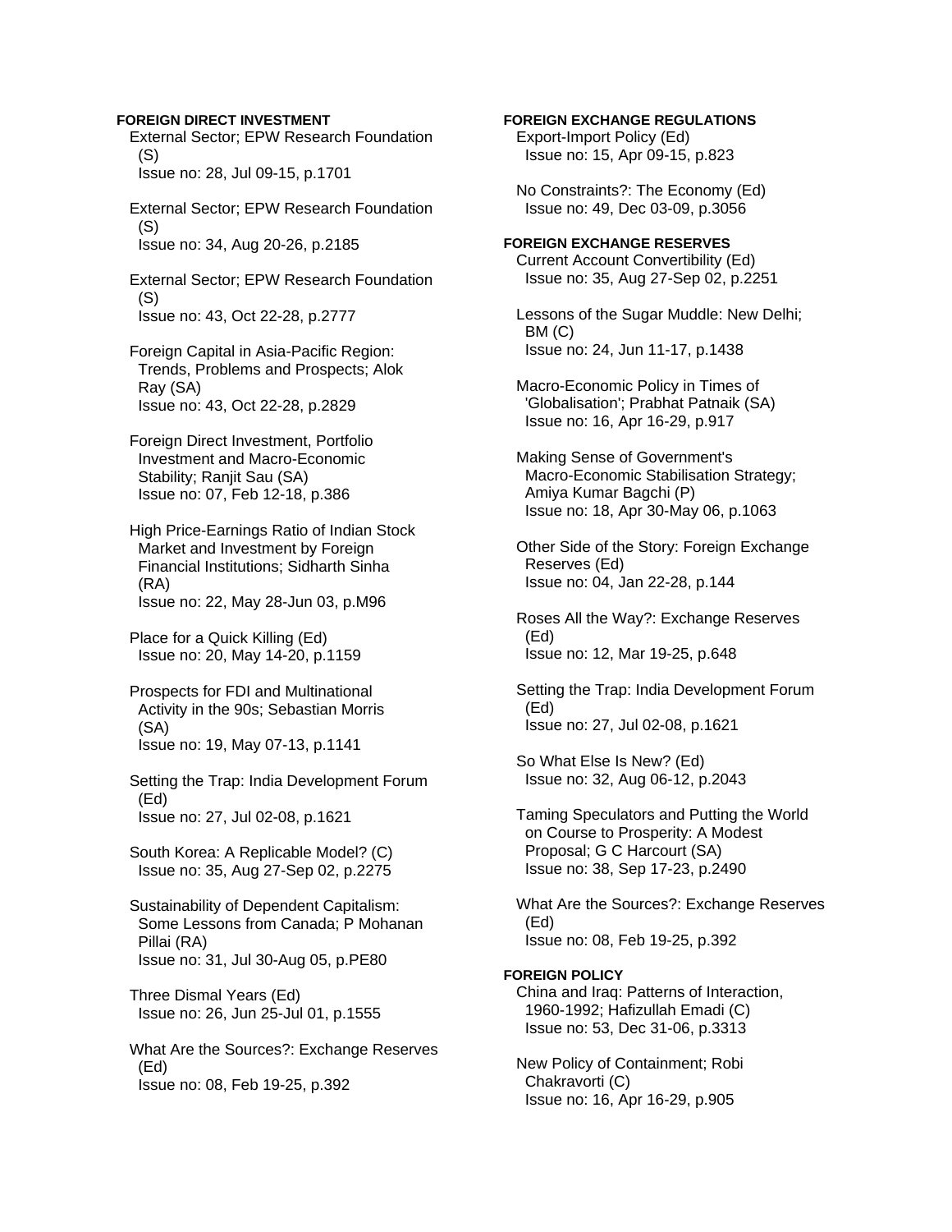**FOREIGN DIRECT INVESTMENT**

External Sector; EPW Research Foundation (S)
Issue no: 28, Jul 09-15, p.1701

External Sector; EPW Research Foundation (S)
Issue no: 34, Aug 20-26, p.2185

External Sector; EPW Research Foundation (S)
Issue no: 43, Oct 22-28, p.2777

Foreign Capital in Asia-Pacific Region: Trends, Problems and Prospects; Alok Ray (SA)
Issue no: 43, Oct 22-28, p.2829

Foreign Direct Investment, Portfolio Investment and Macro-Economic Stability; Ranjit Sau (SA)
Issue no: 07, Feb 12-18, p.386

High Price-Earnings Ratio of Indian Stock Market and Investment by Foreign Financial Institutions; Sidharth Sinha (RA)
Issue no: 22, May 28-Jun 03, p.M96

Place for a Quick Killing (Ed)
Issue no: 20, May 14-20, p.1159

Prospects for FDI and Multinational Activity in the 90s; Sebastian Morris (SA)
Issue no: 19, May 07-13, p.1141

Setting the Trap: India Development Forum (Ed)
Issue no: 27, Jul 02-08, p.1621

South Korea: A Replicable Model? (C)
Issue no: 35, Aug 27-Sep 02, p.2275

Sustainability of Dependent Capitalism: Some Lessons from Canada; P Mohanan Pillai (RA)
Issue no: 31, Jul 30-Aug 05, p.PE80

Three Dismal Years (Ed)
Issue no: 26, Jun 25-Jul 01, p.1555

What Are the Sources?: Exchange Reserves (Ed)
Issue no: 08, Feb 19-25, p.392

**FOREIGN EXCHANGE REGULATIONS**

Export-Import Policy (Ed)
Issue no: 15, Apr 09-15, p.823

No Constraints?: The Economy (Ed)
Issue no: 49, Dec 03-09, p.3056

**FOREIGN EXCHANGE RESERVES**

Current Account Convertibility (Ed)
Issue no: 35, Aug 27-Sep 02, p.2251

Lessons of the Sugar Muddle: New Delhi; BM (C)
Issue no: 24, Jun 11-17, p.1438

Macro-Economic Policy in Times of 'Globalisation'; Prabhat Patnaik (SA)
Issue no: 16, Apr 16-29, p.917

Making Sense of Government's Macro-Economic Stabilisation Strategy; Amiya Kumar Bagchi (P)
Issue no: 18, Apr 30-May 06, p.1063

Other Side of the Story: Foreign Exchange Reserves (Ed)
Issue no: 04, Jan 22-28, p.144

Roses All the Way?: Exchange Reserves (Ed)
Issue no: 12, Mar 19-25, p.648

Setting the Trap: India Development Forum (Ed)
Issue no: 27, Jul 02-08, p.1621

So What Else Is New? (Ed)
Issue no: 32, Aug 06-12, p.2043

Taming Speculators and Putting the World on Course to Prosperity: A Modest Proposal; G C Harcourt (SA)
Issue no: 38, Sep 17-23, p.2490

What Are the Sources?: Exchange Reserves (Ed)
Issue no: 08, Feb 19-25, p.392

**FOREIGN POLICY**

China and Iraq: Patterns of Interaction, 1960-1992; Hafizullah Emadi (C)
Issue no: 53, Dec 31-06, p.3313

New Policy of Containment; Robi Chakravorti (C)
Issue no: 16, Apr 16-29, p.905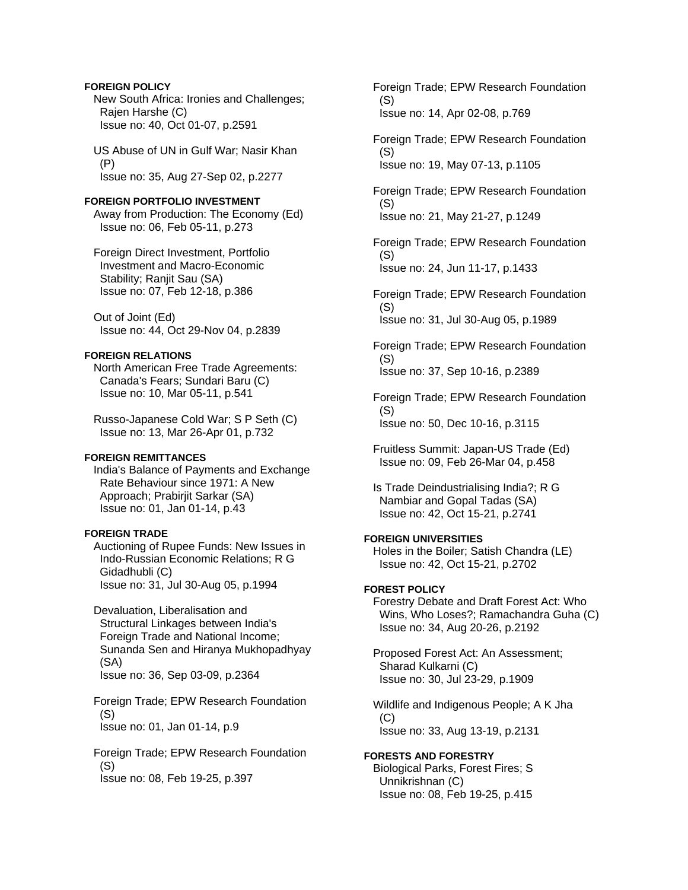**FOREIGN POLICY**

New South Africa: Ironies and Challenges; Rajen Harshe (C)
Issue no: 40, Oct 01-07, p.2591

US Abuse of UN in Gulf War; Nasir Khan (P)
Issue no: 35, Aug 27-Sep 02, p.2277

**FOREIGN PORTFOLIO INVESTMENT**

Away from Production: The Economy (Ed)
Issue no: 06, Feb 05-11, p.273

Foreign Direct Investment, Portfolio Investment and Macro-Economic Stability; Ranjit Sau (SA)
Issue no: 07, Feb 12-18, p.386

Out of Joint (Ed)
Issue no: 44, Oct 29-Nov 04, p.2839

**FOREIGN RELATIONS**

North American Free Trade Agreements: Canada's Fears; Sundari Baru (C)
Issue no: 10, Mar 05-11, p.541

Russo-Japanese Cold War; S P Seth (C)
Issue no: 13, Mar 26-Apr 01, p.732

**FOREIGN REMITTANCES**

India's Balance of Payments and Exchange Rate Behaviour since 1971: A New Approach; Prabirjit Sarkar (SA)
Issue no: 01, Jan 01-14, p.43

**FOREIGN TRADE**

Auctioning of Rupee Funds: New Issues in Indo-Russian Economic Relations; R G Gidadhubli (C)
Issue no: 31, Jul 30-Aug 05, p.1994

Devaluation, Liberalisation and Structural Linkages between India's Foreign Trade and National Income; Sunanda Sen and Hiranya Mukhopadhyay (SA)
Issue no: 36, Sep 03-09, p.2364

Foreign Trade; EPW Research Foundation (S)
Issue no: 01, Jan 01-14, p.9

Foreign Trade; EPW Research Foundation (S)
Issue no: 08, Feb 19-25, p.397

Foreign Trade; EPW Research Foundation (S)
Issue no: 14, Apr 02-08, p.769

Foreign Trade; EPW Research Foundation (S)
Issue no: 19, May 07-13, p.1105

Foreign Trade; EPW Research Foundation (S)
Issue no: 21, May 21-27, p.1249

Foreign Trade; EPW Research Foundation (S)
Issue no: 24, Jun 11-17, p.1433

Foreign Trade; EPW Research Foundation (S)
Issue no: 31, Jul 30-Aug 05, p.1989

Foreign Trade; EPW Research Foundation (S)
Issue no: 37, Sep 10-16, p.2389

Foreign Trade; EPW Research Foundation (S)
Issue no: 50, Dec 10-16, p.3115

Fruitless Summit: Japan-US Trade (Ed)
Issue no: 09, Feb 26-Mar 04, p.458

Is Trade Deindustrialising India?; R G Nambiar and Gopal Tadas (SA)
Issue no: 42, Oct 15-21, p.2741

**FOREIGN UNIVERSITIES**

Holes in the Boiler; Satish Chandra (LE)
Issue no: 42, Oct 15-21, p.2702

**FOREST POLICY**

Forestry Debate and Draft Forest Act: Who Wins, Who Loses?; Ramachandra Guha (C)
Issue no: 34, Aug 20-26, p.2192

Proposed Forest Act: An Assessment; Sharad Kulkarni (C)
Issue no: 30, Jul 23-29, p.1909

Wildlife and Indigenous People; A K Jha (C)
Issue no: 33, Aug 13-19, p.2131

**FORESTS AND FORESTRY**

Biological Parks, Forest Fires; S Unnikrishnan (C)
Issue no: 08, Feb 19-25, p.415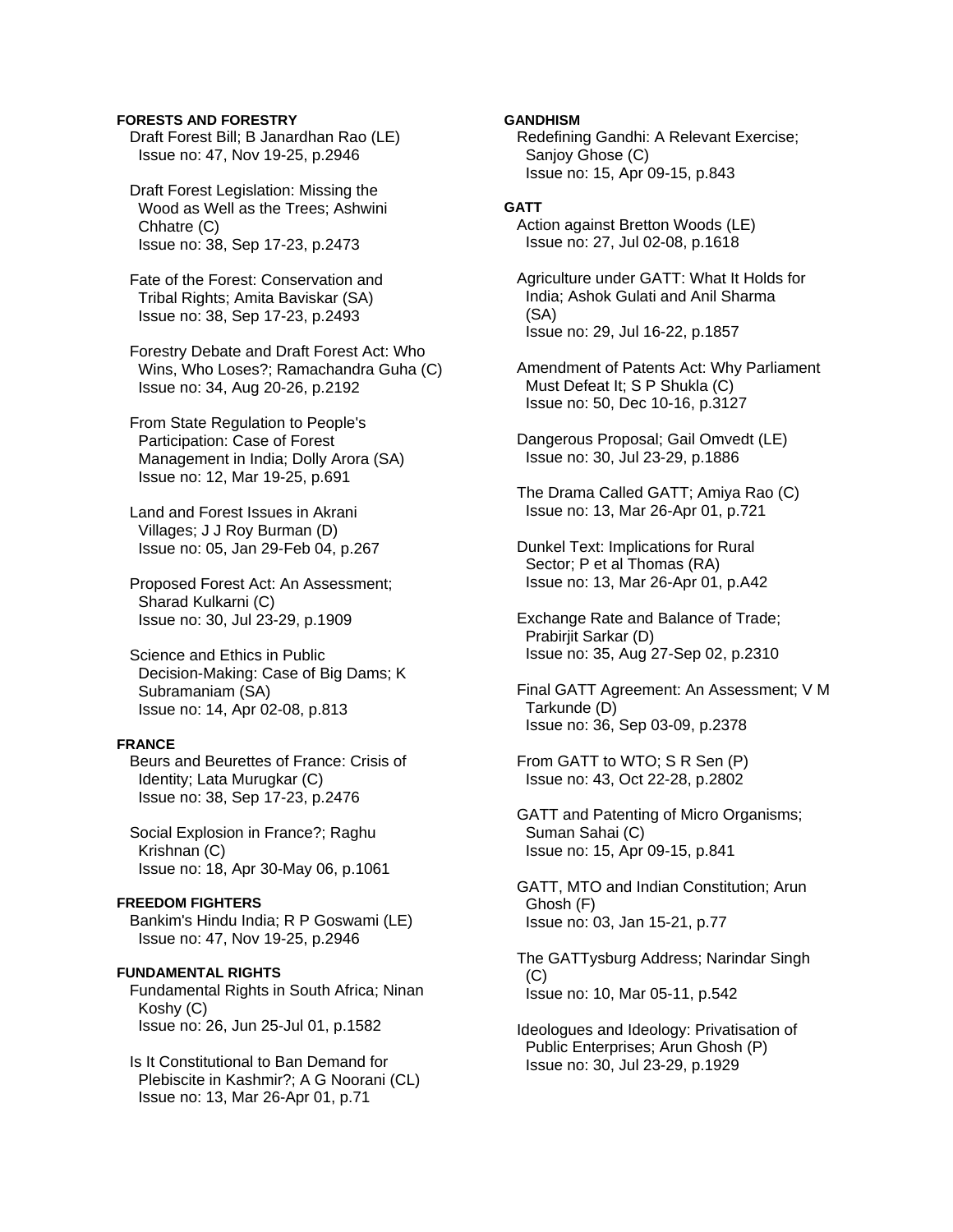**FORESTS AND FORESTRY**

Draft Forest Bill; B Janardhan Rao (LE)
Issue no: 47, Nov 19-25, p.2946

Draft Forest Legislation: Missing the Wood as Well as the Trees; Ashwini Chhatre (C)
Issue no: 38, Sep 17-23, p.2473

Fate of the Forest: Conservation and Tribal Rights; Amita Baviskar (SA)
Issue no: 38, Sep 17-23, p.2493

Forestry Debate and Draft Forest Act: Who Wins, Who Loses?; Ramachandra Guha (C)
Issue no: 34, Aug 20-26, p.2192

From State Regulation to People's Participation: Case of Forest Management in India; Dolly Arora (SA)
Issue no: 12, Mar 19-25, p.691

Land and Forest Issues in Akrani Villages; J J Roy Burman (D)
Issue no: 05, Jan 29-Feb 04, p.267

Proposed Forest Act: An Assessment; Sharad Kulkarni (C)
Issue no: 30, Jul 23-29, p.1909

Science and Ethics in Public Decision-Making: Case of Big Dams; K Subramaniam (SA)
Issue no: 14, Apr 02-08, p.813

**FRANCE**

Beurs and Beurettes of France: Crisis of Identity; Lata Murugkar (C)
Issue no: 38, Sep 17-23, p.2476

Social Explosion in France?; Raghu Krishnan (C)
Issue no: 18, Apr 30-May 06, p.1061

**FREEDOM FIGHTERS**

Bankim's Hindu India; R P Goswami (LE)
Issue no: 47, Nov 19-25, p.2946

**FUNDAMENTAL RIGHTS**

Fundamental Rights in South Africa; Ninan Koshy (C)
Issue no: 26, Jun 25-Jul 01, p.1582

Is It Constitutional to Ban Demand for Plebiscite in Kashmir?; A G Noorani (CL)
Issue no: 13, Mar 26-Apr 01, p.71

**GANDHISM**

Redefining Gandhi: A Relevant Exercise; Sanjoy Ghose (C)
Issue no: 15, Apr 09-15, p.843

**GATT**

Action against Bretton Woods (LE)
Issue no: 27, Jul 02-08, p.1618

Agriculture under GATT: What It Holds for India; Ashok Gulati and Anil Sharma (SA)
Issue no: 29, Jul 16-22, p.1857

Amendment of Patents Act: Why Parliament Must Defeat It; S P Shukla (C)
Issue no: 50, Dec 10-16, p.3127

Dangerous Proposal; Gail Omvedt (LE)
Issue no: 30, Jul 23-29, p.1886

The Drama Called GATT; Amiya Rao (C)
Issue no: 13, Mar 26-Apr 01, p.721

Dunkel Text: Implications for Rural Sector; P et al Thomas (RA)
Issue no: 13, Mar 26-Apr 01, p.A42

Exchange Rate and Balance of Trade; Prabirjit Sarkar (D)
Issue no: 35, Aug 27-Sep 02, p.2310

Final GATT Agreement: An Assessment; V M Tarkunde (D)
Issue no: 36, Sep 03-09, p.2378

From GATT to WTO; S R Sen (P)
Issue no: 43, Oct 22-28, p.2802

GATT and Patenting of Micro Organisms; Suman Sahai (C)
Issue no: 15, Apr 09-15, p.841

GATT, MTO and Indian Constitution; Arun Ghosh (F)
Issue no: 03, Jan 15-21, p.77

The GATTysburg Address; Narindar Singh (C)
Issue no: 10, Mar 05-11, p.542

Ideologues and Ideology: Privatisation of Public Enterprises; Arun Ghosh (P)
Issue no: 30, Jul 23-29, p.1929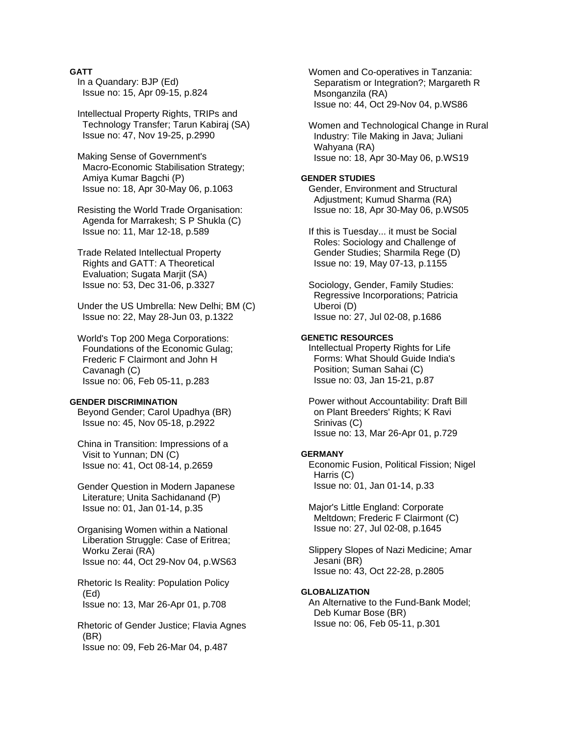**GATT**

In a Quandary: BJP (Ed)
Issue no: 15, Apr 09-15, p.824

Intellectual Property Rights, TRIPs and Technology Transfer; Tarun Kabiraj (SA)
Issue no: 47, Nov 19-25, p.2990

Making Sense of Government's Macro-Economic Stabilisation Strategy; Amiya Kumar Bagchi (P)
Issue no: 18, Apr 30-May 06, p.1063

Resisting the World Trade Organisation: Agenda for Marrakesh; S P Shukla (C)
Issue no: 11, Mar 12-18, p.589

Trade Related Intellectual Property Rights and GATT: A Theoretical Evaluation; Sugata Marjit (SA)
Issue no: 53, Dec 31-06, p.3327

Under the US Umbrella: New Delhi; BM (C)
Issue no: 22, May 28-Jun 03, p.1322

World's Top 200 Mega Corporations: Foundations of the Economic Gulag; Frederic F Clairmont and John H Cavanagh (C)
Issue no: 06, Feb 05-11, p.283

**GENDER DISCRIMINATION**

Beyond Gender; Carol Upadhya (BR)
Issue no: 45, Nov 05-18, p.2922

China in Transition: Impressions of a Visit to Yunnan; DN (C)
Issue no: 41, Oct 08-14, p.2659

Gender Question in Modern Japanese Literature; Unita Sachidanand (P)
Issue no: 01, Jan 01-14, p.35

Organising Women within a National Liberation Struggle: Case of Eritrea; Worku Zerai (RA)
Issue no: 44, Oct 29-Nov 04, p.WS63

Rhetoric Is Reality: Population Policy (Ed)
Issue no: 13, Mar 26-Apr 01, p.708

Rhetoric of Gender Justice; Flavia Agnes (BR)
Issue no: 09, Feb 26-Mar 04, p.487

Women and Co-operatives in Tanzania: Separatism or Integration?; Margareth R Msonganzila (RA)
Issue no: 44, Oct 29-Nov 04, p.WS86

Women and Technological Change in Rural Industry: Tile Making in Java; Juliani Wahyana (RA)
Issue no: 18, Apr 30-May 06, p.WS19

**GENDER STUDIES**

Gender, Environment and Structural Adjustment; Kumud Sharma (RA)
Issue no: 18, Apr 30-May 06, p.WS05

If this is Tuesday... it must be Social Roles: Sociology and Challenge of Gender Studies; Sharmila Rege (D)
Issue no: 19, May 07-13, p.1155

Sociology, Gender, Family Studies: Regressive Incorporations; Patricia Uberoi (D)
Issue no: 27, Jul 02-08, p.1686

**GENETIC RESOURCES**

Intellectual Property Rights for Life Forms: What Should Guide India's Position; Suman Sahai (C)
Issue no: 03, Jan 15-21, p.87

Power without Accountability: Draft Bill on Plant Breeders' Rights; K Ravi Srinivas (C)
Issue no: 13, Mar 26-Apr 01, p.729

**GERMANY**

Economic Fusion, Political Fission; Nigel Harris (C)
Issue no: 01, Jan 01-14, p.33

Major's Little England: Corporate Meltdown; Frederic F Clairmont (C)
Issue no: 27, Jul 02-08, p.1645

Slippery Slopes of Nazi Medicine; Amar Jesani (BR)
Issue no: 43, Oct 22-28, p.2805

**GLOBALIZATION**

An Alternative to the Fund-Bank Model; Deb Kumar Bose (BR)
Issue no: 06, Feb 05-11, p.301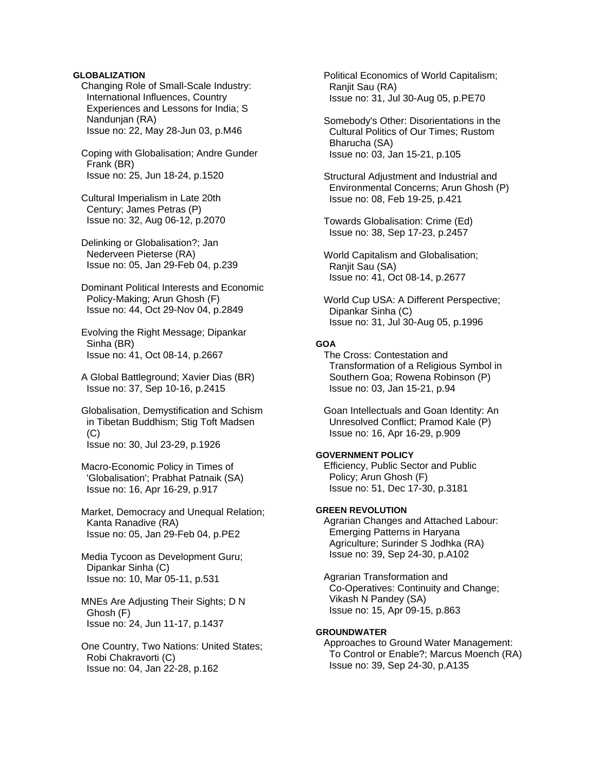**GLOBALIZATION**

Changing Role of Small-Scale Industry: International Influences, Country Experiences and Lessons for India; S Nandunjan (RA)
Issue no: 22, May 28-Jun 03, p.M46

Coping with Globalisation; Andre Gunder Frank (BR)
Issue no: 25, Jun 18-24, p.1520

Cultural Imperialism in Late 20th Century; James Petras (P)
Issue no: 32, Aug 06-12, p.2070

Delinking or Globalisation?; Jan Nederveen Pieterse (RA)
Issue no: 05, Jan 29-Feb 04, p.239

Dominant Political Interests and Economic Policy-Making; Arun Ghosh (F)
Issue no: 44, Oct 29-Nov 04, p.2849

Evolving the Right Message; Dipankar Sinha (BR)
Issue no: 41, Oct 08-14, p.2667

A Global Battleground; Xavier Dias (BR)
Issue no: 37, Sep 10-16, p.2415

Globalisation, Demystification and Schism in Tibetan Buddhism; Stig Toft Madsen (C)
Issue no: 30, Jul 23-29, p.1926

Macro-Economic Policy in Times of 'Globalisation'; Prabhat Patnaik (SA)
Issue no: 16, Apr 16-29, p.917

Market, Democracy and Unequal Relation; Kanta Ranadive (RA)
Issue no: 05, Jan 29-Feb 04, p.PE2

Media Tycoon as Development Guru; Dipankar Sinha (C)
Issue no: 10, Mar 05-11, p.531

MNEs Are Adjusting Their Sights; D N Ghosh (F)
Issue no: 24, Jun 11-17, p.1437

One Country, Two Nations: United States; Robi Chakravorti (C)
Issue no: 04, Jan 22-28, p.162

Political Economics of World Capitalism; Ranjit Sau (RA)
Issue no: 31, Jul 30-Aug 05, p.PE70

Somebody's Other: Disorientations in the Cultural Politics of Our Times; Rustom Bharucha (SA)
Issue no: 03, Jan 15-21, p.105

Structural Adjustment and Industrial and Environmental Concerns; Arun Ghosh (P)
Issue no: 08, Feb 19-25, p.421

Towards Globalisation: Crime (Ed)
Issue no: 38, Sep 17-23, p.2457

World Capitalism and Globalisation; Ranjit Sau (SA)
Issue no: 41, Oct 08-14, p.2677

World Cup USA: A Different Perspective; Dipankar Sinha (C)
Issue no: 31, Jul 30-Aug 05, p.1996

**GOA**

The Cross: Contestation and Transformation of a Religious Symbol in Southern Goa; Rowena Robinson (P)
Issue no: 03, Jan 15-21, p.94

Goan Intellectuals and Goan Identity: An Unresolved Conflict; Pramod Kale (P)
Issue no: 16, Apr 16-29, p.909

**GOVERNMENT POLICY**

Efficiency, Public Sector and Public Policy; Arun Ghosh (F)
Issue no: 51, Dec 17-30, p.3181

**GREEN REVOLUTION**

Agrarian Changes and Attached Labour: Emerging Patterns in Haryana Agriculture; Surinder S Jodhka (RA)
Issue no: 39, Sep 24-30, p.A102

Agrarian Transformation and Co-Operatives: Continuity and Change; Vikash N Pandey (SA)
Issue no: 15, Apr 09-15, p.863

**GROUNDWATER**

Approaches to Ground Water Management: To Control or Enable?; Marcus Moench (RA)
Issue no: 39, Sep 24-30, p.A135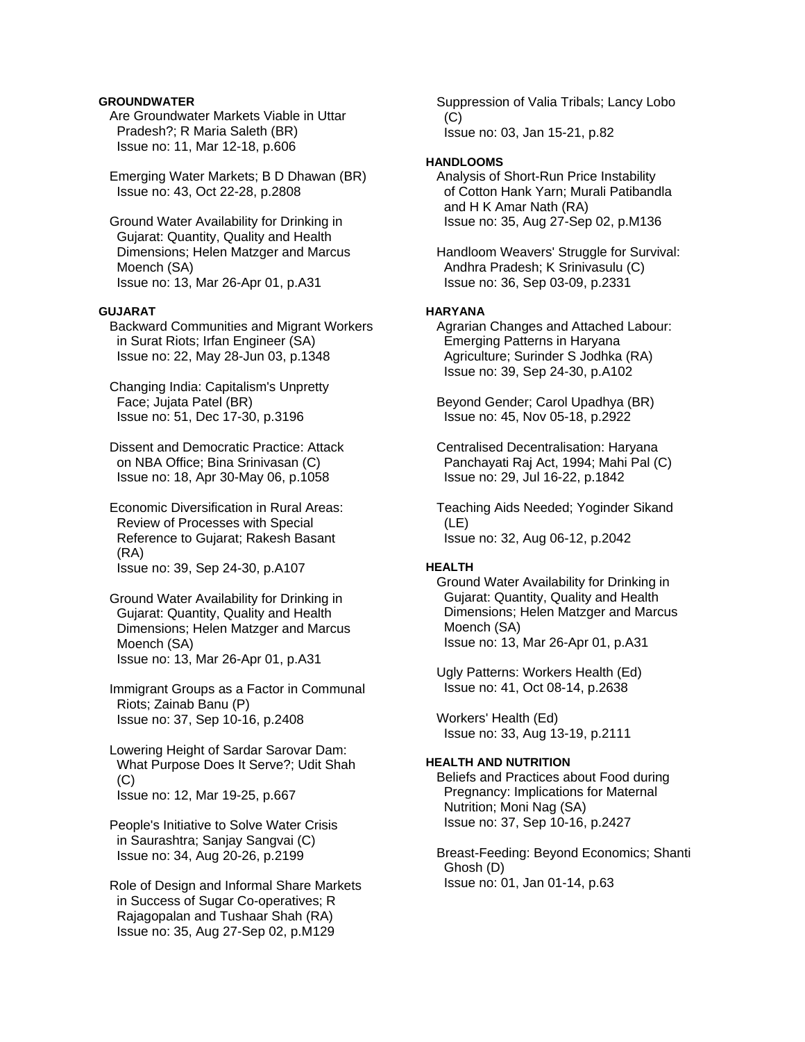**GROUNDWATER**

Are Groundwater Markets Viable in Uttar Pradesh?; R Maria Saleth (BR)
Issue no: 11, Mar 12-18, p.606

Emerging Water Markets; B D Dhawan (BR)
Issue no: 43, Oct 22-28, p.2808

Ground Water Availability for Drinking in Gujarat: Quantity, Quality and Health Dimensions; Helen Matzger and Marcus Moench (SA)
Issue no: 13, Mar 26-Apr 01, p.A31

**GUJARAT**

Backward Communities and Migrant Workers in Surat Riots; Irfan Engineer (SA)
Issue no: 22, May 28-Jun 03, p.1348

Changing India: Capitalism's Unpretty Face; Jujata Patel (BR)
Issue no: 51, Dec 17-30, p.3196

Dissent and Democratic Practice: Attack on NBA Office; Bina Srinivasan (C)
Issue no: 18, Apr 30-May 06, p.1058

Economic Diversification in Rural Areas: Review of Processes with Special Reference to Gujarat; Rakesh Basant (RA)
Issue no: 39, Sep 24-30, p.A107

Ground Water Availability for Drinking in Gujarat: Quantity, Quality and Health Dimensions; Helen Matzger and Marcus Moench (SA)
Issue no: 13, Mar 26-Apr 01, p.A31

Immigrant Groups as a Factor in Communal Riots; Zainab Banu (P)
Issue no: 37, Sep 10-16, p.2408

Lowering Height of Sardar Sarovar Dam: What Purpose Does It Serve?; Udit Shah (C)
Issue no: 12, Mar 19-25, p.667

People's Initiative to Solve Water Crisis in Saurashtra; Sanjay Sangvai (C)
Issue no: 34, Aug 20-26, p.2199

Role of Design and Informal Share Markets in Success of Sugar Co-operatives; R Rajagopalan and Tushaar Shah (RA)
Issue no: 35, Aug 27-Sep 02, p.M129

Suppression of Valia Tribals; Lancy Lobo (C)
Issue no: 03, Jan 15-21, p.82

**HANDLOOMS**

Analysis of Short-Run Price Instability of Cotton Hank Yarn; Murali Patibandla and H K Amar Nath (RA)
Issue no: 35, Aug 27-Sep 02, p.M136

Handloom Weavers' Struggle for Survival: Andhra Pradesh; K Srinivasulu (C)
Issue no: 36, Sep 03-09, p.2331

**HARYANA**

Agrarian Changes and Attached Labour: Emerging Patterns in Haryana Agriculture; Surinder S Jodhka (RA)
Issue no: 39, Sep 24-30, p.A102

Beyond Gender; Carol Upadhya (BR)
Issue no: 45, Nov 05-18, p.2922

Centralised Decentralisation: Haryana Panchayati Raj Act, 1994; Mahi Pal (C)
Issue no: 29, Jul 16-22, p.1842

Teaching Aids Needed; Yoginder Sikand (LE)
Issue no: 32, Aug 06-12, p.2042

**HEALTH**

Ground Water Availability for Drinking in Gujarat: Quantity, Quality and Health Dimensions; Helen Matzger and Marcus Moench (SA)
Issue no: 13, Mar 26-Apr 01, p.A31

Ugly Patterns: Workers Health (Ed)
Issue no: 41, Oct 08-14, p.2638

Workers' Health (Ed)
Issue no: 33, Aug 13-19, p.2111

**HEALTH AND NUTRITION**

Beliefs and Practices about Food during Pregnancy: Implications for Maternal Nutrition; Moni Nag (SA)
Issue no: 37, Sep 10-16, p.2427

Breast-Feeding: Beyond Economics; Shanti Ghosh (D)
Issue no: 01, Jan 01-14, p.63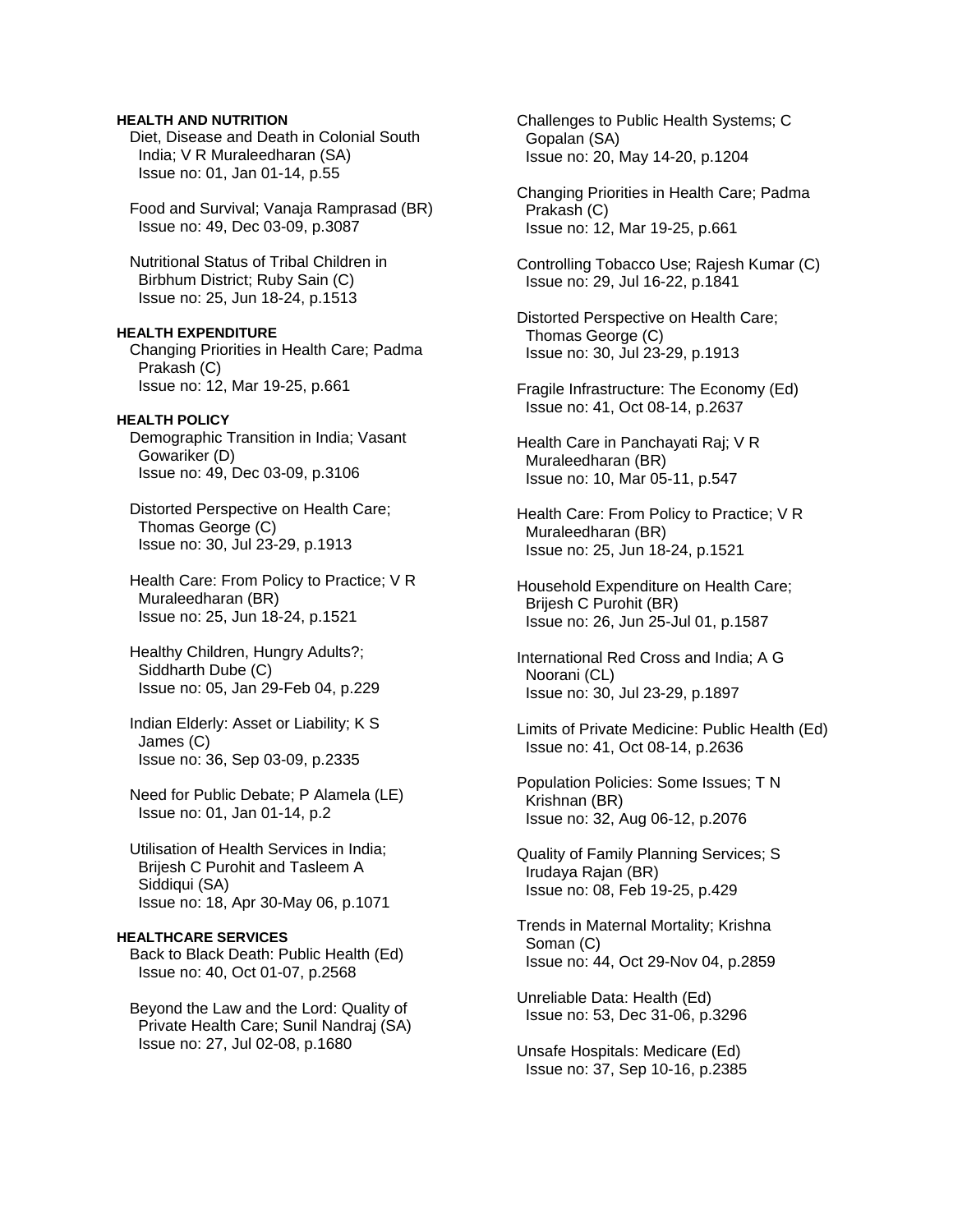**HEALTH AND NUTRITION**

Diet, Disease and Death in Colonial South India; V R Muraleedharan (SA)
Issue no: 01, Jan 01-14, p.55

Food and Survival; Vanaja Ramprasad (BR)
Issue no: 49, Dec 03-09, p.3087

Nutritional Status of Tribal Children in Birbhum District; Ruby Sain (C)
Issue no: 25, Jun 18-24, p.1513

**HEALTH EXPENDITURE**

Changing Priorities in Health Care; Padma Prakash (C)
Issue no: 12, Mar 19-25, p.661

**HEALTH POLICY**

Demographic Transition in India; Vasant Gowariker (D)
Issue no: 49, Dec 03-09, p.3106

Distorted Perspective on Health Care; Thomas George (C)
Issue no: 30, Jul 23-29, p.1913

Health Care: From Policy to Practice; V R Muraleedharan (BR)
Issue no: 25, Jun 18-24, p.1521

Healthy Children, Hungry Adults?; Siddharth Dube (C)
Issue no: 05, Jan 29-Feb 04, p.229

Indian Elderly: Asset or Liability; K S James (C)
Issue no: 36, Sep 03-09, p.2335

Need for Public Debate; P Alamela (LE)
Issue no: 01, Jan 01-14, p.2

Utilisation of Health Services in India; Brijesh C Purohit and Tasleem A Siddiqui (SA)
Issue no: 18, Apr 30-May 06, p.1071

**HEALTHCARE SERVICES**

Back to Black Death: Public Health (Ed)
Issue no: 40, Oct 01-07, p.2568

Beyond the Law and the Lord: Quality of Private Health Care; Sunil Nandraj (SA)
Issue no: 27, Jul 02-08, p.1680

Challenges to Public Health Systems; C Gopalan (SA)
Issue no: 20, May 14-20, p.1204

Changing Priorities in Health Care; Padma Prakash (C)
Issue no: 12, Mar 19-25, p.661

Controlling Tobacco Use; Rajesh Kumar (C)
Issue no: 29, Jul 16-22, p.1841

Distorted Perspective on Health Care; Thomas George (C)
Issue no: 30, Jul 23-29, p.1913

Fragile Infrastructure: The Economy (Ed)
Issue no: 41, Oct 08-14, p.2637

Health Care in Panchayati Raj; V R Muraleedharan (BR)
Issue no: 10, Mar 05-11, p.547

Health Care: From Policy to Practice; V R Muraleedharan (BR)
Issue no: 25, Jun 18-24, p.1521

Household Expenditure on Health Care; Brijesh C Purohit (BR)
Issue no: 26, Jun 25-Jul 01, p.1587

International Red Cross and India; A G Noorani (CL)
Issue no: 30, Jul 23-29, p.1897

Limits of Private Medicine: Public Health (Ed)
Issue no: 41, Oct 08-14, p.2636

Population Policies: Some Issues; T N Krishnan (BR)
Issue no: 32, Aug 06-12, p.2076

Quality of Family Planning Services; S Irudaya Rajan (BR)
Issue no: 08, Feb 19-25, p.429

Trends in Maternal Mortality; Krishna Soman (C)
Issue no: 44, Oct 29-Nov 04, p.2859

Unreliable Data: Health (Ed)
Issue no: 53, Dec 31-06, p.3296

Unsafe Hospitals: Medicare (Ed)
Issue no: 37, Sep 10-16, p.2385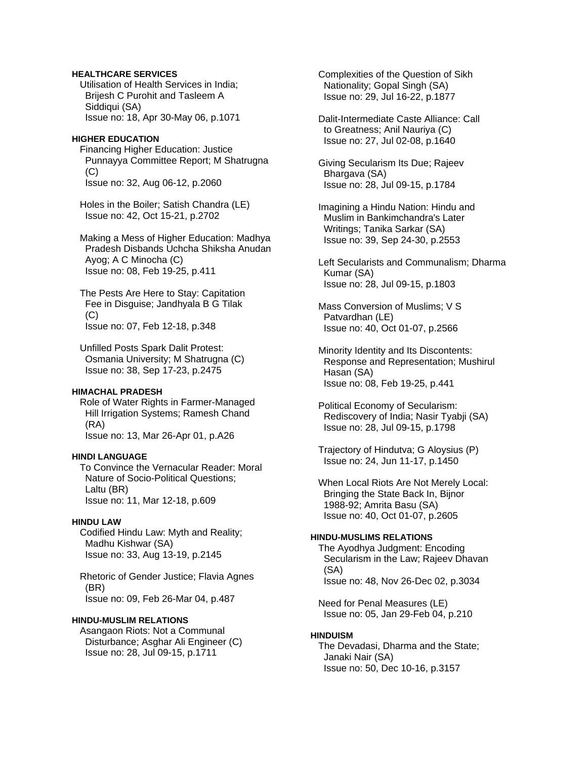**HEALTHCARE SERVICES**

Utilisation of Health Services in India; Brijesh C Purohit and Tasleem A Siddiqui (SA)
Issue no: 18, Apr 30-May 06, p.1071

**HIGHER EDUCATION**

Financing Higher Education: Justice Punnayya Committee Report; M Shatrugna (C)
Issue no: 32, Aug 06-12, p.2060

Holes in the Boiler; Satish Chandra (LE)
Issue no: 42, Oct 15-21, p.2702

Making a Mess of Higher Education: Madhya Pradesh Disbands Uchcha Shiksha Anudan Ayog; A C Minocha (C)
Issue no: 08, Feb 19-25, p.411

The Pests Are Here to Stay: Capitation Fee in Disguise; Jandhyala B G Tilak (C)
Issue no: 07, Feb 12-18, p.348

Unfilled Posts Spark Dalit Protest: Osmania University; M Shatrugna (C)
Issue no: 38, Sep 17-23, p.2475

**HIMACHAL PRADESH**

Role of Water Rights in Farmer-Managed Hill Irrigation Systems; Ramesh Chand (RA)
Issue no: 13, Mar 26-Apr 01, p.A26

**HINDI LANGUAGE**

To Convince the Vernacular Reader: Moral Nature of Socio-Political Questions; Laltu (BR)
Issue no: 11, Mar 12-18, p.609

**HINDU LAW**

Codified Hindu Law: Myth and Reality; Madhu Kishwar (SA)
Issue no: 33, Aug 13-19, p.2145

Rhetoric of Gender Justice; Flavia Agnes (BR)
Issue no: 09, Feb 26-Mar 04, p.487

**HINDU-MUSLIM RELATIONS**

Asangaon Riots: Not a Communal Disturbance; Asghar Ali Engineer (C)
Issue no: 28, Jul 09-15, p.1711

Complexities of the Question of Sikh Nationality; Gopal Singh (SA)
Issue no: 29, Jul 16-22, p.1877

Dalit-Intermediate Caste Alliance: Call to Greatness; Anil Nauriya (C)
Issue no: 27, Jul 02-08, p.1640

Giving Secularism Its Due; Rajeev Bhargava (SA)
Issue no: 28, Jul 09-15, p.1784

Imagining a Hindu Nation: Hindu and Muslim in Bankimchandra's Later Writings; Tanika Sarkar (SA)
Issue no: 39, Sep 24-30, p.2553

Left Secularists and Communalism; Dharma Kumar (SA)
Issue no: 28, Jul 09-15, p.1803

Mass Conversion of Muslims; V S Patvardhan (LE)
Issue no: 40, Oct 01-07, p.2566

Minority Identity and Its Discontents: Response and Representation; Mushirul Hasan (SA)
Issue no: 08, Feb 19-25, p.441

Political Economy of Secularism: Rediscovery of India; Nasir Tyabji (SA)
Issue no: 28, Jul 09-15, p.1798

Trajectory of Hindutva; G Aloysius (P)
Issue no: 24, Jun 11-17, p.1450

When Local Riots Are Not Merely Local: Bringing the State Back In, Bijnor 1988-92; Amrita Basu (SA)
Issue no: 40, Oct 01-07, p.2605

**HINDU-MUSLIMS RELATIONS**

The Ayodhya Judgment: Encoding Secularism in the Law; Rajeev Dhavan (SA)
Issue no: 48, Nov 26-Dec 02, p.3034

Need for Penal Measures (LE)
Issue no: 05, Jan 29-Feb 04, p.210

**HINDUISM**

The Devadasi, Dharma and the State; Janaki Nair (SA)
Issue no: 50, Dec 10-16, p.3157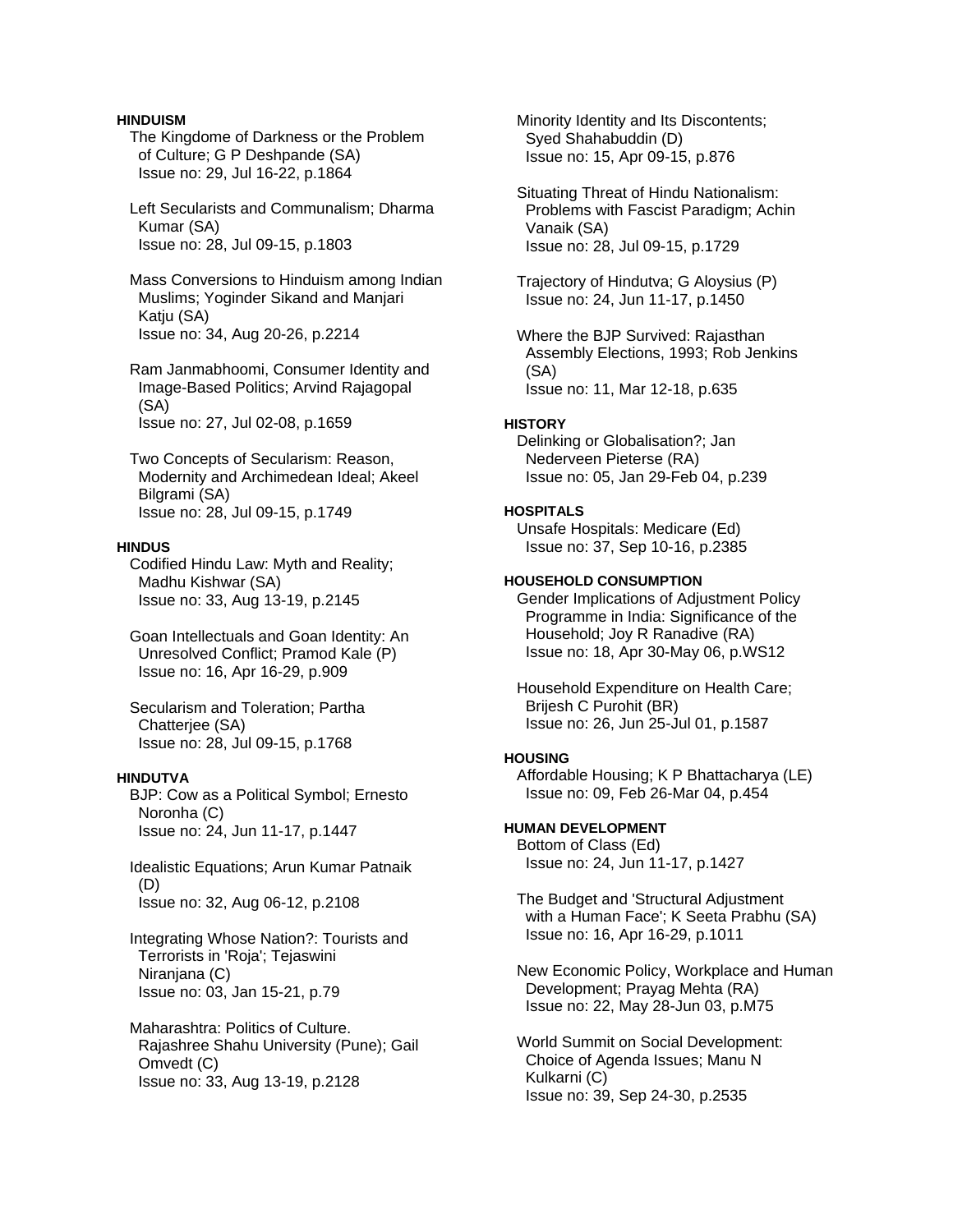**HINDUISM**

The Kingdome of Darkness or the Problem of Culture; G P Deshpande (SA)
Issue no: 29, Jul 16-22, p.1864

Left Secularists and Communalism; Dharma Kumar (SA)
Issue no: 28, Jul 09-15, p.1803

Mass Conversions to Hinduism among Indian Muslims; Yoginder Sikand and Manjari Katju (SA)
Issue no: 34, Aug 20-26, p.2214

Ram Janmabhoomi, Consumer Identity and Image-Based Politics; Arvind Rajagopal (SA)
Issue no: 27, Jul 02-08, p.1659

Two Concepts of Secularism: Reason, Modernity and Archimedean Ideal; Akeel Bilgrami (SA)
Issue no: 28, Jul 09-15, p.1749

**HINDUS**

Codified Hindu Law: Myth and Reality; Madhu Kishwar (SA)
Issue no: 33, Aug 13-19, p.2145

Goan Intellectuals and Goan Identity: An Unresolved Conflict; Pramod Kale (P)
Issue no: 16, Apr 16-29, p.909

Secularism and Toleration; Partha Chatterjee (SA)
Issue no: 28, Jul 09-15, p.1768

**HINDUTVA**

BJP: Cow as a Political Symbol; Ernesto Noronha (C)
Issue no: 24, Jun 11-17, p.1447

Idealistic Equations; Arun Kumar Patnaik (D)
Issue no: 32, Aug 06-12, p.2108

Integrating Whose Nation?: Tourists and Terrorists in 'Roja'; Tejaswini Niranjana (C)
Issue no: 03, Jan 15-21, p.79

Maharashtra: Politics of Culture. Rajashree Shahu University (Pune); Gail Omvedt (C)
Issue no: 33, Aug 13-19, p.2128

Minority Identity and Its Discontents; Syed Shahabuddin (D)
Issue no: 15, Apr 09-15, p.876

Situating Threat of Hindu Nationalism: Problems with Fascist Paradigm; Achin Vanaik (SA)
Issue no: 28, Jul 09-15, p.1729

Trajectory of Hindutva; G Aloysius (P)
Issue no: 24, Jun 11-17, p.1450

Where the BJP Survived: Rajasthan Assembly Elections, 1993; Rob Jenkins (SA)
Issue no: 11, Mar 12-18, p.635

**HISTORY**

Delinking or Globalisation?; Jan Nederveen Pieterse (RA)
Issue no: 05, Jan 29-Feb 04, p.239

**HOSPITALS**

Unsafe Hospitals: Medicare (Ed)
Issue no: 37, Sep 10-16, p.2385

**HOUSEHOLD CONSUMPTION**

Gender Implications of Adjustment Policy Programme in India: Significance of the Household; Joy R Ranadive (RA)
Issue no: 18, Apr 30-May 06, p.WS12

Household Expenditure on Health Care; Brijesh C Purohit (BR)
Issue no: 26, Jun 25-Jul 01, p.1587

**HOUSING**

Affordable Housing; K P Bhattacharya (LE)
Issue no: 09, Feb 26-Mar 04, p.454

**HUMAN DEVELOPMENT**

Bottom of Class (Ed)
Issue no: 24, Jun 11-17, p.1427

The Budget and 'Structural Adjustment with a Human Face'; K Seeta Prabhu (SA)
Issue no: 16, Apr 16-29, p.1011

New Economic Policy, Workplace and Human Development; Prayag Mehta (RA)
Issue no: 22, May 28-Jun 03, p.M75

World Summit on Social Development: Choice of Agenda Issues; Manu N Kulkarni (C)
Issue no: 39, Sep 24-30, p.2535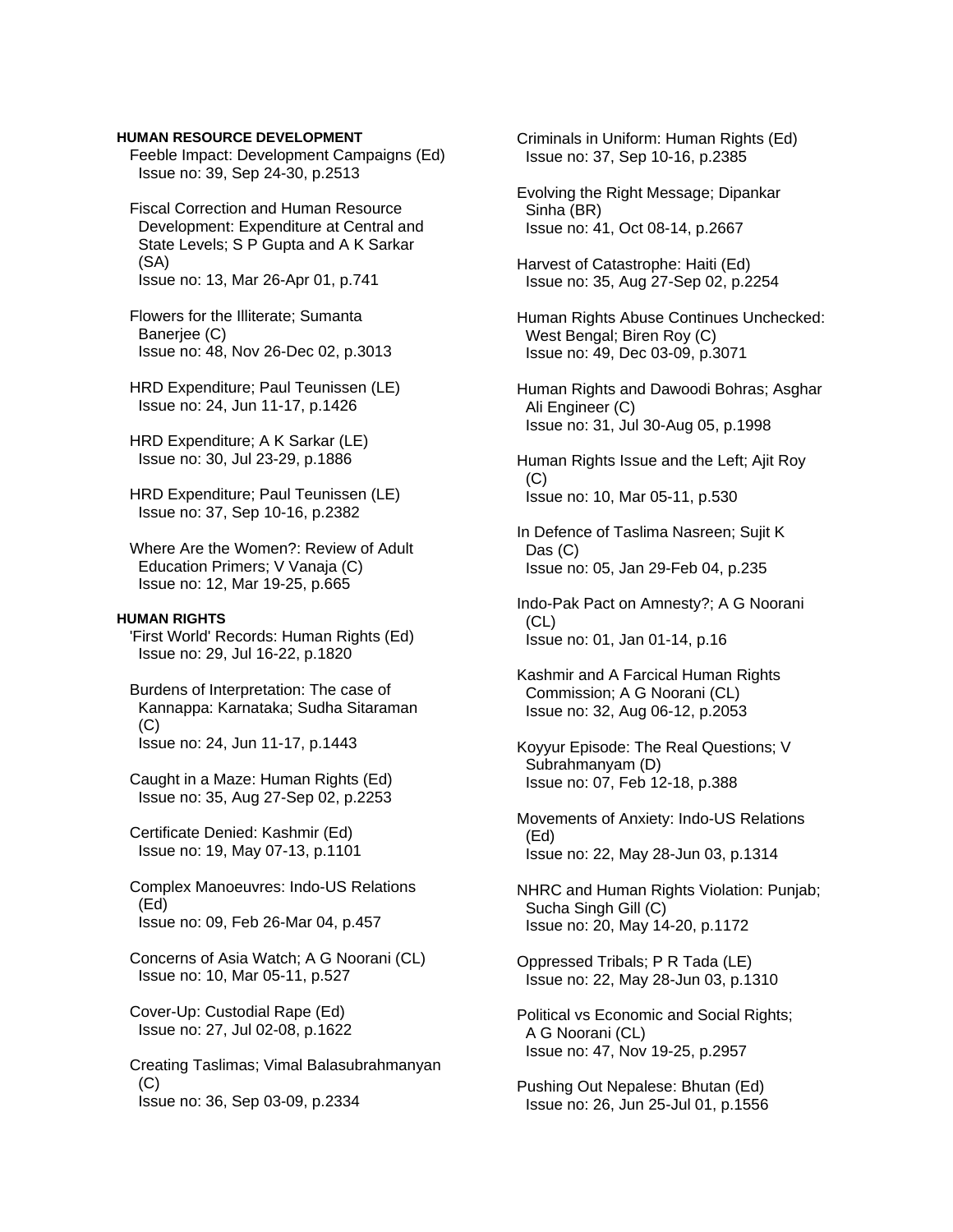**HUMAN RESOURCE DEVELOPMENT**

Feeble Impact: Development Campaigns (Ed)
Issue no: 39, Sep 24-30, p.2513

Fiscal Correction and Human Resource Development: Expenditure at Central and State Levels; S P Gupta and A K Sarkar (SA)
Issue no: 13, Mar 26-Apr 01, p.741

Flowers for the Illiterate; Sumanta Banerjee (C)
Issue no: 48, Nov 26-Dec 02, p.3013

HRD Expenditure; Paul Teunissen (LE)
Issue no: 24, Jun 11-17, p.1426

HRD Expenditure; A K Sarkar (LE)
Issue no: 30, Jul 23-29, p.1886

HRD Expenditure; Paul Teunissen (LE)
Issue no: 37, Sep 10-16, p.2382

Where Are the Women?: Review of Adult Education Primers; V Vanaja (C)
Issue no: 12, Mar 19-25, p.665

**HUMAN RIGHTS**

'First World' Records: Human Rights (Ed)
Issue no: 29, Jul 16-22, p.1820

Burdens of Interpretation: The case of Kannappa: Karnataka; Sudha Sitaraman (C)
Issue no: 24, Jun 11-17, p.1443

Caught in a Maze: Human Rights (Ed)
Issue no: 35, Aug 27-Sep 02, p.2253

Certificate Denied: Kashmir (Ed)
Issue no: 19, May 07-13, p.1101

Complex Manoeuvres: Indo-US Relations (Ed)
Issue no: 09, Feb 26-Mar 04, p.457

Concerns of Asia Watch; A G Noorani (CL)
Issue no: 10, Mar 05-11, p.527

Cover-Up: Custodial Rape (Ed)
Issue no: 27, Jul 02-08, p.1622

Creating Taslimas; Vimal Balasubrahmanyan (C)
Issue no: 36, Sep 03-09, p.2334

Criminals in Uniform: Human Rights (Ed)
Issue no: 37, Sep 10-16, p.2385

Evolving the Right Message; Dipankar Sinha (BR)
Issue no: 41, Oct 08-14, p.2667

Harvest of Catastrophe: Haiti (Ed)
Issue no: 35, Aug 27-Sep 02, p.2254

Human Rights Abuse Continues Unchecked: West Bengal; Biren Roy (C)
Issue no: 49, Dec 03-09, p.3071

Human Rights and Dawoodi Bohras; Asghar Ali Engineer (C)
Issue no: 31, Jul 30-Aug 05, p.1998

Human Rights Issue and the Left; Ajit Roy (C)
Issue no: 10, Mar 05-11, p.530

In Defence of Taslima Nasreen; Sujit K Das (C)
Issue no: 05, Jan 29-Feb 04, p.235

Indo-Pak Pact on Amnesty?; A G Noorani (CL)
Issue no: 01, Jan 01-14, p.16

Kashmir and A Farcical Human Rights Commission; A G Noorani (CL)
Issue no: 32, Aug 06-12, p.2053

Koyyur Episode: The Real Questions; V Subrahmanyam (D)
Issue no: 07, Feb 12-18, p.388

Movements of Anxiety: Indo-US Relations (Ed)
Issue no: 22, May 28-Jun 03, p.1314

NHRC and Human Rights Violation: Punjab; Sucha Singh Gill (C)
Issue no: 20, May 14-20, p.1172

Oppressed Tribals; P R Tada (LE)
Issue no: 22, May 28-Jun 03, p.1310

Political vs Economic and Social Rights; A G Noorani (CL)
Issue no: 47, Nov 19-25, p.2957

Pushing Out Nepalese: Bhutan (Ed)
Issue no: 26, Jun 25-Jul 01, p.1556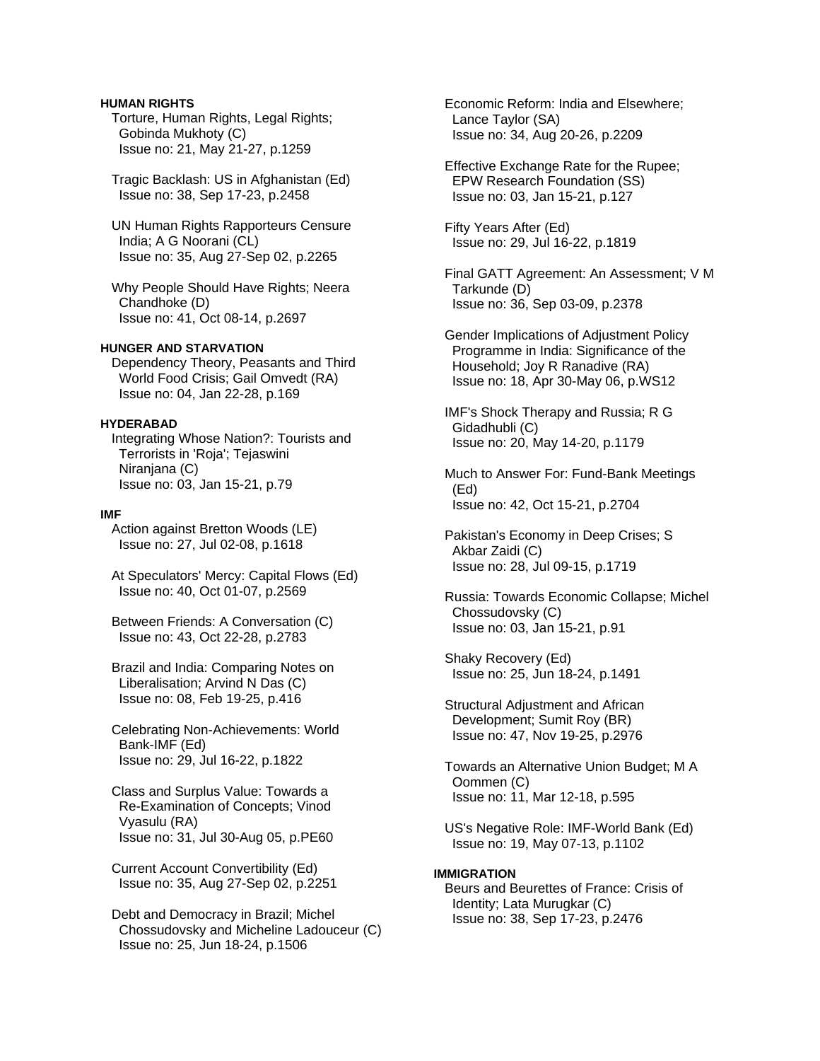**HUMAN RIGHTS**

Torture, Human Rights, Legal Rights; Gobinda Mukhoty (C)
Issue no: 21, May 21-27, p.1259

Tragic Backlash: US in Afghanistan (Ed)
Issue no: 38, Sep 17-23, p.2458

UN Human Rights Rapporteurs Censure India; A G Noorani (CL)
Issue no: 35, Aug 27-Sep 02, p.2265

Why People Should Have Rights; Neera Chandhoke (D)
Issue no: 41, Oct 08-14, p.2697

**HUNGER AND STARVATION**

Dependency Theory, Peasants and Third World Food Crisis; Gail Omvedt (RA)
Issue no: 04, Jan 22-28, p.169

**HYDERABAD**

Integrating Whose Nation?: Tourists and Terrorists in 'Roja'; Tejaswini Niranjana (C)
Issue no: 03, Jan 15-21, p.79

**IMF**

Action against Bretton Woods (LE)
Issue no: 27, Jul 02-08, p.1618

At Speculators' Mercy: Capital Flows (Ed)
Issue no: 40, Oct 01-07, p.2569

Between Friends: A Conversation (C)
Issue no: 43, Oct 22-28, p.2783

Brazil and India: Comparing Notes on Liberalisation; Arvind N Das (C)
Issue no: 08, Feb 19-25, p.416

Celebrating Non-Achievements: World Bank-IMF (Ed)
Issue no: 29, Jul 16-22, p.1822

Class and Surplus Value: Towards a Re-Examination of Concepts; Vinod Vyasulu (RA)
Issue no: 31, Jul 30-Aug 05, p.PE60

Current Account Convertibility (Ed)
Issue no: 35, Aug 27-Sep 02, p.2251

Debt and Democracy in Brazil; Michel Chossudovsky and Micheline Ladouceur (C)
Issue no: 25, Jun 18-24, p.1506

Economic Reform: India and Elsewhere; Lance Taylor (SA)
Issue no: 34, Aug 20-26, p.2209

Effective Exchange Rate for the Rupee; EPW Research Foundation (SS)
Issue no: 03, Jan 15-21, p.127

Fifty Years After (Ed)
Issue no: 29, Jul 16-22, p.1819

Final GATT Agreement: An Assessment; V M Tarkunde (D)
Issue no: 36, Sep 03-09, p.2378

Gender Implications of Adjustment Policy Programme in India: Significance of the Household; Joy R Ranadive (RA)
Issue no: 18, Apr 30-May 06, p.WS12

IMF's Shock Therapy and Russia; R G Gidadhubli (C)
Issue no: 20, May 14-20, p.1179

Much to Answer For: Fund-Bank Meetings (Ed)
Issue no: 42, Oct 15-21, p.2704

Pakistan's Economy in Deep Crises; S Akbar Zaidi (C)
Issue no: 28, Jul 09-15, p.1719

Russia: Towards Economic Collapse; Michel Chossudovsky (C)
Issue no: 03, Jan 15-21, p.91

Shaky Recovery (Ed)
Issue no: 25, Jun 18-24, p.1491

Structural Adjustment and African Development; Sumit Roy (BR)
Issue no: 47, Nov 19-25, p.2976

Towards an Alternative Union Budget; M A Oommen (C)
Issue no: 11, Mar 12-18, p.595

US's Negative Role: IMF-World Bank (Ed)
Issue no: 19, May 07-13, p.1102

**IMMIGRATION**

Beurs and Beurettes of France: Crisis of Identity; Lata Murugkar (C)
Issue no: 38, Sep 17-23, p.2476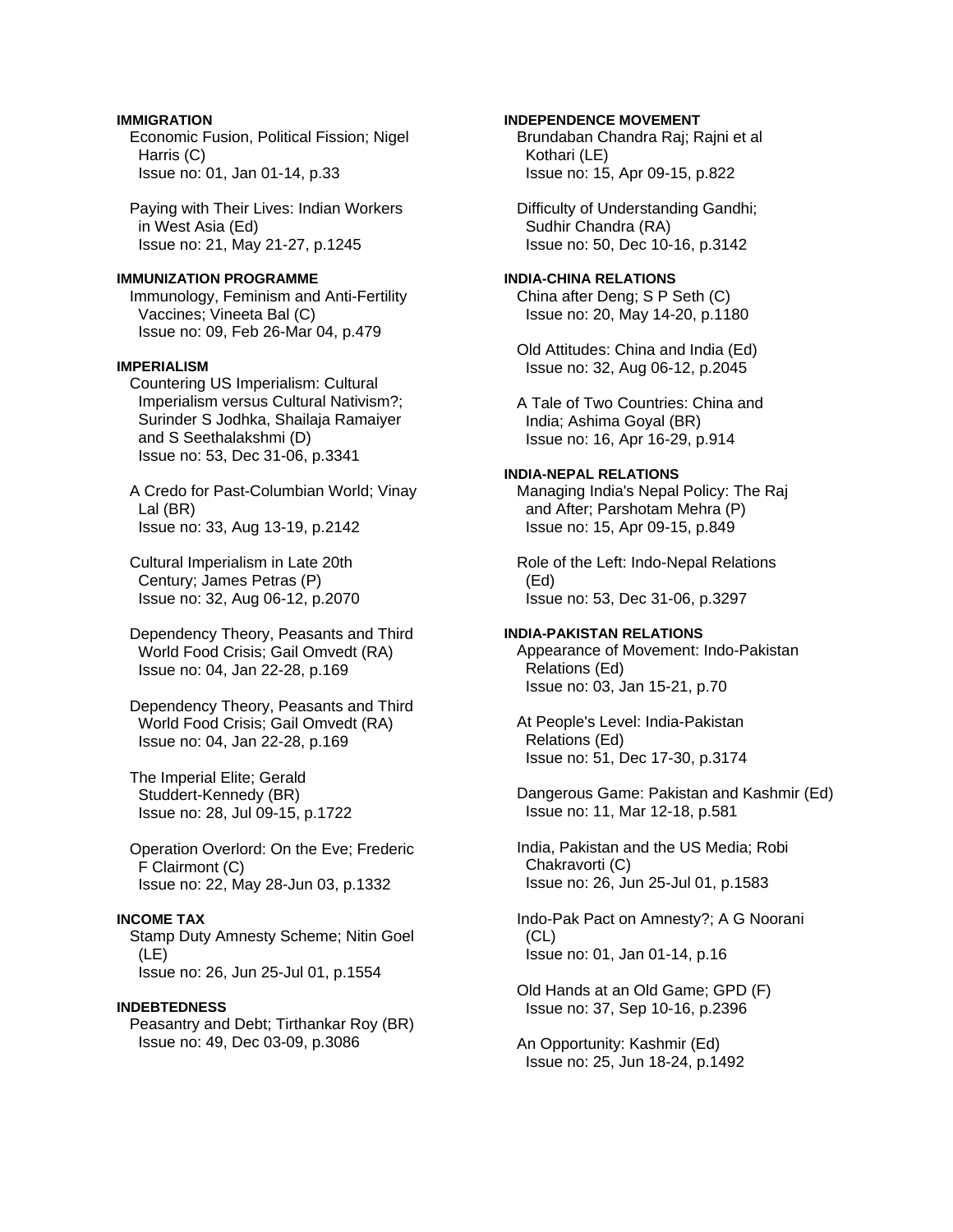**IMMIGRATION**

Economic Fusion, Political Fission; Nigel Harris (C)
Issue no: 01, Jan 01-14, p.33

Paying with Their Lives: Indian Workers in West Asia (Ed)
Issue no: 21, May 21-27, p.1245

**IMMUNIZATION PROGRAMME**

Immunology, Feminism and Anti-Fertility Vaccines; Vineeta Bal (C)
Issue no: 09, Feb 26-Mar 04, p.479

**IMPERIALISM**

Countering US Imperialism: Cultural Imperialism versus Cultural Nativism?; Surinder S Jodhka, Shailaja Ramaiyer and S Seethalakshmi (D)
Issue no: 53, Dec 31-06, p.3341

A Credo for Past-Columbian World; Vinay Lal (BR)
Issue no: 33, Aug 13-19, p.2142

Cultural Imperialism in Late 20th Century; James Petras (P)
Issue no: 32, Aug 06-12, p.2070

Dependency Theory, Peasants and Third World Food Crisis; Gail Omvedt (RA)
Issue no: 04, Jan 22-28, p.169

Dependency Theory, Peasants and Third World Food Crisis; Gail Omvedt (RA)
Issue no: 04, Jan 22-28, p.169

The Imperial Elite; Gerald Studdert-Kennedy (BR)
Issue no: 28, Jul 09-15, p.1722

Operation Overlord: On the Eve; Frederic F Clairmont (C)
Issue no: 22, May 28-Jun 03, p.1332

**INCOME TAX**

Stamp Duty Amnesty Scheme; Nitin Goel (LE)
Issue no: 26, Jun 25-Jul 01, p.1554

**INDEBTEDNESS**

Peasantry and Debt; Tirthankar Roy (BR)
Issue no: 49, Dec 03-09, p.3086

**INDEPENDENCE MOVEMENT**

Brundaban Chandra Raj; Rajni et al Kothari (LE)
Issue no: 15, Apr 09-15, p.822

Difficulty of Understanding Gandhi; Sudhir Chandra (RA)
Issue no: 50, Dec 10-16, p.3142

**INDIA-CHINA RELATIONS**

China after Deng; S P Seth (C)
Issue no: 20, May 14-20, p.1180

Old Attitudes: China and India (Ed)
Issue no: 32, Aug 06-12, p.2045

A Tale of Two Countries: China and India; Ashima Goyal (BR)
Issue no: 16, Apr 16-29, p.914

**INDIA-NEPAL RELATIONS**

Managing India's Nepal Policy: The Raj and After; Parshotam Mehra (P)
Issue no: 15, Apr 09-15, p.849

Role of the Left: Indo-Nepal Relations (Ed)
Issue no: 53, Dec 31-06, p.3297

**INDIA-PAKISTAN RELATIONS**

Appearance of Movement: Indo-Pakistan Relations (Ed)
Issue no: 03, Jan 15-21, p.70

At People's Level: India-Pakistan Relations (Ed)
Issue no: 51, Dec 17-30, p.3174

Dangerous Game: Pakistan and Kashmir (Ed)
Issue no: 11, Mar 12-18, p.581

India, Pakistan and the US Media; Robi Chakravorti (C)
Issue no: 26, Jun 25-Jul 01, p.1583

Indo-Pak Pact on Amnesty?; A G Noorani (CL)
Issue no: 01, Jan 01-14, p.16

Old Hands at an Old Game; GPD (F)
Issue no: 37, Sep 10-16, p.2396

An Opportunity: Kashmir (Ed)
Issue no: 25, Jun 18-24, p.1492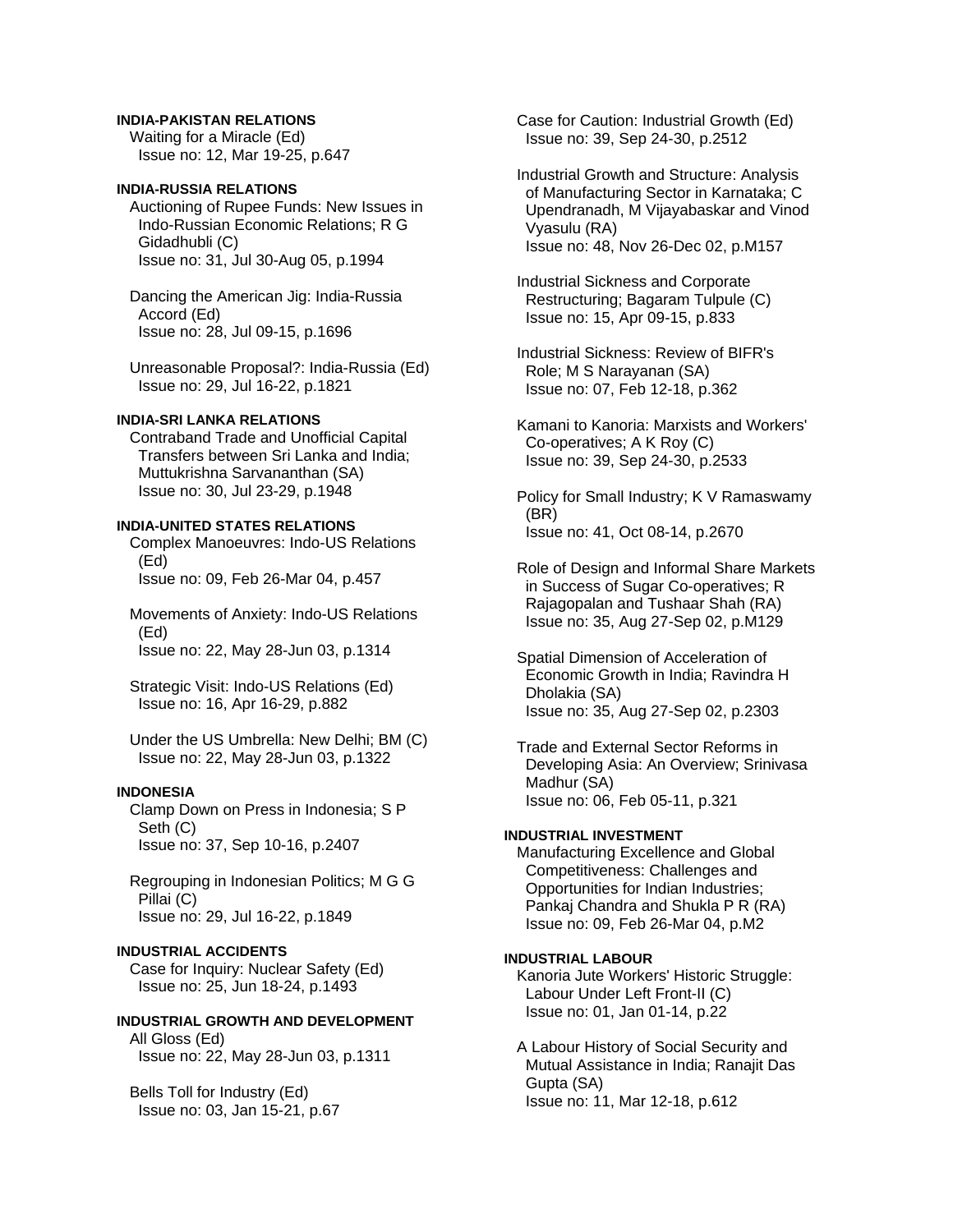**INDIA-PAKISTAN RELATIONS**

Waiting for a Miracle (Ed)
Issue no: 12, Mar 19-25, p.647

**INDIA-RUSSIA RELATIONS**

Auctioning of Rupee Funds: New Issues in Indo-Russian Economic Relations; R G Gidadhubli (C)
Issue no: 31, Jul 30-Aug 05, p.1994

Dancing the American Jig: India-Russia Accord (Ed)
Issue no: 28, Jul 09-15, p.1696

Unreasonable Proposal?: India-Russia (Ed)
Issue no: 29, Jul 16-22, p.1821

**INDIA-SRI LANKA RELATIONS**

Contraband Trade and Unofficial Capital Transfers between Sri Lanka and India; Muttukrishna Sarvananthan (SA)
Issue no: 30, Jul 23-29, p.1948

**INDIA-UNITED STATES RELATIONS**

Complex Manoeuvres: Indo-US Relations (Ed)
Issue no: 09, Feb 26-Mar 04, p.457

Movements of Anxiety: Indo-US Relations (Ed)
Issue no: 22, May 28-Jun 03, p.1314

Strategic Visit: Indo-US Relations (Ed)
Issue no: 16, Apr 16-29, p.882

Under the US Umbrella: New Delhi; BM (C)
Issue no: 22, May 28-Jun 03, p.1322

**INDONESIA**

Clamp Down on Press in Indonesia; S P Seth (C)
Issue no: 37, Sep 10-16, p.2407

Regrouping in Indonesian Politics; M G G Pillai (C)
Issue no: 29, Jul 16-22, p.1849

**INDUSTRIAL ACCIDENTS**

Case for Inquiry: Nuclear Safety (Ed)
Issue no: 25, Jun 18-24, p.1493

**INDUSTRIAL GROWTH AND DEVELOPMENT**

All Gloss (Ed)
Issue no: 22, May 28-Jun 03, p.1311

Bells Toll for Industry (Ed)
Issue no: 03, Jan 15-21, p.67

Case for Caution: Industrial Growth (Ed)
Issue no: 39, Sep 24-30, p.2512

Industrial Growth and Structure: Analysis of Manufacturing Sector in Karnataka; C Upendranadh, M Vijayabaskar and Vinod Vyasulu (RA)
Issue no: 48, Nov 26-Dec 02, p.M157

Industrial Sickness and Corporate Restructuring; Bagaram Tulpule (C)
Issue no: 15, Apr 09-15, p.833

Industrial Sickness: Review of BIFR's Role; M S Narayanan (SA)
Issue no: 07, Feb 12-18, p.362

Kamani to Kanoria: Marxists and Workers' Co-operatives; A K Roy (C)
Issue no: 39, Sep 24-30, p.2533

Policy for Small Industry; K V Ramaswamy (BR)
Issue no: 41, Oct 08-14, p.2670

Role of Design and Informal Share Markets in Success of Sugar Co-operatives; R Rajagopalan and Tushaar Shah (RA)
Issue no: 35, Aug 27-Sep 02, p.M129

Spatial Dimension of Acceleration of Economic Growth in India; Ravindra H Dholakia (SA)
Issue no: 35, Aug 27-Sep 02, p.2303

Trade and External Sector Reforms in Developing Asia: An Overview; Srinivasa Madhur (SA)
Issue no: 06, Feb 05-11, p.321

**INDUSTRIAL INVESTMENT**

Manufacturing Excellence and Global Competitiveness: Challenges and Opportunities for Indian Industries; Pankaj Chandra and Shukla P R (RA)
Issue no: 09, Feb 26-Mar 04, p.M2

**INDUSTRIAL LABOUR**

Kanoria Jute Workers' Historic Struggle: Labour Under Left Front-II (C)
Issue no: 01, Jan 01-14, p.22

A Labour History of Social Security and Mutual Assistance in India; Ranajit Das Gupta (SA)
Issue no: 11, Mar 12-18, p.612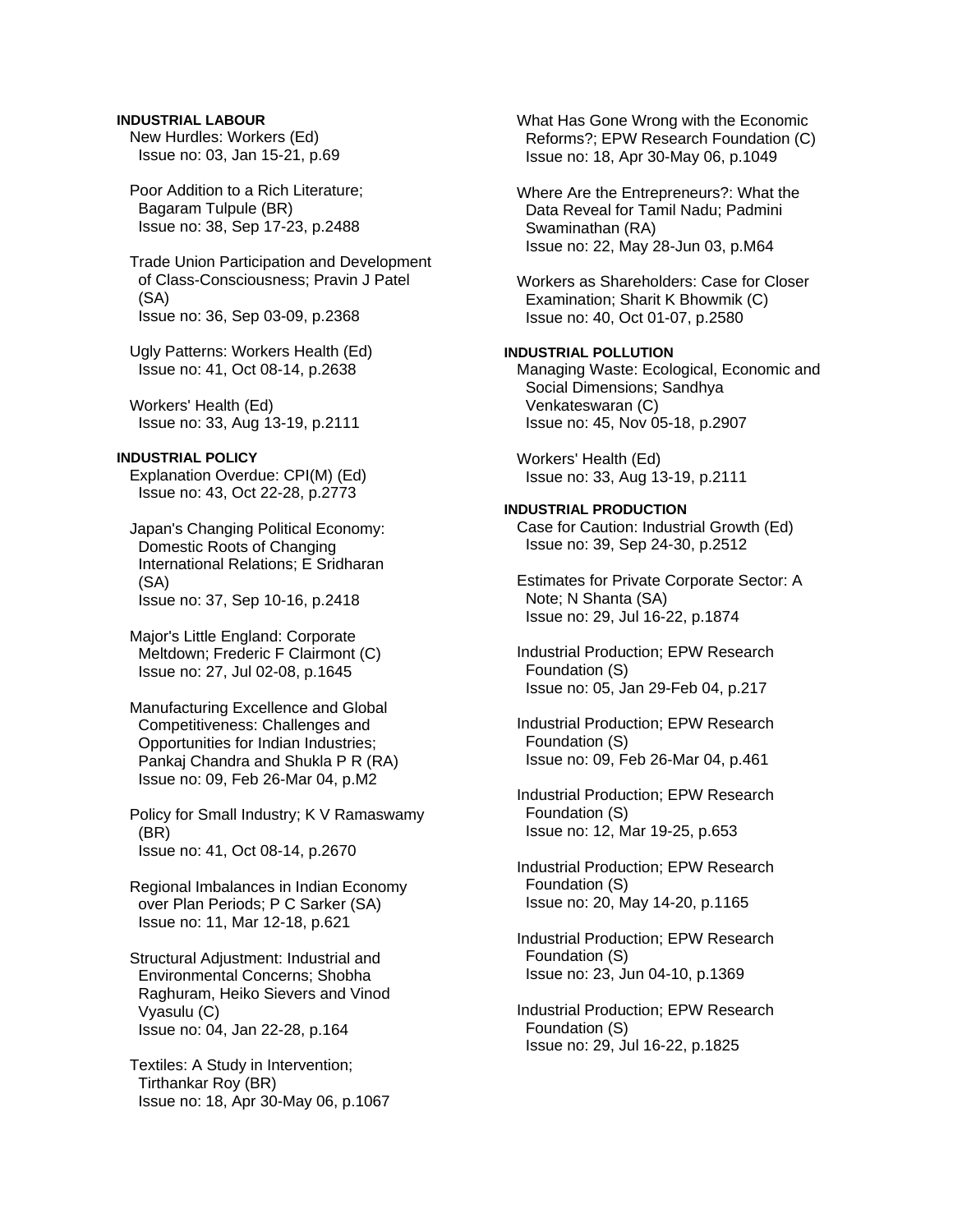**INDUSTRIAL LABOUR**

New Hurdles: Workers (Ed)
Issue no: 03, Jan 15-21, p.69

Poor Addition to a Rich Literature; Bagaram Tulpule (BR)
Issue no: 38, Sep 17-23, p.2488

Trade Union Participation and Development of Class-Consciousness; Pravin J Patel (SA)
Issue no: 36, Sep 03-09, p.2368

Ugly Patterns: Workers Health (Ed)
Issue no: 41, Oct 08-14, p.2638

Workers' Health (Ed)
Issue no: 33, Aug 13-19, p.2111

**INDUSTRIAL POLICY**

Explanation Overdue: CPI(M) (Ed)
Issue no: 43, Oct 22-28, p.2773

Japan's Changing Political Economy: Domestic Roots of Changing International Relations; E Sridharan (SA)
Issue no: 37, Sep 10-16, p.2418

Major's Little England: Corporate Meltdown; Frederic F Clairmont (C)
Issue no: 27, Jul 02-08, p.1645

Manufacturing Excellence and Global Competitiveness: Challenges and Opportunities for Indian Industries; Pankaj Chandra and Shukla P R (RA)
Issue no: 09, Feb 26-Mar 04, p.M2

Policy for Small Industry; K V Ramaswamy (BR)
Issue no: 41, Oct 08-14, p.2670

Regional Imbalances in Indian Economy over Plan Periods; P C Sarker (SA)
Issue no: 11, Mar 12-18, p.621

Structural Adjustment: Industrial and Environmental Concerns; Shobha Raghuram, Heiko Sievers and Vinod Vyasulu (C)
Issue no: 04, Jan 22-28, p.164

Textiles: A Study in Intervention; Tirthankar Roy (BR)
Issue no: 18, Apr 30-May 06, p.1067

What Has Gone Wrong with the Economic Reforms?; EPW Research Foundation (C)
Issue no: 18, Apr 30-May 06, p.1049

Where Are the Entrepreneurs?: What the Data Reveal for Tamil Nadu; Padmini Swaminathan (RA)
Issue no: 22, May 28-Jun 03, p.M64

Workers as Shareholders: Case for Closer Examination; Sharit K Bhowmik (C)
Issue no: 40, Oct 01-07, p.2580

**INDUSTRIAL POLLUTION**

Managing Waste: Ecological, Economic and Social Dimensions; Sandhya Venkateswaran (C)
Issue no: 45, Nov 05-18, p.2907

Workers' Health (Ed)
Issue no: 33, Aug 13-19, p.2111

**INDUSTRIAL PRODUCTION**

Case for Caution: Industrial Growth (Ed)
Issue no: 39, Sep 24-30, p.2512

Estimates for Private Corporate Sector: A Note; N Shanta (SA)
Issue no: 29, Jul 16-22, p.1874

Industrial Production; EPW Research Foundation (S)
Issue no: 05, Jan 29-Feb 04, p.217

Industrial Production; EPW Research Foundation (S)
Issue no: 09, Feb 26-Mar 04, p.461

Industrial Production; EPW Research Foundation (S)
Issue no: 12, Mar 19-25, p.653

Industrial Production; EPW Research Foundation (S)
Issue no: 20, May 14-20, p.1165

Industrial Production; EPW Research Foundation (S)
Issue no: 23, Jun 04-10, p.1369

Industrial Production; EPW Research Foundation (S)
Issue no: 29, Jul 16-22, p.1825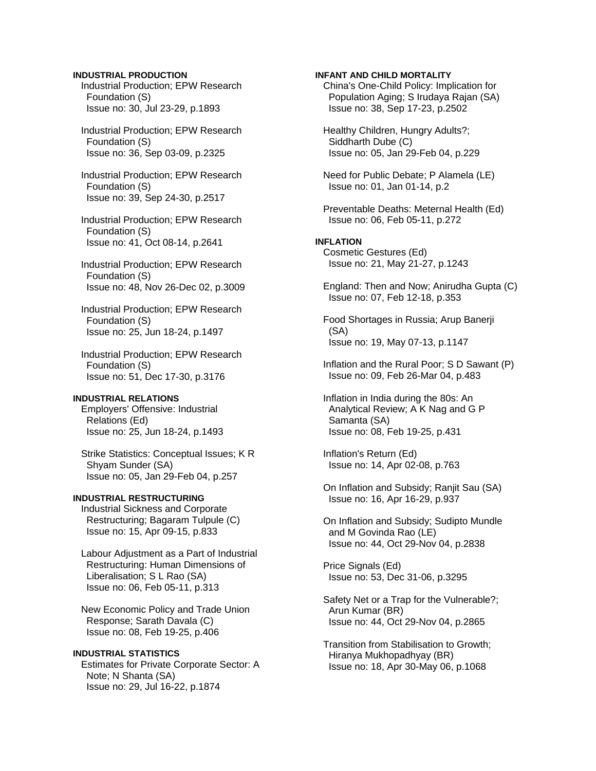**INDUSTRIAL PRODUCTION**

Industrial Production; EPW Research Foundation (S)
Issue no: 30, Jul 23-29, p.1893

Industrial Production; EPW Research Foundation (S)
Issue no: 36, Sep 03-09, p.2325

Industrial Production; EPW Research Foundation (S)
Issue no: 39, Sep 24-30, p.2517

Industrial Production; EPW Research Foundation (S)
Issue no: 41, Oct 08-14, p.2641

Industrial Production; EPW Research Foundation (S)
Issue no: 48, Nov 26-Dec 02, p.3009

Industrial Production; EPW Research Foundation (S)
Issue no: 25, Jun 18-24, p.1497

Industrial Production; EPW Research Foundation (S)
Issue no: 51, Dec 17-30, p.3176

**INDUSTRIAL RELATIONS**

Employers' Offensive: Industrial Relations (Ed)
Issue no: 25, Jun 18-24, p.1493

Strike Statistics: Conceptual Issues; K R Shyam Sunder (SA)
Issue no: 05, Jan 29-Feb 04, p.257

**INDUSTRIAL RESTRUCTURING**

Industrial Sickness and Corporate Restructuring; Bagaram Tulpule (C)
Issue no: 15, Apr 09-15, p.833

Labour Adjustment as a Part of Industrial Restructuring: Human Dimensions of Liberalisation; S L Rao (SA)
Issue no: 06, Feb 05-11, p.313

New Economic Policy and Trade Union Response; Sarath Davala (C)
Issue no: 08, Feb 19-25, p.406

**INDUSTRIAL STATISTICS**

Estimates for Private Corporate Sector: A Note; N Shanta (SA)
Issue no: 29, Jul 16-22, p.1874

**INFANT AND CHILD MORTALITY**

China's One-Child Policy: Implication for Population Aging; S Irudaya Rajan (SA)
Issue no: 38, Sep 17-23, p.2502

Healthy Children, Hungry Adults?; Siddharth Dube (C)
Issue no: 05, Jan 29-Feb 04, p.229

Need for Public Debate; P Alamela (LE)
Issue no: 01, Jan 01-14, p.2

Preventable Deaths: Meternal Health (Ed)
Issue no: 06, Feb 05-11, p.272

**INFLATION**

Cosmetic Gestures (Ed)
Issue no: 21, May 21-27, p.1243

England: Then and Now; Anirudha Gupta (C)
Issue no: 07, Feb 12-18, p.353

Food Shortages in Russia; Arup Banerji (SA)
Issue no: 19, May 07-13, p.1147

Inflation and the Rural Poor; S D Sawant (P)
Issue no: 09, Feb 26-Mar 04, p.483

Inflation in India during the 80s: An Analytical Review; A K Nag and G P Samanta (SA)
Issue no: 08, Feb 19-25, p.431

Inflation's Return (Ed)
Issue no: 14, Apr 02-08, p.763

On Inflation and Subsidy; Ranjit Sau (SA)
Issue no: 16, Apr 16-29, p.937

On Inflation and Subsidy; Sudipto Mundle and M Govinda Rao (LE)
Issue no: 44, Oct 29-Nov 04, p.2838

Price Signals (Ed)
Issue no: 53, Dec 31-06, p.3295

Safety Net or a Trap for the Vulnerable?; Arun Kumar (BR)
Issue no: 44, Oct 29-Nov 04, p.2865

Transition from Stabilisation to Growth; Hiranya Mukhopadhyay (BR)
Issue no: 18, Apr 30-May 06, p.1068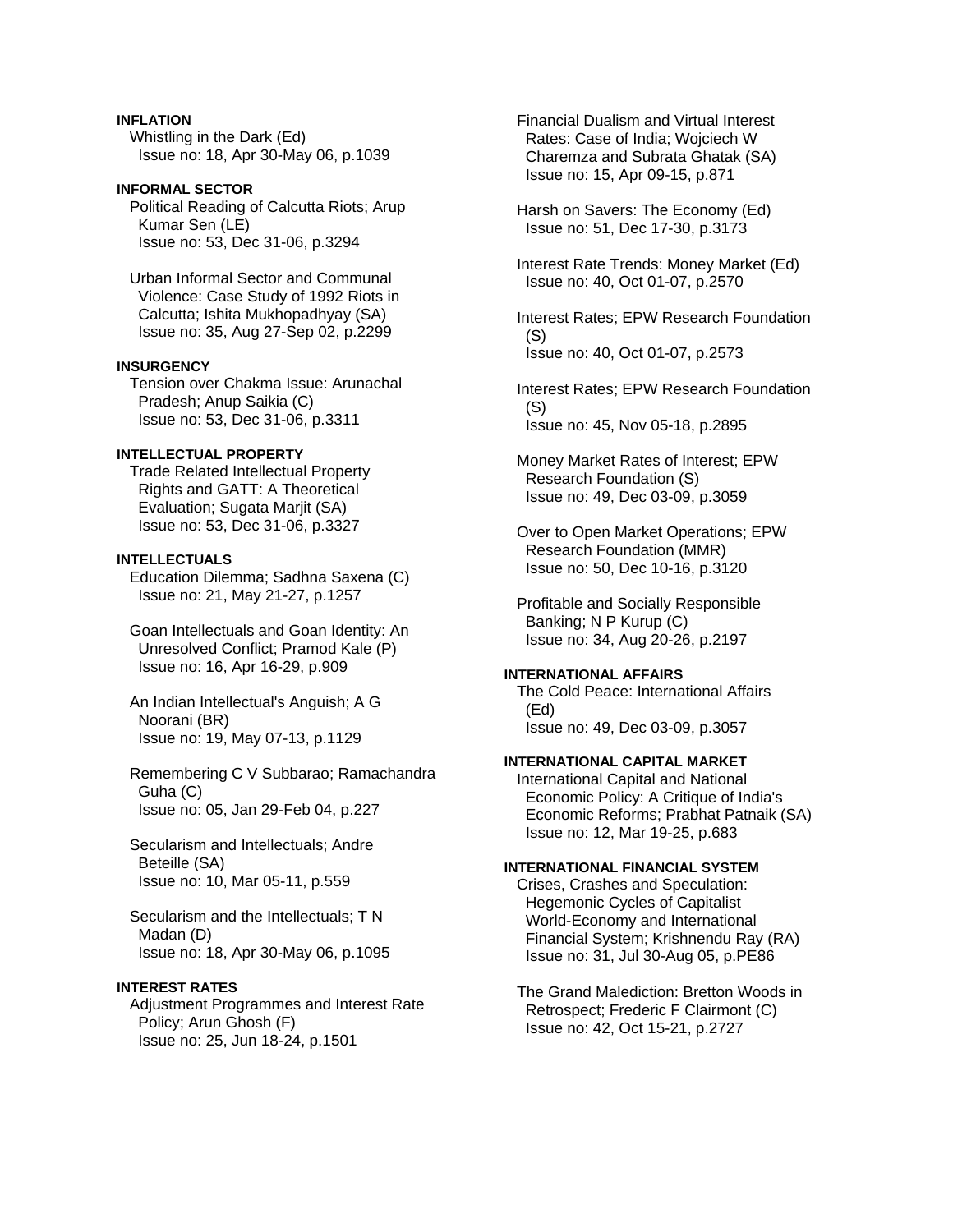**INFLATION**

Whistling in the Dark (Ed)
Issue no: 18, Apr 30-May 06, p.1039

**INFORMAL SECTOR**

Political Reading of Calcutta Riots; Arup Kumar Sen (LE)
Issue no: 53, Dec 31-06, p.3294

Urban Informal Sector and Communal Violence: Case Study of 1992 Riots in Calcutta; Ishita Mukhopadhyay (SA)
Issue no: 35, Aug 27-Sep 02, p.2299

**INSURGENCY**

Tension over Chakma Issue: Arunachal Pradesh; Anup Saikia (C)
Issue no: 53, Dec 31-06, p.3311

**INTELLECTUAL PROPERTY**

Trade Related Intellectual Property Rights and GATT: A Theoretical Evaluation; Sugata Marjit (SA)
Issue no: 53, Dec 31-06, p.3327

**INTELLECTUALS**

Education Dilemma; Sadhna Saxena (C)
Issue no: 21, May 21-27, p.1257

Goan Intellectuals and Goan Identity: An Unresolved Conflict; Pramod Kale (P)
Issue no: 16, Apr 16-29, p.909

An Indian Intellectual's Anguish; A G Noorani (BR)
Issue no: 19, May 07-13, p.1129

Remembering C V Subbarao; Ramachandra Guha (C)
Issue no: 05, Jan 29-Feb 04, p.227

Secularism and Intellectuals; Andre Beteille (SA)
Issue no: 10, Mar 05-11, p.559

Secularism and the Intellectuals; T N Madan (D)
Issue no: 18, Apr 30-May 06, p.1095

**INTEREST RATES**

Adjustment Programmes and Interest Rate Policy; Arun Ghosh (F)
Issue no: 25, Jun 18-24, p.1501

Financial Dualism and Virtual Interest Rates: Case of India; Wojciech W Charemza and Subrata Ghatak (SA)
Issue no: 15, Apr 09-15, p.871

Harsh on Savers: The Economy (Ed)
Issue no: 51, Dec 17-30, p.3173

Interest Rate Trends: Money Market (Ed)
Issue no: 40, Oct 01-07, p.2570

Interest Rates; EPW Research Foundation (S)
Issue no: 40, Oct 01-07, p.2573

Interest Rates; EPW Research Foundation (S)
Issue no: 45, Nov 05-18, p.2895

Money Market Rates of Interest; EPW Research Foundation (S)
Issue no: 49, Dec 03-09, p.3059

Over to Open Market Operations; EPW Research Foundation (MMR)
Issue no: 50, Dec 10-16, p.3120

Profitable and Socially Responsible Banking; N P Kurup (C)
Issue no: 34, Aug 20-26, p.2197

**INTERNATIONAL AFFAIRS**

The Cold Peace: International Affairs (Ed)
Issue no: 49, Dec 03-09, p.3057

**INTERNATIONAL CAPITAL MARKET**

International Capital and National Economic Policy: A Critique of India's Economic Reforms; Prabhat Patnaik (SA)
Issue no: 12, Mar 19-25, p.683

**INTERNATIONAL FINANCIAL SYSTEM**

Crises, Crashes and Speculation: Hegemonic Cycles of Capitalist World-Economy and International Financial System; Krishnendu Ray (RA)
Issue no: 31, Jul 30-Aug 05, p.PE86

The Grand Malediction: Bretton Woods in Retrospect; Frederic F Clairmont (C)
Issue no: 42, Oct 15-21, p.2727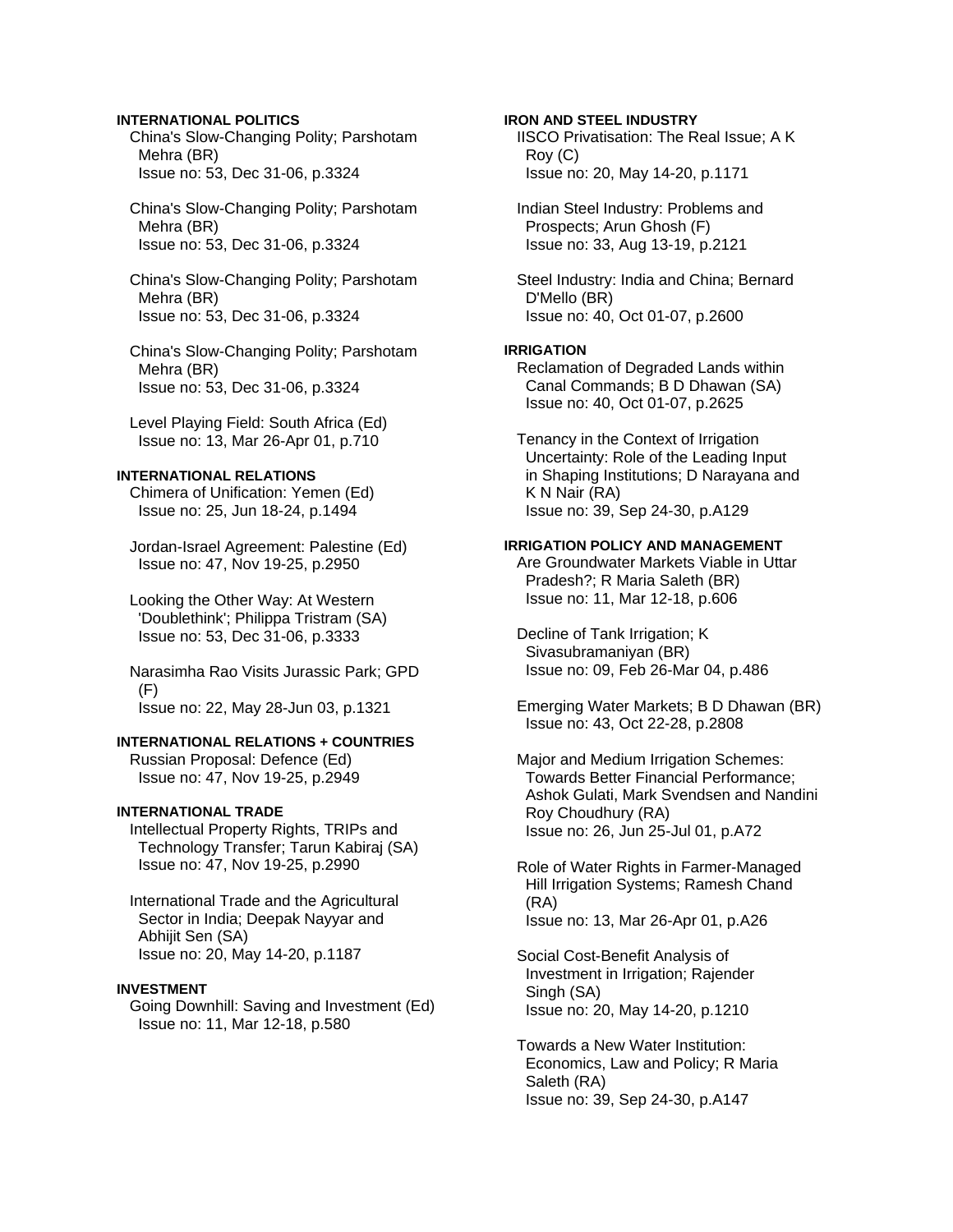**INTERNATIONAL POLITICS**

China's Slow-Changing Polity; Parshotam Mehra (BR)
Issue no: 53, Dec 31-06, p.3324

China's Slow-Changing Polity; Parshotam Mehra (BR)
Issue no: 53, Dec 31-06, p.3324

China's Slow-Changing Polity; Parshotam Mehra (BR)
Issue no: 53, Dec 31-06, p.3324

China's Slow-Changing Polity; Parshotam Mehra (BR)
Issue no: 53, Dec 31-06, p.3324

Level Playing Field: South Africa (Ed)
Issue no: 13, Mar 26-Apr 01, p.710

**INTERNATIONAL RELATIONS**

Chimera of Unification: Yemen (Ed)
Issue no: 25, Jun 18-24, p.1494

Jordan-Israel Agreement: Palestine (Ed)
Issue no: 47, Nov 19-25, p.2950

Looking the Other Way: At Western 'Doublethink'; Philippa Tristram (SA)
Issue no: 53, Dec 31-06, p.3333

Narasimha Rao Visits Jurassic Park; GPD (F)
Issue no: 22, May 28-Jun 03, p.1321

**INTERNATIONAL RELATIONS + COUNTRIES**

Russian Proposal: Defence (Ed)
Issue no: 47, Nov 19-25, p.2949

**INTERNATIONAL TRADE**

Intellectual Property Rights, TRIPs and Technology Transfer; Tarun Kabiraj (SA)
Issue no: 47, Nov 19-25, p.2990

International Trade and the Agricultural Sector in India; Deepak Nayyar and Abhijit Sen (SA)
Issue no: 20, May 14-20, p.1187

**INVESTMENT**

Going Downhill: Saving and Investment (Ed)
Issue no: 11, Mar 12-18, p.580

**IRON AND STEEL INDUSTRY**

IISCO Privatisation: The Real Issue; A K Roy (C)
Issue no: 20, May 14-20, p.1171

Indian Steel Industry: Problems and Prospects; Arun Ghosh (F)
Issue no: 33, Aug 13-19, p.2121

Steel Industry: India and China; Bernard D'Mello (BR)
Issue no: 40, Oct 01-07, p.2600

**IRRIGATION**

Reclamation of Degraded Lands within Canal Commands; B D Dhawan (SA)
Issue no: 40, Oct 01-07, p.2625

Tenancy in the Context of Irrigation Uncertainty: Role of the Leading Input in Shaping Institutions; D Narayana and K N Nair (RA)
Issue no: 39, Sep 24-30, p.A129

**IRRIGATION POLICY AND MANAGEMENT**

Are Groundwater Markets Viable in Uttar Pradesh?; R Maria Saleth (BR)
Issue no: 11, Mar 12-18, p.606

Decline of Tank Irrigation; K Sivasubramaniyan (BR)
Issue no: 09, Feb 26-Mar 04, p.486

Emerging Water Markets; B D Dhawan (BR)
Issue no: 43, Oct 22-28, p.2808

Major and Medium Irrigation Schemes: Towards Better Financial Performance; Ashok Gulati, Mark Svendsen and Nandini Roy Choudhury (RA)
Issue no: 26, Jun 25-Jul 01, p.A72

Role of Water Rights in Farmer-Managed Hill Irrigation Systems; Ramesh Chand (RA)
Issue no: 13, Mar 26-Apr 01, p.A26

Social Cost-Benefit Analysis of Investment in Irrigation; Rajender Singh (SA)
Issue no: 20, May 14-20, p.1210

Towards a New Water Institution: Economics, Law and Policy; R Maria Saleth (RA)
Issue no: 39, Sep 24-30, p.A147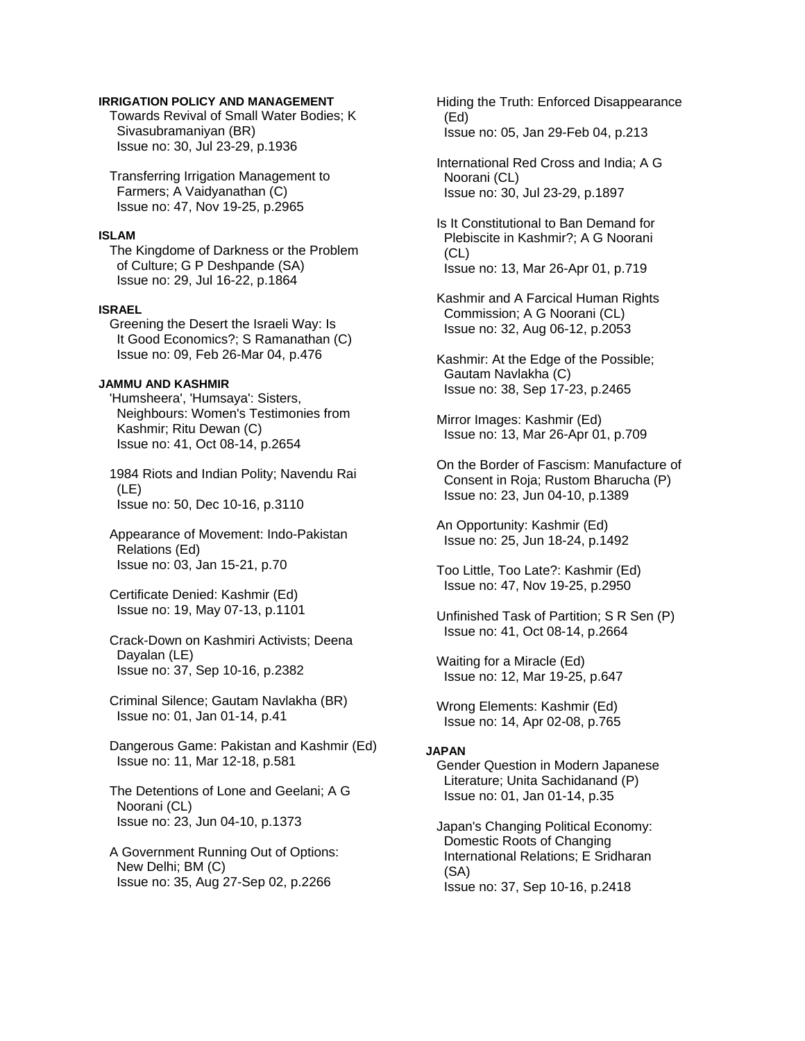**IRRIGATION POLICY AND MANAGEMENT**

Towards Revival of Small Water Bodies; K Sivasubramaniyan (BR)
Issue no: 30, Jul 23-29, p.1936

Transferring Irrigation Management to Farmers; A Vaidyanathan (C)
Issue no: 47, Nov 19-25, p.2965

**ISLAM**

The Kingdome of Darkness or the Problem of Culture; G P Deshpande (SA)
Issue no: 29, Jul 16-22, p.1864

**ISRAEL**

Greening the Desert the Israeli Way: Is It Good Economics?; S Ramanathan (C)
Issue no: 09, Feb 26-Mar 04, p.476

**JAMMU AND KASHMIR**

'Humsheera', 'Humsaya': Sisters, Neighbours: Women's Testimonies from Kashmir; Ritu Dewan (C)
Issue no: 41, Oct 08-14, p.2654

1984 Riots and Indian Polity; Navendu Rai (LE)
Issue no: 50, Dec 10-16, p.3110

Appearance of Movement: Indo-Pakistan Relations (Ed)
Issue no: 03, Jan 15-21, p.70

Certificate Denied: Kashmir (Ed)
Issue no: 19, May 07-13, p.1101

Crack-Down on Kashmiri Activists; Deena Dayalan (LE)
Issue no: 37, Sep 10-16, p.2382

Criminal Silence; Gautam Navlakha (BR)
Issue no: 01, Jan 01-14, p.41

Dangerous Game: Pakistan and Kashmir (Ed)
Issue no: 11, Mar 12-18, p.581

The Detentions of Lone and Geelani; A G Noorani (CL)
Issue no: 23, Jun 04-10, p.1373

A Government Running Out of Options: New Delhi; BM (C)
Issue no: 35, Aug 27-Sep 02, p.2266

Hiding the Truth: Enforced Disappearance (Ed)
Issue no: 05, Jan 29-Feb 04, p.213

International Red Cross and India; A G Noorani (CL)
Issue no: 30, Jul 23-29, p.1897

Is It Constitutional to Ban Demand for Plebiscite in Kashmir?; A G Noorani (CL)
Issue no: 13, Mar 26-Apr 01, p.719

Kashmir and A Farcical Human Rights Commission; A G Noorani (CL)
Issue no: 32, Aug 06-12, p.2053

Kashmir: At the Edge of the Possible; Gautam Navlakha (C)
Issue no: 38, Sep 17-23, p.2465

Mirror Images: Kashmir (Ed)
Issue no: 13, Mar 26-Apr 01, p.709

On the Border of Fascism: Manufacture of Consent in Roja; Rustom Bharucha (P)
Issue no: 23, Jun 04-10, p.1389

An Opportunity: Kashmir (Ed)
Issue no: 25, Jun 18-24, p.1492

Too Little, Too Late?: Kashmir (Ed)
Issue no: 47, Nov 19-25, p.2950

Unfinished Task of Partition; S R Sen (P)
Issue no: 41, Oct 08-14, p.2664

Waiting for a Miracle (Ed)
Issue no: 12, Mar 19-25, p.647

Wrong Elements: Kashmir (Ed)
Issue no: 14, Apr 02-08, p.765

**JAPAN**

Gender Question in Modern Japanese Literature; Unita Sachidanand (P)
Issue no: 01, Jan 01-14, p.35

Japan's Changing Political Economy: Domestic Roots of Changing International Relations; E Sridharan (SA)
Issue no: 37, Sep 10-16, p.2418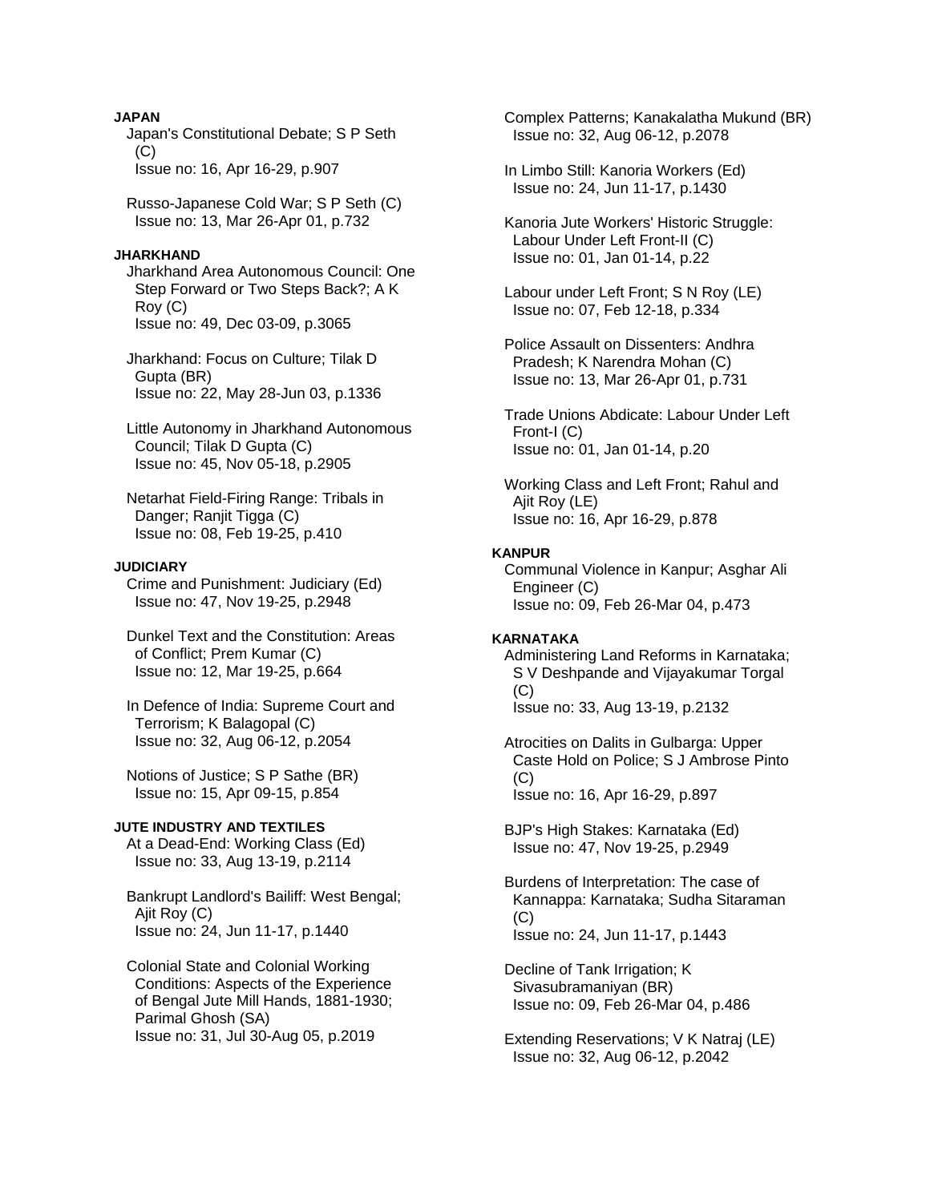**JAPAN**

Japan's Constitutional Debate; S P Seth (C)
Issue no: 16, Apr 16-29, p.907

Russo-Japanese Cold War; S P Seth (C)
Issue no: 13, Mar 26-Apr 01, p.732

**JHARKHAND**

Jharkhand Area Autonomous Council: One Step Forward or Two Steps Back?; A K Roy (C)
Issue no: 49, Dec 03-09, p.3065

Jharkhand: Focus on Culture; Tilak D Gupta (BR)
Issue no: 22, May 28-Jun 03, p.1336

Little Autonomy in Jharkhand Autonomous Council; Tilak D Gupta (C)
Issue no: 45, Nov 05-18, p.2905

Netarhat Field-Firing Range: Tribals in Danger; Ranjit Tigga (C)
Issue no: 08, Feb 19-25, p.410

**JUDICIARY**

Crime and Punishment: Judiciary (Ed)
Issue no: 47, Nov 19-25, p.2948

Dunkel Text and the Constitution: Areas of Conflict; Prem Kumar (C)
Issue no: 12, Mar 19-25, p.664

In Defence of India: Supreme Court and Terrorism; K Balagopal (C)
Issue no: 32, Aug 06-12, p.2054

Notions of Justice; S P Sathe (BR)
Issue no: 15, Apr 09-15, p.854

**JUTE INDUSTRY AND TEXTILES**

At a Dead-End: Working Class (Ed)
Issue no: 33, Aug 13-19, p.2114

Bankrupt Landlord's Bailiff: West Bengal; Ajit Roy (C)
Issue no: 24, Jun 11-17, p.1440

Colonial State and Colonial Working Conditions: Aspects of the Experience of Bengal Jute Mill Hands, 1881-1930; Parimal Ghosh (SA)
Issue no: 31, Jul 30-Aug 05, p.2019

Complex Patterns; Kanakalatha Mukund (BR)
Issue no: 32, Aug 06-12, p.2078

In Limbo Still: Kanoria Workers (Ed)
Issue no: 24, Jun 11-17, p.1430

Kanoria Jute Workers' Historic Struggle: Labour Under Left Front-II (C)
Issue no: 01, Jan 01-14, p.22

Labour under Left Front; S N Roy (LE)
Issue no: 07, Feb 12-18, p.334

Police Assault on Dissenters: Andhra Pradesh; K Narendra Mohan (C)
Issue no: 13, Mar 26-Apr 01, p.731

Trade Unions Abdicate: Labour Under Left Front-I (C)
Issue no: 01, Jan 01-14, p.20

Working Class and Left Front; Rahul and Ajit Roy (LE)
Issue no: 16, Apr 16-29, p.878

**KANPUR**

Communal Violence in Kanpur; Asghar Ali Engineer (C)
Issue no: 09, Feb 26-Mar 04, p.473

**KARNATAKA**

Administering Land Reforms in Karnataka; S V Deshpande and Vijayakumar Torgal (C)
Issue no: 33, Aug 13-19, p.2132

Atrocities on Dalits in Gulbarga: Upper Caste Hold on Police; S J Ambrose Pinto (C)
Issue no: 16, Apr 16-29, p.897

BJP's High Stakes: Karnataka (Ed)
Issue no: 47, Nov 19-25, p.2949

Burdens of Interpretation: The case of Kannappa: Karnataka; Sudha Sitaraman (C)
Issue no: 24, Jun 11-17, p.1443

Decline of Tank Irrigation; K Sivasubramaniyan (BR)
Issue no: 09, Feb 26-Mar 04, p.486

Extending Reservations; V K Natraj (LE)
Issue no: 32, Aug 06-12, p.2042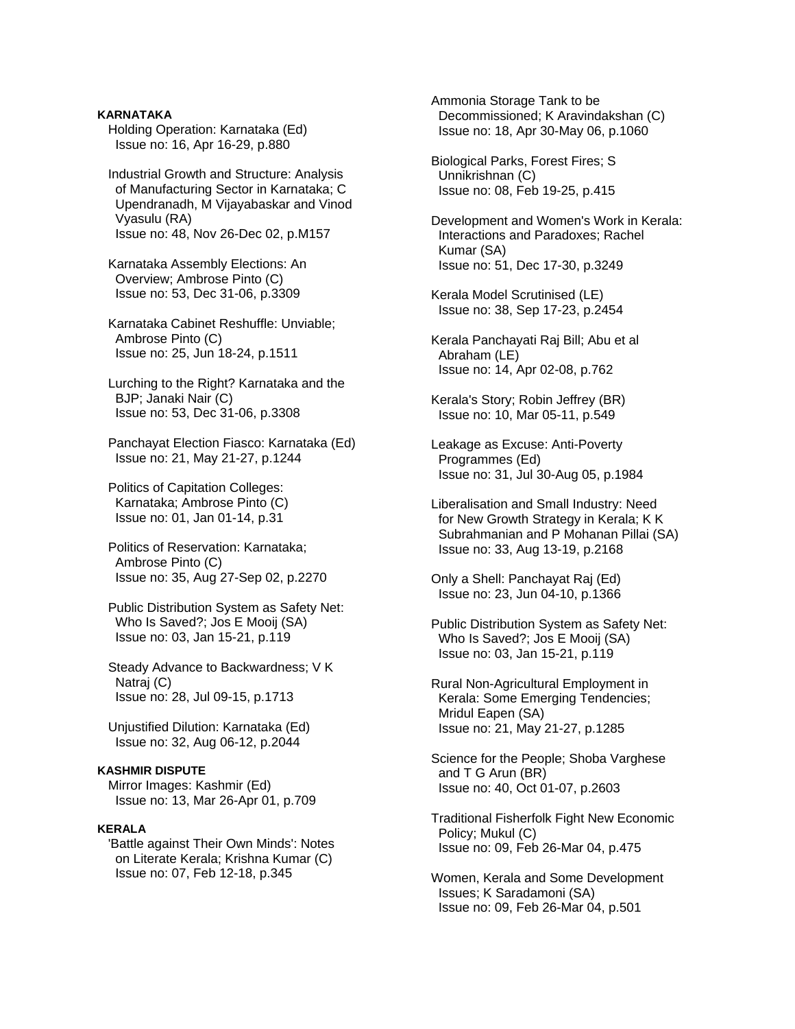**KARNATAKA**

Holding Operation: Karnataka (Ed)
Issue no: 16, Apr 16-29, p.880

Industrial Growth and Structure: Analysis of Manufacturing Sector in Karnataka; C Upendranadh, M Vijayabaskar and Vinod Vyasulu (RA)
Issue no: 48, Nov 26-Dec 02, p.M157

Karnataka Assembly Elections: An Overview; Ambrose Pinto (C)
Issue no: 53, Dec 31-06, p.3309

Karnataka Cabinet Reshuffle: Unviable; Ambrose Pinto (C)
Issue no: 25, Jun 18-24, p.1511

Lurching to the Right? Karnataka and the BJP; Janaki Nair (C)
Issue no: 53, Dec 31-06, p.3308

Panchayat Election Fiasco: Karnataka (Ed)
Issue no: 21, May 21-27, p.1244

Politics of Capitation Colleges: Karnataka; Ambrose Pinto (C)
Issue no: 01, Jan 01-14, p.31

Politics of Reservation: Karnataka; Ambrose Pinto (C)
Issue no: 35, Aug 27-Sep 02, p.2270

Public Distribution System as Safety Net: Who Is Saved?; Jos E Mooij (SA)
Issue no: 03, Jan 15-21, p.119

Steady Advance to Backwardness; V K Natraj (C)
Issue no: 28, Jul 09-15, p.1713

Unjustified Dilution: Karnataka (Ed)
Issue no: 32, Aug 06-12, p.2044

**KASHMIR DISPUTE**

Mirror Images: Kashmir (Ed)
Issue no: 13, Mar 26-Apr 01, p.709

**KERALA**

'Battle against Their Own Minds': Notes on Literate Kerala; Krishna Kumar (C)
Issue no: 07, Feb 12-18, p.345

Ammonia Storage Tank to be Decommissioned; K Aravindakshan (C)
Issue no: 18, Apr 30-May 06, p.1060

Biological Parks, Forest Fires; S Unnikrishnan (C)
Issue no: 08, Feb 19-25, p.415

Development and Women's Work in Kerala: Interactions and Paradoxes; Rachel Kumar (SA)
Issue no: 51, Dec 17-30, p.3249

Kerala Model Scrutinised (LE)
Issue no: 38, Sep 17-23, p.2454

Kerala Panchayati Raj Bill; Abu et al Abraham (LE)
Issue no: 14, Apr 02-08, p.762

Kerala's Story; Robin Jeffrey (BR)
Issue no: 10, Mar 05-11, p.549

Leakage as Excuse: Anti-Poverty Programmes (Ed)
Issue no: 31, Jul 30-Aug 05, p.1984

Liberalisation and Small Industry: Need for New Growth Strategy in Kerala; K K Subrahmanian and P Mohanan Pillai (SA)
Issue no: 33, Aug 13-19, p.2168

Only a Shell: Panchayat Raj (Ed)
Issue no: 23, Jun 04-10, p.1366

Public Distribution System as Safety Net: Who Is Saved?; Jos E Mooij (SA)
Issue no: 03, Jan 15-21, p.119

Rural Non-Agricultural Employment in Kerala: Some Emerging Tendencies; Mridul Eapen (SA)
Issue no: 21, May 21-27, p.1285

Science for the People; Shoba Varghese and T G Arun (BR)
Issue no: 40, Oct 01-07, p.2603

Traditional Fisherfolk Fight New Economic Policy; Mukul (C)
Issue no: 09, Feb 26-Mar 04, p.475

Women, Kerala and Some Development Issues; K Saradamoni (SA)
Issue no: 09, Feb 26-Mar 04, p.501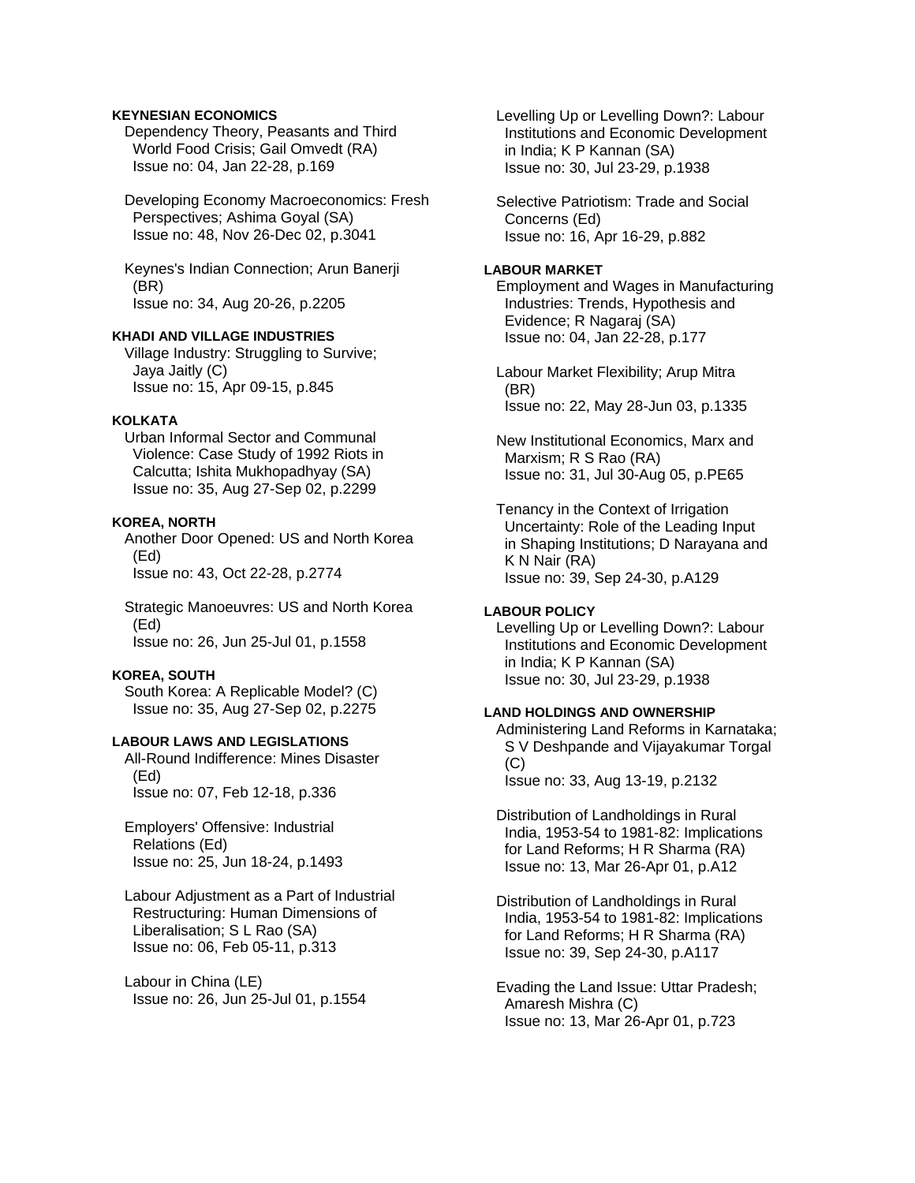**KEYNESIAN ECONOMICS**

Dependency Theory, Peasants and Third World Food Crisis; Gail Omvedt (RA)
Issue no: 04, Jan 22-28, p.169

Developing Economy Macroeconomics: Fresh Perspectives; Ashima Goyal (SA)
Issue no: 48, Nov 26-Dec 02, p.3041

Keynes's Indian Connection; Arun Banerji (BR)
Issue no: 34, Aug 20-26, p.2205

**KHADI AND VILLAGE INDUSTRIES**

Village Industry: Struggling to Survive; Jaya Jaitly (C)
Issue no: 15, Apr 09-15, p.845

**KOLKATA**

Urban Informal Sector and Communal Violence: Case Study of 1992 Riots in Calcutta; Ishita Mukhopadhyay (SA)
Issue no: 35, Aug 27-Sep 02, p.2299

**KOREA, NORTH**

Another Door Opened: US and North Korea (Ed)
Issue no: 43, Oct 22-28, p.2774

Strategic Manoeuvres: US and North Korea (Ed)
Issue no: 26, Jun 25-Jul 01, p.1558

**KOREA, SOUTH**

South Korea: A Replicable Model? (C)
Issue no: 35, Aug 27-Sep 02, p.2275

**LABOUR LAWS AND LEGISLATIONS**

All-Round Indifference: Mines Disaster (Ed)
Issue no: 07, Feb 12-18, p.336

Employers' Offensive: Industrial Relations (Ed)
Issue no: 25, Jun 18-24, p.1493

Labour Adjustment as a Part of Industrial Restructuring: Human Dimensions of Liberalisation; S L Rao (SA)
Issue no: 06, Feb 05-11, p.313

Labour in China (LE)
Issue no: 26, Jun 25-Jul 01, p.1554

Levelling Up or Levelling Down?: Labour Institutions and Economic Development in India; K P Kannan (SA)
Issue no: 30, Jul 23-29, p.1938

Selective Patriotism: Trade and Social Concerns (Ed)
Issue no: 16, Apr 16-29, p.882

**LABOUR MARKET**

Employment and Wages in Manufacturing Industries: Trends, Hypothesis and Evidence; R Nagaraj (SA)
Issue no: 04, Jan 22-28, p.177

Labour Market Flexibility; Arup Mitra (BR)
Issue no: 22, May 28-Jun 03, p.1335

New Institutional Economics, Marx and Marxism; R S Rao (RA)
Issue no: 31, Jul 30-Aug 05, p.PE65

Tenancy in the Context of Irrigation Uncertainty: Role of the Leading Input in Shaping Institutions; D Narayana and K N Nair (RA)
Issue no: 39, Sep 24-30, p.A129

**LABOUR POLICY**

Levelling Up or Levelling Down?: Labour Institutions and Economic Development in India; K P Kannan (SA)
Issue no: 30, Jul 23-29, p.1938

**LAND HOLDINGS AND OWNERSHIP**

Administering Land Reforms in Karnataka; S V Deshpande and Vijayakumar Torgal (C)
Issue no: 33, Aug 13-19, p.2132

Distribution of Landholdings in Rural India, 1953-54 to 1981-82: Implications for Land Reforms; H R Sharma (RA)
Issue no: 13, Mar 26-Apr 01, p.A12

Distribution of Landholdings in Rural India, 1953-54 to 1981-82: Implications for Land Reforms; H R Sharma (RA)
Issue no: 39, Sep 24-30, p.A117

Evading the Land Issue: Uttar Pradesh; Amaresh Mishra (C)
Issue no: 13, Mar 26-Apr 01, p.723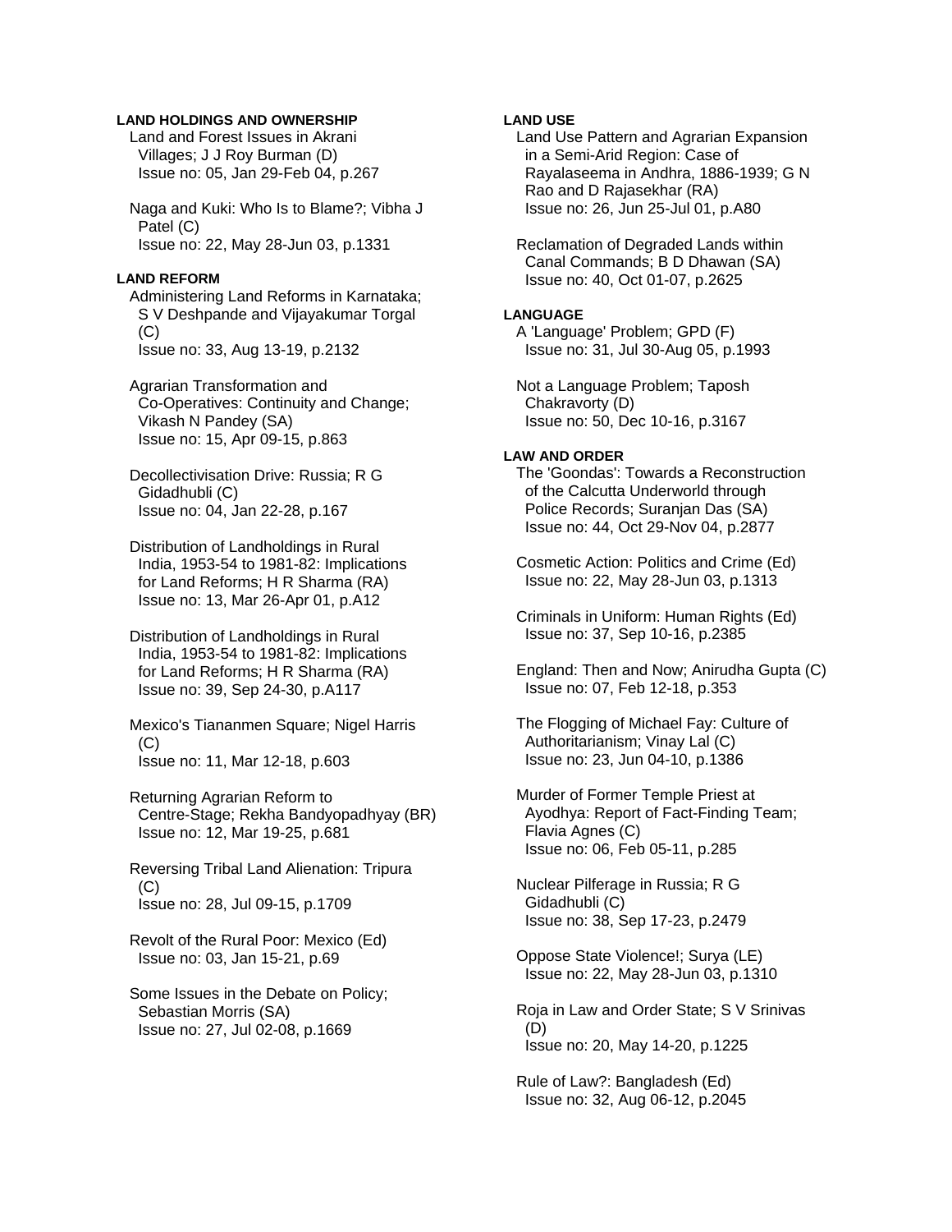**LAND HOLDINGS AND OWNERSHIP**

Land and Forest Issues in Akrani Villages; J J Roy Burman (D)
Issue no: 05, Jan 29-Feb 04, p.267

Naga and Kuki: Who Is to Blame?; Vibha J Patel (C)
Issue no: 22, May 28-Jun 03, p.1331

**LAND REFORM**

Administering Land Reforms in Karnataka; S V Deshpande and Vijayakumar Torgal (C)
Issue no: 33, Aug 13-19, p.2132

Agrarian Transformation and Co-Operatives: Continuity and Change; Vikash N Pandey (SA)
Issue no: 15, Apr 09-15, p.863

Decollectivisation Drive: Russia; R G Gidadhubli (C)
Issue no: 04, Jan 22-28, p.167

Distribution of Landholdings in Rural India, 1953-54 to 1981-82: Implications for Land Reforms; H R Sharma (RA)
Issue no: 13, Mar 26-Apr 01, p.A12

Distribution of Landholdings in Rural India, 1953-54 to 1981-82: Implications for Land Reforms; H R Sharma (RA)
Issue no: 39, Sep 24-30, p.A117

Mexico's Tiananmen Square; Nigel Harris (C)
Issue no: 11, Mar 12-18, p.603

Returning Agrarian Reform to Centre-Stage; Rekha Bandyopadhyay (BR)
Issue no: 12, Mar 19-25, p.681

Reversing Tribal Land Alienation: Tripura (C)
Issue no: 28, Jul 09-15, p.1709

Revolt of the Rural Poor: Mexico (Ed)
Issue no: 03, Jan 15-21, p.69

Some Issues in the Debate on Policy; Sebastian Morris (SA)
Issue no: 27, Jul 02-08, p.1669

**LAND USE**

Land Use Pattern and Agrarian Expansion in a Semi-Arid Region: Case of Rayalaseema in Andhra, 1886-1939; G N Rao and D Rajasekhar (RA)
Issue no: 26, Jun 25-Jul 01, p.A80

Reclamation of Degraded Lands within Canal Commands; B D Dhawan (SA)
Issue no: 40, Oct 01-07, p.2625

**LANGUAGE**

A 'Language' Problem; GPD (F)
Issue no: 31, Jul 30-Aug 05, p.1993

Not a Language Problem; Taposh Chakravorty (D)
Issue no: 50, Dec 10-16, p.3167

**LAW AND ORDER**

The 'Goondas': Towards a Reconstruction of the Calcutta Underworld through Police Records; Suranjan Das (SA)
Issue no: 44, Oct 29-Nov 04, p.2877

Cosmetic Action: Politics and Crime (Ed)
Issue no: 22, May 28-Jun 03, p.1313

Criminals in Uniform: Human Rights (Ed)
Issue no: 37, Sep 10-16, p.2385

England: Then and Now; Anirudha Gupta (C)
Issue no: 07, Feb 12-18, p.353

The Flogging of Michael Fay: Culture of Authoritarianism; Vinay Lal (C)
Issue no: 23, Jun 04-10, p.1386

Murder of Former Temple Priest at Ayodhya: Report of Fact-Finding Team; Flavia Agnes (C)
Issue no: 06, Feb 05-11, p.285

Nuclear Pilferage in Russia; R G Gidadhubli (C)
Issue no: 38, Sep 17-23, p.2479

Oppose State Violence!; Surya (LE)
Issue no: 22, May 28-Jun 03, p.1310

Roja in Law and Order State; S V Srinivas (D)
Issue no: 20, May 14-20, p.1225

Rule of Law?: Bangladesh (Ed)
Issue no: 32, Aug 06-12, p.2045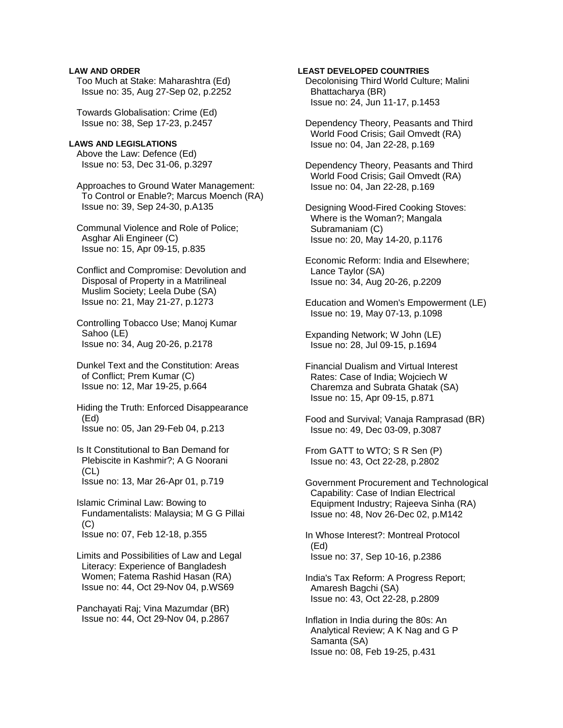**LAW AND ORDER**

Too Much at Stake: Maharashtra (Ed)
Issue no: 35, Aug 27-Sep 02, p.2252

Towards Globalisation: Crime (Ed)
Issue no: 38, Sep 17-23, p.2457

**LAWS AND LEGISLATIONS**

Above the Law: Defence (Ed)
Issue no: 53, Dec 31-06, p.3297

Approaches to Ground Water Management: To Control or Enable?; Marcus Moench (RA)
Issue no: 39, Sep 24-30, p.A135

Communal Violence and Role of Police; Asghar Ali Engineer (C)
Issue no: 15, Apr 09-15, p.835

Conflict and Compromise: Devolution and Disposal of Property in a Matrilineal Muslim Society; Leela Dube (SA)
Issue no: 21, May 21-27, p.1273

Controlling Tobacco Use; Manoj Kumar Sahoo (LE)
Issue no: 34, Aug 20-26, p.2178

Dunkel Text and the Constitution: Areas of Conflict; Prem Kumar (C)
Issue no: 12, Mar 19-25, p.664

Hiding the Truth: Enforced Disappearance (Ed)
Issue no: 05, Jan 29-Feb 04, p.213

Is It Constitutional to Ban Demand for Plebiscite in Kashmir?; A G Noorani (CL)
Issue no: 13, Mar 26-Apr 01, p.719

Islamic Criminal Law: Bowing to Fundamentalists: Malaysia; M G G Pillai (C)
Issue no: 07, Feb 12-18, p.355

Limits and Possibilities of Law and Legal Literacy: Experience of Bangladesh Women; Fatema Rashid Hasan (RA)
Issue no: 44, Oct 29-Nov 04, p.WS69

Panchayati Raj; Vina Mazumdar (BR)
Issue no: 44, Oct 29-Nov 04, p.2867

**LEAST DEVELOPED COUNTRIES**

Decolonising Third World Culture; Malini Bhattacharya (BR)
Issue no: 24, Jun 11-17, p.1453

Dependency Theory, Peasants and Third World Food Crisis; Gail Omvedt (RA)
Issue no: 04, Jan 22-28, p.169

Dependency Theory, Peasants and Third World Food Crisis; Gail Omvedt (RA)
Issue no: 04, Jan 22-28, p.169

Designing Wood-Fired Cooking Stoves: Where is the Woman?; Mangala Subramaniam (C)
Issue no: 20, May 14-20, p.1176

Economic Reform: India and Elsewhere; Lance Taylor (SA)
Issue no: 34, Aug 20-26, p.2209

Education and Women's Empowerment (LE)
Issue no: 19, May 07-13, p.1098

Expanding Network; W John (LE)
Issue no: 28, Jul 09-15, p.1694

Financial Dualism and Virtual Interest Rates: Case of India; Wojciech W Charemza and Subrata Ghatak (SA)
Issue no: 15, Apr 09-15, p.871

Food and Survival; Vanaja Ramprasad (BR)
Issue no: 49, Dec 03-09, p.3087

From GATT to WTO; S R Sen (P)
Issue no: 43, Oct 22-28, p.2802

Government Procurement and Technological Capability: Case of Indian Electrical Equipment Industry; Rajeeva Sinha (RA)
Issue no: 48, Nov 26-Dec 02, p.M142

In Whose Interest?: Montreal Protocol (Ed)
Issue no: 37, Sep 10-16, p.2386

India's Tax Reform: A Progress Report; Amaresh Bagchi (SA)
Issue no: 43, Oct 22-28, p.2809

Inflation in India during the 80s: An Analytical Review; A K Nag and G P Samanta (SA)
Issue no: 08, Feb 19-25, p.431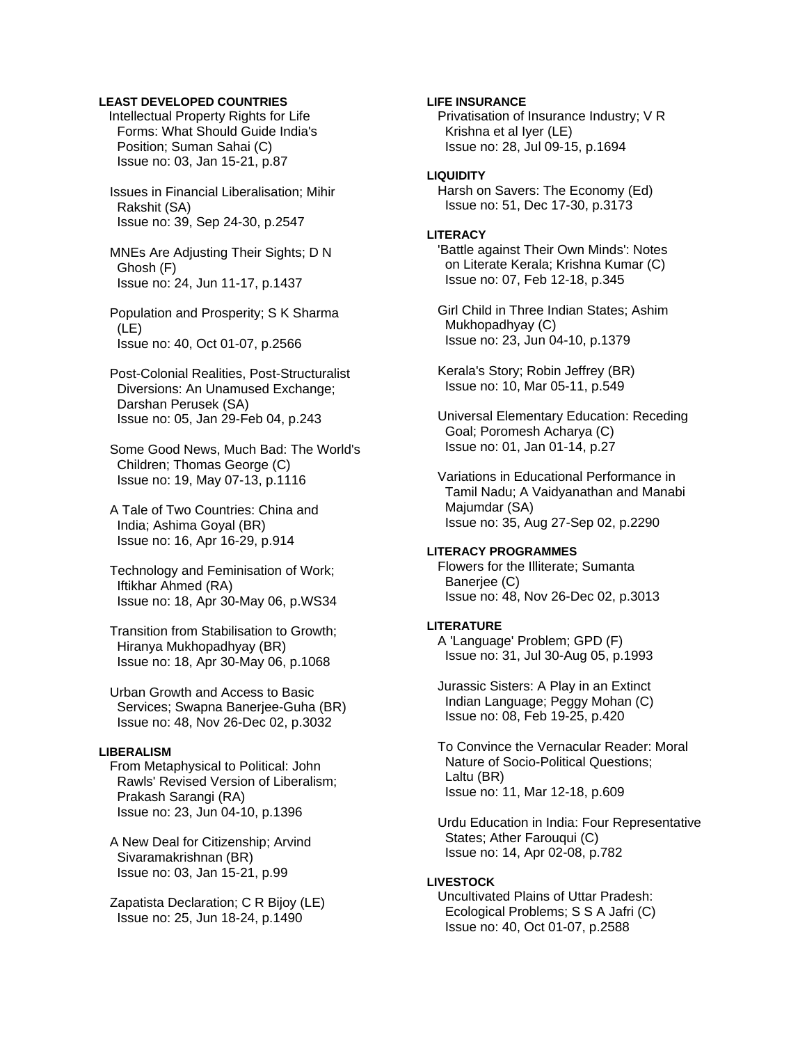**LEAST DEVELOPED COUNTRIES**

Intellectual Property Rights for Life Forms: What Should Guide India's Position; Suman Sahai (C)
Issue no: 03, Jan 15-21, p.87

Issues in Financial Liberalisation; Mihir Rakshit (SA)
Issue no: 39, Sep 24-30, p.2547

MNEs Are Adjusting Their Sights; D N Ghosh (F)
Issue no: 24, Jun 11-17, p.1437

Population and Prosperity; S K Sharma (LE)
Issue no: 40, Oct 01-07, p.2566

Post-Colonial Realities, Post-Structuralist Diversions: An Unamused Exchange; Darshan Perusek (SA)
Issue no: 05, Jan 29-Feb 04, p.243

Some Good News, Much Bad: The World's Children; Thomas George (C)
Issue no: 19, May 07-13, p.1116

A Tale of Two Countries: China and India; Ashima Goyal (BR)
Issue no: 16, Apr 16-29, p.914

Technology and Feminisation of Work; Iftikhar Ahmed (RA)
Issue no: 18, Apr 30-May 06, p.WS34

Transition from Stabilisation to Growth; Hiranya Mukhopadhyay (BR)
Issue no: 18, Apr 30-May 06, p.1068

Urban Growth and Access to Basic Services; Swapna Banerjee-Guha (BR)
Issue no: 48, Nov 26-Dec 02, p.3032

**LIBERALISM**

From Metaphysical to Political: John Rawls' Revised Version of Liberalism; Prakash Sarangi (RA)
Issue no: 23, Jun 04-10, p.1396

A New Deal for Citizenship; Arvind Sivaramakrishnan (BR)
Issue no: 03, Jan 15-21, p.99

Zapatista Declaration; C R Bijoy (LE)
Issue no: 25, Jun 18-24, p.1490

**LIFE INSURANCE**

Privatisation of Insurance Industry; V R Krishna et al Iyer (LE)
Issue no: 28, Jul 09-15, p.1694

**LIQUIDITY**

Harsh on Savers: The Economy (Ed)
Issue no: 51, Dec 17-30, p.3173

**LITERACY**

'Battle against Their Own Minds': Notes on Literate Kerala; Krishna Kumar (C)
Issue no: 07, Feb 12-18, p.345

Girl Child in Three Indian States; Ashim Mukhopadhyay (C)
Issue no: 23, Jun 04-10, p.1379

Kerala's Story; Robin Jeffrey (BR)
Issue no: 10, Mar 05-11, p.549

Universal Elementary Education: Receding Goal; Poromesh Acharya (C)
Issue no: 01, Jan 01-14, p.27

Variations in Educational Performance in Tamil Nadu; A Vaidyanathan and Manabi Majumdar (SA)
Issue no: 35, Aug 27-Sep 02, p.2290

**LITERACY PROGRAMMES**

Flowers for the Illiterate; Sumanta Banerjee (C)
Issue no: 48, Nov 26-Dec 02, p.3013

**LITERATURE**

A 'Language' Problem; GPD (F)
Issue no: 31, Jul 30-Aug 05, p.1993

Jurassic Sisters: A Play in an Extinct Indian Language; Peggy Mohan (C)
Issue no: 08, Feb 19-25, p.420

To Convince the Vernacular Reader: Moral Nature of Socio-Political Questions; Laltu (BR)
Issue no: 11, Mar 12-18, p.609

Urdu Education in India: Four Representative States; Ather Farouqui (C)
Issue no: 14, Apr 02-08, p.782

**LIVESTOCK**

Uncultivated Plains of Uttar Pradesh: Ecological Problems; S S A Jafri (C)
Issue no: 40, Oct 01-07, p.2588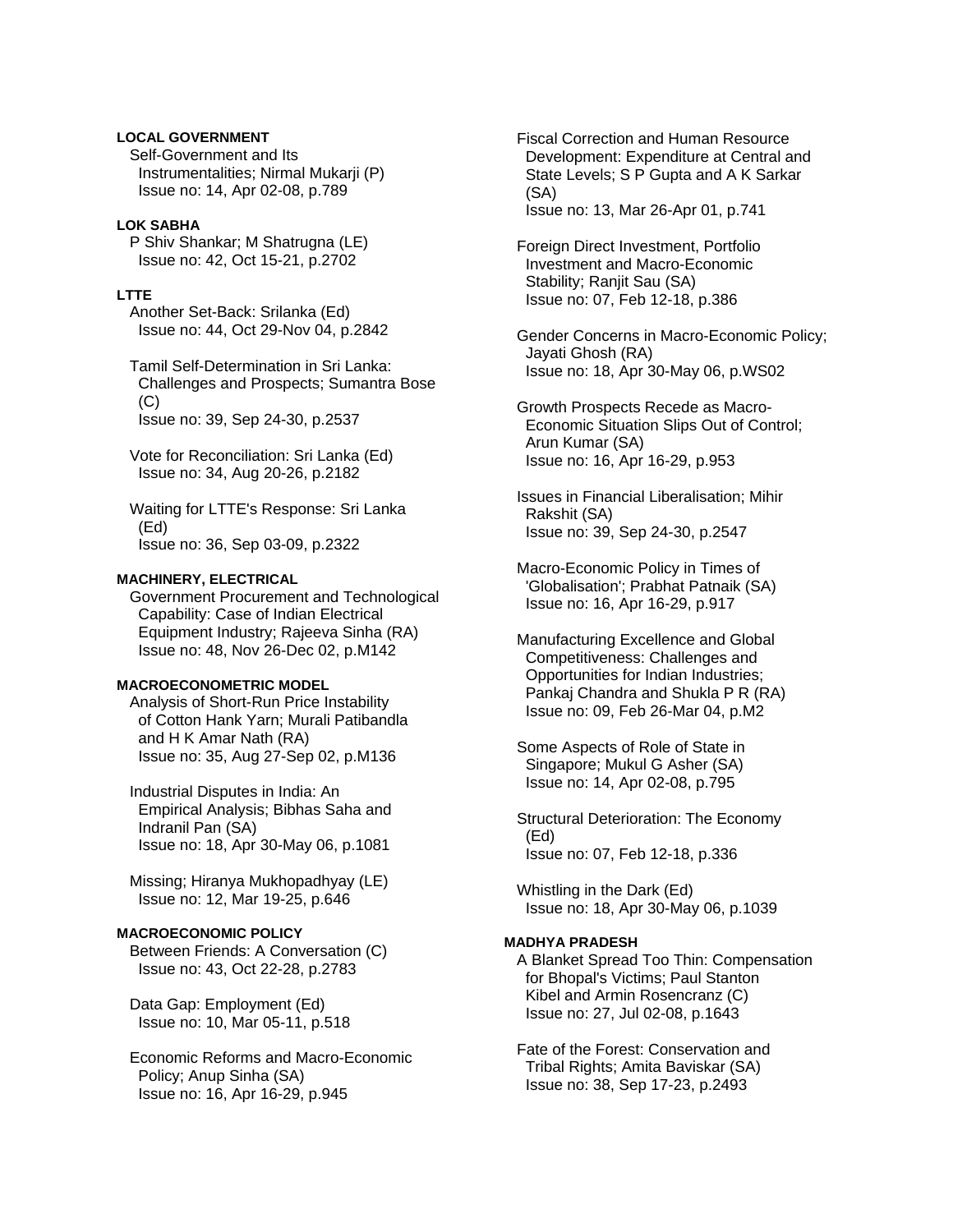**LOCAL GOVERNMENT**

Self-Government and Its Instrumentalities; Nirmal Mukarji (P)
Issue no: 14, Apr 02-08, p.789

**LOK SABHA**

P Shiv Shankar; M Shatrugna (LE)
Issue no: 42, Oct 15-21, p.2702

**LTTE**

Another Set-Back: Srilanka (Ed)
Issue no: 44, Oct 29-Nov 04, p.2842

Tamil Self-Determination in Sri Lanka: Challenges and Prospects; Sumantra Bose (C)
Issue no: 39, Sep 24-30, p.2537

Vote for Reconciliation: Sri Lanka (Ed)
Issue no: 34, Aug 20-26, p.2182

Waiting for LTTE's Response: Sri Lanka (Ed)
Issue no: 36, Sep 03-09, p.2322

**MACHINERY, ELECTRICAL**

Government Procurement and Technological Capability: Case of Indian Electrical Equipment Industry; Rajeeva Sinha (RA)
Issue no: 48, Nov 26-Dec 02, p.M142

**MACROECONOMETRIC MODEL**

Analysis of Short-Run Price Instability of Cotton Hank Yarn; Murali Patibandla and H K Amar Nath (RA)
Issue no: 35, Aug 27-Sep 02, p.M136

Industrial Disputes in India: An Empirical Analysis; Bibhas Saha and Indranil Pan (SA)
Issue no: 18, Apr 30-May 06, p.1081

Missing; Hiranya Mukhopadhyay (LE)
Issue no: 12, Mar 19-25, p.646

**MACROECONOMIC POLICY**

Between Friends: A Conversation (C)
Issue no: 43, Oct 22-28, p.2783

Data Gap: Employment (Ed)
Issue no: 10, Mar 05-11, p.518

Economic Reforms and Macro-Economic Policy; Anup Sinha (SA)
Issue no: 16, Apr 16-29, p.945

Fiscal Correction and Human Resource Development: Expenditure at Central and State Levels; S P Gupta and A K Sarkar (SA)
Issue no: 13, Mar 26-Apr 01, p.741

Foreign Direct Investment, Portfolio Investment and Macro-Economic Stability; Ranjit Sau (SA)
Issue no: 07, Feb 12-18, p.386

Gender Concerns in Macro-Economic Policy; Jayati Ghosh (RA)
Issue no: 18, Apr 30-May 06, p.WS02

Growth Prospects Recede as Macro-Economic Situation Slips Out of Control; Arun Kumar (SA)
Issue no: 16, Apr 16-29, p.953

Issues in Financial Liberalisation; Mihir Rakshit (SA)
Issue no: 39, Sep 24-30, p.2547

Macro-Economic Policy in Times of 'Globalisation'; Prabhat Patnaik (SA)
Issue no: 16, Apr 16-29, p.917

Manufacturing Excellence and Global Competitiveness: Challenges and Opportunities for Indian Industries; Pankaj Chandra and Shukla P R (RA)
Issue no: 09, Feb 26-Mar 04, p.M2

Some Aspects of Role of State in Singapore; Mukul G Asher (SA)
Issue no: 14, Apr 02-08, p.795

Structural Deterioration: The Economy (Ed)
Issue no: 07, Feb 12-18, p.336

Whistling in the Dark (Ed)
Issue no: 18, Apr 30-May 06, p.1039

**MADHYA PRADESH**

A Blanket Spread Too Thin: Compensation for Bhopal's Victims; Paul Stanton Kibel and Armin Rosencranz (C)
Issue no: 27, Jul 02-08, p.1643

Fate of the Forest: Conservation and Tribal Rights; Amita Baviskar (SA)
Issue no: 38, Sep 17-23, p.2493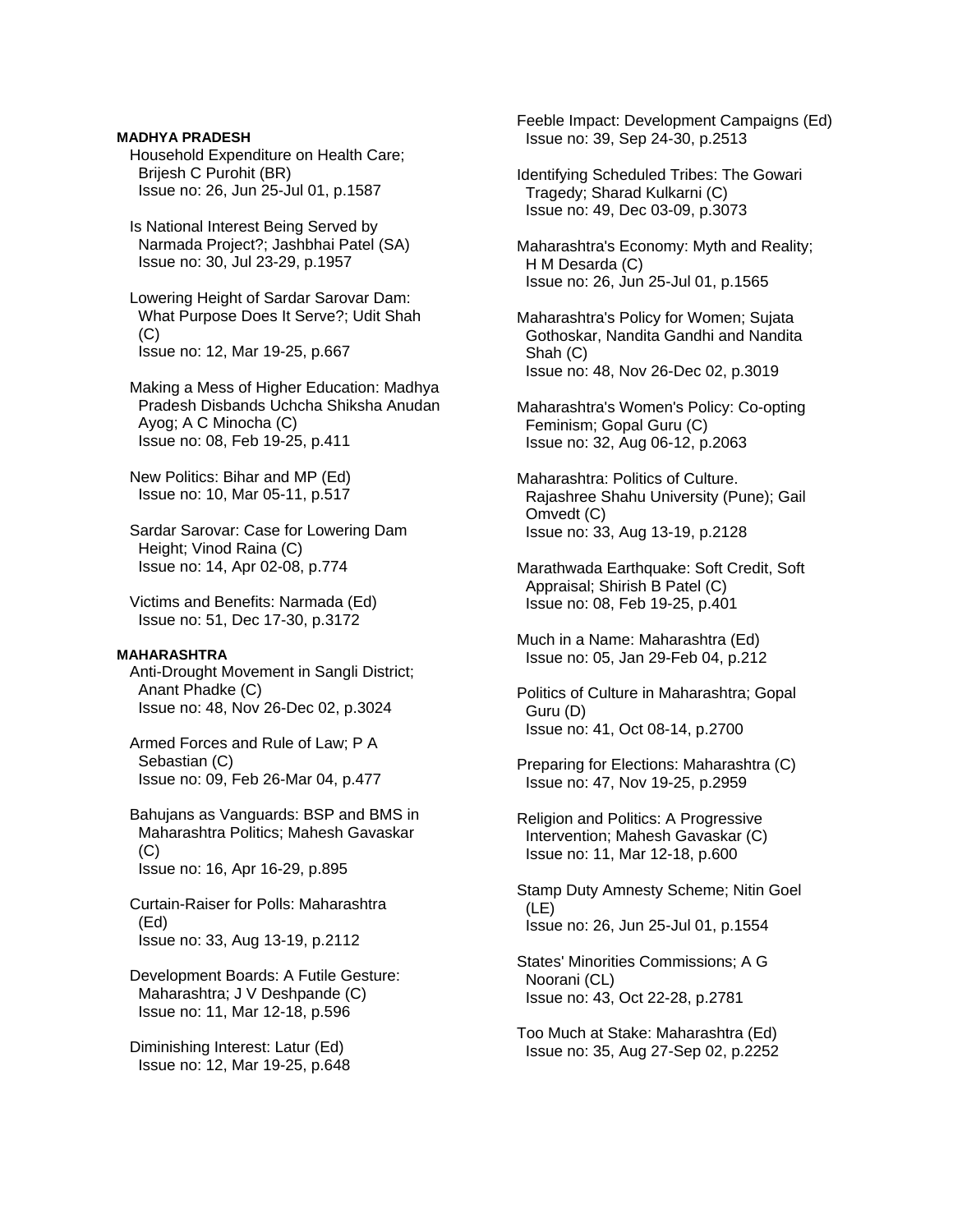**MADHYA PRADESH**

Household Expenditure on Health Care; Brijesh C Purohit (BR)
Issue no: 26, Jun 25-Jul 01, p.1587

Is National Interest Being Served by Narmada Project?; Jashbhai Patel (SA)
Issue no: 30, Jul 23-29, p.1957

Lowering Height of Sardar Sarovar Dam: What Purpose Does It Serve?; Udit Shah (C)
Issue no: 12, Mar 19-25, p.667

Making a Mess of Higher Education: Madhya Pradesh Disbands Uchcha Shiksha Anudan Ayog; A C Minocha (C)
Issue no: 08, Feb 19-25, p.411

New Politics: Bihar and MP (Ed)
Issue no: 10, Mar 05-11, p.517

Sardar Sarovar: Case for Lowering Dam Height; Vinod Raina (C)
Issue no: 14, Apr 02-08, p.774

Victims and Benefits: Narmada (Ed)
Issue no: 51, Dec 17-30, p.3172

**MAHARASHTRA**

Anti-Drought Movement in Sangli District; Anant Phadke (C)
Issue no: 48, Nov 26-Dec 02, p.3024

Armed Forces and Rule of Law; P A Sebastian (C)
Issue no: 09, Feb 26-Mar 04, p.477

Bahujans as Vanguards: BSP and BMS in Maharashtra Politics; Mahesh Gavaskar (C)
Issue no: 16, Apr 16-29, p.895

Curtain-Raiser for Polls: Maharashtra (Ed)
Issue no: 33, Aug 13-19, p.2112

Development Boards: A Futile Gesture: Maharashtra; J V Deshpande (C)
Issue no: 11, Mar 12-18, p.596

Diminishing Interest: Latur (Ed)
Issue no: 12, Mar 19-25, p.648

Feeble Impact: Development Campaigns (Ed)
Issue no: 39, Sep 24-30, p.2513

Identifying Scheduled Tribes: The Gowari Tragedy; Sharad Kulkarni (C)
Issue no: 49, Dec 03-09, p.3073

Maharashtra's Economy: Myth and Reality; H M Desarda (C)
Issue no: 26, Jun 25-Jul 01, p.1565

Maharashtra's Policy for Women; Sujata Gothoskar, Nandita Gandhi and Nandita Shah (C)
Issue no: 48, Nov 26-Dec 02, p.3019

Maharashtra's Women's Policy: Co-opting Feminism; Gopal Guru (C)
Issue no: 32, Aug 06-12, p.2063

Maharashtra: Politics of Culture. Rajashree Shahu University (Pune); Gail Omvedt (C)
Issue no: 33, Aug 13-19, p.2128

Marathwada Earthquake: Soft Credit, Soft Appraisal; Shirish B Patel (C)
Issue no: 08, Feb 19-25, p.401

Much in a Name: Maharashtra (Ed)
Issue no: 05, Jan 29-Feb 04, p.212

Politics of Culture in Maharashtra; Gopal Guru (D)
Issue no: 41, Oct 08-14, p.2700

Preparing for Elections: Maharashtra (C)
Issue no: 47, Nov 19-25, p.2959

Religion and Politics: A Progressive Intervention; Mahesh Gavaskar (C)
Issue no: 11, Mar 12-18, p.600

Stamp Duty Amnesty Scheme; Nitin Goel (LE)
Issue no: 26, Jun 25-Jul 01, p.1554

States' Minorities Commissions; A G Noorani (CL)
Issue no: 43, Oct 22-28, p.2781

Too Much at Stake: Maharashtra (Ed)
Issue no: 35, Aug 27-Sep 02, p.2252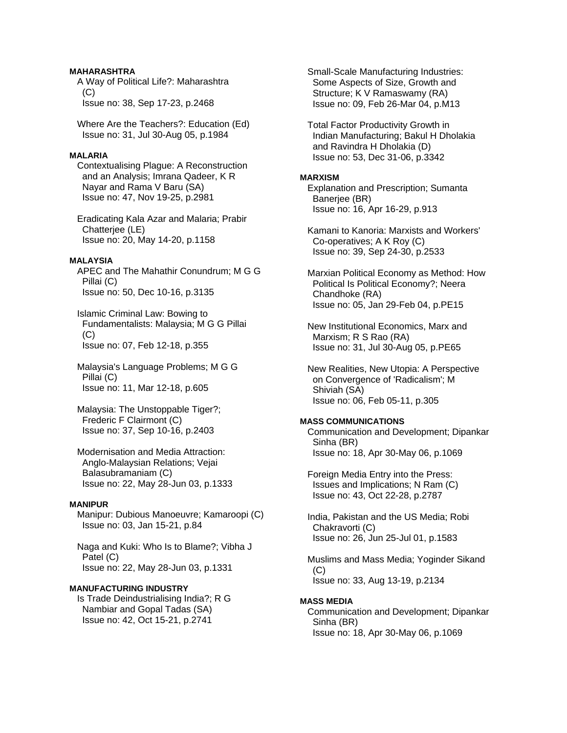#### MAHARASHTRA

A Way of Political Life?: Maharashtra (C)
Issue no: 38, Sep 17-23, p.2468

Where Are the Teachers?: Education (Ed)
Issue no: 31, Jul 30-Aug 05, p.1984

#### MALARIA

Contextualising Plague: A Reconstruction and an Analysis; Imrana Qadeer, K R Nayar and Rama V Baru (SA)
Issue no: 47, Nov 19-25, p.2981

Eradicating Kala Azar and Malaria; Prabir Chatterjee (LE)
Issue no: 20, May 14-20, p.1158

#### MALAYSIA

APEC and The Mahathir Conundrum; M G G Pillai (C)
Issue no: 50, Dec 10-16, p.3135

Islamic Criminal Law: Bowing to Fundamentalists: Malaysia; M G G Pillai (C)
Issue no: 07, Feb 12-18, p.355

Malaysia's Language Problems; M G G Pillai (C)
Issue no: 11, Mar 12-18, p.605

Malaysia: The Unstoppable Tiger?; Frederic F Clairmont (C)
Issue no: 37, Sep 10-16, p.2403

Modernisation and Media Attraction: Anglo-Malaysian Relations; Vejai Balasubramaniam (C)
Issue no: 22, May 28-Jun 03, p.1333

#### MANIPUR

Manipur: Dubious Manoeuvre; Kamaroopi (C)
Issue no: 03, Jan 15-21, p.84

Naga and Kuki: Who Is to Blame?; Vibha J Patel (C)
Issue no: 22, May 28-Jun 03, p.1331

#### MANUFACTURING INDUSTRY

Is Trade Deindustrialising India?; R G Nambiar and Gopal Tadas (SA)
Issue no: 42, Oct 15-21, p.2741

Small-Scale Manufacturing Industries: Some Aspects of Size, Growth and Structure; K V Ramaswamy (RA)
Issue no: 09, Feb 26-Mar 04, p.M13

Total Factor Productivity Growth in Indian Manufacturing; Bakul H Dholakia and Ravindra H Dholakia (D)
Issue no: 53, Dec 31-06, p.3342

#### MARXISM

Explanation and Prescription; Sumanta Banerjee (BR)
Issue no: 16, Apr 16-29, p.913

Kamani to Kanoria: Marxists and Workers' Co-operatives; A K Roy (C)
Issue no: 39, Sep 24-30, p.2533

Marxian Political Economy as Method: How Political Is Political Economy?; Neera Chandhoke (RA)
Issue no: 05, Jan 29-Feb 04, p.PE15

New Institutional Economics, Marx and Marxism; R S Rao (RA)
Issue no: 31, Jul 30-Aug 05, p.PE65

New Realities, New Utopia: A Perspective on Convergence of 'Radicalism'; M Shiviah (SA)
Issue no: 06, Feb 05-11, p.305

#### MASS COMMUNICATIONS

Communication and Development; Dipankar Sinha (BR)
Issue no: 18, Apr 30-May 06, p.1069

Foreign Media Entry into the Press: Issues and Implications; N Ram (C)
Issue no: 43, Oct 22-28, p.2787

India, Pakistan and the US Media; Robi Chakravorti (C)
Issue no: 26, Jun 25-Jul 01, p.1583

Muslims and Mass Media; Yoginder Sikand (C)
Issue no: 33, Aug 13-19, p.2134

#### MASS MEDIA

Communication and Development; Dipankar Sinha (BR)
Issue no: 18, Apr 30-May 06, p.1069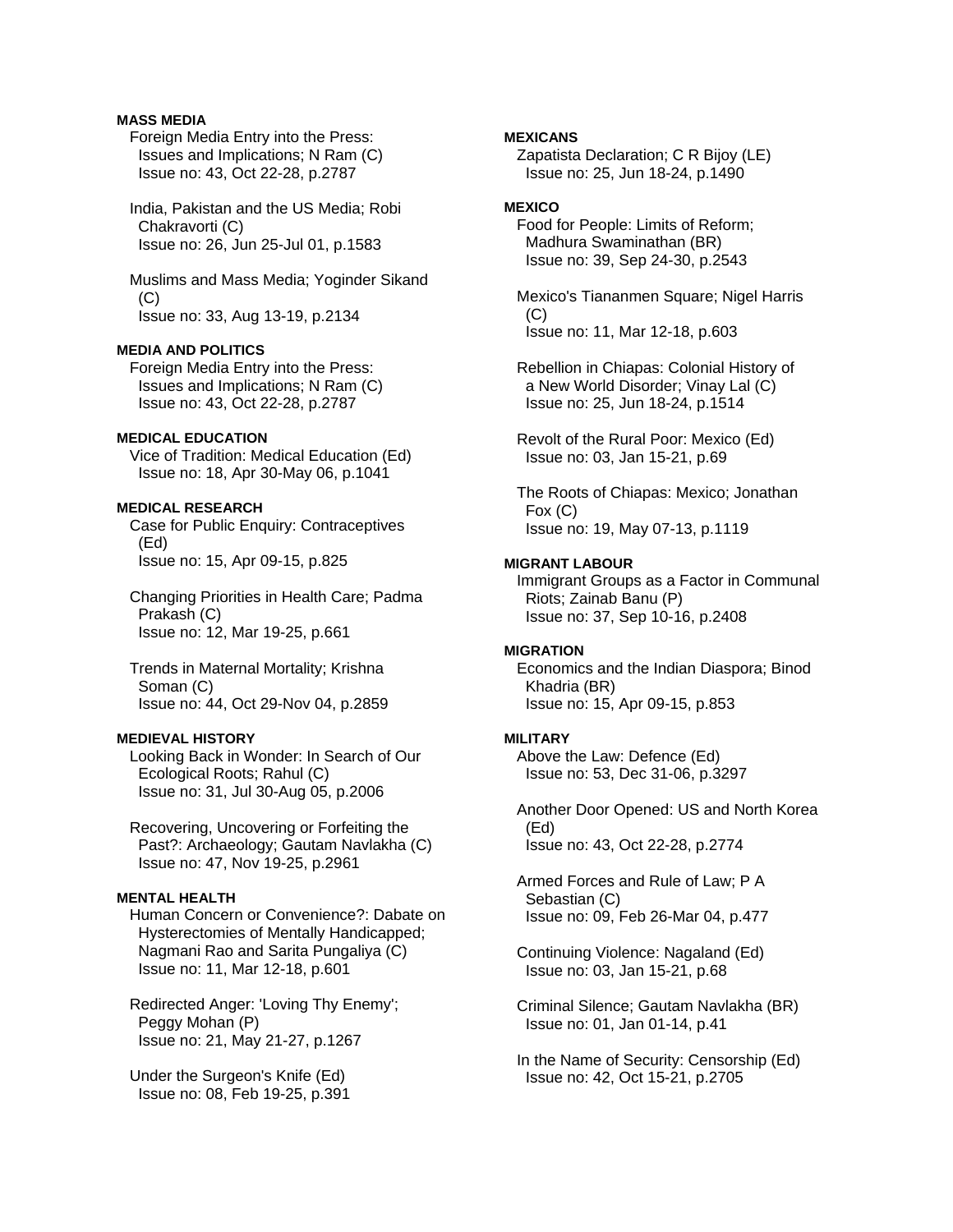**MASS MEDIA**

Foreign Media Entry into the Press: Issues and Implications; N Ram (C)
Issue no: 43, Oct 22-28, p.2787

India, Pakistan and the US Media; Robi Chakravorti (C)
Issue no: 26, Jun 25-Jul 01, p.1583

Muslims and Mass Media; Yoginder Sikand (C)
Issue no: 33, Aug 13-19, p.2134

**MEDIA AND POLITICS**

Foreign Media Entry into the Press: Issues and Implications; N Ram (C)
Issue no: 43, Oct 22-28, p.2787

**MEDICAL EDUCATION**

Vice of Tradition: Medical Education (Ed)
Issue no: 18, Apr 30-May 06, p.1041

**MEDICAL RESEARCH**

Case for Public Enquiry: Contraceptives (Ed)
Issue no: 15, Apr 09-15, p.825

Changing Priorities in Health Care; Padma Prakash (C)
Issue no: 12, Mar 19-25, p.661

Trends in Maternal Mortality; Krishna Soman (C)
Issue no: 44, Oct 29-Nov 04, p.2859

**MEDIEVAL HISTORY**

Looking Back in Wonder: In Search of Our Ecological Roots; Rahul (C)
Issue no: 31, Jul 30-Aug 05, p.2006

Recovering, Uncovering or Forfeiting the Past?: Archaeology; Gautam Navlakha (C)
Issue no: 47, Nov 19-25, p.2961

**MENTAL HEALTH**

Human Concern or Convenience?: Dabate on Hysterectomies of Mentally Handicapped; Nagmani Rao and Sarita Pungaliya (C)
Issue no: 11, Mar 12-18, p.601

Redirected Anger: 'Loving Thy Enemy'; Peggy Mohan (P)
Issue no: 21, May 21-27, p.1267

Under the Surgeon's Knife (Ed)
Issue no: 08, Feb 19-25, p.391

**MEXICANS**

Zapatista Declaration; C R Bijoy (LE)
Issue no: 25, Jun 18-24, p.1490

**MEXICO**

Food for People: Limits of Reform; Madhura Swaminathan (BR)
Issue no: 39, Sep 24-30, p.2543

Mexico's Tiananmen Square; Nigel Harris (C)
Issue no: 11, Mar 12-18, p.603

Rebellion in Chiapas: Colonial History of a New World Disorder; Vinay Lal (C)
Issue no: 25, Jun 18-24, p.1514

Revolt of the Rural Poor: Mexico (Ed)
Issue no: 03, Jan 15-21, p.69

The Roots of Chiapas: Mexico; Jonathan Fox (C)
Issue no: 19, May 07-13, p.1119

**MIGRANT LABOUR**

Immigrant Groups as a Factor in Communal Riots; Zainab Banu (P)
Issue no: 37, Sep 10-16, p.2408

**MIGRATION**

Economics and the Indian Diaspora; Binod Khadria (BR)
Issue no: 15, Apr 09-15, p.853

**MILITARY**

Above the Law: Defence (Ed)
Issue no: 53, Dec 31-06, p.3297

Another Door Opened: US and North Korea (Ed)
Issue no: 43, Oct 22-28, p.2774

Armed Forces and Rule of Law; P A Sebastian (C)
Issue no: 09, Feb 26-Mar 04, p.477

Continuing Violence: Nagaland (Ed)
Issue no: 03, Jan 15-21, p.68

Criminal Silence; Gautam Navlakha (BR)
Issue no: 01, Jan 01-14, p.41

In the Name of Security: Censorship (Ed)
Issue no: 42, Oct 15-21, p.2705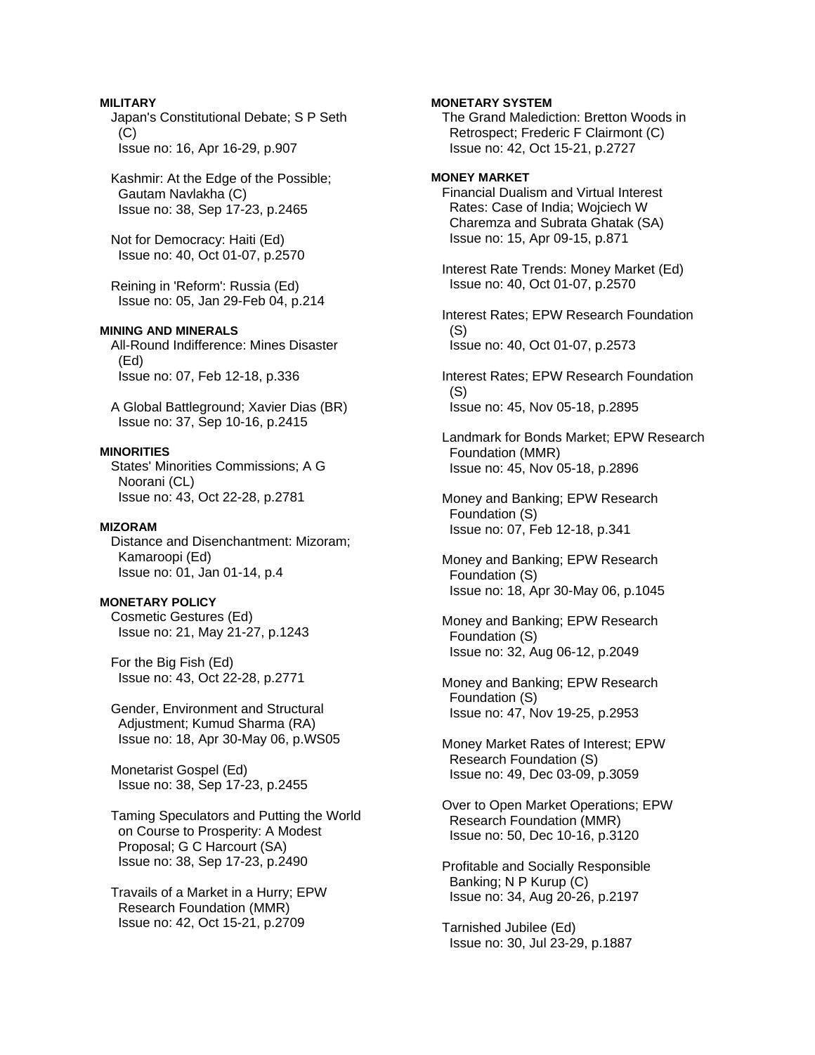**MILITARY**

Japan's Constitutional Debate; S P Seth (C)
Issue no: 16, Apr 16-29, p.907

Kashmir: At the Edge of the Possible; Gautam Navlakha (C)
Issue no: 38, Sep 17-23, p.2465

Not for Democracy: Haiti (Ed)
Issue no: 40, Oct 01-07, p.2570

Reining in 'Reform': Russia (Ed)
Issue no: 05, Jan 29-Feb 04, p.214

**MINING AND MINERALS**

All-Round Indifference: Mines Disaster (Ed)
Issue no: 07, Feb 12-18, p.336

A Global Battleground; Xavier Dias (BR)
Issue no: 37, Sep 10-16, p.2415

**MINORITIES**

States' Minorities Commissions; A G Noorani (CL)
Issue no: 43, Oct 22-28, p.2781

**MIZORAM**

Distance and Disenchantment: Mizoram; Kamaroopi (Ed)
Issue no: 01, Jan 01-14, p.4

**MONETARY POLICY**

Cosmetic Gestures (Ed)
Issue no: 21, May 21-27, p.1243

For the Big Fish (Ed)
Issue no: 43, Oct 22-28, p.2771

Gender, Environment and Structural Adjustment; Kumud Sharma (RA)
Issue no: 18, Apr 30-May 06, p.WS05

Monetarist Gospel (Ed)
Issue no: 38, Sep 17-23, p.2455

Taming Speculators and Putting the World on Course to Prosperity: A Modest Proposal; G C Harcourt (SA)
Issue no: 38, Sep 17-23, p.2490

Travails of a Market in a Hurry; EPW Research Foundation (MMR)
Issue no: 42, Oct 15-21, p.2709

**MONETARY SYSTEM**

The Grand Malediction: Bretton Woods in Retrospect; Frederic F Clairmont (C)
Issue no: 42, Oct 15-21, p.2727

**MONEY MARKET**

Financial Dualism and Virtual Interest Rates: Case of India; Wojciech W Charemza and Subrata Ghatak (SA)
Issue no: 15, Apr 09-15, p.871

Interest Rate Trends: Money Market (Ed)
Issue no: 40, Oct 01-07, p.2570

Interest Rates; EPW Research Foundation (S)
Issue no: 40, Oct 01-07, p.2573

Interest Rates; EPW Research Foundation (S)
Issue no: 45, Nov 05-18, p.2895

Landmark for Bonds Market; EPW Research Foundation (MMR)
Issue no: 45, Nov 05-18, p.2896

Money and Banking; EPW Research Foundation (S)
Issue no: 07, Feb 12-18, p.341

Money and Banking; EPW Research Foundation (S)
Issue no: 18, Apr 30-May 06, p.1045

Money and Banking; EPW Research Foundation (S)
Issue no: 32, Aug 06-12, p.2049

Money and Banking; EPW Research Foundation (S)
Issue no: 47, Nov 19-25, p.2953

Money Market Rates of Interest; EPW Research Foundation (S)
Issue no: 49, Dec 03-09, p.3059

Over to Open Market Operations; EPW Research Foundation (MMR)
Issue no: 50, Dec 10-16, p.3120

Profitable and Socially Responsible Banking; N P Kurup (C)
Issue no: 34, Aug 20-26, p.2197

Tarnished Jubilee (Ed)
Issue no: 30, Jul 23-29, p.1887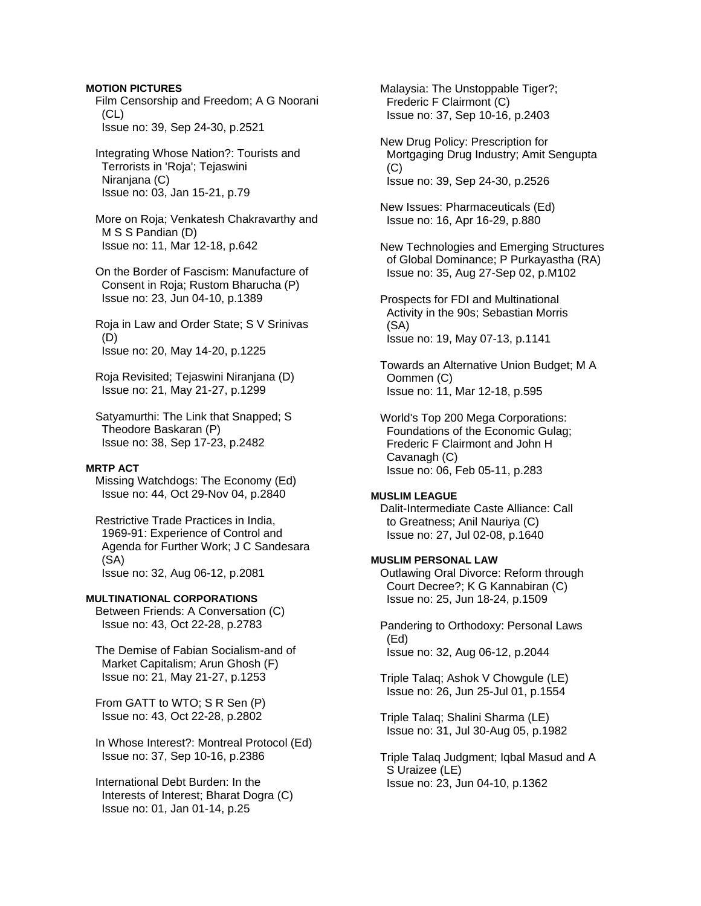**MOTION PICTURES**

Film Censorship and Freedom; A G Noorani (CL)
Issue no: 39, Sep 24-30, p.2521

Integrating Whose Nation?: Tourists and Terrorists in 'Roja'; Tejaswini Niranjana (C)
Issue no: 03, Jan 15-21, p.79

More on Roja; Venkatesh Chakravarthy and M S S Pandian (D)
Issue no: 11, Mar 12-18, p.642

On the Border of Fascism: Manufacture of Consent in Roja; Rustom Bharucha (P)
Issue no: 23, Jun 04-10, p.1389

Roja in Law and Order State; S V Srinivas (D)
Issue no: 20, May 14-20, p.1225

Roja Revisited; Tejaswini Niranjana (D)
Issue no: 21, May 21-27, p.1299

Satyamurthi: The Link that Snapped; S Theodore Baskaran (P)
Issue no: 38, Sep 17-23, p.2482

**MRTP ACT**

Missing Watchdogs: The Economy (Ed)
Issue no: 44, Oct 29-Nov 04, p.2840

Restrictive Trade Practices in India, 1969-91: Experience of Control and Agenda for Further Work; J C Sandesara (SA)
Issue no: 32, Aug 06-12, p.2081

**MULTINATIONAL CORPORATIONS**

Between Friends: A Conversation (C)
Issue no: 43, Oct 22-28, p.2783

The Demise of Fabian Socialism-and of Market Capitalism; Arun Ghosh (F)
Issue no: 21, May 21-27, p.1253

From GATT to WTO; S R Sen (P)
Issue no: 43, Oct 22-28, p.2802

In Whose Interest?: Montreal Protocol (Ed)
Issue no: 37, Sep 10-16, p.2386

International Debt Burden: In the Interests of Interest; Bharat Dogra (C)
Issue no: 01, Jan 01-14, p.25

Malaysia: The Unstoppable Tiger?; Frederic F Clairmont (C)
Issue no: 37, Sep 10-16, p.2403

New Drug Policy: Prescription for Mortgaging Drug Industry; Amit Sengupta (C)
Issue no: 39, Sep 24-30, p.2526

New Issues: Pharmaceuticals (Ed)
Issue no: 16, Apr 16-29, p.880

New Technologies and Emerging Structures of Global Dominance; P Purkayastha (RA)
Issue no: 35, Aug 27-Sep 02, p.M102

Prospects for FDI and Multinational Activity in the 90s; Sebastian Morris (SA)
Issue no: 19, May 07-13, p.1141

Towards an Alternative Union Budget; M A Oommen (C)
Issue no: 11, Mar 12-18, p.595

World's Top 200 Mega Corporations: Foundations of the Economic Gulag; Frederic F Clairmont and John H Cavanagh (C)
Issue no: 06, Feb 05-11, p.283

**MUSLIM LEAGUE**

Dalit-Intermediate Caste Alliance: Call to Greatness; Anil Nauriya (C)
Issue no: 27, Jul 02-08, p.1640

**MUSLIM PERSONAL LAW**

Outlawing Oral Divorce: Reform through Court Decree?; K G Kannabiran (C)
Issue no: 25, Jun 18-24, p.1509

Pandering to Orthodoxy: Personal Laws (Ed)
Issue no: 32, Aug 06-12, p.2044

Triple Talaq; Ashok V Chowgule (LE)
Issue no: 26, Jun 25-Jul 01, p.1554

Triple Talaq; Shalini Sharma (LE)
Issue no: 31, Jul 30-Aug 05, p.1982

Triple Talaq Judgment; Iqbal Masud and A S Uraizee (LE)
Issue no: 23, Jun 04-10, p.1362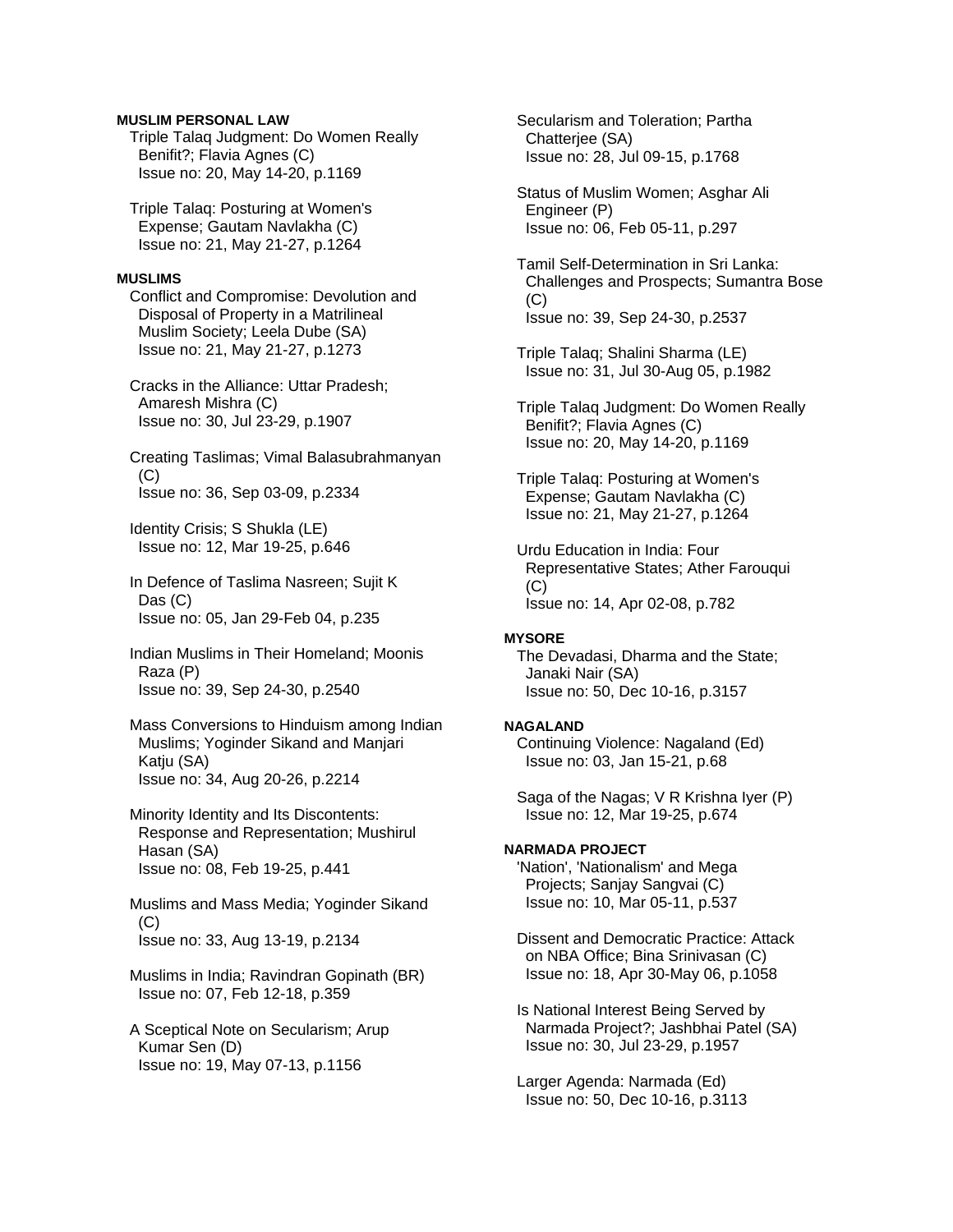**MUSLIM PERSONAL LAW**

Triple Talaq Judgment: Do Women Really Benifit?; Flavia Agnes (C)
Issue no: 20, May 14-20, p.1169

Triple Talaq: Posturing at Women's Expense; Gautam Navlakha (C)
Issue no: 21, May 21-27, p.1264

**MUSLIMS**

Conflict and Compromise: Devolution and Disposal of Property in a Matrilineal Muslim Society; Leela Dube (SA)
Issue no: 21, May 21-27, p.1273

Cracks in the Alliance: Uttar Pradesh; Amaresh Mishra (C)
Issue no: 30, Jul 23-29, p.1907

Creating Taslimas; Vimal Balasubrahmanyan (C)
Issue no: 36, Sep 03-09, p.2334

Identity Crisis; S Shukla (LE)
Issue no: 12, Mar 19-25, p.646

In Defence of Taslima Nasreen; Sujit K Das (C)
Issue no: 05, Jan 29-Feb 04, p.235

Indian Muslims in Their Homeland; Moonis Raza (P)
Issue no: 39, Sep 24-30, p.2540

Mass Conversions to Hinduism among Indian Muslims; Yoginder Sikand and Manjari Katju (SA)
Issue no: 34, Aug 20-26, p.2214

Minority Identity and Its Discontents: Response and Representation; Mushirul Hasan (SA)
Issue no: 08, Feb 19-25, p.441

Muslims and Mass Media; Yoginder Sikand (C)
Issue no: 33, Aug 13-19, p.2134

Muslims in India; Ravindran Gopinath (BR)
Issue no: 07, Feb 12-18, p.359

A Sceptical Note on Secularism; Arup Kumar Sen (D)
Issue no: 19, May 07-13, p.1156

Secularism and Toleration; Partha Chatterjee (SA)
Issue no: 28, Jul 09-15, p.1768

Status of Muslim Women; Asghar Ali Engineer (P)
Issue no: 06, Feb 05-11, p.297

Tamil Self-Determination in Sri Lanka: Challenges and Prospects; Sumantra Bose (C)
Issue no: 39, Sep 24-30, p.2537

Triple Talaq; Shalini Sharma (LE)
Issue no: 31, Jul 30-Aug 05, p.1982

Triple Talaq Judgment: Do Women Really Benifit?; Flavia Agnes (C)
Issue no: 20, May 14-20, p.1169

Triple Talaq: Posturing at Women's Expense; Gautam Navlakha (C)
Issue no: 21, May 21-27, p.1264

Urdu Education in India: Four Representative States; Ather Farouqui (C)
Issue no: 14, Apr 02-08, p.782

**MYSORE**

The Devadasi, Dharma and the State; Janaki Nair (SA)
Issue no: 50, Dec 10-16, p.3157

**NAGALAND**

Continuing Violence: Nagaland (Ed)
Issue no: 03, Jan 15-21, p.68

Saga of the Nagas; V R Krishna Iyer (P)
Issue no: 12, Mar 19-25, p.674

**NARMADA PROJECT**

'Nation', 'Nationalism' and Mega Projects; Sanjay Sangvai (C)
Issue no: 10, Mar 05-11, p.537

Dissent and Democratic Practice: Attack on NBA Office; Bina Srinivasan (C)
Issue no: 18, Apr 30-May 06, p.1058

Is National Interest Being Served by Narmada Project?; Jashbhai Patel (SA)
Issue no: 30, Jul 23-29, p.1957

Larger Agenda: Narmada (Ed)
Issue no: 50, Dec 10-16, p.3113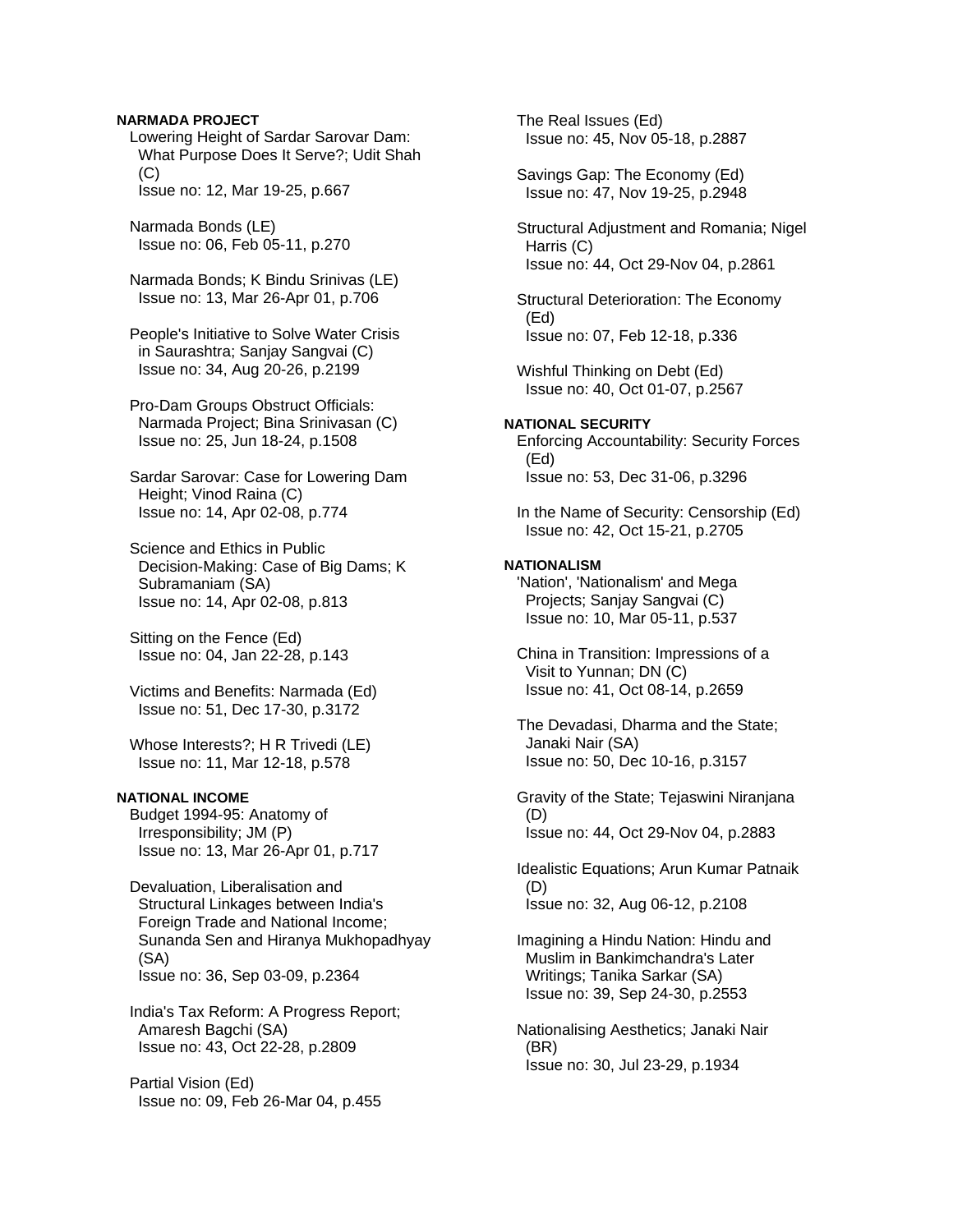**NARMADA PROJECT**

Lowering Height of Sardar Sarovar Dam: What Purpose Does It Serve?; Udit Shah (C)
Issue no: 12, Mar 19-25, p.667

Narmada Bonds (LE)
Issue no: 06, Feb 05-11, p.270

Narmada Bonds; K Bindu Srinivas (LE)
Issue no: 13, Mar 26-Apr 01, p.706

People's Initiative to Solve Water Crisis in Saurashtra; Sanjay Sangvai (C)
Issue no: 34, Aug 20-26, p.2199

Pro-Dam Groups Obstruct Officials: Narmada Project; Bina Srinivasan (C)
Issue no: 25, Jun 18-24, p.1508

Sardar Sarovar: Case for Lowering Dam Height; Vinod Raina (C)
Issue no: 14, Apr 02-08, p.774

Science and Ethics in Public Decision-Making: Case of Big Dams; K Subramaniam (SA)
Issue no: 14, Apr 02-08, p.813

Sitting on the Fence (Ed)
Issue no: 04, Jan 22-28, p.143

Victims and Benefits: Narmada (Ed)
Issue no: 51, Dec 17-30, p.3172

Whose Interests?; H R Trivedi (LE)
Issue no: 11, Mar 12-18, p.578

**NATIONAL INCOME**

Budget 1994-95: Anatomy of Irresponsibility; JM (P)
Issue no: 13, Mar 26-Apr 01, p.717

Devaluation, Liberalisation and Structural Linkages between India's Foreign Trade and National Income; Sunanda Sen and Hiranya Mukhopadhyay (SA)
Issue no: 36, Sep 03-09, p.2364

India's Tax Reform: A Progress Report; Amaresh Bagchi (SA)
Issue no: 43, Oct 22-28, p.2809

Partial Vision (Ed)
Issue no: 09, Feb 26-Mar 04, p.455

The Real Issues (Ed)
Issue no: 45, Nov 05-18, p.2887

Savings Gap: The Economy (Ed)
Issue no: 47, Nov 19-25, p.2948

Structural Adjustment and Romania; Nigel Harris (C)
Issue no: 44, Oct 29-Nov 04, p.2861

Structural Deterioration: The Economy (Ed)
Issue no: 07, Feb 12-18, p.336

Wishful Thinking on Debt (Ed)
Issue no: 40, Oct 01-07, p.2567

**NATIONAL SECURITY**

Enforcing Accountability: Security Forces (Ed)
Issue no: 53, Dec 31-06, p.3296

In the Name of Security: Censorship (Ed)
Issue no: 42, Oct 15-21, p.2705

**NATIONALISM**

'Nation', 'Nationalism' and Mega Projects; Sanjay Sangvai (C)
Issue no: 10, Mar 05-11, p.537

China in Transition: Impressions of a Visit to Yunnan; DN (C)
Issue no: 41, Oct 08-14, p.2659

The Devadasi, Dharma and the State; Janaki Nair (SA)
Issue no: 50, Dec 10-16, p.3157

Gravity of the State; Tejaswini Niranjana (D)
Issue no: 44, Oct 29-Nov 04, p.2883

Idealistic Equations; Arun Kumar Patnaik (D)
Issue no: 32, Aug 06-12, p.2108

Imagining a Hindu Nation: Hindu and Muslim in Bankimchandra's Later Writings; Tanika Sarkar (SA)
Issue no: 39, Sep 24-30, p.2553

Nationalising Aesthetics; Janaki Nair (BR)
Issue no: 30, Jul 23-29, p.1934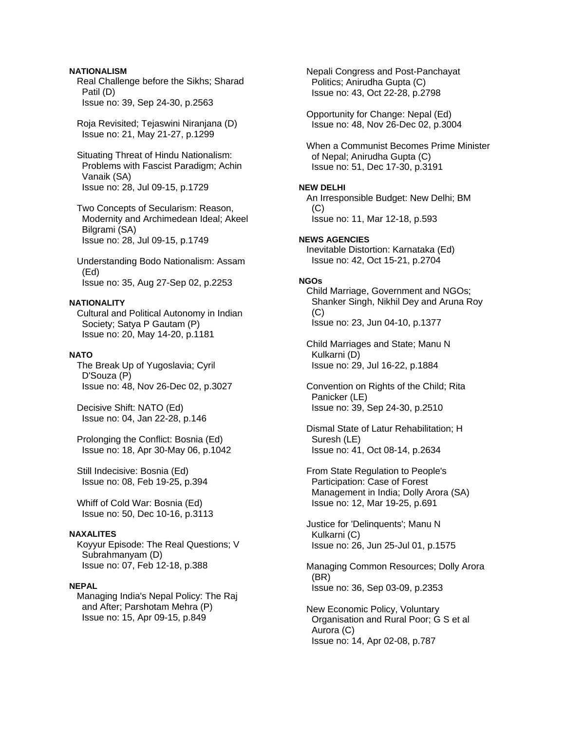**NATIONALISM**

Real Challenge before the Sikhs; Sharad Patil (D)
Issue no: 39, Sep 24-30, p.2563

Roja Revisited; Tejaswini Niranjana (D)
Issue no: 21, May 21-27, p.1299

Situating Threat of Hindu Nationalism: Problems with Fascist Paradigm; Achin Vanaik (SA)
Issue no: 28, Jul 09-15, p.1729

Two Concepts of Secularism: Reason, Modernity and Archimedean Ideal; Akeel Bilgrami (SA)
Issue no: 28, Jul 09-15, p.1749

Understanding Bodo Nationalism: Assam (Ed)
Issue no: 35, Aug 27-Sep 02, p.2253

**NATIONALITY**

Cultural and Political Autonomy in Indian Society; Satya P Gautam (P)
Issue no: 20, May 14-20, p.1181

**NATO**

The Break Up of Yugoslavia; Cyril D'Souza (P)
Issue no: 48, Nov 26-Dec 02, p.3027

Decisive Shift: NATO (Ed)
Issue no: 04, Jan 22-28, p.146

Prolonging the Conflict: Bosnia (Ed)
Issue no: 18, Apr 30-May 06, p.1042

Still Indecisive: Bosnia (Ed)
Issue no: 08, Feb 19-25, p.394

Whiff of Cold War: Bosnia (Ed)
Issue no: 50, Dec 10-16, p.3113

**NAXALITES**

Koyyur Episode: The Real Questions; V Subrahmanyam (D)
Issue no: 07, Feb 12-18, p.388

**NEPAL**

Managing India's Nepal Policy: The Raj and After; Parshotam Mehra (P)
Issue no: 15, Apr 09-15, p.849

Nepali Congress and Post-Panchayat Politics; Anirudha Gupta (C)
Issue no: 43, Oct 22-28, p.2798

Opportunity for Change: Nepal (Ed)
Issue no: 48, Nov 26-Dec 02, p.3004

When a Communist Becomes Prime Minister of Nepal; Anirudha Gupta (C)
Issue no: 51, Dec 17-30, p.3191

**NEW DELHI**

An Irresponsible Budget: New Delhi; BM (C)
Issue no: 11, Mar 12-18, p.593

**NEWS AGENCIES**

Inevitable Distortion: Karnataka (Ed)
Issue no: 42, Oct 15-21, p.2704

**NGOs**

Child Marriage, Government and NGOs; Shanker Singh, Nikhil Dey and Aruna Roy (C)
Issue no: 23, Jun 04-10, p.1377

Child Marriages and State; Manu N Kulkarni (D)
Issue no: 29, Jul 16-22, p.1884

Convention on Rights of the Child; Rita Panicker (LE)
Issue no: 39, Sep 24-30, p.2510

Dismal State of Latur Rehabilitation; H Suresh (LE)
Issue no: 41, Oct 08-14, p.2634

From State Regulation to People's Participation: Case of Forest Management in India; Dolly Arora (SA)
Issue no: 12, Mar 19-25, p.691

Justice for 'Delinquents'; Manu N Kulkarni (C)
Issue no: 26, Jun 25-Jul 01, p.1575

Managing Common Resources; Dolly Arora (BR)
Issue no: 36, Sep 03-09, p.2353

New Economic Policy, Voluntary Organisation and Rural Poor; G S et al Aurora (C)
Issue no: 14, Apr 02-08, p.787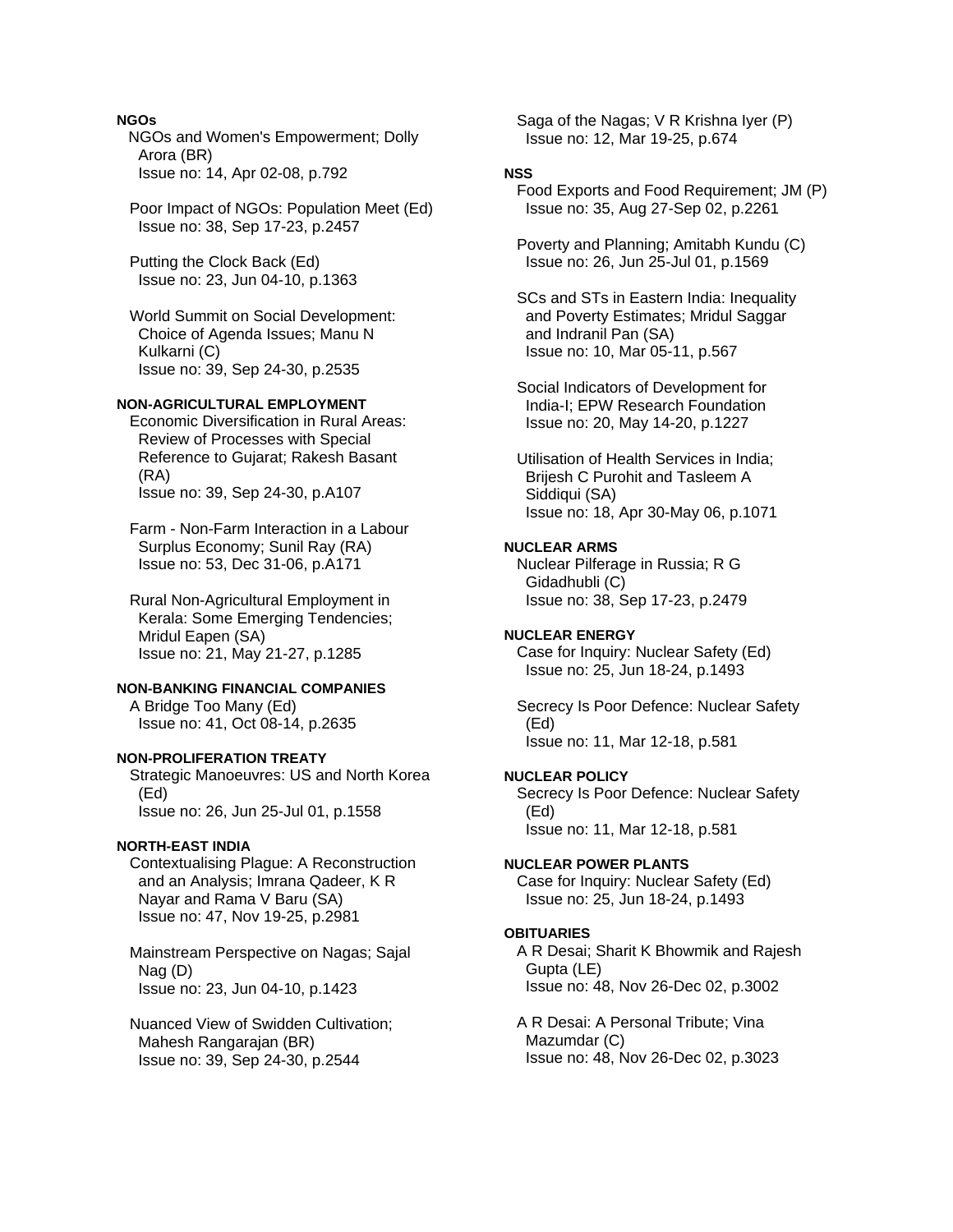**NGOs**

NGOs and Women's Empowerment; Dolly Arora (BR)
Issue no: 14, Apr 02-08, p.792

Poor Impact of NGOs: Population Meet (Ed)
Issue no: 38, Sep 17-23, p.2457

Putting the Clock Back (Ed)
Issue no: 23, Jun 04-10, p.1363

World Summit on Social Development: Choice of Agenda Issues; Manu N Kulkarni (C)
Issue no: 39, Sep 24-30, p.2535

**NON-AGRICULTURAL EMPLOYMENT**

Economic Diversification in Rural Areas: Review of Processes with Special Reference to Gujarat; Rakesh Basant (RA)
Issue no: 39, Sep 24-30, p.A107

Farm - Non-Farm Interaction in a Labour Surplus Economy; Sunil Ray (RA)
Issue no: 53, Dec 31-06, p.A171

Rural Non-Agricultural Employment in Kerala: Some Emerging Tendencies; Mridul Eapen (SA)
Issue no: 21, May 21-27, p.1285

**NON-BANKING FINANCIAL COMPANIES**

A Bridge Too Many (Ed)
Issue no: 41, Oct 08-14, p.2635

**NON-PROLIFERATION TREATY**

Strategic Manoeuvres: US and North Korea (Ed)
Issue no: 26, Jun 25-Jul 01, p.1558

**NORTH-EAST INDIA**

Contextualising Plague: A Reconstruction and an Analysis; Imrana Qadeer, K R Nayar and Rama V Baru (SA)
Issue no: 47, Nov 19-25, p.2981

Mainstream Perspective on Nagas; Sajal Nag (D)
Issue no: 23, Jun 04-10, p.1423

Nuanced View of Swidden Cultivation; Mahesh Rangarajan (BR)
Issue no: 39, Sep 24-30, p.2544

Saga of the Nagas; V R Krishna Iyer (P)
Issue no: 12, Mar 19-25, p.674

**NSS**

Food Exports and Food Requirement; JM (P)
Issue no: 35, Aug 27-Sep 02, p.2261

Poverty and Planning; Amitabh Kundu (C)
Issue no: 26, Jun 25-Jul 01, p.1569

SCs and STs in Eastern India: Inequality and Poverty Estimates; Mridul Saggar and Indranil Pan (SA)
Issue no: 10, Mar 05-11, p.567

Social Indicators of Development for India-I; EPW Research Foundation
Issue no: 20, May 14-20, p.1227

Utilisation of Health Services in India; Brijesh C Purohit and Tasleem A Siddiqui (SA)
Issue no: 18, Apr 30-May 06, p.1071

**NUCLEAR ARMS**

Nuclear Pilferage in Russia; R G Gidadhubli (C)
Issue no: 38, Sep 17-23, p.2479

**NUCLEAR ENERGY**

Case for Inquiry: Nuclear Safety (Ed)
Issue no: 25, Jun 18-24, p.1493

Secrecy Is Poor Defence: Nuclear Safety (Ed)
Issue no: 11, Mar 12-18, p.581

**NUCLEAR POLICY**

Secrecy Is Poor Defence: Nuclear Safety (Ed)
Issue no: 11, Mar 12-18, p.581

**NUCLEAR POWER PLANTS**

Case for Inquiry: Nuclear Safety (Ed)
Issue no: 25, Jun 18-24, p.1493

**OBITUARIES**

A R Desai; Sharit K Bhowmik and Rajesh Gupta (LE)
Issue no: 48, Nov 26-Dec 02, p.3002

A R Desai: A Personal Tribute; Vina Mazumdar (C)
Issue no: 48, Nov 26-Dec 02, p.3023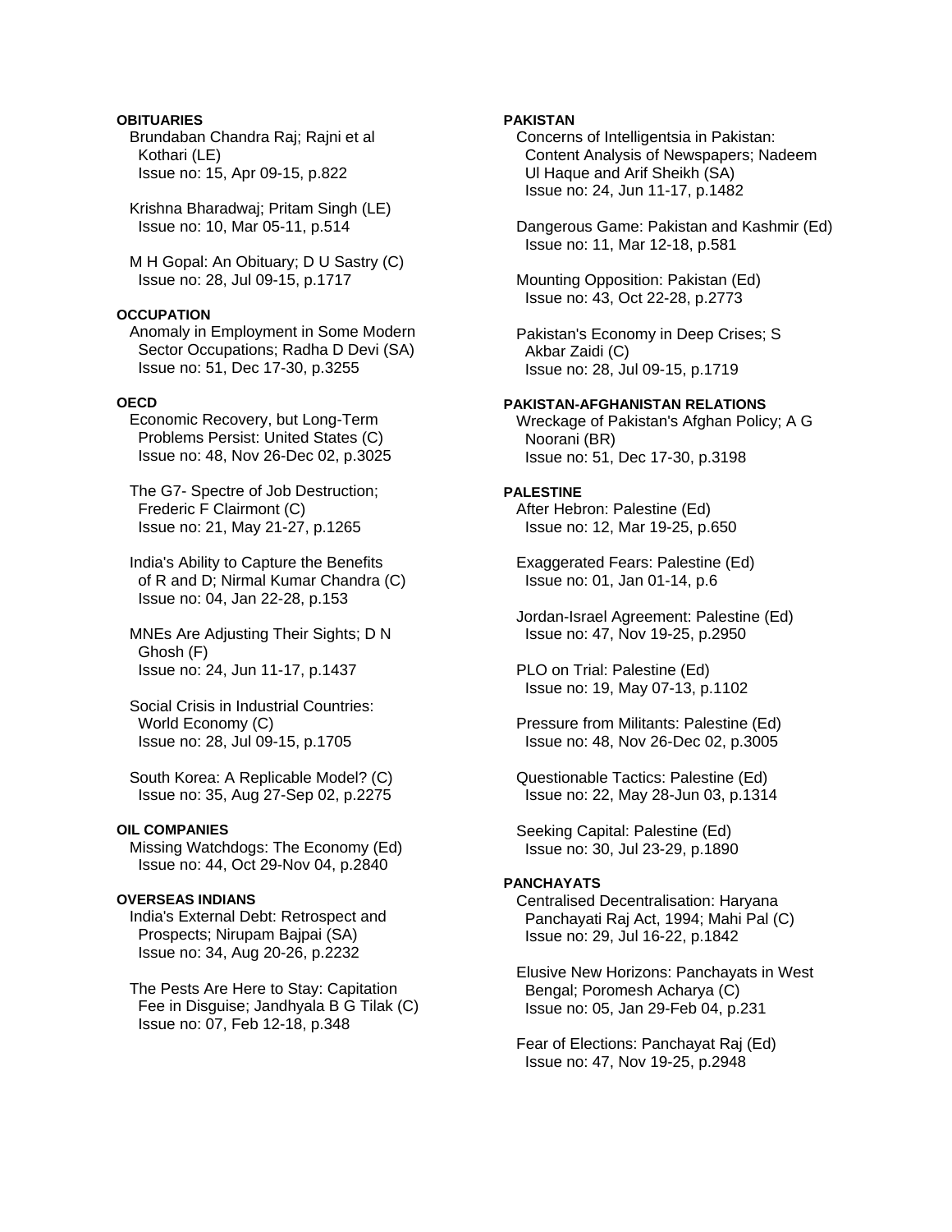**OBITUARIES**

Brundaban Chandra Raj; Rajni et al Kothari (LE)
Issue no: 15, Apr 09-15, p.822

Krishna Bharadwaj; Pritam Singh (LE)
Issue no: 10, Mar 05-11, p.514

M H Gopal: An Obituary; D U Sastry (C)
Issue no: 28, Jul 09-15, p.1717

**OCCUPATION**

Anomaly in Employment in Some Modern Sector Occupations; Radha D Devi (SA)
Issue no: 51, Dec 17-30, p.3255

**OECD**

Economic Recovery, but Long-Term Problems Persist: United States (C)
Issue no: 48, Nov 26-Dec 02, p.3025

The G7- Spectre of Job Destruction; Frederic F Clairmont (C)
Issue no: 21, May 21-27, p.1265

India's Ability to Capture the Benefits of R and D; Nirmal Kumar Chandra (C)
Issue no: 04, Jan 22-28, p.153

MNEs Are Adjusting Their Sights; D N Ghosh (F)
Issue no: 24, Jun 11-17, p.1437

Social Crisis in Industrial Countries: World Economy (C)
Issue no: 28, Jul 09-15, p.1705

South Korea: A Replicable Model? (C)
Issue no: 35, Aug 27-Sep 02, p.2275

**OIL COMPANIES**

Missing Watchdogs: The Economy (Ed)
Issue no: 44, Oct 29-Nov 04, p.2840

**OVERSEAS INDIANS**

India's External Debt: Retrospect and Prospects; Nirupam Bajpai (SA)
Issue no: 34, Aug 20-26, p.2232

The Pests Are Here to Stay: Capitation Fee in Disguise; Jandhyala B G Tilak (C)
Issue no: 07, Feb 12-18, p.348

**PAKISTAN**

Concerns of Intelligentsia in Pakistan: Content Analysis of Newspapers; Nadeem Ul Haque and Arif Sheikh (SA)
Issue no: 24, Jun 11-17, p.1482

Dangerous Game: Pakistan and Kashmir (Ed)
Issue no: 11, Mar 12-18, p.581

Mounting Opposition: Pakistan (Ed)
Issue no: 43, Oct 22-28, p.2773

Pakistan's Economy in Deep Crises; S Akbar Zaidi (C)
Issue no: 28, Jul 09-15, p.1719

**PAKISTAN-AFGHANISTAN RELATIONS**

Wreckage of Pakistan's Afghan Policy; A G Noorani (BR)
Issue no: 51, Dec 17-30, p.3198

**PALESTINE**

After Hebron: Palestine (Ed)
Issue no: 12, Mar 19-25, p.650

Exaggerated Fears: Palestine (Ed)
Issue no: 01, Jan 01-14, p.6

Jordan-Israel Agreement: Palestine (Ed)
Issue no: 47, Nov 19-25, p.2950

PLO on Trial: Palestine (Ed)
Issue no: 19, May 07-13, p.1102

Pressure from Militants: Palestine (Ed)
Issue no: 48, Nov 26-Dec 02, p.3005

Questionable Tactics: Palestine (Ed)
Issue no: 22, May 28-Jun 03, p.1314

Seeking Capital: Palestine (Ed)
Issue no: 30, Jul 23-29, p.1890

**PANCHAYATS**

Centralised Decentralisation: Haryana Panchayati Raj Act, 1994; Mahi Pal (C)
Issue no: 29, Jul 16-22, p.1842

Elusive New Horizons: Panchayats in West Bengal; Poromesh Acharya (C)
Issue no: 05, Jan 29-Feb 04, p.231

Fear of Elections: Panchayat Raj (Ed)
Issue no: 47, Nov 19-25, p.2948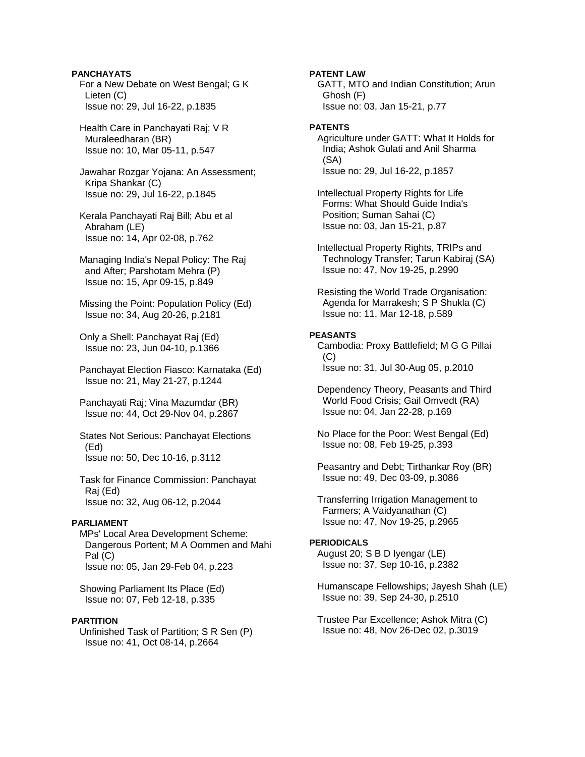**PANCHAYATS**

For a New Debate on West Bengal; G K Lieten (C)
Issue no: 29, Jul 16-22, p.1835

Health Care in Panchayati Raj; V R Muraleedharan (BR)
Issue no: 10, Mar 05-11, p.547

Jawahar Rozgar Yojana: An Assessment; Kripa Shankar (C)
Issue no: 29, Jul 16-22, p.1845

Kerala Panchayati Raj Bill; Abu et al Abraham (LE)
Issue no: 14, Apr 02-08, p.762

Managing India's Nepal Policy: The Raj and After; Parshotam Mehra (P)
Issue no: 15, Apr 09-15, p.849

Missing the Point: Population Policy (Ed)
Issue no: 34, Aug 20-26, p.2181

Only a Shell: Panchayat Raj (Ed)
Issue no: 23, Jun 04-10, p.1366

Panchayat Election Fiasco: Karnataka (Ed)
Issue no: 21, May 21-27, p.1244

Panchayati Raj; Vina Mazumdar (BR)
Issue no: 44, Oct 29-Nov 04, p.2867

States Not Serious: Panchayat Elections (Ed)
Issue no: 50, Dec 10-16, p.3112

Task for Finance Commission: Panchayat Raj (Ed)
Issue no: 32, Aug 06-12, p.2044

**PARLIAMENT**

MPs' Local Area Development Scheme: Dangerous Portent; M A Oommen and Mahi Pal (C)
Issue no: 05, Jan 29-Feb 04, p.223

Showing Parliament Its Place (Ed)
Issue no: 07, Feb 12-18, p.335

**PARTITION**

Unfinished Task of Partition; S R Sen (P)
Issue no: 41, Oct 08-14, p.2664

**PATENT LAW**

GATT, MTO and Indian Constitution; Arun Ghosh (F)
Issue no: 03, Jan 15-21, p.77

**PATENTS**

Agriculture under GATT: What It Holds for India; Ashok Gulati and Anil Sharma (SA)
Issue no: 29, Jul 16-22, p.1857

Intellectual Property Rights for Life Forms: What Should Guide India's Position; Suman Sahai (C)
Issue no: 03, Jan 15-21, p.87

Intellectual Property Rights, TRIPs and Technology Transfer; Tarun Kabiraj (SA)
Issue no: 47, Nov 19-25, p.2990

Resisting the World Trade Organisation: Agenda for Marrakesh; S P Shukla (C)
Issue no: 11, Mar 12-18, p.589

**PEASANTS**

Cambodia: Proxy Battlefield; M G G Pillai (C)
Issue no: 31, Jul 30-Aug 05, p.2010

Dependency Theory, Peasants and Third World Food Crisis; Gail Omvedt (RA)
Issue no: 04, Jan 22-28, p.169

No Place for the Poor: West Bengal (Ed)
Issue no: 08, Feb 19-25, p.393

Peasantry and Debt; Tirthankar Roy (BR)
Issue no: 49, Dec 03-09, p.3086

Transferring Irrigation Management to Farmers; A Vaidyanathan (C)
Issue no: 47, Nov 19-25, p.2965

**PERIODICALS**

August 20; S B D Iyengar (LE)
Issue no: 37, Sep 10-16, p.2382

Humanscape Fellowships; Jayesh Shah (LE)
Issue no: 39, Sep 24-30, p.2510

Trustee Par Excellence; Ashok Mitra (C)
Issue no: 48, Nov 26-Dec 02, p.3019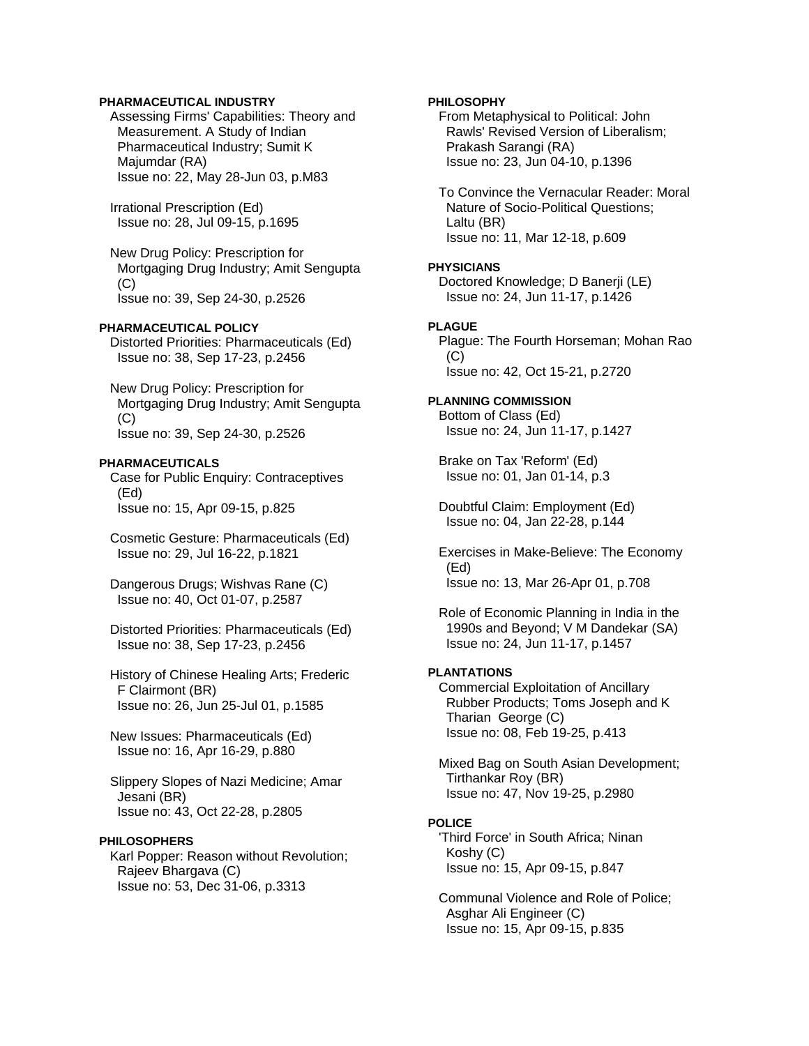**PHARMACEUTICAL INDUSTRY**

Assessing Firms' Capabilities: Theory and Measurement. A Study of Indian Pharmaceutical Industry; Sumit K Majumdar (RA)
Issue no: 22, May 28-Jun 03, p.M83

Irrational Prescription (Ed)
Issue no: 28, Jul 09-15, p.1695

New Drug Policy: Prescription for Mortgaging Drug Industry; Amit Sengupta (C)
Issue no: 39, Sep 24-30, p.2526

**PHARMACEUTICAL POLICY**

Distorted Priorities: Pharmaceuticals (Ed)
Issue no: 38, Sep 17-23, p.2456

New Drug Policy: Prescription for Mortgaging Drug Industry; Amit Sengupta (C)
Issue no: 39, Sep 24-30, p.2526

**PHARMACEUTICALS**

Case for Public Enquiry: Contraceptives (Ed)
Issue no: 15, Apr 09-15, p.825

Cosmetic Gesture: Pharmaceuticals (Ed)
Issue no: 29, Jul 16-22, p.1821

Dangerous Drugs; Wishvas Rane (C)
Issue no: 40, Oct 01-07, p.2587

Distorted Priorities: Pharmaceuticals (Ed)
Issue no: 38, Sep 17-23, p.2456

History of Chinese Healing Arts; Frederic F Clairmont (BR)
Issue no: 26, Jun 25-Jul 01, p.1585

New Issues: Pharmaceuticals (Ed)
Issue no: 16, Apr 16-29, p.880

Slippery Slopes of Nazi Medicine; Amar Jesani (BR)
Issue no: 43, Oct 22-28, p.2805

**PHILOSOPHERS**

Karl Popper: Reason without Revolution; Rajeev Bhargava (C)
Issue no: 53, Dec 31-06, p.3313

**PHILOSOPHY**

From Metaphysical to Political: John Rawls' Revised Version of Liberalism; Prakash Sarangi (RA)
Issue no: 23, Jun 04-10, p.1396

To Convince the Vernacular Reader: Moral Nature of Socio-Political Questions; Laltu (BR)
Issue no: 11, Mar 12-18, p.609

**PHYSICIANS**

Doctored Knowledge; D Banerji (LE)
Issue no: 24, Jun 11-17, p.1426

**PLAGUE**

Plague: The Fourth Horseman; Mohan Rao (C)
Issue no: 42, Oct 15-21, p.2720

**PLANNING COMMISSION**

Bottom of Class (Ed)
Issue no: 24, Jun 11-17, p.1427

Brake on Tax 'Reform' (Ed)
Issue no: 01, Jan 01-14, p.3

Doubtful Claim: Employment (Ed)
Issue no: 04, Jan 22-28, p.144

Exercises in Make-Believe: The Economy (Ed)
Issue no: 13, Mar 26-Apr 01, p.708

Role of Economic Planning in India in the 1990s and Beyond; V M Dandekar (SA)
Issue no: 24, Jun 11-17, p.1457

**PLANTATIONS**

Commercial Exploitation of Ancillary Rubber Products; Toms Joseph and K Tharian George (C)
Issue no: 08, Feb 19-25, p.413

Mixed Bag on South Asian Development; Tirthankar Roy (BR)
Issue no: 47, Nov 19-25, p.2980

**POLICE**

'Third Force' in South Africa; Ninan Koshy (C)
Issue no: 15, Apr 09-15, p.847

Communal Violence and Role of Police; Asghar Ali Engineer (C)
Issue no: 15, Apr 09-15, p.835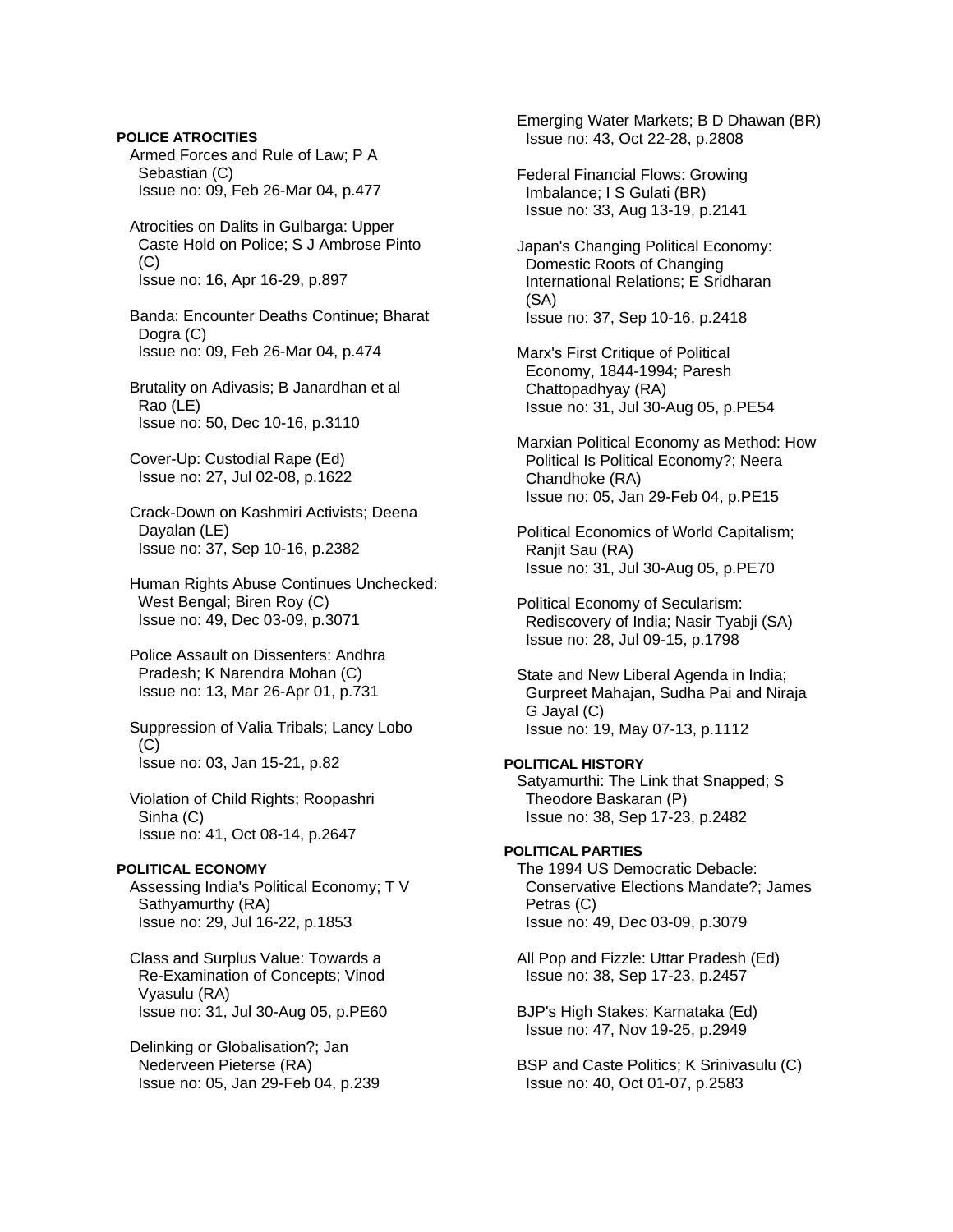**POLICE ATROCITIES**

Armed Forces and Rule of Law; P A Sebastian (C)
Issue no: 09, Feb 26-Mar 04, p.477

Atrocities on Dalits in Gulbarga: Upper Caste Hold on Police; S J Ambrose Pinto (C)
Issue no: 16, Apr 16-29, p.897

Banda: Encounter Deaths Continue; Bharat Dogra (C)
Issue no: 09, Feb 26-Mar 04, p.474

Brutality on Adivasis; B Janardhan et al Rao (LE)
Issue no: 50, Dec 10-16, p.3110

Cover-Up: Custodial Rape (Ed)
Issue no: 27, Jul 02-08, p.1622

Crack-Down on Kashmiri Activists; Deena Dayalan (LE)
Issue no: 37, Sep 10-16, p.2382

Human Rights Abuse Continues Unchecked: West Bengal; Biren Roy (C)
Issue no: 49, Dec 03-09, p.3071

Police Assault on Dissenters: Andhra Pradesh; K Narendra Mohan (C)
Issue no: 13, Mar 26-Apr 01, p.731

Suppression of Valia Tribals; Lancy Lobo (C)
Issue no: 03, Jan 15-21, p.82

Violation of Child Rights; Roopashri Sinha (C)
Issue no: 41, Oct 08-14, p.2647

**POLITICAL ECONOMY**

Assessing India's Political Economy; T V Sathyamurthy (RA)
Issue no: 29, Jul 16-22, p.1853

Class and Surplus Value: Towards a Re-Examination of Concepts; Vinod Vyasulu (RA)
Issue no: 31, Jul 30-Aug 05, p.PE60

Delinking or Globalisation?; Jan Nederveen Pieterse (RA)
Issue no: 05, Jan 29-Feb 04, p.239

Emerging Water Markets; B D Dhawan (BR)
Issue no: 43, Oct 22-28, p.2808

Federal Financial Flows: Growing Imbalance; I S Gulati (BR)
Issue no: 33, Aug 13-19, p.2141

Japan's Changing Political Economy: Domestic Roots of Changing International Relations; E Sridharan (SA)
Issue no: 37, Sep 10-16, p.2418

Marx's First Critique of Political Economy, 1844-1994; Paresh Chattopadhyay (RA)
Issue no: 31, Jul 30-Aug 05, p.PE54

Marxian Political Economy as Method: How Political Is Political Economy?; Neera Chandhoke (RA)
Issue no: 05, Jan 29-Feb 04, p.PE15

Political Economics of World Capitalism; Ranjit Sau (RA)
Issue no: 31, Jul 30-Aug 05, p.PE70

Political Economy of Secularism: Rediscovery of India; Nasir Tyabji (SA)
Issue no: 28, Jul 09-15, p.1798

State and New Liberal Agenda in India; Gurpreet Mahajan, Sudha Pai and Niraja G Jayal (C)
Issue no: 19, May 07-13, p.1112

**POLITICAL HISTORY**

Satyamurthi: The Link that Snapped; S Theodore Baskaran (P)
Issue no: 38, Sep 17-23, p.2482

**POLITICAL PARTIES**

The 1994 US Democratic Debacle: Conservative Elections Mandate?; James Petras (C)
Issue no: 49, Dec 03-09, p.3079

All Pop and Fizzle: Uttar Pradesh (Ed)
Issue no: 38, Sep 17-23, p.2457

BJP's High Stakes: Karnataka (Ed)
Issue no: 47, Nov 19-25, p.2949

BSP and Caste Politics; K Srinivasulu (C)
Issue no: 40, Oct 01-07, p.2583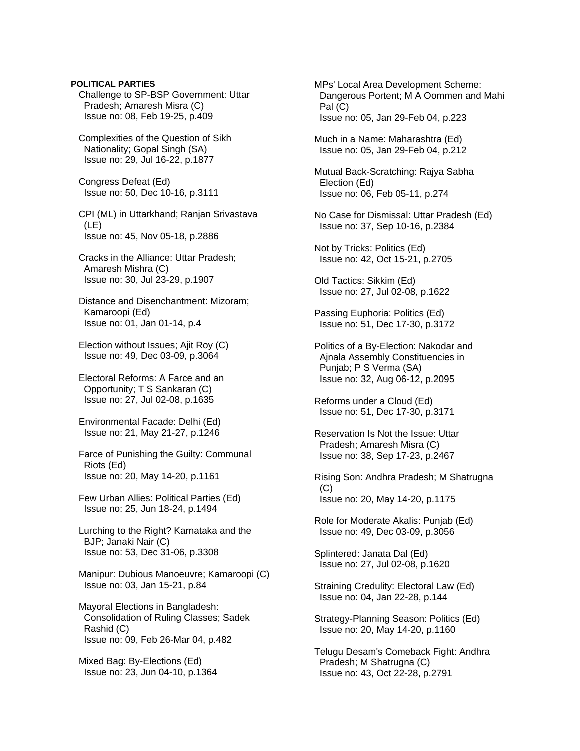**POLITICAL PARTIES**

Challenge to SP-BSP Government: Uttar Pradesh; Amaresh Misra (C)
Issue no: 08, Feb 19-25, p.409

Complexities of the Question of Sikh Nationality; Gopal Singh (SA)
Issue no: 29, Jul 16-22, p.1877

Congress Defeat (Ed)
Issue no: 50, Dec 10-16, p.3111

CPI (ML) in Uttarkhand; Ranjan Srivastava (LE)
Issue no: 45, Nov 05-18, p.2886

Cracks in the Alliance: Uttar Pradesh; Amaresh Mishra (C)
Issue no: 30, Jul 23-29, p.1907

Distance and Disenchantment: Mizoram; Kamaroopi (Ed)
Issue no: 01, Jan 01-14, p.4

Election without Issues; Ajit Roy (C)
Issue no: 49, Dec 03-09, p.3064

Electoral Reforms: A Farce and an Opportunity; T S Sankaran (C)
Issue no: 27, Jul 02-08, p.1635

Environmental Facade: Delhi (Ed)
Issue no: 21, May 21-27, p.1246

Farce of Punishing the Guilty: Communal Riots (Ed)
Issue no: 20, May 14-20, p.1161

Few Urban Allies: Political Parties (Ed)
Issue no: 25, Jun 18-24, p.1494

Lurching to the Right? Karnataka and the BJP; Janaki Nair (C)
Issue no: 53, Dec 31-06, p.3308

Manipur: Dubious Manoeuvre; Kamaroopi (C)
Issue no: 03, Jan 15-21, p.84

Mayoral Elections in Bangladesh: Consolidation of Ruling Classes; Sadek Rashid (C)
Issue no: 09, Feb 26-Mar 04, p.482

Mixed Bag: By-Elections (Ed)
Issue no: 23, Jun 04-10, p.1364

MPs' Local Area Development Scheme: Dangerous Portent; M A Oommen and Mahi Pal (C)
Issue no: 05, Jan 29-Feb 04, p.223

Much in a Name: Maharashtra (Ed)
Issue no: 05, Jan 29-Feb 04, p.212

Mutual Back-Scratching: Rajya Sabha Election (Ed)
Issue no: 06, Feb 05-11, p.274

No Case for Dismissal: Uttar Pradesh (Ed)
Issue no: 37, Sep 10-16, p.2384

Not by Tricks: Politics (Ed)
Issue no: 42, Oct 15-21, p.2705

Old Tactics: Sikkim (Ed)
Issue no: 27, Jul 02-08, p.1622

Passing Euphoria: Politics (Ed)
Issue no: 51, Dec 17-30, p.3172

Politics of a By-Election: Nakodar and Ajnala Assembly Constituencies in Punjab; P S Verma (SA)
Issue no: 32, Aug 06-12, p.2095

Reforms under a Cloud (Ed)
Issue no: 51, Dec 17-30, p.3171

Reservation Is Not the Issue: Uttar Pradesh; Amaresh Misra (C)
Issue no: 38, Sep 17-23, p.2467

Rising Son: Andhra Pradesh; M Shatrugna (C)
Issue no: 20, May 14-20, p.1175

Role for Moderate Akalis: Punjab (Ed)
Issue no: 49, Dec 03-09, p.3056

Splintered: Janata Dal (Ed)
Issue no: 27, Jul 02-08, p.1620

Straining Credulity: Electoral Law (Ed)
Issue no: 04, Jan 22-28, p.144

Strategy-Planning Season: Politics (Ed)
Issue no: 20, May 14-20, p.1160

Telugu Desam's Comeback Fight: Andhra Pradesh; M Shatrugna (C)
Issue no: 43, Oct 22-28, p.2791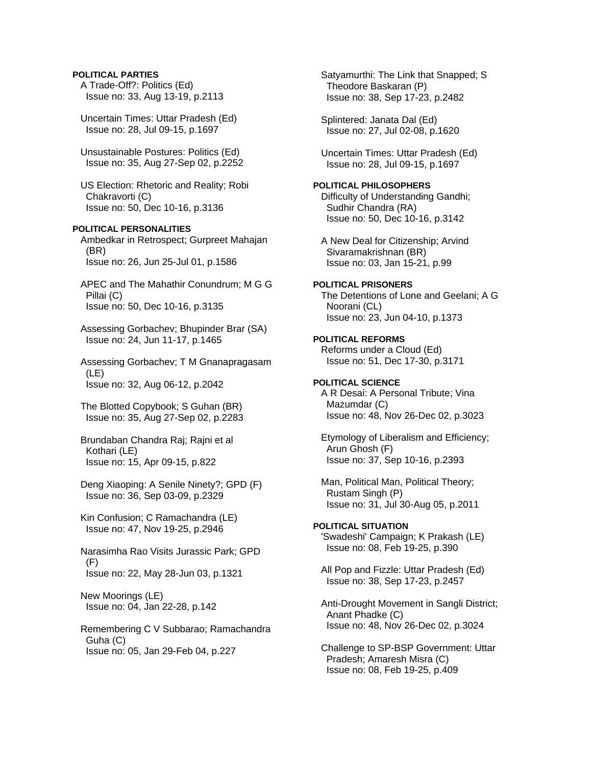**POLITICAL PARTIES**

A Trade-Off?: Politics (Ed)
Issue no: 33, Aug 13-19, p.2113

Uncertain Times: Uttar Pradesh (Ed)
Issue no: 28, Jul 09-15, p.1697

Unsustainable Postures: Politics (Ed)
Issue no: 35, Aug 27-Sep 02, p.2252

US Election: Rhetoric and Reality; Robi Chakravorti (C)
Issue no: 50, Dec 10-16, p.3136

**POLITICAL PERSONALITIES**

Ambedkar in Retrospect; Gurpreet Mahajan (BR)
Issue no: 26, Jun 25-Jul 01, p.1586

APEC and The Mahathir Conundrum; M G G Pillai (C)
Issue no: 50, Dec 10-16, p.3135

Assessing Gorbachev; Bhupinder Brar (SA)
Issue no: 24, Jun 11-17, p.1465

Assessing Gorbachev; T M Gnanapragasam (LE)
Issue no: 32, Aug 06-12, p.2042

The Blotted Copybook; S Guhan (BR)
Issue no: 35, Aug 27-Sep 02, p.2283

Brundaban Chandra Raj; Rajni et al Kothari (LE)
Issue no: 15, Apr 09-15, p.822

Deng Xiaoping: A Senile Ninety?; GPD (F)
Issue no: 36, Sep 03-09, p.2329

Kin Confusion; C Ramachandra (LE)
Issue no: 47, Nov 19-25, p.2946

Narasimha Rao Visits Jurassic Park; GPD (F)
Issue no: 22, May 28-Jun 03, p.1321

New Moorings (LE)
Issue no: 04, Jan 22-28, p.142

Remembering C V Subbarao; Ramachandra Guha (C)
Issue no: 05, Jan 29-Feb 04, p.227

Satyamurthi: The Link that Snapped; S Theodore Baskaran (P)
Issue no: 38, Sep 17-23, p.2482

Splintered: Janata Dal (Ed)
Issue no: 27, Jul 02-08, p.1620

Uncertain Times: Uttar Pradesh (Ed)
Issue no: 28, Jul 09-15, p.1697

**POLITICAL PHILOSOPHERS**

Difficulty of Understanding Gandhi; Sudhir Chandra (RA)
Issue no: 50, Dec 10-16, p.3142

A New Deal for Citizenship; Arvind Sivaramakrishnan (BR)
Issue no: 03, Jan 15-21, p.99

**POLITICAL PRISONERS**

The Detentions of Lone and Geelani; A G Noorani (CL)
Issue no: 23, Jun 04-10, p.1373

**POLITICAL REFORMS**

Reforms under a Cloud (Ed)
Issue no: 51, Dec 17-30, p.3171

**POLITICAL SCIENCE**

A R Desai: A Personal Tribute; Vina Mazumdar (C)
Issue no: 48, Nov 26-Dec 02, p.3023

Etymology of Liberalism and Efficiency; Arun Ghosh (F)
Issue no: 37, Sep 10-16, p.2393

Man, Political Man, Political Theory; Rustam Singh (P)
Issue no: 31, Jul 30-Aug 05, p.2011

**POLITICAL SITUATION**

'Swadeshi' Campaign; K Prakash (LE)
Issue no: 08, Feb 19-25, p.390

All Pop and Fizzle: Uttar Pradesh (Ed)
Issue no: 38, Sep 17-23, p.2457

Anti-Drought Movement in Sangli District; Anant Phadke (C)
Issue no: 48, Nov 26-Dec 02, p.3024

Challenge to SP-BSP Government: Uttar Pradesh; Amaresh Misra (C)
Issue no: 08, Feb 19-25, p.409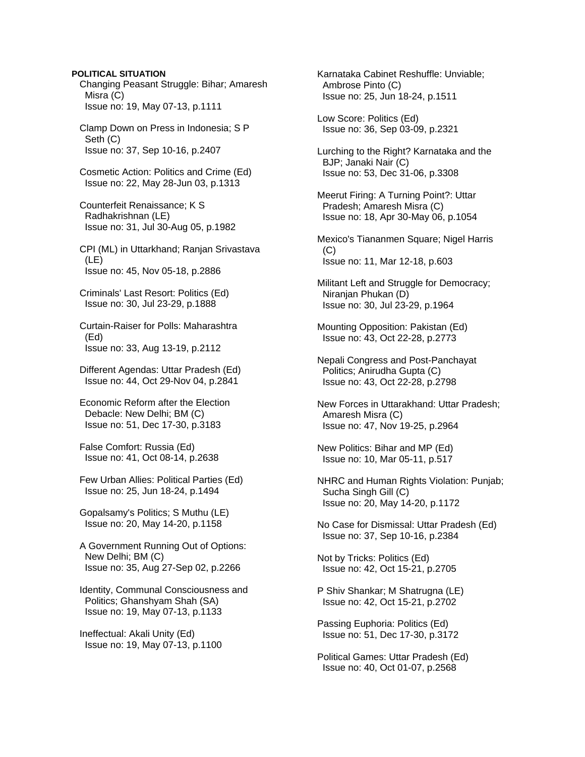**POLITICAL SITUATION**

Changing Peasant Struggle: Bihar; Amaresh Misra (C)
Issue no: 19, May 07-13, p.1111

Clamp Down on Press in Indonesia; S P Seth (C)
Issue no: 37, Sep 10-16, p.2407

Cosmetic Action: Politics and Crime (Ed)
Issue no: 22, May 28-Jun 03, p.1313

Counterfeit Renaissance; K S Radhakrishnan (LE)
Issue no: 31, Jul 30-Aug 05, p.1982

CPI (ML) in Uttarkhand; Ranjan Srivastava (LE)
Issue no: 45, Nov 05-18, p.2886

Criminals' Last Resort: Politics (Ed)
Issue no: 30, Jul 23-29, p.1888

Curtain-Raiser for Polls: Maharashtra (Ed)
Issue no: 33, Aug 13-19, p.2112

Different Agendas: Uttar Pradesh (Ed)
Issue no: 44, Oct 29-Nov 04, p.2841

Economic Reform after the Election Debacle: New Delhi; BM (C)
Issue no: 51, Dec 17-30, p.3183

False Comfort: Russia (Ed)
Issue no: 41, Oct 08-14, p.2638

Few Urban Allies: Political Parties (Ed)
Issue no: 25, Jun 18-24, p.1494

Gopalsamy's Politics; S Muthu (LE)
Issue no: 20, May 14-20, p.1158

A Government Running Out of Options: New Delhi; BM (C)
Issue no: 35, Aug 27-Sep 02, p.2266

Identity, Communal Consciousness and Politics; Ghanshyam Shah (SA)
Issue no: 19, May 07-13, p.1133

Ineffectual: Akali Unity (Ed)
Issue no: 19, May 07-13, p.1100

Karnataka Cabinet Reshuffle: Unviable; Ambrose Pinto (C)
Issue no: 25, Jun 18-24, p.1511

Low Score: Politics (Ed)
Issue no: 36, Sep 03-09, p.2321

Lurching to the Right? Karnataka and the BJP; Janaki Nair (C)
Issue no: 53, Dec 31-06, p.3308

Meerut Firing: A Turning Point?: Uttar Pradesh; Amaresh Misra (C)
Issue no: 18, Apr 30-May 06, p.1054

Mexico's Tiananmen Square; Nigel Harris (C)
Issue no: 11, Mar 12-18, p.603

Militant Left and Struggle for Democracy; Niranjan Phukan (D)
Issue no: 30, Jul 23-29, p.1964

Mounting Opposition: Pakistan (Ed)
Issue no: 43, Oct 22-28, p.2773

Nepali Congress and Post-Panchayat Politics; Anirudha Gupta (C)
Issue no: 43, Oct 22-28, p.2798

New Forces in Uttarakhand: Uttar Pradesh; Amaresh Misra (C)
Issue no: 47, Nov 19-25, p.2964

New Politics: Bihar and MP (Ed)
Issue no: 10, Mar 05-11, p.517

NHRC and Human Rights Violation: Punjab; Sucha Singh Gill (C)
Issue no: 20, May 14-20, p.1172

No Case for Dismissal: Uttar Pradesh (Ed)
Issue no: 37, Sep 10-16, p.2384

Not by Tricks: Politics (Ed)
Issue no: 42, Oct 15-21, p.2705

P Shiv Shankar; M Shatrugna (LE)
Issue no: 42, Oct 15-21, p.2702

Passing Euphoria: Politics (Ed)
Issue no: 51, Dec 17-30, p.3172

Political Games: Uttar Pradesh (Ed)
Issue no: 40, Oct 01-07, p.2568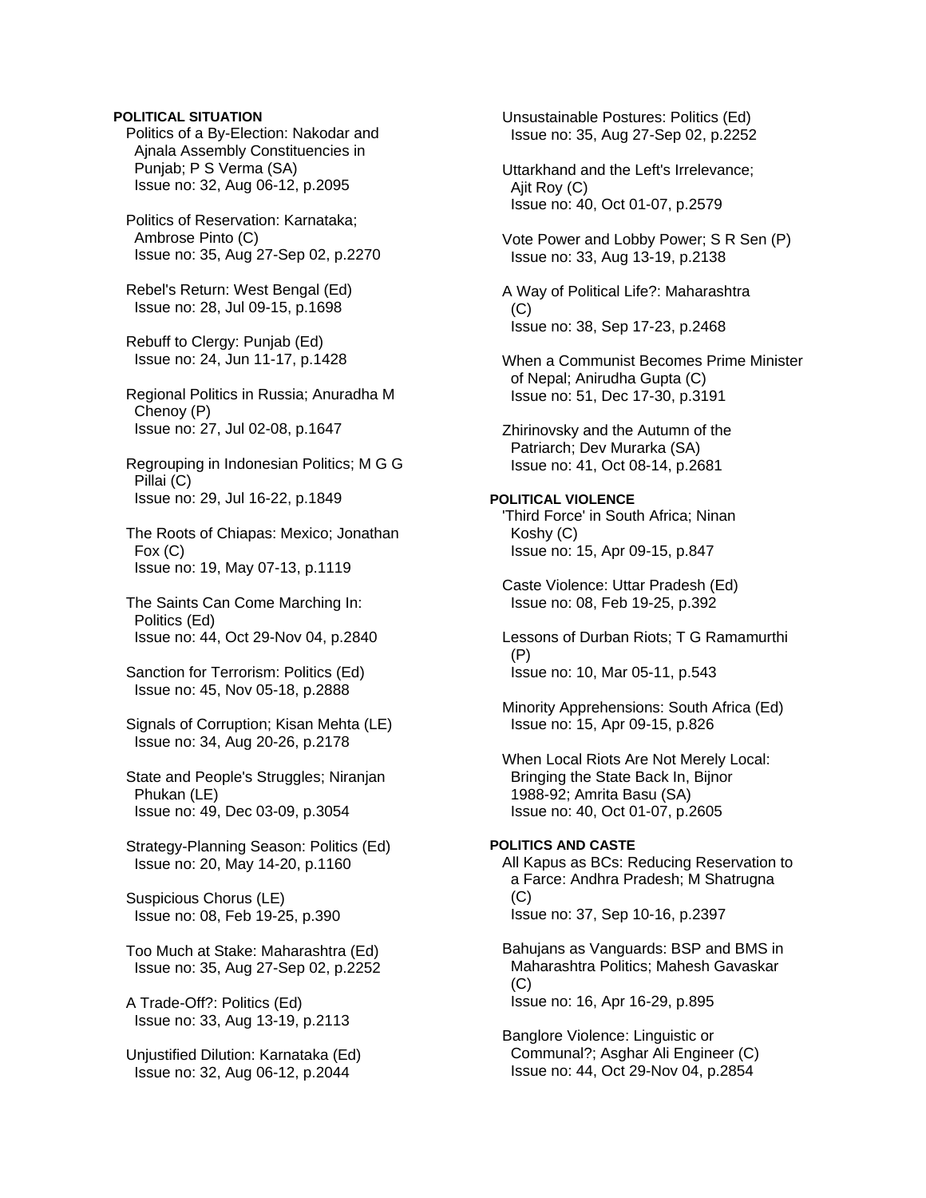**POLITICAL SITUATION**

Politics of a By-Election: Nakodar and Ajnala Assembly Constituencies in Punjab; P S Verma (SA)
Issue no: 32, Aug 06-12, p.2095

Politics of Reservation: Karnataka; Ambrose Pinto (C)
Issue no: 35, Aug 27-Sep 02, p.2270

Rebel's Return: West Bengal (Ed)
Issue no: 28, Jul 09-15, p.1698

Rebuff to Clergy: Punjab (Ed)
Issue no: 24, Jun 11-17, p.1428

Regional Politics in Russia; Anuradha M Chenoy (P)
Issue no: 27, Jul 02-08, p.1647

Regrouping in Indonesian Politics; M G G Pillai (C)
Issue no: 29, Jul 16-22, p.1849

The Roots of Chiapas: Mexico; Jonathan Fox (C)
Issue no: 19, May 07-13, p.1119

The Saints Can Come Marching In: Politics (Ed)
Issue no: 44, Oct 29-Nov 04, p.2840

Sanction for Terrorism: Politics (Ed)
Issue no: 45, Nov 05-18, p.2888

Signals of Corruption; Kisan Mehta (LE)
Issue no: 34, Aug 20-26, p.2178

State and People's Struggles; Niranjan Phukan (LE)
Issue no: 49, Dec 03-09, p.3054

Strategy-Planning Season: Politics (Ed)
Issue no: 20, May 14-20, p.1160

Suspicious Chorus (LE)
Issue no: 08, Feb 19-25, p.390

Too Much at Stake: Maharashtra (Ed)
Issue no: 35, Aug 27-Sep 02, p.2252

A Trade-Off?: Politics (Ed)
Issue no: 33, Aug 13-19, p.2113

Unjustified Dilution: Karnataka (Ed)
Issue no: 32, Aug 06-12, p.2044

Unsustainable Postures: Politics (Ed)
Issue no: 35, Aug 27-Sep 02, p.2252

Uttarkhand and the Left's Irrelevance; Ajit Roy (C)
Issue no: 40, Oct 01-07, p.2579

Vote Power and Lobby Power; S R Sen (P)
Issue no: 33, Aug 13-19, p.2138

A Way of Political Life?: Maharashtra (C)
Issue no: 38, Sep 17-23, p.2468

When a Communist Becomes Prime Minister of Nepal; Anirudha Gupta (C)
Issue no: 51, Dec 17-30, p.3191

Zhirinovsky and the Autumn of the Patriarch; Dev Murarka (SA)
Issue no: 41, Oct 08-14, p.2681

**POLITICAL VIOLENCE**

'Third Force' in South Africa; Ninan Koshy (C)
Issue no: 15, Apr 09-15, p.847

Caste Violence: Uttar Pradesh (Ed)
Issue no: 08, Feb 19-25, p.392

Lessons of Durban Riots; T G Ramamurthi (P)
Issue no: 10, Mar 05-11, p.543

Minority Apprehensions: South Africa (Ed)
Issue no: 15, Apr 09-15, p.826

When Local Riots Are Not Merely Local: Bringing the State Back In, Bijnor 1988-92; Amrita Basu (SA)
Issue no: 40, Oct 01-07, p.2605

**POLITICS AND CASTE**

All Kapus as BCs: Reducing Reservation to a Farce: Andhra Pradesh; M Shatrugna (C)
Issue no: 37, Sep 10-16, p.2397

Bahujans as Vanguards: BSP and BMS in Maharashtra Politics; Mahesh Gavaskar (C)
Issue no: 16, Apr 16-29, p.895

Banglore Violence: Linguistic or Communal?; Asghar Ali Engineer (C)
Issue no: 44, Oct 29-Nov 04, p.2854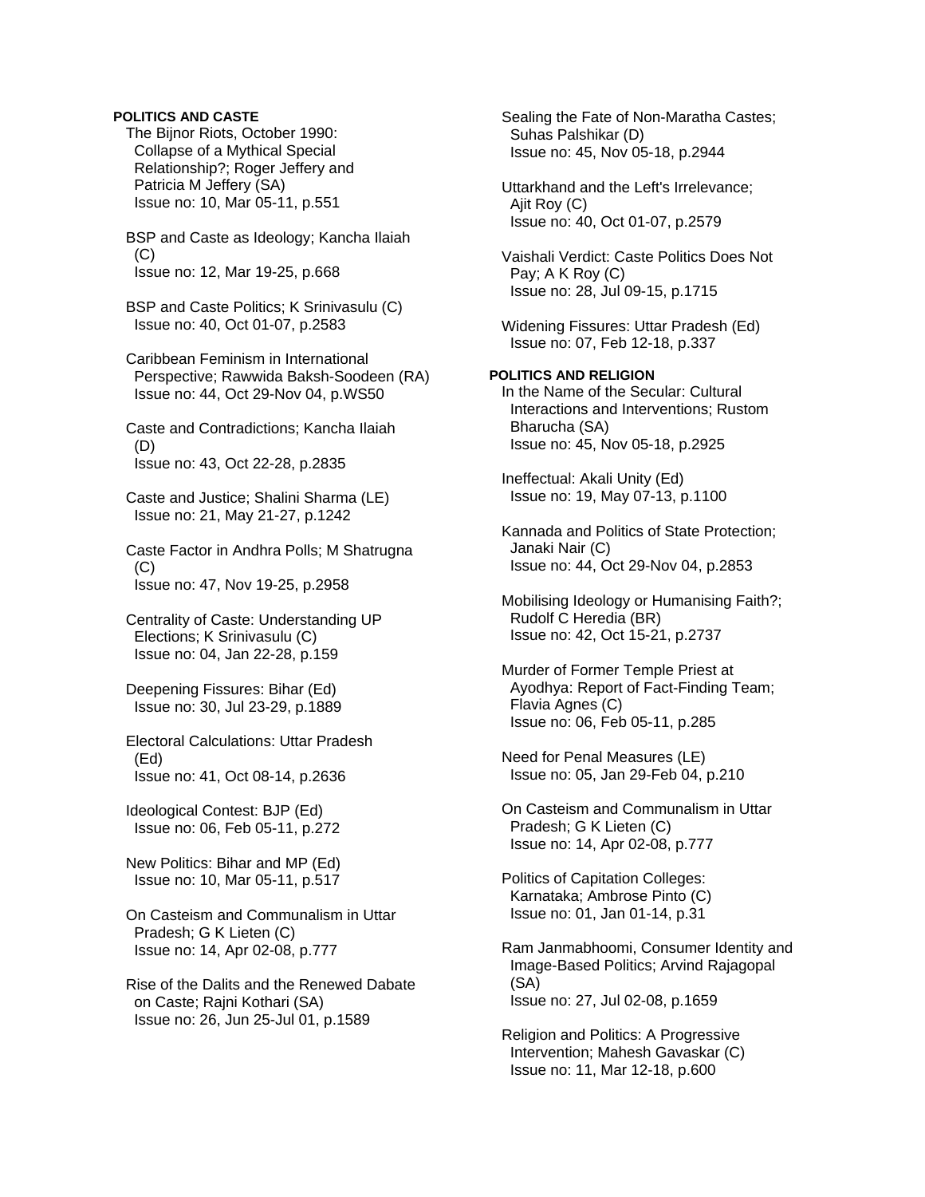**POLITICS AND CASTE**

The Bijnor Riots, October 1990: Collapse of a Mythical Special Relationship?; Roger Jeffery and Patricia M Jeffery (SA)
Issue no: 10, Mar 05-11, p.551

BSP and Caste as Ideology; Kancha Ilaiah (C)
Issue no: 12, Mar 19-25, p.668

BSP and Caste Politics; K Srinivasulu (C)
Issue no: 40, Oct 01-07, p.2583

Caribbean Feminism in International Perspective; Rawwida Baksh-Soodeen (RA)
Issue no: 44, Oct 29-Nov 04, p.WS50

Caste and Contradictions; Kancha Ilaiah (D)
Issue no: 43, Oct 22-28, p.2835

Caste and Justice; Shalini Sharma (LE)
Issue no: 21, May 21-27, p.1242

Caste Factor in Andhra Polls; M Shatrugna (C)
Issue no: 47, Nov 19-25, p.2958

Centrality of Caste: Understanding UP Elections; K Srinivasulu (C)
Issue no: 04, Jan 22-28, p.159

Deepening Fissures: Bihar (Ed)
Issue no: 30, Jul 23-29, p.1889

Electoral Calculations: Uttar Pradesh (Ed)
Issue no: 41, Oct 08-14, p.2636

Ideological Contest: BJP (Ed)
Issue no: 06, Feb 05-11, p.272

New Politics: Bihar and MP (Ed)
Issue no: 10, Mar 05-11, p.517

On Casteism and Communalism in Uttar Pradesh; G K Lieten (C)
Issue no: 14, Apr 02-08, p.777

Rise of the Dalits and the Renewed Dabate on Caste; Rajni Kothari (SA)
Issue no: 26, Jun 25-Jul 01, p.1589

Sealing the Fate of Non-Maratha Castes; Suhas Palshikar (D)
Issue no: 45, Nov 05-18, p.2944

Uttarkhand and the Left's Irrelevance; Ajit Roy (C)
Issue no: 40, Oct 01-07, p.2579

Vaishali Verdict: Caste Politics Does Not Pay; A K Roy (C)
Issue no: 28, Jul 09-15, p.1715

Widening Fissures: Uttar Pradesh (Ed)
Issue no: 07, Feb 12-18, p.337

**POLITICS AND RELIGION**

In the Name of the Secular: Cultural Interactions and Interventions; Rustom Bharucha (SA)
Issue no: 45, Nov 05-18, p.2925

Ineffectual: Akali Unity (Ed)
Issue no: 19, May 07-13, p.1100

Kannada and Politics of State Protection; Janaki Nair (C)
Issue no: 44, Oct 29-Nov 04, p.2853

Mobilising Ideology or Humanising Faith?; Rudolf C Heredia (BR)
Issue no: 42, Oct 15-21, p.2737

Murder of Former Temple Priest at Ayodhya: Report of Fact-Finding Team; Flavia Agnes (C)
Issue no: 06, Feb 05-11, p.285

Need for Penal Measures (LE)
Issue no: 05, Jan 29-Feb 04, p.210

On Casteism and Communalism in Uttar Pradesh; G K Lieten (C)
Issue no: 14, Apr 02-08, p.777

Politics of Capitation Colleges: Karnataka; Ambrose Pinto (C)
Issue no: 01, Jan 01-14, p.31

Ram Janmabhoomi, Consumer Identity and Image-Based Politics; Arvind Rajagopal (SA)
Issue no: 27, Jul 02-08, p.1659

Religion and Politics: A Progressive Intervention; Mahesh Gavaskar (C)
Issue no: 11, Mar 12-18, p.600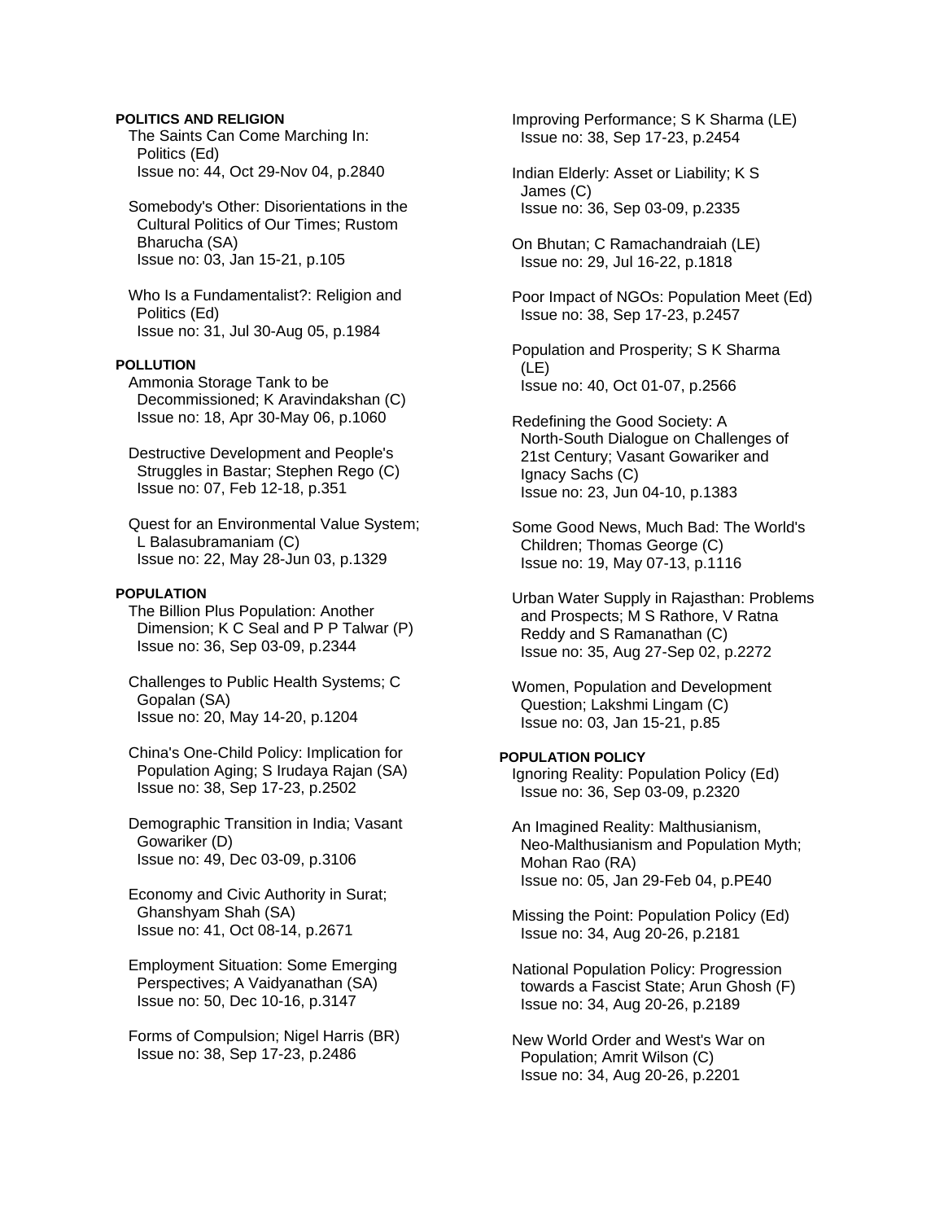**POLITICS AND RELIGION**

The Saints Can Come Marching In: Politics (Ed)
Issue no: 44, Oct 29-Nov 04, p.2840

Somebody's Other: Disorientations in the Cultural Politics of Our Times; Rustom Bharucha (SA)
Issue no: 03, Jan 15-21, p.105

Who Is a Fundamentalist?: Religion and Politics (Ed)
Issue no: 31, Jul 30-Aug 05, p.1984

**POLLUTION**

Ammonia Storage Tank to be Decommissioned; K Aravindakshan (C)
Issue no: 18, Apr 30-May 06, p.1060

Destructive Development and People's Struggles in Bastar; Stephen Rego (C)
Issue no: 07, Feb 12-18, p.351

Quest for an Environmental Value System; L Balasubramaniam (C)
Issue no: 22, May 28-Jun 03, p.1329

**POPULATION**

The Billion Plus Population: Another Dimension; K C Seal and P P Talwar (P)
Issue no: 36, Sep 03-09, p.2344

Challenges to Public Health Systems; C Gopalan (SA)
Issue no: 20, May 14-20, p.1204

China's One-Child Policy: Implication for Population Aging; S Irudaya Rajan (SA)
Issue no: 38, Sep 17-23, p.2502

Demographic Transition in India; Vasant Gowariker (D)
Issue no: 49, Dec 03-09, p.3106

Economy and Civic Authority in Surat; Ghanshyam Shah (SA)
Issue no: 41, Oct 08-14, p.2671

Employment Situation: Some Emerging Perspectives; A Vaidyanathan (SA)
Issue no: 50, Dec 10-16, p.3147

Forms of Compulsion; Nigel Harris (BR)
Issue no: 38, Sep 17-23, p.2486

Improving Performance; S K Sharma (LE)
Issue no: 38, Sep 17-23, p.2454

Indian Elderly: Asset or Liability; K S James (C)
Issue no: 36, Sep 03-09, p.2335

On Bhutan; C Ramachandraiah (LE)
Issue no: 29, Jul 16-22, p.1818

Poor Impact of NGOs: Population Meet (Ed)
Issue no: 38, Sep 17-23, p.2457

Population and Prosperity; S K Sharma (LE)
Issue no: 40, Oct 01-07, p.2566

Redefining the Good Society: A North-South Dialogue on Challenges of 21st Century; Vasant Gowariker and Ignacy Sachs (C)
Issue no: 23, Jun 04-10, p.1383

Some Good News, Much Bad: The World's Children; Thomas George (C)
Issue no: 19, May 07-13, p.1116

Urban Water Supply in Rajasthan: Problems and Prospects; M S Rathore, V Ratna Reddy and S Ramanathan (C)
Issue no: 35, Aug 27-Sep 02, p.2272

Women, Population and Development Question; Lakshmi Lingam (C)
Issue no: 03, Jan 15-21, p.85

**POPULATION POLICY**

Ignoring Reality: Population Policy (Ed)
Issue no: 36, Sep 03-09, p.2320

An Imagined Reality: Malthusianism, Neo-Malthusianism and Population Myth; Mohan Rao (RA)
Issue no: 05, Jan 29-Feb 04, p.PE40

Missing the Point: Population Policy (Ed)
Issue no: 34, Aug 20-26, p.2181

National Population Policy: Progression towards a Fascist State; Arun Ghosh (F)
Issue no: 34, Aug 20-26, p.2189

New World Order and West's War on Population; Amrit Wilson (C)
Issue no: 34, Aug 20-26, p.2201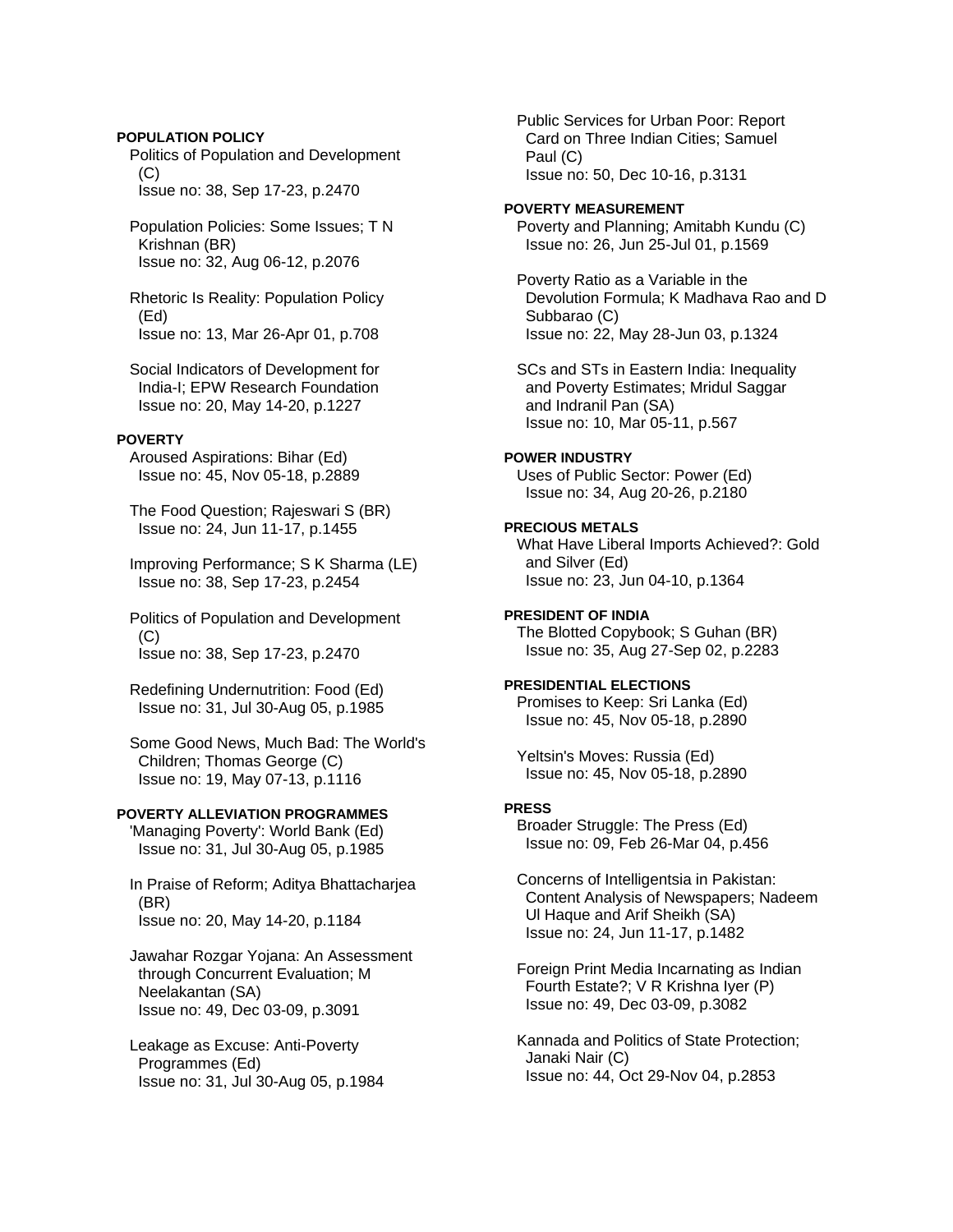**POPULATION POLICY**

Politics of Population and Development (C)
Issue no: 38, Sep 17-23, p.2470

Population Policies: Some Issues; T N Krishnan (BR)
Issue no: 32, Aug 06-12, p.2076

Rhetoric Is Reality: Population Policy (Ed)
Issue no: 13, Mar 26-Apr 01, p.708

Social Indicators of Development for India-I; EPW Research Foundation
Issue no: 20, May 14-20, p.1227

**POVERTY**

Aroused Aspirations: Bihar (Ed)
Issue no: 45, Nov 05-18, p.2889

The Food Question; Rajeswari S (BR)
Issue no: 24, Jun 11-17, p.1455

Improving Performance; S K Sharma (LE)
Issue no: 38, Sep 17-23, p.2454

Politics of Population and Development (C)
Issue no: 38, Sep 17-23, p.2470

Redefining Undernutrition: Food (Ed)
Issue no: 31, Jul 30-Aug 05, p.1985

Some Good News, Much Bad: The World's Children; Thomas George (C)
Issue no: 19, May 07-13, p.1116

**POVERTY ALLEVIATION PROGRAMMES**

'Managing Poverty': World Bank (Ed)
Issue no: 31, Jul 30-Aug 05, p.1985

In Praise of Reform; Aditya Bhattacharjea (BR)
Issue no: 20, May 14-20, p.1184

Jawahar Rozgar Yojana: An Assessment through Concurrent Evaluation; M Neelakantan (SA)
Issue no: 49, Dec 03-09, p.3091

Leakage as Excuse: Anti-Poverty Programmes (Ed)
Issue no: 31, Jul 30-Aug 05, p.1984

Public Services for Urban Poor: Report Card on Three Indian Cities; Samuel Paul (C)
Issue no: 50, Dec 10-16, p.3131

**POVERTY MEASUREMENT**

Poverty and Planning; Amitabh Kundu (C)
Issue no: 26, Jun 25-Jul 01, p.1569

Poverty Ratio as a Variable in the Devolution Formula; K Madhava Rao and D Subbarao (C)
Issue no: 22, May 28-Jun 03, p.1324

SCs and STs in Eastern India: Inequality and Poverty Estimates; Mridul Saggar and Indranil Pan (SA)
Issue no: 10, Mar 05-11, p.567

**POWER INDUSTRY**

Uses of Public Sector: Power (Ed)
Issue no: 34, Aug 20-26, p.2180

**PRECIOUS METALS**

What Have Liberal Imports Achieved?: Gold and Silver (Ed)
Issue no: 23, Jun 04-10, p.1364

**PRESIDENT OF INDIA**

The Blotted Copybook; S Guhan (BR)
Issue no: 35, Aug 27-Sep 02, p.2283

**PRESIDENTIAL ELECTIONS**

Promises to Keep: Sri Lanka (Ed)
Issue no: 45, Nov 05-18, p.2890

Yeltsin's Moves: Russia (Ed)
Issue no: 45, Nov 05-18, p.2890

**PRESS**

Broader Struggle: The Press (Ed)
Issue no: 09, Feb 26-Mar 04, p.456

Concerns of Intelligentsia in Pakistan: Content Analysis of Newspapers; Nadeem Ul Haque and Arif Sheikh (SA)
Issue no: 24, Jun 11-17, p.1482

Foreign Print Media Incarnating as Indian Fourth Estate?; V R Krishna Iyer (P)
Issue no: 49, Dec 03-09, p.3082

Kannada and Politics of State Protection; Janaki Nair (C)
Issue no: 44, Oct 29-Nov 04, p.2853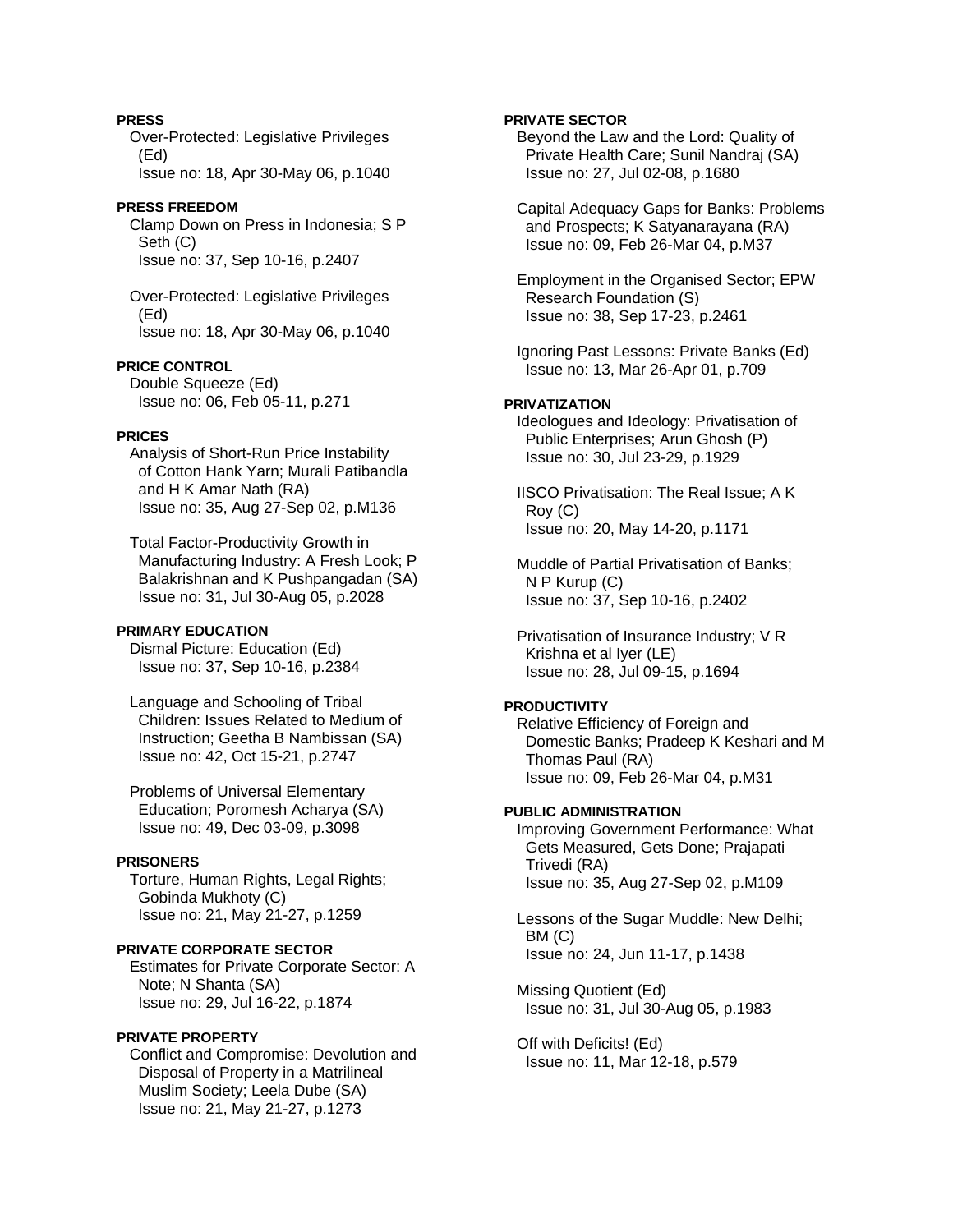**PRESS**

Over-Protected: Legislative Privileges (Ed)
Issue no: 18, Apr 30-May 06, p.1040

**PRESS FREEDOM**

Clamp Down on Press in Indonesia; S P Seth (C)
Issue no: 37, Sep 10-16, p.2407

Over-Protected: Legislative Privileges (Ed)
Issue no: 18, Apr 30-May 06, p.1040

**PRICE CONTROL**

Double Squeeze (Ed)
Issue no: 06, Feb 05-11, p.271

**PRICES**

Analysis of Short-Run Price Instability of Cotton Hank Yarn; Murali Patibandla and H K Amar Nath (RA)
Issue no: 35, Aug 27-Sep 02, p.M136

Total Factor-Productivity Growth in Manufacturing Industry: A Fresh Look; P Balakrishnan and K Pushpangadan (SA)
Issue no: 31, Jul 30-Aug 05, p.2028

**PRIMARY EDUCATION**

Dismal Picture: Education (Ed)
Issue no: 37, Sep 10-16, p.2384

Language and Schooling of Tribal Children: Issues Related to Medium of Instruction; Geetha B Nambissan (SA)
Issue no: 42, Oct 15-21, p.2747

Problems of Universal Elementary Education; Poromesh Acharya (SA)
Issue no: 49, Dec 03-09, p.3098

**PRISONERS**

Torture, Human Rights, Legal Rights; Gobinda Mukhoty (C)
Issue no: 21, May 21-27, p.1259

**PRIVATE CORPORATE SECTOR**

Estimates for Private Corporate Sector: A Note; N Shanta (SA)
Issue no: 29, Jul 16-22, p.1874

**PRIVATE PROPERTY**

Conflict and Compromise: Devolution and Disposal of Property in a Matrilineal Muslim Society; Leela Dube (SA)
Issue no: 21, May 21-27, p.1273

**PRIVATE SECTOR**

Beyond the Law and the Lord: Quality of Private Health Care; Sunil Nandraj (SA)
Issue no: 27, Jul 02-08, p.1680

Capital Adequacy Gaps for Banks: Problems and Prospects; K Satyanarayana (RA)
Issue no: 09, Feb 26-Mar 04, p.M37

Employment in the Organised Sector; EPW Research Foundation (S)
Issue no: 38, Sep 17-23, p.2461

Ignoring Past Lessons: Private Banks (Ed)
Issue no: 13, Mar 26-Apr 01, p.709

**PRIVATIZATION**

Ideologues and Ideology: Privatisation of Public Enterprises; Arun Ghosh (P)
Issue no: 30, Jul 23-29, p.1929

IISCO Privatisation: The Real Issue; A K Roy (C)
Issue no: 20, May 14-20, p.1171

Muddle of Partial Privatisation of Banks; N P Kurup (C)
Issue no: 37, Sep 10-16, p.2402

Privatisation of Insurance Industry; V R Krishna et al Iyer (LE)
Issue no: 28, Jul 09-15, p.1694

**PRODUCTIVITY**

Relative Efficiency of Foreign and Domestic Banks; Pradeep K Keshari and M Thomas Paul (RA)
Issue no: 09, Feb 26-Mar 04, p.M31

**PUBLIC ADMINISTRATION**

Improving Government Performance: What Gets Measured, Gets Done; Prajapati Trivedi (RA)
Issue no: 35, Aug 27-Sep 02, p.M109

Lessons of the Sugar Muddle: New Delhi; BM (C)
Issue no: 24, Jun 11-17, p.1438

Missing Quotient (Ed)
Issue no: 31, Jul 30-Aug 05, p.1983

Off with Deficits! (Ed)
Issue no: 11, Mar 12-18, p.579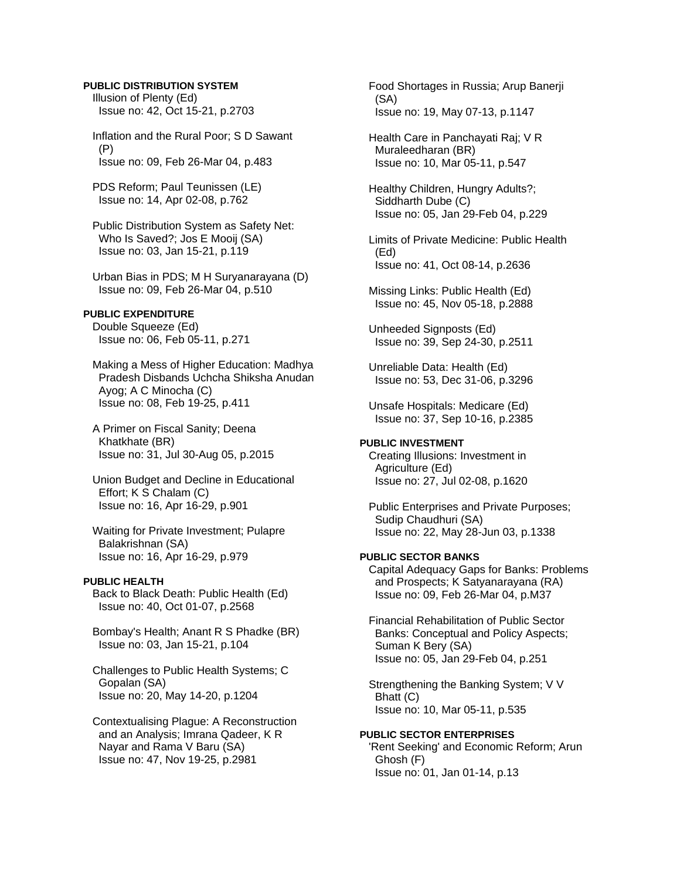**PUBLIC DISTRIBUTION SYSTEM**

Illusion of Plenty (Ed)
Issue no: 42, Oct 15-21, p.2703

Inflation and the Rural Poor; S D Sawant (P)
Issue no: 09, Feb 26-Mar 04, p.483

PDS Reform; Paul Teunissen (LE)
Issue no: 14, Apr 02-08, p.762

Public Distribution System as Safety Net: Who Is Saved?; Jos E Mooij (SA)
Issue no: 03, Jan 15-21, p.119

Urban Bias in PDS; M H Suryanarayana (D)
Issue no: 09, Feb 26-Mar 04, p.510

**PUBLIC EXPENDITURE**

Double Squeeze (Ed)
Issue no: 06, Feb 05-11, p.271

Making a Mess of Higher Education: Madhya Pradesh Disbands Uchcha Shiksha Anudan Ayog; A C Minocha (C)
Issue no: 08, Feb 19-25, p.411

A Primer on Fiscal Sanity; Deena Khatkhate (BR)
Issue no: 31, Jul 30-Aug 05, p.2015

Union Budget and Decline in Educational Effort; K S Chalam (C)
Issue no: 16, Apr 16-29, p.901

Waiting for Private Investment; Pulapre Balakrishnan (SA)
Issue no: 16, Apr 16-29, p.979

**PUBLIC HEALTH**

Back to Black Death: Public Health (Ed)
Issue no: 40, Oct 01-07, p.2568

Bombay's Health; Anant R S Phadke (BR)
Issue no: 03, Jan 15-21, p.104

Challenges to Public Health Systems; C Gopalan (SA)
Issue no: 20, May 14-20, p.1204

Contextualising Plague: A Reconstruction and an Analysis; Imrana Qadeer, K R Nayar and Rama V Baru (SA)
Issue no: 47, Nov 19-25, p.2981

Food Shortages in Russia; Arup Banerji (SA)
Issue no: 19, May 07-13, p.1147

Health Care in Panchayati Raj; V R Muraleedharan (BR)
Issue no: 10, Mar 05-11, p.547

Healthy Children, Hungry Adults?; Siddharth Dube (C)
Issue no: 05, Jan 29-Feb 04, p.229

Limits of Private Medicine: Public Health (Ed)
Issue no: 41, Oct 08-14, p.2636

Missing Links: Public Health (Ed)
Issue no: 45, Nov 05-18, p.2888

Unheeded Signposts (Ed)
Issue no: 39, Sep 24-30, p.2511

Unreliable Data: Health (Ed)
Issue no: 53, Dec 31-06, p.3296

Unsafe Hospitals: Medicare (Ed)
Issue no: 37, Sep 10-16, p.2385

**PUBLIC INVESTMENT**

Creating Illusions: Investment in Agriculture (Ed)
Issue no: 27, Jul 02-08, p.1620

Public Enterprises and Private Purposes; Sudip Chaudhuri (SA)
Issue no: 22, May 28-Jun 03, p.1338

**PUBLIC SECTOR BANKS**

Capital Adequacy Gaps for Banks: Problems and Prospects; K Satyanarayana (RA)
Issue no: 09, Feb 26-Mar 04, p.M37

Financial Rehabilitation of Public Sector Banks: Conceptual and Policy Aspects; Suman K Bery (SA)
Issue no: 05, Jan 29-Feb 04, p.251

Strengthening the Banking System; V V Bhatt (C)
Issue no: 10, Mar 05-11, p.535

**PUBLIC SECTOR ENTERPRISES**

'Rent Seeking' and Economic Reform; Arun Ghosh (F)
Issue no: 01, Jan 01-14, p.13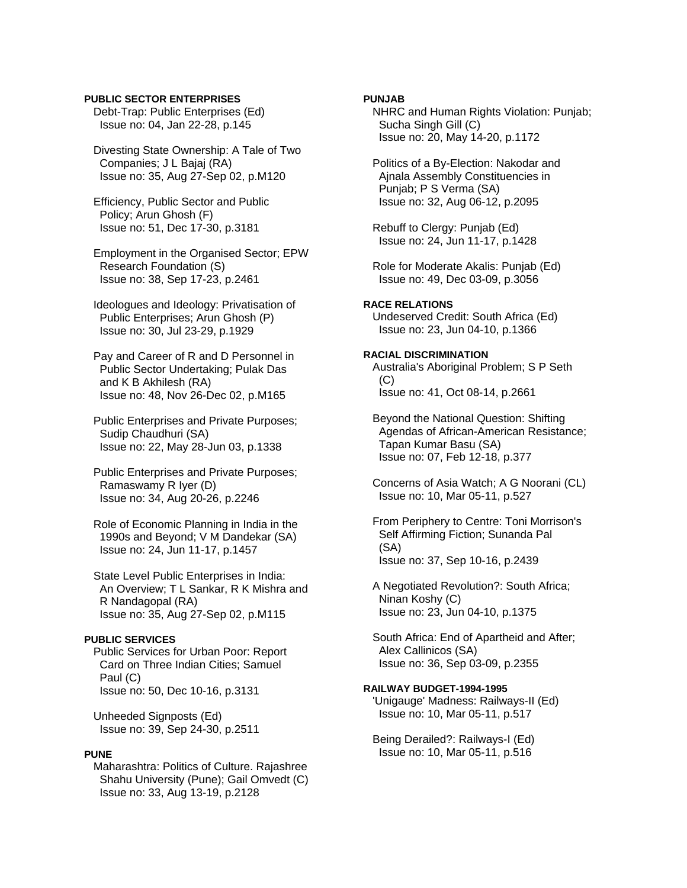**PUBLIC SECTOR ENTERPRISES**

Debt-Trap: Public Enterprises (Ed)
Issue no: 04, Jan 22-28, p.145

Divesting State Ownership: A Tale of Two Companies; J L Bajaj (RA)
Issue no: 35, Aug 27-Sep 02, p.M120

Efficiency, Public Sector and Public Policy; Arun Ghosh (F)
Issue no: 51, Dec 17-30, p.3181

Employment in the Organised Sector; EPW Research Foundation (S)
Issue no: 38, Sep 17-23, p.2461

Ideologues and Ideology: Privatisation of Public Enterprises; Arun Ghosh (P)
Issue no: 30, Jul 23-29, p.1929

Pay and Career of R and D Personnel in Public Sector Undertaking; Pulak Das and K B Akhilesh (RA)
Issue no: 48, Nov 26-Dec 02, p.M165

Public Enterprises and Private Purposes; Sudip Chaudhuri (SA)
Issue no: 22, May 28-Jun 03, p.1338

Public Enterprises and Private Purposes; Ramaswamy R Iyer (D)
Issue no: 34, Aug 20-26, p.2246

Role of Economic Planning in India in the 1990s and Beyond; V M Dandekar (SA)
Issue no: 24, Jun 11-17, p.1457

State Level Public Enterprises in India: An Overview; T L Sankar, R K Mishra and R Nandagopal (RA)
Issue no: 35, Aug 27-Sep 02, p.M115

**PUBLIC SERVICES**

Public Services for Urban Poor: Report Card on Three Indian Cities; Samuel Paul (C)
Issue no: 50, Dec 10-16, p.3131

Unheeded Signposts (Ed)
Issue no: 39, Sep 24-30, p.2511

**PUNE**

Maharashtra: Politics of Culture. Rajashree Shahu University (Pune); Gail Omvedt (C)
Issue no: 33, Aug 13-19, p.2128

**PUNJAB**

NHRC and Human Rights Violation: Punjab; Sucha Singh Gill (C)
Issue no: 20, May 14-20, p.1172

Politics of a By-Election: Nakodar and Ajnala Assembly Constituencies in Punjab; P S Verma (SA)
Issue no: 32, Aug 06-12, p.2095

Rebuff to Clergy: Punjab (Ed)
Issue no: 24, Jun 11-17, p.1428

Role for Moderate Akalis: Punjab (Ed)
Issue no: 49, Dec 03-09, p.3056

**RACE RELATIONS**

Undeserved Credit: South Africa (Ed)
Issue no: 23, Jun 04-10, p.1366

**RACIAL DISCRIMINATION**

Australia's Aboriginal Problem; S P Seth (C)
Issue no: 41, Oct 08-14, p.2661

Beyond the National Question: Shifting Agendas of African-American Resistance; Tapan Kumar Basu (SA)
Issue no: 07, Feb 12-18, p.377

Concerns of Asia Watch; A G Noorani (CL)
Issue no: 10, Mar 05-11, p.527

From Periphery to Centre: Toni Morrison's Self Affirming Fiction; Sunanda Pal (SA)
Issue no: 37, Sep 10-16, p.2439

A Negotiated Revolution?: South Africa; Ninan Koshy (C)
Issue no: 23, Jun 04-10, p.1375

South Africa: End of Apartheid and After; Alex Callinicos (SA)
Issue no: 36, Sep 03-09, p.2355

**RAILWAY BUDGET-1994-1995**

'Unigauge' Madness: Railways-II (Ed)
Issue no: 10, Mar 05-11, p.517

Being Derailed?: Railways-I (Ed)
Issue no: 10, Mar 05-11, p.516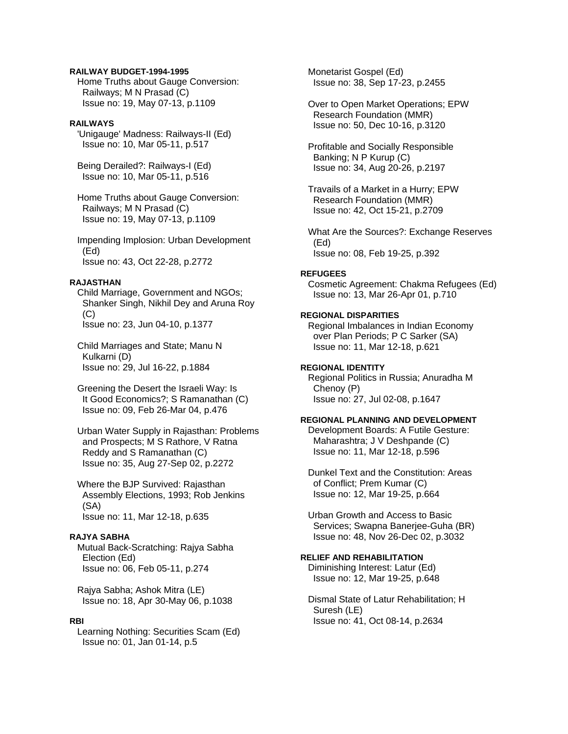**RAILWAY BUDGET-1994-1995**

Home Truths about Gauge Conversion: Railways; M N Prasad (C)
Issue no: 19, May 07-13, p.1109

**RAILWAYS**

'Unigauge' Madness: Railways-II (Ed)
Issue no: 10, Mar 05-11, p.517

Being Derailed?: Railways-I (Ed)
Issue no: 10, Mar 05-11, p.516

Home Truths about Gauge Conversion: Railways; M N Prasad (C)
Issue no: 19, May 07-13, p.1109

Impending Implosion: Urban Development (Ed)
Issue no: 43, Oct 22-28, p.2772

**RAJASTHAN**

Child Marriage, Government and NGOs; Shanker Singh, Nikhil Dey and Aruna Roy (C)
Issue no: 23, Jun 04-10, p.1377

Child Marriages and State; Manu N Kulkarni (D)
Issue no: 29, Jul 16-22, p.1884

Greening the Desert the Israeli Way: Is It Good Economics?; S Ramanathan (C)
Issue no: 09, Feb 26-Mar 04, p.476

Urban Water Supply in Rajasthan: Problems and Prospects; M S Rathore, V Ratna Reddy and S Ramanathan (C)
Issue no: 35, Aug 27-Sep 02, p.2272

Where the BJP Survived: Rajasthan Assembly Elections, 1993; Rob Jenkins (SA)
Issue no: 11, Mar 12-18, p.635

**RAJYA SABHA**

Mutual Back-Scratching: Rajya Sabha Election (Ed)
Issue no: 06, Feb 05-11, p.274

Rajya Sabha; Ashok Mitra (LE)
Issue no: 18, Apr 30-May 06, p.1038

**RBI**

Learning Nothing: Securities Scam (Ed)
Issue no: 01, Jan 01-14, p.5

Monetarist Gospel (Ed)
Issue no: 38, Sep 17-23, p.2455

Over to Open Market Operations; EPW Research Foundation (MMR)
Issue no: 50, Dec 10-16, p.3120

Profitable and Socially Responsible Banking; N P Kurup (C)
Issue no: 34, Aug 20-26, p.2197

Travails of a Market in a Hurry; EPW Research Foundation (MMR)
Issue no: 42, Oct 15-21, p.2709

What Are the Sources?: Exchange Reserves (Ed)
Issue no: 08, Feb 19-25, p.392

**REFUGEES**

Cosmetic Agreement: Chakma Refugees (Ed)
Issue no: 13, Mar 26-Apr 01, p.710

**REGIONAL DISPARITIES**

Regional Imbalances in Indian Economy over Plan Periods; P C Sarker (SA)
Issue no: 11, Mar 12-18, p.621

**REGIONAL IDENTITY**

Regional Politics in Russia; Anuradha M Chenoy (P)
Issue no: 27, Jul 02-08, p.1647

**REGIONAL PLANNING AND DEVELOPMENT**

Development Boards: A Futile Gesture: Maharashtra; J V Deshpande (C)
Issue no: 11, Mar 12-18, p.596

Dunkel Text and the Constitution: Areas of Conflict; Prem Kumar (C)
Issue no: 12, Mar 19-25, p.664

Urban Growth and Access to Basic Services; Swapna Banerjee-Guha (BR)
Issue no: 48, Nov 26-Dec 02, p.3032

**RELIEF AND REHABILITATION**

Diminishing Interest: Latur (Ed)
Issue no: 12, Mar 19-25, p.648

Dismal State of Latur Rehabilitation; H Suresh (LE)
Issue no: 41, Oct 08-14, p.2634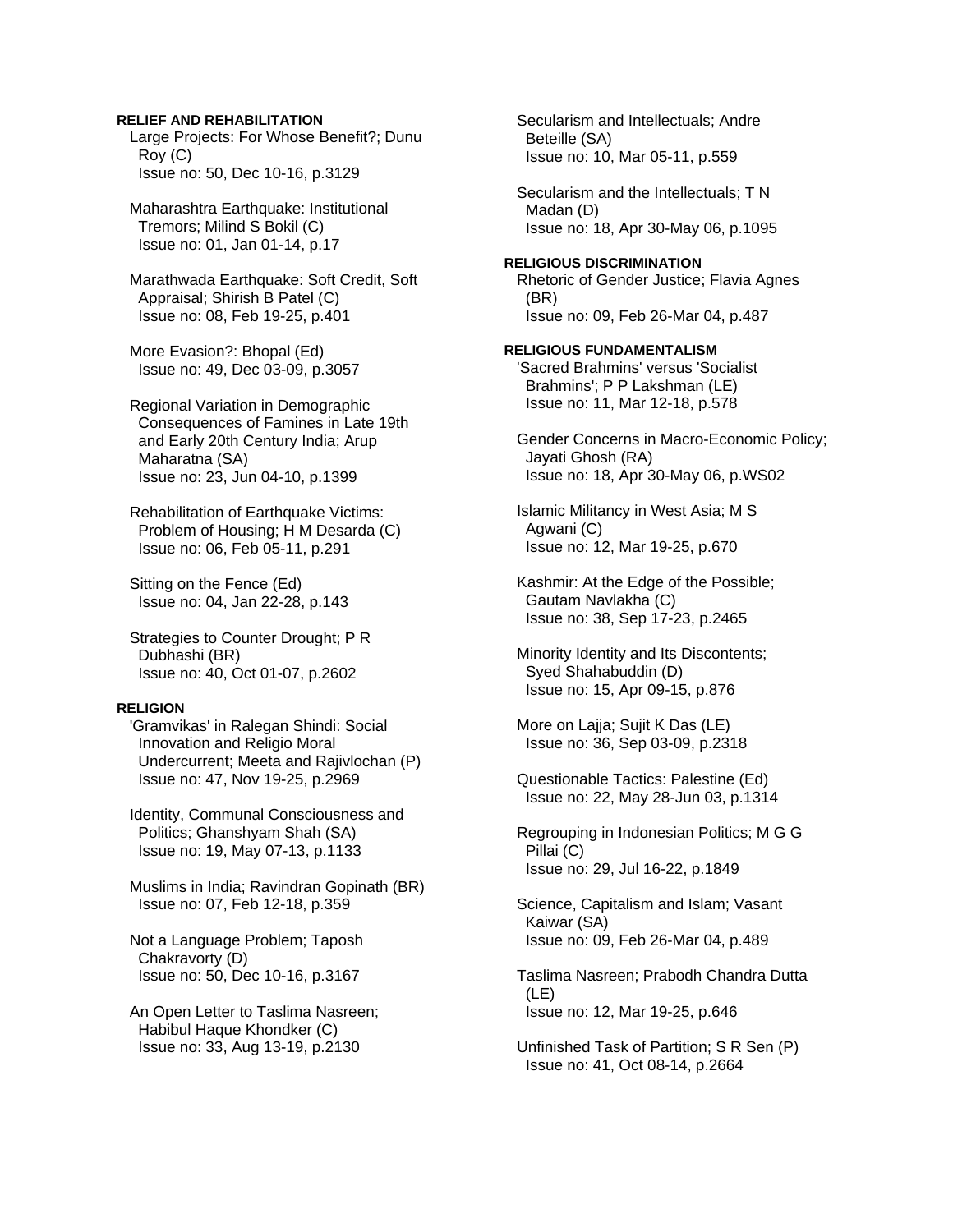**RELIEF AND REHABILITATION**

Large Projects: For Whose Benefit?; Dunu Roy (C)
Issue no: 50, Dec 10-16, p.3129

Maharashtra Earthquake: Institutional Tremors; Milind S Bokil (C)
Issue no: 01, Jan 01-14, p.17

Marathwada Earthquake: Soft Credit, Soft Appraisal; Shirish B Patel (C)
Issue no: 08, Feb 19-25, p.401

More Evasion?: Bhopal (Ed)
Issue no: 49, Dec 03-09, p.3057

Regional Variation in Demographic Consequences of Famines in Late 19th and Early 20th Century India; Arup Maharatna (SA)
Issue no: 23, Jun 04-10, p.1399

Rehabilitation of Earthquake Victims: Problem of Housing; H M Desarda (C)
Issue no: 06, Feb 05-11, p.291

Sitting on the Fence (Ed)
Issue no: 04, Jan 22-28, p.143

Strategies to Counter Drought; P R Dubhashi (BR)
Issue no: 40, Oct 01-07, p.2602

**RELIGION**

'Gramvikas' in Ralegan Shindi: Social Innovation and Religio Moral Undercurrent; Meeta and Rajivlochan (P)
Issue no: 47, Nov 19-25, p.2969

Identity, Communal Consciousness and Politics; Ghanshyam Shah (SA)
Issue no: 19, May 07-13, p.1133

Muslims in India; Ravindran Gopinath (BR)
Issue no: 07, Feb 12-18, p.359

Not a Language Problem; Taposh Chakravorty (D)
Issue no: 50, Dec 10-16, p.3167

An Open Letter to Taslima Nasreen; Habibul Haque Khondker (C)
Issue no: 33, Aug 13-19, p.2130

Secularism and Intellectuals; Andre Beteille (SA)
Issue no: 10, Mar 05-11, p.559

Secularism and the Intellectuals; T N Madan (D)
Issue no: 18, Apr 30-May 06, p.1095

**RELIGIOUS DISCRIMINATION**

Rhetoric of Gender Justice; Flavia Agnes (BR)
Issue no: 09, Feb 26-Mar 04, p.487

**RELIGIOUS FUNDAMENTALISM**

'Sacred Brahmins' versus 'Socialist Brahmins'; P P Lakshman (LE)
Issue no: 11, Mar 12-18, p.578

Gender Concerns in Macro-Economic Policy; Jayati Ghosh (RA)
Issue no: 18, Apr 30-May 06, p.WS02

Islamic Militancy in West Asia; M S Agwani (C)
Issue no: 12, Mar 19-25, p.670

Kashmir: At the Edge of the Possible; Gautam Navlakha (C)
Issue no: 38, Sep 17-23, p.2465

Minority Identity and Its Discontents; Syed Shahabuddin (D)
Issue no: 15, Apr 09-15, p.876

More on Lajja; Sujit K Das (LE)
Issue no: 36, Sep 03-09, p.2318

Questionable Tactics: Palestine (Ed)
Issue no: 22, May 28-Jun 03, p.1314

Regrouping in Indonesian Politics; M G G Pillai (C)
Issue no: 29, Jul 16-22, p.1849

Science, Capitalism and Islam; Vasant Kaiwar (SA)
Issue no: 09, Feb 26-Mar 04, p.489

Taslima Nasreen; Prabodh Chandra Dutta (LE)
Issue no: 12, Mar 19-25, p.646

Unfinished Task of Partition; S R Sen (P)
Issue no: 41, Oct 08-14, p.2664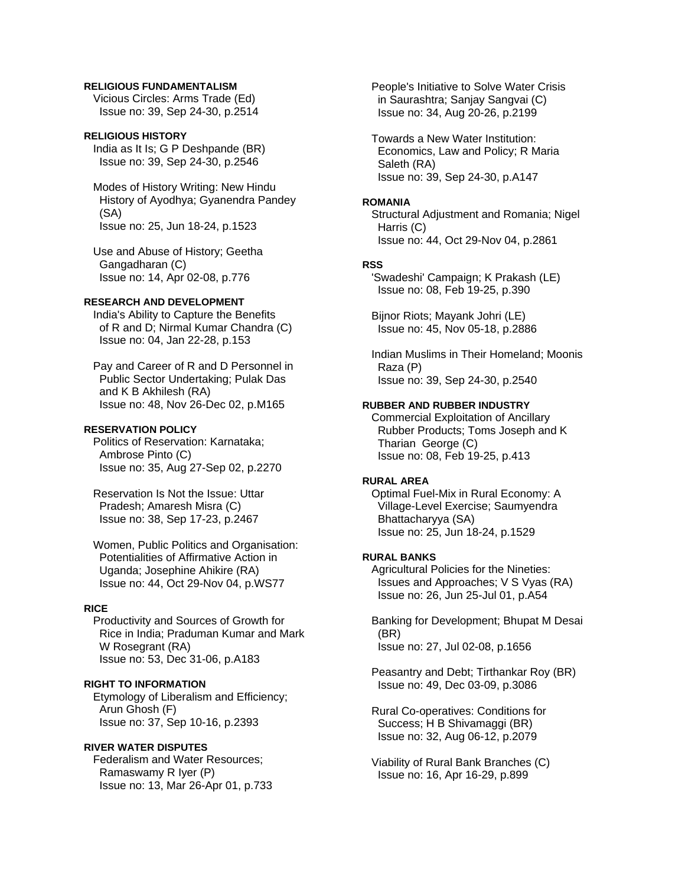**RELIGIOUS FUNDAMENTALISM**

Vicious Circles: Arms Trade (Ed)
Issue no: 39, Sep 24-30, p.2514

**RELIGIOUS HISTORY**

India as It Is; G P Deshpande (BR)
Issue no: 39, Sep 24-30, p.2546

Modes of History Writing: New Hindu History of Ayodhya; Gyanendra Pandey (SA)
Issue no: 25, Jun 18-24, p.1523

Use and Abuse of History; Geetha Gangadharan (C)
Issue no: 14, Apr 02-08, p.776

**RESEARCH AND DEVELOPMENT**

India's Ability to Capture the Benefits of R and D; Nirmal Kumar Chandra (C)
Issue no: 04, Jan 22-28, p.153

Pay and Career of R and D Personnel in Public Sector Undertaking; Pulak Das and K B Akhilesh (RA)
Issue no: 48, Nov 26-Dec 02, p.M165

**RESERVATION POLICY**

Politics of Reservation: Karnataka; Ambrose Pinto (C)
Issue no: 35, Aug 27-Sep 02, p.2270

Reservation Is Not the Issue: Uttar Pradesh; Amaresh Misra (C)
Issue no: 38, Sep 17-23, p.2467

Women, Public Politics and Organisation: Potentialities of Affirmative Action in Uganda; Josephine Ahikire (RA)
Issue no: 44, Oct 29-Nov 04, p.WS77

**RICE**

Productivity and Sources of Growth for Rice in India; Praduman Kumar and Mark W Rosegrant (RA)
Issue no: 53, Dec 31-06, p.A183

**RIGHT TO INFORMATION**

Etymology of Liberalism and Efficiency; Arun Ghosh (F)
Issue no: 37, Sep 10-16, p.2393

**RIVER WATER DISPUTES**

Federalism and Water Resources; Ramaswamy R Iyer (P)
Issue no: 13, Mar 26-Apr 01, p.733

People's Initiative to Solve Water Crisis in Saurashtra; Sanjay Sangvai (C)
Issue no: 34, Aug 20-26, p.2199

Towards a New Water Institution: Economics, Law and Policy; R Maria Saleth (RA)
Issue no: 39, Sep 24-30, p.A147

**ROMANIA**

Structural Adjustment and Romania; Nigel Harris (C)
Issue no: 44, Oct 29-Nov 04, p.2861

**RSS**

'Swadeshi' Campaign; K Prakash (LE)
Issue no: 08, Feb 19-25, p.390

Bijnor Riots; Mayank Johri (LE)
Issue no: 45, Nov 05-18, p.2886

Indian Muslims in Their Homeland; Moonis Raza (P)
Issue no: 39, Sep 24-30, p.2540

**RUBBER AND RUBBER INDUSTRY**

Commercial Exploitation of Ancillary Rubber Products; Toms Joseph and K Tharian George (C)
Issue no: 08, Feb 19-25, p.413

**RURAL AREA**

Optimal Fuel-Mix in Rural Economy: A Village-Level Exercise; Saumyendra Bhattacharyya (SA)
Issue no: 25, Jun 18-24, p.1529

**RURAL BANKS**

Agricultural Policies for the Nineties: Issues and Approaches; V S Vyas (RA)
Issue no: 26, Jun 25-Jul 01, p.A54

Banking for Development; Bhupat M Desai (BR)
Issue no: 27, Jul 02-08, p.1656

Peasantry and Debt; Tirthankar Roy (BR)
Issue no: 49, Dec 03-09, p.3086

Rural Co-operatives: Conditions for Success; H B Shivamaggi (BR)
Issue no: 32, Aug 06-12, p.2079

Viability of Rural Bank Branches (C)
Issue no: 16, Apr 16-29, p.899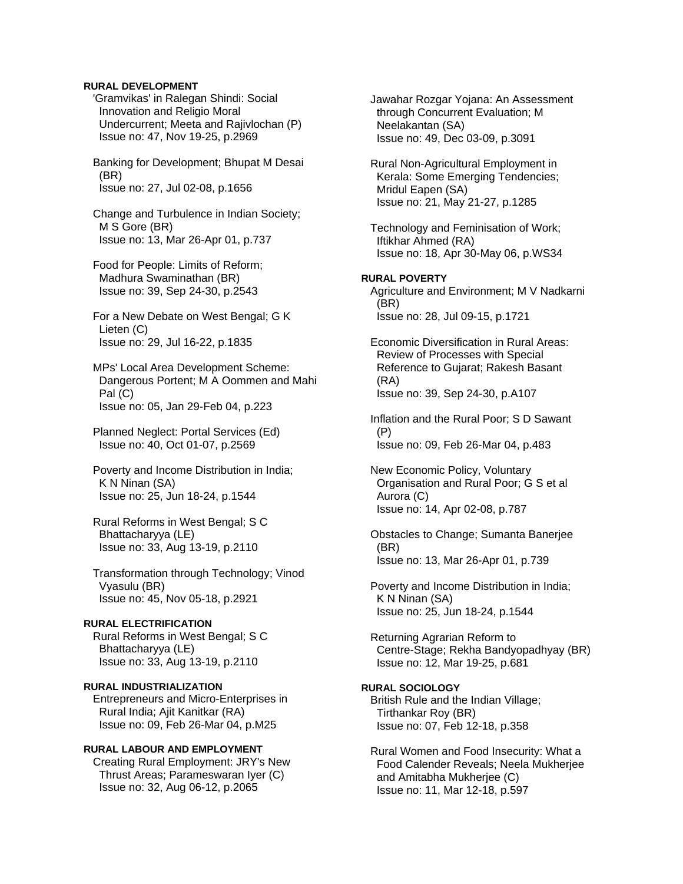**RURAL DEVELOPMENT**

'Gramvikas' in Ralegan Shindi: Social Innovation and Religio Moral Undercurrent; Meeta and Rajivlochan (P)
Issue no: 47, Nov 19-25, p.2969

Banking for Development; Bhupat M Desai (BR)
Issue no: 27, Jul 02-08, p.1656

Change and Turbulence in Indian Society; M S Gore (BR)
Issue no: 13, Mar 26-Apr 01, p.737

Food for People: Limits of Reform; Madhura Swaminathan (BR)
Issue no: 39, Sep 24-30, p.2543

For a New Debate on West Bengal; G K Lieten (C)
Issue no: 29, Jul 16-22, p.1835

MPs' Local Area Development Scheme: Dangerous Portent; M A Oommen and Mahi Pal (C)
Issue no: 05, Jan 29-Feb 04, p.223

Planned Neglect: Portal Services (Ed)
Issue no: 40, Oct 01-07, p.2569

Poverty and Income Distribution in India; K N Ninan (SA)
Issue no: 25, Jun 18-24, p.1544

Rural Reforms in West Bengal; S C Bhattacharyya (LE)
Issue no: 33, Aug 13-19, p.2110

Transformation through Technology; Vinod Vyasulu (BR)
Issue no: 45, Nov 05-18, p.2921

**RURAL ELECTRIFICATION**

Rural Reforms in West Bengal; S C Bhattacharyya (LE)
Issue no: 33, Aug 13-19, p.2110

**RURAL INDUSTRIALIZATION**

Entrepreneurs and Micro-Enterprises in Rural India; Ajit Kanitkar (RA)
Issue no: 09, Feb 26-Mar 04, p.M25

**RURAL LABOUR AND EMPLOYMENT**

Creating Rural Employment: JRY's New Thrust Areas; Parameswaran Iyer (C)
Issue no: 32, Aug 06-12, p.2065

Jawahar Rozgar Yojana: An Assessment through Concurrent Evaluation; M Neelakantan (SA)
Issue no: 49, Dec 03-09, p.3091

Rural Non-Agricultural Employment in Kerala: Some Emerging Tendencies; Mridul Eapen (SA)
Issue no: 21, May 21-27, p.1285

Technology and Feminisation of Work; Iftikhar Ahmed (RA)
Issue no: 18, Apr 30-May 06, p.WS34

**RURAL POVERTY**

Agriculture and Environment; M V Nadkarni (BR)
Issue no: 28, Jul 09-15, p.1721

Economic Diversification in Rural Areas: Review of Processes with Special Reference to Gujarat; Rakesh Basant (RA)
Issue no: 39, Sep 24-30, p.A107

Inflation and the Rural Poor; S D Sawant (P)
Issue no: 09, Feb 26-Mar 04, p.483

New Economic Policy, Voluntary Organisation and Rural Poor; G S et al Aurora (C)
Issue no: 14, Apr 02-08, p.787

Obstacles to Change; Sumanta Banerjee (BR)
Issue no: 13, Mar 26-Apr 01, p.739

Poverty and Income Distribution in India; K N Ninan (SA)
Issue no: 25, Jun 18-24, p.1544

Returning Agrarian Reform to Centre-Stage; Rekha Bandyopadhyay (BR)
Issue no: 12, Mar 19-25, p.681

**RURAL SOCIOLOGY**

British Rule and the Indian Village; Tirthankar Roy (BR)
Issue no: 07, Feb 12-18, p.358

Rural Women and Food Insecurity: What a Food Calender Reveals; Neela Mukherjee and Amitabha Mukherjee (C)
Issue no: 11, Mar 12-18, p.597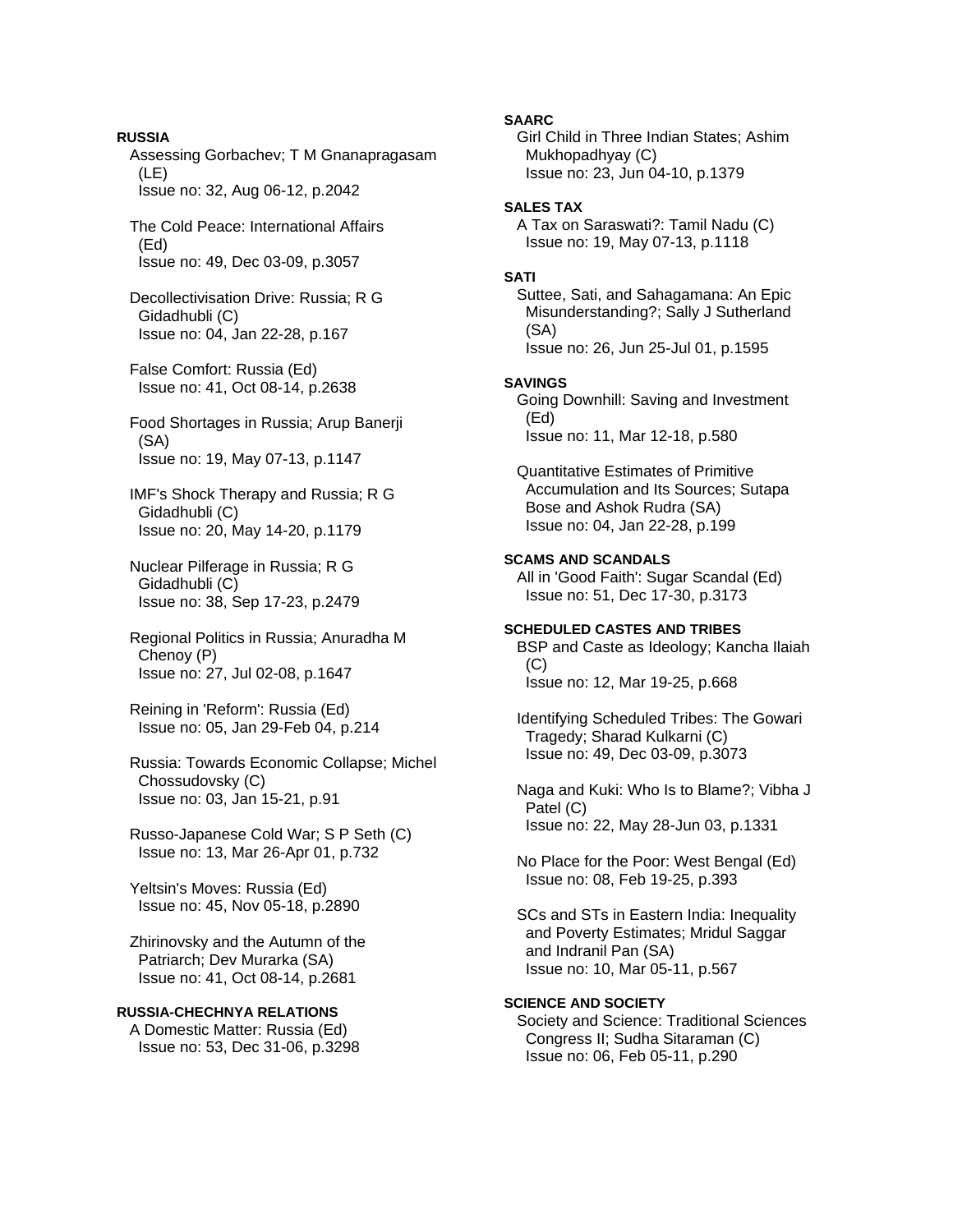**RUSSIA**

Assessing Gorbachev; T M Gnanapragasam (LE)
Issue no: 32, Aug 06-12, p.2042

The Cold Peace: International Affairs (Ed)
Issue no: 49, Dec 03-09, p.3057

Decollectivisation Drive: Russia; R G Gidadhubli (C)
Issue no: 04, Jan 22-28, p.167

False Comfort: Russia (Ed)
Issue no: 41, Oct 08-14, p.2638

Food Shortages in Russia; Arup Banerji (SA)
Issue no: 19, May 07-13, p.1147

IMF's Shock Therapy and Russia; R G Gidadhubli (C)
Issue no: 20, May 14-20, p.1179

Nuclear Pilferage in Russia; R G Gidadhubli (C)
Issue no: 38, Sep 17-23, p.2479

Regional Politics in Russia; Anuradha M Chenoy (P)
Issue no: 27, Jul 02-08, p.1647

Reining in 'Reform': Russia (Ed)
Issue no: 05, Jan 29-Feb 04, p.214

Russia: Towards Economic Collapse; Michel Chossudovsky (C)
Issue no: 03, Jan 15-21, p.91

Russo-Japanese Cold War; S P Seth (C)
Issue no: 13, Mar 26-Apr 01, p.732

Yeltsin's Moves: Russia (Ed)
Issue no: 45, Nov 05-18, p.2890

Zhirinovsky and the Autumn of the Patriarch; Dev Murarka (SA)
Issue no: 41, Oct 08-14, p.2681

**RUSSIA-CHECHNYA RELATIONS**

A Domestic Matter: Russia (Ed)
Issue no: 53, Dec 31-06, p.3298

**SAARC**

Girl Child in Three Indian States; Ashim Mukhopadhyay (C)
Issue no: 23, Jun 04-10, p.1379

**SALES TAX**

A Tax on Saraswati?: Tamil Nadu (C)
Issue no: 19, May 07-13, p.1118

**SATI**

Suttee, Sati, and Sahagamana: An Epic Misunderstanding?; Sally J Sutherland (SA)
Issue no: 26, Jun 25-Jul 01, p.1595

**SAVINGS**

Going Downhill: Saving and Investment (Ed)
Issue no: 11, Mar 12-18, p.580

Quantitative Estimates of Primitive Accumulation and Its Sources; Sutapa Bose and Ashok Rudra (SA)
Issue no: 04, Jan 22-28, p.199

**SCAMS AND SCANDALS**

All in 'Good Faith': Sugar Scandal (Ed)
Issue no: 51, Dec 17-30, p.3173

**SCHEDULED CASTES AND TRIBES**

BSP and Caste as Ideology; Kancha Ilaiah (C)
Issue no: 12, Mar 19-25, p.668

Identifying Scheduled Tribes: The Gowari Tragedy; Sharad Kulkarni (C)
Issue no: 49, Dec 03-09, p.3073

Naga and Kuki: Who Is to Blame?; Vibha J Patel (C)
Issue no: 22, May 28-Jun 03, p.1331

No Place for the Poor: West Bengal (Ed)
Issue no: 08, Feb 19-25, p.393

SCs and STs in Eastern India: Inequality and Poverty Estimates; Mridul Saggar and Indranil Pan (SA)
Issue no: 10, Mar 05-11, p.567

**SCIENCE AND SOCIETY**

Society and Science: Traditional Sciences Congress II; Sudha Sitaraman (C)
Issue no: 06, Feb 05-11, p.290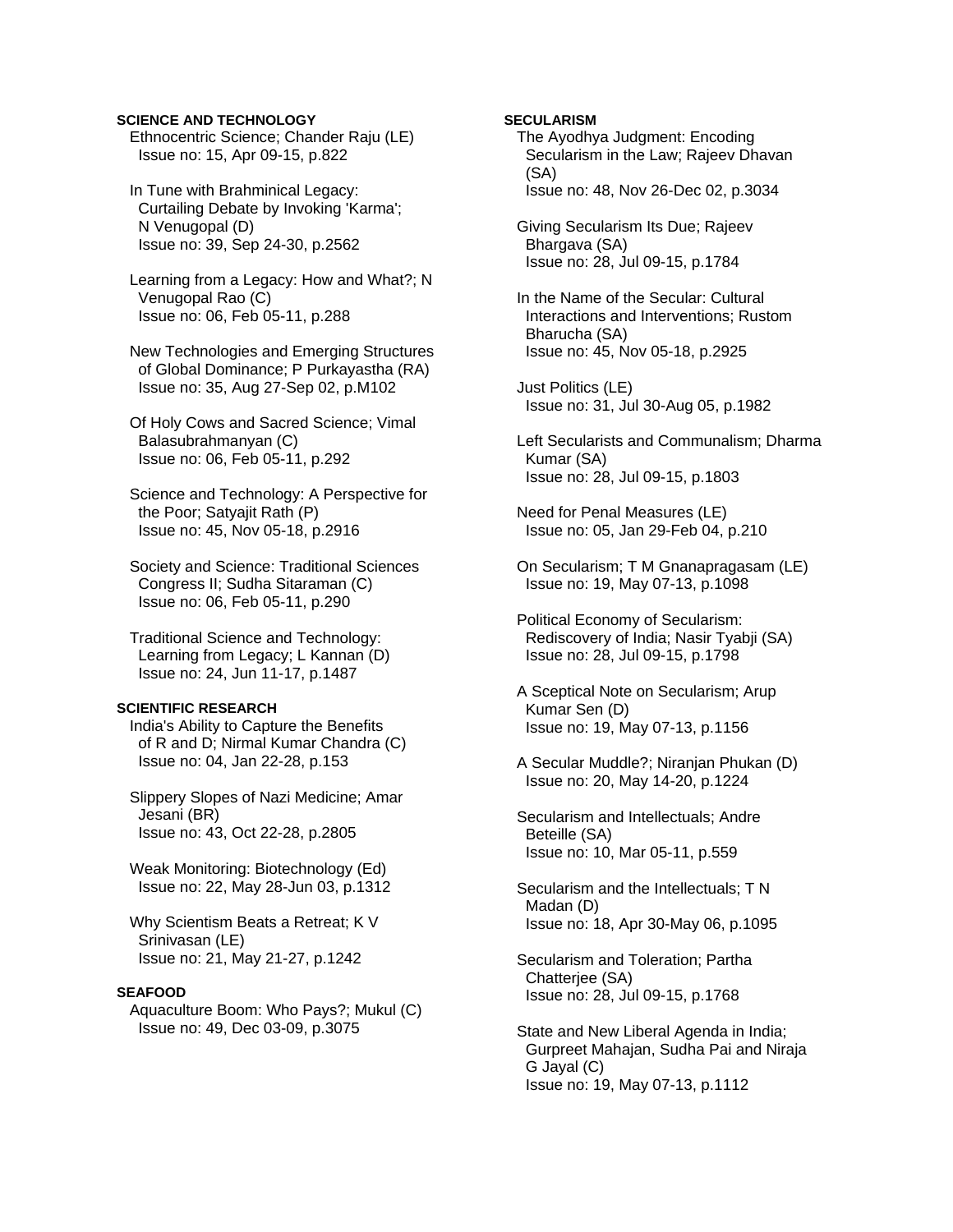**SCIENCE AND TECHNOLOGY**

Ethnocentric Science; Chander Raju (LE)
Issue no: 15, Apr 09-15, p.822

In Tune with Brahminical Legacy: Curtailing Debate by Invoking 'Karma'; N Venugopal (D)
Issue no: 39, Sep 24-30, p.2562

Learning from a Legacy: How and What?; N Venugopal Rao (C)
Issue no: 06, Feb 05-11, p.288

New Technologies and Emerging Structures of Global Dominance; P Purkayastha (RA)
Issue no: 35, Aug 27-Sep 02, p.M102

Of Holy Cows and Sacred Science; Vimal Balasubrahmanyan (C)
Issue no: 06, Feb 05-11, p.292

Science and Technology: A Perspective for the Poor; Satyajit Rath (P)
Issue no: 45, Nov 05-18, p.2916

Society and Science: Traditional Sciences Congress II; Sudha Sitaraman (C)
Issue no: 06, Feb 05-11, p.290

Traditional Science and Technology: Learning from Legacy; L Kannan (D)
Issue no: 24, Jun 11-17, p.1487

**SCIENTIFIC RESEARCH**

India's Ability to Capture the Benefits of R and D; Nirmal Kumar Chandra (C)
Issue no: 04, Jan 22-28, p.153

Slippery Slopes of Nazi Medicine; Amar Jesani (BR)
Issue no: 43, Oct 22-28, p.2805

Weak Monitoring: Biotechnology (Ed)
Issue no: 22, May 28-Jun 03, p.1312

Why Scientism Beats a Retreat; K V Srinivasan (LE)
Issue no: 21, May 21-27, p.1242

**SEAFOOD**

Aquaculture Boom: Who Pays?; Mukul (C)
Issue no: 49, Dec 03-09, p.3075

**SECULARISM**

The Ayodhya Judgment: Encoding Secularism in the Law; Rajeev Dhavan (SA)
Issue no: 48, Nov 26-Dec 02, p.3034

Giving Secularism Its Due; Rajeev Bhargava (SA)
Issue no: 28, Jul 09-15, p.1784

In the Name of the Secular: Cultural Interactions and Interventions; Rustom Bharucha (SA)
Issue no: 45, Nov 05-18, p.2925

Just Politics (LE)
Issue no: 31, Jul 30-Aug 05, p.1982

Left Secularists and Communalism; Dharma Kumar (SA)
Issue no: 28, Jul 09-15, p.1803

Need for Penal Measures (LE)
Issue no: 05, Jan 29-Feb 04, p.210

On Secularism; T M Gnanapragasam (LE)
Issue no: 19, May 07-13, p.1098

Political Economy of Secularism: Rediscovery of India; Nasir Tyabji (SA)
Issue no: 28, Jul 09-15, p.1798

A Sceptical Note on Secularism; Arup Kumar Sen (D)
Issue no: 19, May 07-13, p.1156

A Secular Muddle?; Niranjan Phukan (D)
Issue no: 20, May 14-20, p.1224

Secularism and Intellectuals; Andre Beteille (SA)
Issue no: 10, Mar 05-11, p.559

Secularism and the Intellectuals; T N Madan (D)
Issue no: 18, Apr 30-May 06, p.1095

Secularism and Toleration; Partha Chatterjee (SA)
Issue no: 28, Jul 09-15, p.1768

State and New Liberal Agenda in India; Gurpreet Mahajan, Sudha Pai and Niraja G Jayal (C)
Issue no: 19, May 07-13, p.1112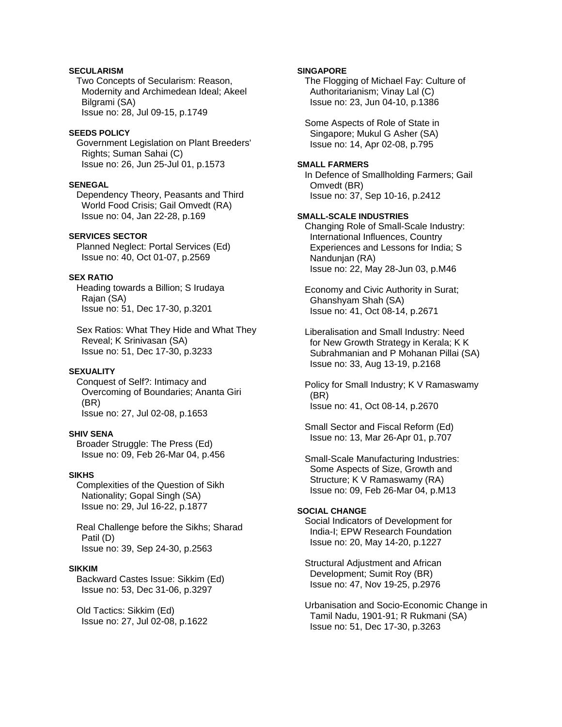**SECULARISM**

Two Concepts of Secularism: Reason, Modernity and Archimedean Ideal; Akeel Bilgrami (SA)
Issue no: 28, Jul 09-15, p.1749

**SEEDS POLICY**

Government Legislation on Plant Breeders' Rights; Suman Sahai (C)
Issue no: 26, Jun 25-Jul 01, p.1573

**SENEGAL**

Dependency Theory, Peasants and Third World Food Crisis; Gail Omvedt (RA)
Issue no: 04, Jan 22-28, p.169

**SERVICES SECTOR**

Planned Neglect: Portal Services (Ed)
Issue no: 40, Oct 01-07, p.2569

**SEX RATIO**

Heading towards a Billion; S Irudaya Rajan (SA)
Issue no: 51, Dec 17-30, p.3201

Sex Ratios: What They Hide and What They Reveal; K Srinivasan (SA)
Issue no: 51, Dec 17-30, p.3233

**SEXUALITY**

Conquest of Self?: Intimacy and Overcoming of Boundaries; Ananta Giri (BR)
Issue no: 27, Jul 02-08, p.1653

**SHIV SENA**

Broader Struggle: The Press (Ed)
Issue no: 09, Feb 26-Mar 04, p.456

**SIKHS**

Complexities of the Question of Sikh Nationality; Gopal Singh (SA)
Issue no: 29, Jul 16-22, p.1877

Real Challenge before the Sikhs; Sharad Patil (D)
Issue no: 39, Sep 24-30, p.2563

**SIKKIM**

Backward Castes Issue: Sikkim (Ed)
Issue no: 53, Dec 31-06, p.3297

Old Tactics: Sikkim (Ed)
Issue no: 27, Jul 02-08, p.1622

**SINGAPORE**

The Flogging of Michael Fay: Culture of Authoritarianism; Vinay Lal (C)
Issue no: 23, Jun 04-10, p.1386

Some Aspects of Role of State in Singapore; Mukul G Asher (SA)
Issue no: 14, Apr 02-08, p.795

**SMALL FARMERS**

In Defence of Smallholding Farmers; Gail Omvedt (BR)
Issue no: 37, Sep 10-16, p.2412

**SMALL-SCALE INDUSTRIES**

Changing Role of Small-Scale Industry: International Influences, Country Experiences and Lessons for India; S Nandunjan (RA)
Issue no: 22, May 28-Jun 03, p.M46

Economy and Civic Authority in Surat; Ghanshyam Shah (SA)
Issue no: 41, Oct 08-14, p.2671

Liberalisation and Small Industry: Need for New Growth Strategy in Kerala; K K Subrahmanian and P Mohanan Pillai (SA)
Issue no: 33, Aug 13-19, p.2168

Policy for Small Industry; K V Ramaswamy (BR)
Issue no: 41, Oct 08-14, p.2670

Small Sector and Fiscal Reform (Ed)
Issue no: 13, Mar 26-Apr 01, p.707

Small-Scale Manufacturing Industries: Some Aspects of Size, Growth and Structure; K V Ramaswamy (RA)
Issue no: 09, Feb 26-Mar 04, p.M13

**SOCIAL CHANGE**

Social Indicators of Development for India-I; EPW Research Foundation
Issue no: 20, May 14-20, p.1227

Structural Adjustment and African Development; Sumit Roy (BR)
Issue no: 47, Nov 19-25, p.2976

Urbanisation and Socio-Economic Change in Tamil Nadu, 1901-91; R Rukmani (SA)
Issue no: 51, Dec 17-30, p.3263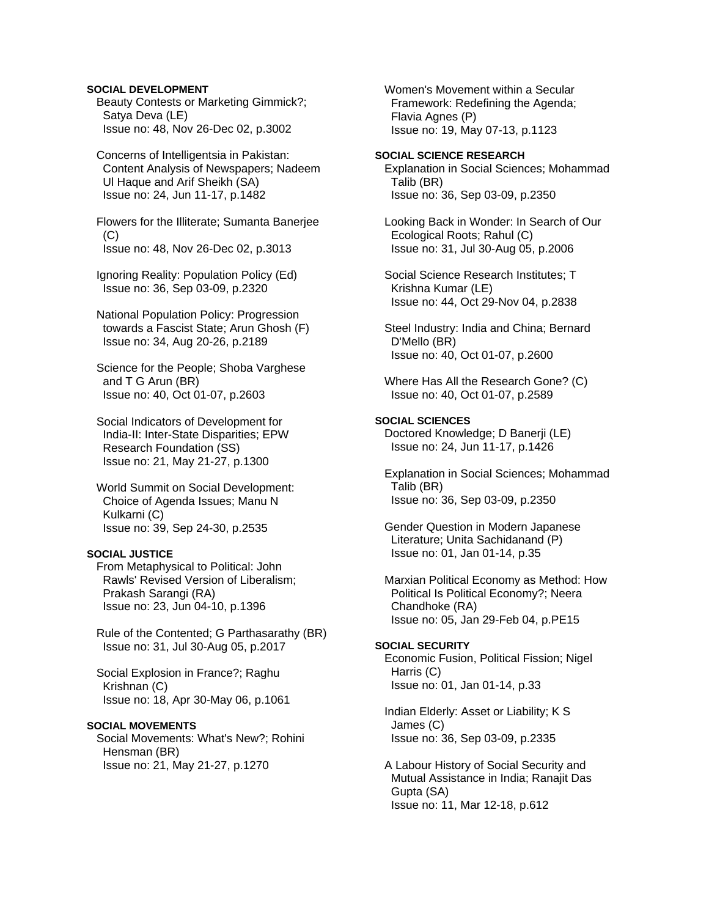**SOCIAL DEVELOPMENT**

Beauty Contests or Marketing Gimmick?; Satya Deva (LE)
Issue no: 48, Nov 26-Dec 02, p.3002

Concerns of Intelligentsia in Pakistan: Content Analysis of Newspapers; Nadeem Ul Haque and Arif Sheikh (SA)
Issue no: 24, Jun 11-17, p.1482

Flowers for the Illiterate; Sumanta Banerjee (C)
Issue no: 48, Nov 26-Dec 02, p.3013

Ignoring Reality: Population Policy (Ed)
Issue no: 36, Sep 03-09, p.2320

National Population Policy: Progression towards a Fascist State; Arun Ghosh (F)
Issue no: 34, Aug 20-26, p.2189

Science for the People; Shoba Varghese and T G Arun (BR)
Issue no: 40, Oct 01-07, p.2603

Social Indicators of Development for India-II: Inter-State Disparities; EPW Research Foundation (SS)
Issue no: 21, May 21-27, p.1300

World Summit on Social Development: Choice of Agenda Issues; Manu N Kulkarni (C)
Issue no: 39, Sep 24-30, p.2535

**SOCIAL JUSTICE**

From Metaphysical to Political: John Rawls' Revised Version of Liberalism; Prakash Sarangi (RA)
Issue no: 23, Jun 04-10, p.1396

Rule of the Contented; G Parthasarathy (BR)
Issue no: 31, Jul 30-Aug 05, p.2017

Social Explosion in France?; Raghu Krishnan (C)
Issue no: 18, Apr 30-May 06, p.1061

**SOCIAL MOVEMENTS**

Social Movements: What's New?; Rohini Hensman (BR)
Issue no: 21, May 21-27, p.1270

Women's Movement within a Secular Framework: Redefining the Agenda; Flavia Agnes (P)
Issue no: 19, May 07-13, p.1123

**SOCIAL SCIENCE RESEARCH**

Explanation in Social Sciences; Mohammad Talib (BR)
Issue no: 36, Sep 03-09, p.2350

Looking Back in Wonder: In Search of Our Ecological Roots; Rahul (C)
Issue no: 31, Jul 30-Aug 05, p.2006

Social Science Research Institutes; T Krishna Kumar (LE)
Issue no: 44, Oct 29-Nov 04, p.2838

Steel Industry: India and China; Bernard D'Mello (BR)
Issue no: 40, Oct 01-07, p.2600

Where Has All the Research Gone? (C)
Issue no: 40, Oct 01-07, p.2589

**SOCIAL SCIENCES**

Doctored Knowledge; D Banerji (LE)
Issue no: 24, Jun 11-17, p.1426

Explanation in Social Sciences; Mohammad Talib (BR)
Issue no: 36, Sep 03-09, p.2350

Gender Question in Modern Japanese Literature; Unita Sachidanand (P)
Issue no: 01, Jan 01-14, p.35

Marxian Political Economy as Method: How Political Is Political Economy?; Neera Chandhoke (RA)
Issue no: 05, Jan 29-Feb 04, p.PE15

**SOCIAL SECURITY**

Economic Fusion, Political Fission; Nigel Harris (C)
Issue no: 01, Jan 01-14, p.33

Indian Elderly: Asset or Liability; K S James (C)
Issue no: 36, Sep 03-09, p.2335

A Labour History of Social Security and Mutual Assistance in India; Ranajit Das Gupta (SA)
Issue no: 11, Mar 12-18, p.612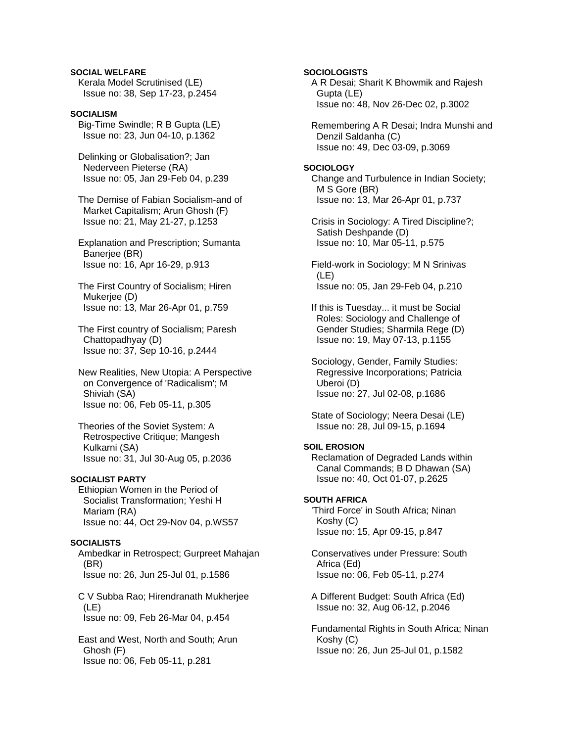**SOCIAL WELFARE**

Kerala Model Scrutinised (LE)
Issue no: 38, Sep 17-23, p.2454

**SOCIALISM**

Big-Time Swindle; R B Gupta (LE)
Issue no: 23, Jun 04-10, p.1362

Delinking or Globalisation?; Jan Nederveen Pieterse (RA)
Issue no: 05, Jan 29-Feb 04, p.239

The Demise of Fabian Socialism-and of Market Capitalism; Arun Ghosh (F)
Issue no: 21, May 21-27, p.1253

Explanation and Prescription; Sumanta Banerjee (BR)
Issue no: 16, Apr 16-29, p.913

The First Country of Socialism; Hiren Mukerjee (D)
Issue no: 13, Mar 26-Apr 01, p.759

The First country of Socialism; Paresh Chattopadhyay (D)
Issue no: 37, Sep 10-16, p.2444

New Realities, New Utopia: A Perspective on Convergence of 'Radicalism'; M Shiviah (SA)
Issue no: 06, Feb 05-11, p.305

Theories of the Soviet System: A Retrospective Critique; Mangesh Kulkarni (SA)
Issue no: 31, Jul 30-Aug 05, p.2036

**SOCIALIST PARTY**

Ethiopian Women in the Period of Socialist Transformation; Yeshi H Mariam (RA)
Issue no: 44, Oct 29-Nov 04, p.WS57

**SOCIALISTS**

Ambedkar in Retrospect; Gurpreet Mahajan (BR)
Issue no: 26, Jun 25-Jul 01, p.1586

C V Subba Rao; Hirendranath Mukherjee (LE)
Issue no: 09, Feb 26-Mar 04, p.454

East and West, North and South; Arun Ghosh (F)
Issue no: 06, Feb 05-11, p.281

**SOCIOLOGISTS**

A R Desai; Sharit K Bhowmik and Rajesh Gupta (LE)
Issue no: 48, Nov 26-Dec 02, p.3002

Remembering A R Desai; Indra Munshi and Denzil Saldanha (C)
Issue no: 49, Dec 03-09, p.3069

**SOCIOLOGY**

Change and Turbulence in Indian Society; M S Gore (BR)
Issue no: 13, Mar 26-Apr 01, p.737

Crisis in Sociology: A Tired Discipline?; Satish Deshpande (D)
Issue no: 10, Mar 05-11, p.575

Field-work in Sociology; M N Srinivas (LE)
Issue no: 05, Jan 29-Feb 04, p.210

If this is Tuesday... it must be Social Roles: Sociology and Challenge of Gender Studies; Sharmila Rege (D)
Issue no: 19, May 07-13, p.1155

Sociology, Gender, Family Studies: Regressive Incorporations; Patricia Uberoi (D)
Issue no: 27, Jul 02-08, p.1686

State of Sociology; Neera Desai (LE)
Issue no: 28, Jul 09-15, p.1694

**SOIL EROSION**

Reclamation of Degraded Lands within Canal Commands; B D Dhawan (SA)
Issue no: 40, Oct 01-07, p.2625

**SOUTH AFRICA**

'Third Force' in South Africa; Ninan Koshy (C)
Issue no: 15, Apr 09-15, p.847

Conservatives under Pressure: South Africa (Ed)
Issue no: 06, Feb 05-11, p.274

A Different Budget: South Africa (Ed)
Issue no: 32, Aug 06-12, p.2046

Fundamental Rights in South Africa; Ninan Koshy (C)
Issue no: 26, Jun 25-Jul 01, p.1582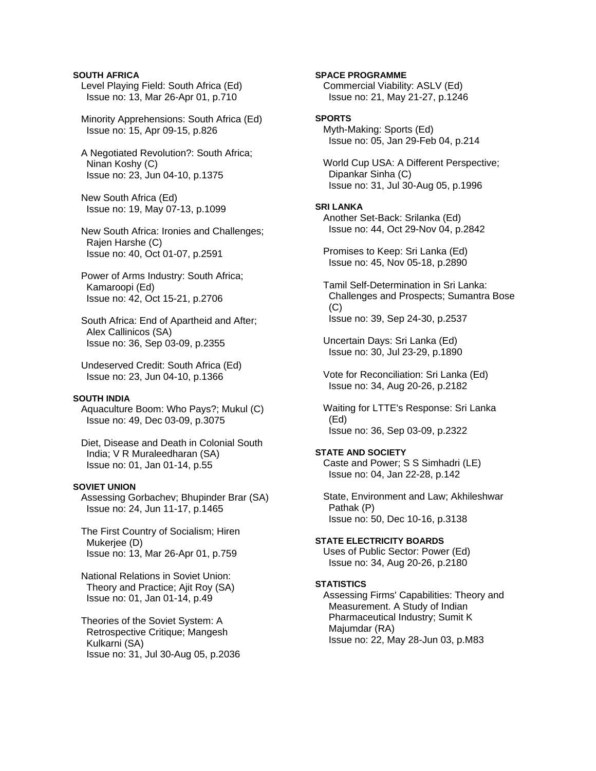**SOUTH AFRICA**

Level Playing Field: South Africa (Ed)
Issue no: 13, Mar 26-Apr 01, p.710

Minority Apprehensions: South Africa (Ed)
Issue no: 15, Apr 09-15, p.826

A Negotiated Revolution?: South Africa; Ninan Koshy (C)
Issue no: 23, Jun 04-10, p.1375

New South Africa (Ed)
Issue no: 19, May 07-13, p.1099

New South Africa: Ironies and Challenges; Rajen Harshe (C)
Issue no: 40, Oct 01-07, p.2591

Power of Arms Industry: South Africa; Kamaroopi (Ed)
Issue no: 42, Oct 15-21, p.2706

South Africa: End of Apartheid and After; Alex Callinicos (SA)
Issue no: 36, Sep 03-09, p.2355

Undeserved Credit: South Africa (Ed)
Issue no: 23, Jun 04-10, p.1366

**SOUTH INDIA**

Aquaculture Boom: Who Pays?; Mukul (C)
Issue no: 49, Dec 03-09, p.3075

Diet, Disease and Death in Colonial South India; V R Muraleedharan (SA)
Issue no: 01, Jan 01-14, p.55

**SOVIET UNION**

Assessing Gorbachev; Bhupinder Brar (SA)
Issue no: 24, Jun 11-17, p.1465

The First Country of Socialism; Hiren Mukerjee (D)
Issue no: 13, Mar 26-Apr 01, p.759

National Relations in Soviet Union: Theory and Practice; Ajit Roy (SA)
Issue no: 01, Jan 01-14, p.49

Theories of the Soviet System: A Retrospective Critique; Mangesh Kulkarni (SA)
Issue no: 31, Jul 30-Aug 05, p.2036

**SPACE PROGRAMME**

Commercial Viability: ASLV (Ed)
Issue no: 21, May 21-27, p.1246

**SPORTS**

Myth-Making: Sports (Ed)
Issue no: 05, Jan 29-Feb 04, p.214

World Cup USA: A Different Perspective; Dipankar Sinha (C)
Issue no: 31, Jul 30-Aug 05, p.1996

**SRI LANKA**

Another Set-Back: Srilanka (Ed)
Issue no: 44, Oct 29-Nov 04, p.2842

Promises to Keep: Sri Lanka (Ed)
Issue no: 45, Nov 05-18, p.2890

Tamil Self-Determination in Sri Lanka: Challenges and Prospects; Sumantra Bose (C)
Issue no: 39, Sep 24-30, p.2537

Uncertain Days: Sri Lanka (Ed)
Issue no: 30, Jul 23-29, p.1890

Vote for Reconciliation: Sri Lanka (Ed)
Issue no: 34, Aug 20-26, p.2182

Waiting for LTTE's Response: Sri Lanka (Ed)
Issue no: 36, Sep 03-09, p.2322

**STATE AND SOCIETY**

Caste and Power; S S Simhadri (LE)
Issue no: 04, Jan 22-28, p.142

State, Environment and Law; Akhileshwar Pathak (P)
Issue no: 50, Dec 10-16, p.3138

**STATE ELECTRICITY BOARDS**

Uses of Public Sector: Power (Ed)
Issue no: 34, Aug 20-26, p.2180

**STATISTICS**

Assessing Firms' Capabilities: Theory and Measurement. A Study of Indian Pharmaceutical Industry; Sumit K Majumdar (RA)
Issue no: 22, May 28-Jun 03, p.M83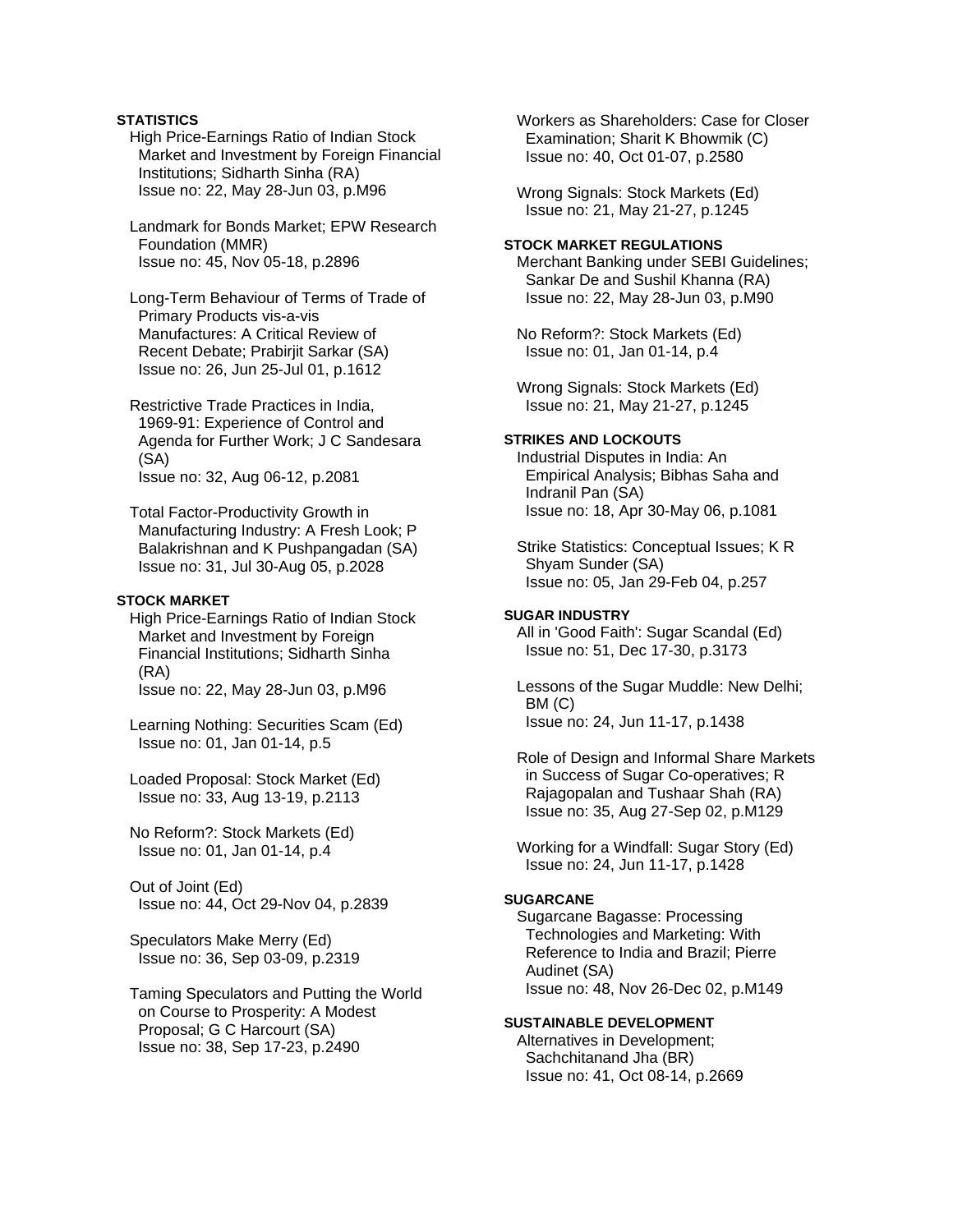**STATISTICS**

High Price-Earnings Ratio of Indian Stock Market and Investment by Foreign Financial Institutions; Sidharth Sinha (RA)
Issue no: 22, May 28-Jun 03, p.M96

Landmark for Bonds Market; EPW Research Foundation (MMR)
Issue no: 45, Nov 05-18, p.2896

Long-Term Behaviour of Terms of Trade of Primary Products vis-a-vis Manufactures: A Critical Review of Recent Debate; Prabirjit Sarkar (SA)
Issue no: 26, Jun 25-Jul 01, p.1612

Restrictive Trade Practices in India, 1969-91: Experience of Control and Agenda for Further Work; J C Sandesara (SA)
Issue no: 32, Aug 06-12, p.2081

Total Factor-Productivity Growth in Manufacturing Industry: A Fresh Look; P Balakrishnan and K Pushpangadan (SA)
Issue no: 31, Jul 30-Aug 05, p.2028

**STOCK MARKET**

High Price-Earnings Ratio of Indian Stock Market and Investment by Foreign Financial Institutions; Sidharth Sinha (RA)
Issue no: 22, May 28-Jun 03, p.M96

Learning Nothing: Securities Scam (Ed)
Issue no: 01, Jan 01-14, p.5

Loaded Proposal: Stock Market (Ed)
Issue no: 33, Aug 13-19, p.2113

No Reform?: Stock Markets (Ed)
Issue no: 01, Jan 01-14, p.4

Out of Joint (Ed)
Issue no: 44, Oct 29-Nov 04, p.2839

Speculators Make Merry (Ed)
Issue no: 36, Sep 03-09, p.2319

Taming Speculators and Putting the World on Course to Prosperity: A Modest Proposal; G C Harcourt (SA)
Issue no: 38, Sep 17-23, p.2490

Workers as Shareholders: Case for Closer Examination; Sharit K Bhowmik (C)
Issue no: 40, Oct 01-07, p.2580

Wrong Signals: Stock Markets (Ed)
Issue no: 21, May 21-27, p.1245

**STOCK MARKET REGULATIONS**

Merchant Banking under SEBI Guidelines; Sankar De and Sushil Khanna (RA)
Issue no: 22, May 28-Jun 03, p.M90

No Reform?: Stock Markets (Ed)
Issue no: 01, Jan 01-14, p.4

Wrong Signals: Stock Markets (Ed)
Issue no: 21, May 21-27, p.1245

**STRIKES AND LOCKOUTS**

Industrial Disputes in India: An Empirical Analysis; Bibhas Saha and Indranil Pan (SA)
Issue no: 18, Apr 30-May 06, p.1081

Strike Statistics: Conceptual Issues; K R Shyam Sunder (SA)
Issue no: 05, Jan 29-Feb 04, p.257

**SUGAR INDUSTRY**

All in 'Good Faith': Sugar Scandal (Ed)
Issue no: 51, Dec 17-30, p.3173

Lessons of the Sugar Muddle: New Delhi; BM (C)
Issue no: 24, Jun 11-17, p.1438

Role of Design and Informal Share Markets in Success of Sugar Co-operatives; R Rajagopalan and Tushaar Shah (RA)
Issue no: 35, Aug 27-Sep 02, p.M129

Working for a Windfall: Sugar Story (Ed)
Issue no: 24, Jun 11-17, p.1428

**SUGARCANE**

Sugarcane Bagasse: Processing Technologies and Marketing: With Reference to India and Brazil; Pierre Audinet (SA)
Issue no: 48, Nov 26-Dec 02, p.M149

**SUSTAINABLE DEVELOPMENT**

Alternatives in Development; Sachchitanand Jha (BR)
Issue no: 41, Oct 08-14, p.2669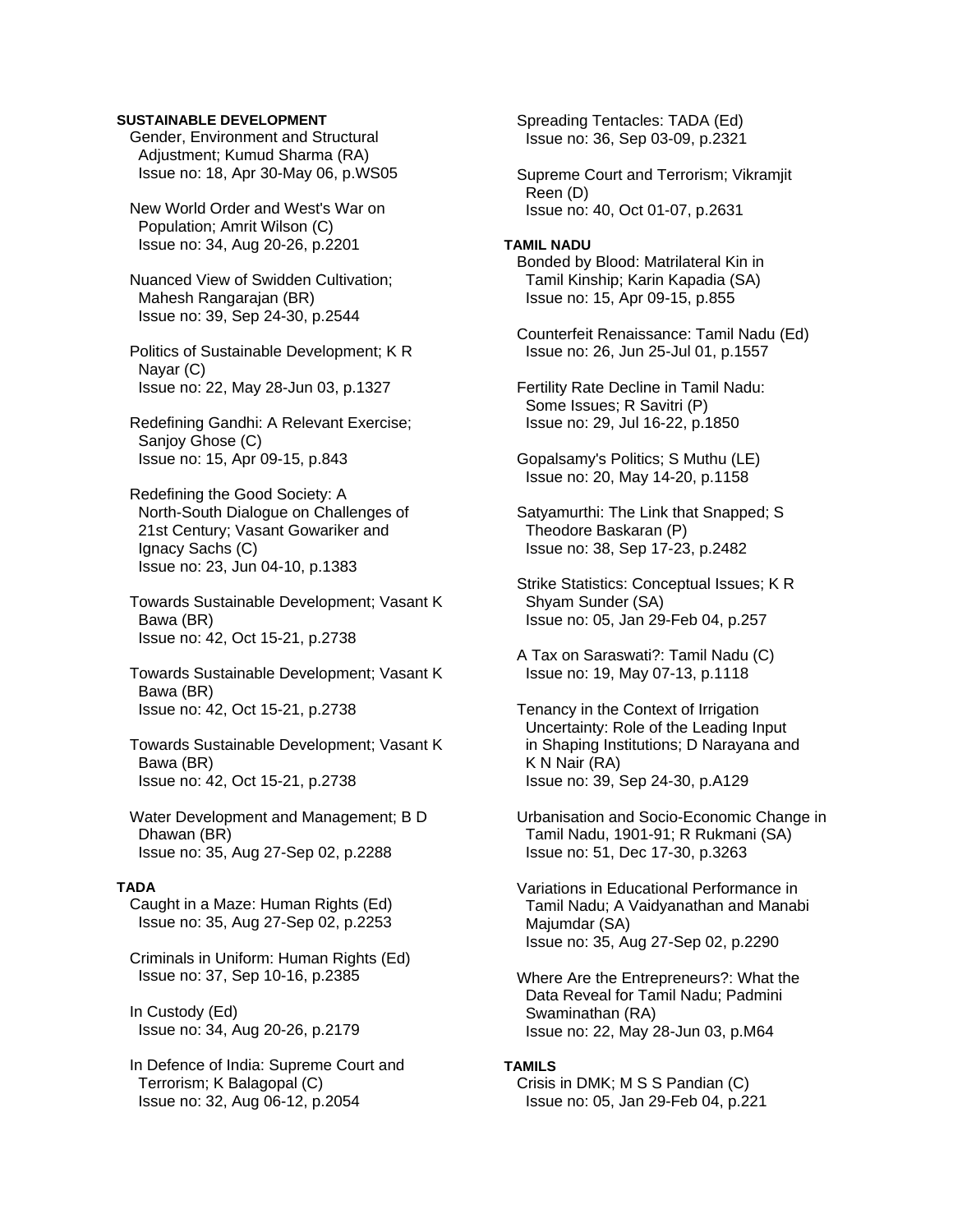**SUSTAINABLE DEVELOPMENT**

Gender, Environment and Structural Adjustment; Kumud Sharma (RA)
Issue no: 18, Apr 30-May 06, p.WS05

New World Order and West's War on Population; Amrit Wilson (C)
Issue no: 34, Aug 20-26, p.2201

Nuanced View of Swidden Cultivation; Mahesh Rangarajan (BR)
Issue no: 39, Sep 24-30, p.2544

Politics of Sustainable Development; K R Nayar (C)
Issue no: 22, May 28-Jun 03, p.1327

Redefining Gandhi: A Relevant Exercise; Sanjoy Ghose (C)
Issue no: 15, Apr 09-15, p.843

Redefining the Good Society: A North-South Dialogue on Challenges of 21st Century; Vasant Gowariker and Ignacy Sachs (C)
Issue no: 23, Jun 04-10, p.1383

Towards Sustainable Development; Vasant K Bawa (BR)
Issue no: 42, Oct 15-21, p.2738

Towards Sustainable Development; Vasant K Bawa (BR)
Issue no: 42, Oct 15-21, p.2738

Towards Sustainable Development; Vasant K Bawa (BR)
Issue no: 42, Oct 15-21, p.2738

Water Development and Management; B D Dhawan (BR)
Issue no: 35, Aug 27-Sep 02, p.2288

**TADA**

Caught in a Maze: Human Rights (Ed)
Issue no: 35, Aug 27-Sep 02, p.2253

Criminals in Uniform: Human Rights (Ed)
Issue no: 37, Sep 10-16, p.2385

In Custody (Ed)
Issue no: 34, Aug 20-26, p.2179

In Defence of India: Supreme Court and Terrorism; K Balagopal (C)
Issue no: 32, Aug 06-12, p.2054

Spreading Tentacles: TADA (Ed)
Issue no: 36, Sep 03-09, p.2321

Supreme Court and Terrorism; Vikramjit Reen (D)
Issue no: 40, Oct 01-07, p.2631

**TAMIL NADU**

Bonded by Blood: Matrilateral Kin in Tamil Kinship; Karin Kapadia (SA)
Issue no: 15, Apr 09-15, p.855

Counterfeit Renaissance: Tamil Nadu (Ed)
Issue no: 26, Jun 25-Jul 01, p.1557

Fertility Rate Decline in Tamil Nadu: Some Issues; R Savitri (P)
Issue no: 29, Jul 16-22, p.1850

Gopalsamy's Politics; S Muthu (LE)
Issue no: 20, May 14-20, p.1158

Satyamurthi: The Link that Snapped; S Theodore Baskaran (P)
Issue no: 38, Sep 17-23, p.2482

Strike Statistics: Conceptual Issues; K R Shyam Sunder (SA)
Issue no: 05, Jan 29-Feb 04, p.257

A Tax on Saraswati?: Tamil Nadu (C)
Issue no: 19, May 07-13, p.1118

Tenancy in the Context of Irrigation Uncertainty: Role of the Leading Input in Shaping Institutions; D Narayana and K N Nair (RA)
Issue no: 39, Sep 24-30, p.A129

Urbanisation and Socio-Economic Change in Tamil Nadu, 1901-91; R Rukmani (SA)
Issue no: 51, Dec 17-30, p.3263

Variations in Educational Performance in Tamil Nadu; A Vaidyanathan and Manabi Majumdar (SA)
Issue no: 35, Aug 27-Sep 02, p.2290

Where Are the Entrepreneurs?: What the Data Reveal for Tamil Nadu; Padmini Swaminathan (RA)
Issue no: 22, May 28-Jun 03, p.M64

**TAMILS**

Crisis in DMK; M S S Pandian (C)
Issue no: 05, Jan 29-Feb 04, p.221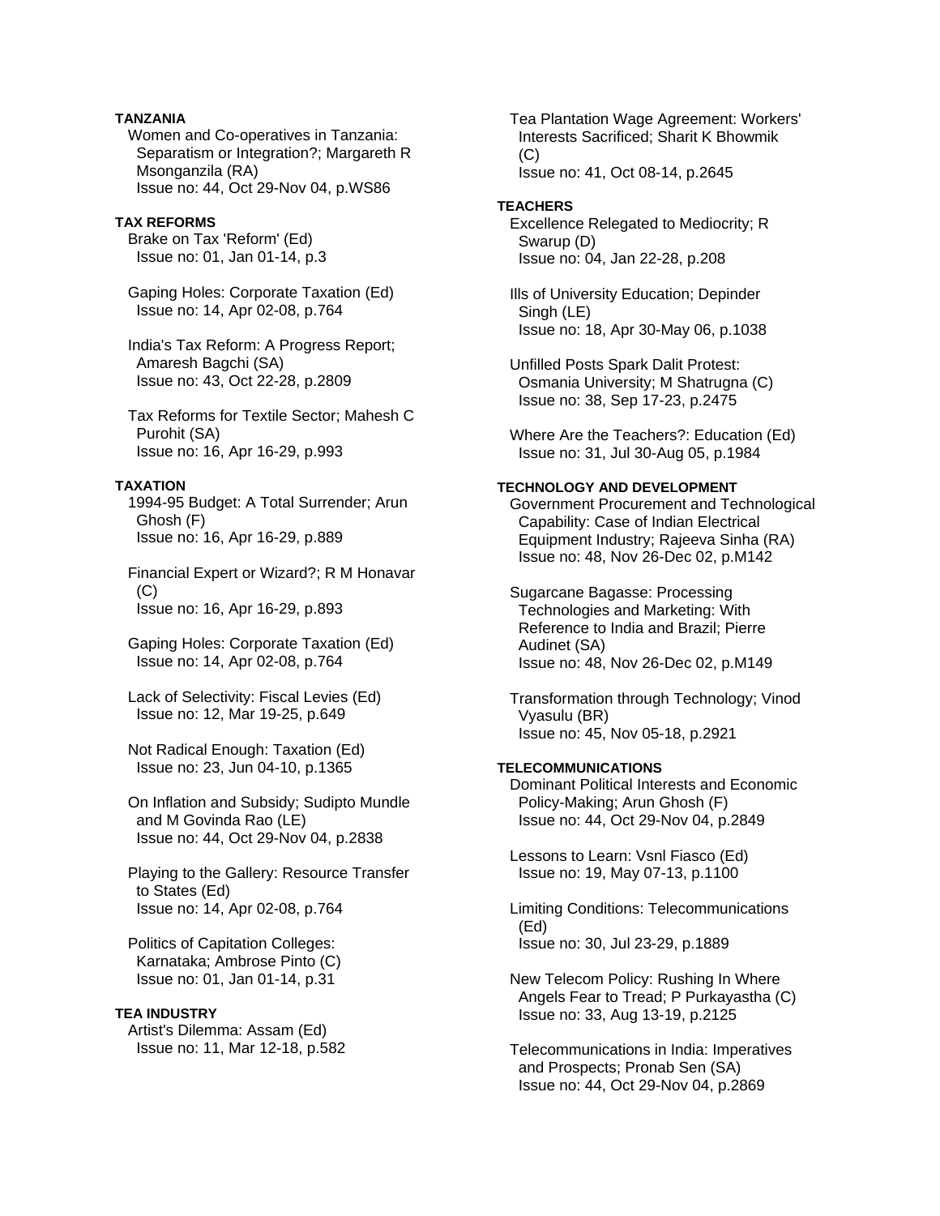**TANZANIA**

Women and Co-operatives in Tanzania: Separatism or Integration?; Margareth R Msonganzila (RA)
Issue no: 44, Oct 29-Nov 04, p.WS86

**TAX REFORMS**

Brake on Tax 'Reform' (Ed)
Issue no: 01, Jan 01-14, p.3

Gaping Holes: Corporate Taxation (Ed)
Issue no: 14, Apr 02-08, p.764

India's Tax Reform: A Progress Report; Amaresh Bagchi (SA)
Issue no: 43, Oct 22-28, p.2809

Tax Reforms for Textile Sector; Mahesh C Purohit (SA)
Issue no: 16, Apr 16-29, p.993

**TAXATION**

1994-95 Budget: A Total Surrender; Arun Ghosh (F)
Issue no: 16, Apr 16-29, p.889

Financial Expert or Wizard?; R M Honavar (C)
Issue no: 16, Apr 16-29, p.893

Gaping Holes: Corporate Taxation (Ed)
Issue no: 14, Apr 02-08, p.764

Lack of Selectivity: Fiscal Levies (Ed)
Issue no: 12, Mar 19-25, p.649

Not Radical Enough: Taxation (Ed)
Issue no: 23, Jun 04-10, p.1365

On Inflation and Subsidy; Sudipto Mundle and M Govinda Rao (LE)
Issue no: 44, Oct 29-Nov 04, p.2838

Playing to the Gallery: Resource Transfer to States (Ed)
Issue no: 14, Apr 02-08, p.764

Politics of Capitation Colleges: Karnataka; Ambrose Pinto (C)
Issue no: 01, Jan 01-14, p.31

**TEA INDUSTRY**

Artist's Dilemma: Assam (Ed)
Issue no: 11, Mar 12-18, p.582

Tea Plantation Wage Agreement: Workers' Interests Sacrificed; Sharit K Bhowmik (C)
Issue no: 41, Oct 08-14, p.2645

**TEACHERS**

Excellence Relegated to Mediocrity; R Swarup (D)
Issue no: 04, Jan 22-28, p.208

Ills of University Education; Depinder Singh (LE)
Issue no: 18, Apr 30-May 06, p.1038

Unfilled Posts Spark Dalit Protest: Osmania University; M Shatrugna (C)
Issue no: 38, Sep 17-23, p.2475

Where Are the Teachers?: Education (Ed)
Issue no: 31, Jul 30-Aug 05, p.1984

**TECHNOLOGY AND DEVELOPMENT**

Government Procurement and Technological Capability: Case of Indian Electrical Equipment Industry; Rajeeva Sinha (RA)
Issue no: 48, Nov 26-Dec 02, p.M142

Sugarcane Bagasse: Processing Technologies and Marketing: With Reference to India and Brazil; Pierre Audinet (SA)
Issue no: 48, Nov 26-Dec 02, p.M149

Transformation through Technology; Vinod Vyasulu (BR)
Issue no: 45, Nov 05-18, p.2921

**TELECOMMUNICATIONS**

Dominant Political Interests and Economic Policy-Making; Arun Ghosh (F)
Issue no: 44, Oct 29-Nov 04, p.2849

Lessons to Learn: Vsnl Fiasco (Ed)
Issue no: 19, May 07-13, p.1100

Limiting Conditions: Telecommunications (Ed)
Issue no: 30, Jul 23-29, p.1889

New Telecom Policy: Rushing In Where Angels Fear to Tread; P Purkayastha (C)
Issue no: 33, Aug 13-19, p.2125

Telecommunications in India: Imperatives and Prospects; Pronab Sen (SA)
Issue no: 44, Oct 29-Nov 04, p.2869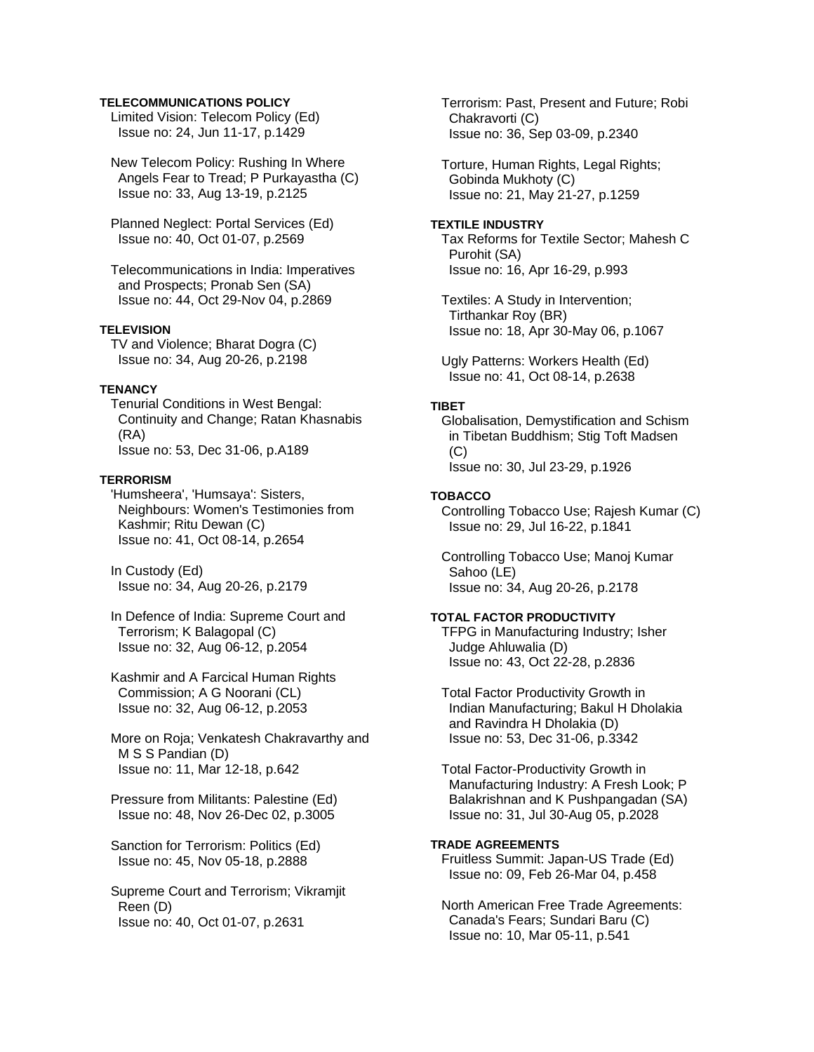**TELECOMMUNICATIONS POLICY**

Limited Vision: Telecom Policy (Ed)
Issue no: 24, Jun 11-17, p.1429

New Telecom Policy: Rushing In Where Angels Fear to Tread; P Purkayastha (C)
Issue no: 33, Aug 13-19, p.2125

Planned Neglect: Portal Services (Ed)
Issue no: 40, Oct 01-07, p.2569

Telecommunications in India: Imperatives and Prospects; Pronab Sen (SA)
Issue no: 44, Oct 29-Nov 04, p.2869

**TELEVISION**

TV and Violence; Bharat Dogra (C)
Issue no: 34, Aug 20-26, p.2198

**TENANCY**

Tenurial Conditions in West Bengal: Continuity and Change; Ratan Khasnabis (RA)
Issue no: 53, Dec 31-06, p.A189

**TERRORISM**

'Humsheera', 'Humsaya': Sisters, Neighbours: Women's Testimonies from Kashmir; Ritu Dewan (C)
Issue no: 41, Oct 08-14, p.2654

In Custody (Ed)
Issue no: 34, Aug 20-26, p.2179

In Defence of India: Supreme Court and Terrorism; K Balagopal (C)
Issue no: 32, Aug 06-12, p.2054

Kashmir and A Farcical Human Rights Commission; A G Noorani (CL)
Issue no: 32, Aug 06-12, p.2053

More on Roja; Venkatesh Chakravarthy and M S S Pandian (D)
Issue no: 11, Mar 12-18, p.642

Pressure from Militants: Palestine (Ed)
Issue no: 48, Nov 26-Dec 02, p.3005

Sanction for Terrorism: Politics (Ed)
Issue no: 45, Nov 05-18, p.2888

Supreme Court and Terrorism; Vikramjit Reen (D)
Issue no: 40, Oct 01-07, p.2631

Terrorism: Past, Present and Future; Robi Chakravorti (C)
Issue no: 36, Sep 03-09, p.2340

Torture, Human Rights, Legal Rights; Gobinda Mukhoty (C)
Issue no: 21, May 21-27, p.1259

**TEXTILE INDUSTRY**

Tax Reforms for Textile Sector; Mahesh C Purohit (SA)
Issue no: 16, Apr 16-29, p.993

Textiles: A Study in Intervention; Tirthankar Roy (BR)
Issue no: 18, Apr 30-May 06, p.1067

Ugly Patterns: Workers Health (Ed)
Issue no: 41, Oct 08-14, p.2638

**TIBET**

Globalisation, Demystification and Schism in Tibetan Buddhism; Stig Toft Madsen (C)
Issue no: 30, Jul 23-29, p.1926

**TOBACCO**

Controlling Tobacco Use; Rajesh Kumar (C)
Issue no: 29, Jul 16-22, p.1841

Controlling Tobacco Use; Manoj Kumar Sahoo (LE)
Issue no: 34, Aug 20-26, p.2178

**TOTAL FACTOR PRODUCTIVITY**

TFPG in Manufacturing Industry; Isher Judge Ahluwalia (D)
Issue no: 43, Oct 22-28, p.2836

Total Factor Productivity Growth in Indian Manufacturing; Bakul H Dholakia and Ravindra H Dholakia (D)
Issue no: 53, Dec 31-06, p.3342

Total Factor-Productivity Growth in Manufacturing Industry: A Fresh Look; P Balakrishnan and K Pushpangadan (SA)
Issue no: 31, Jul 30-Aug 05, p.2028

**TRADE AGREEMENTS**

Fruitless Summit: Japan-US Trade (Ed)
Issue no: 09, Feb 26-Mar 04, p.458

North American Free Trade Agreements: Canada's Fears; Sundari Baru (C)
Issue no: 10, Mar 05-11, p.541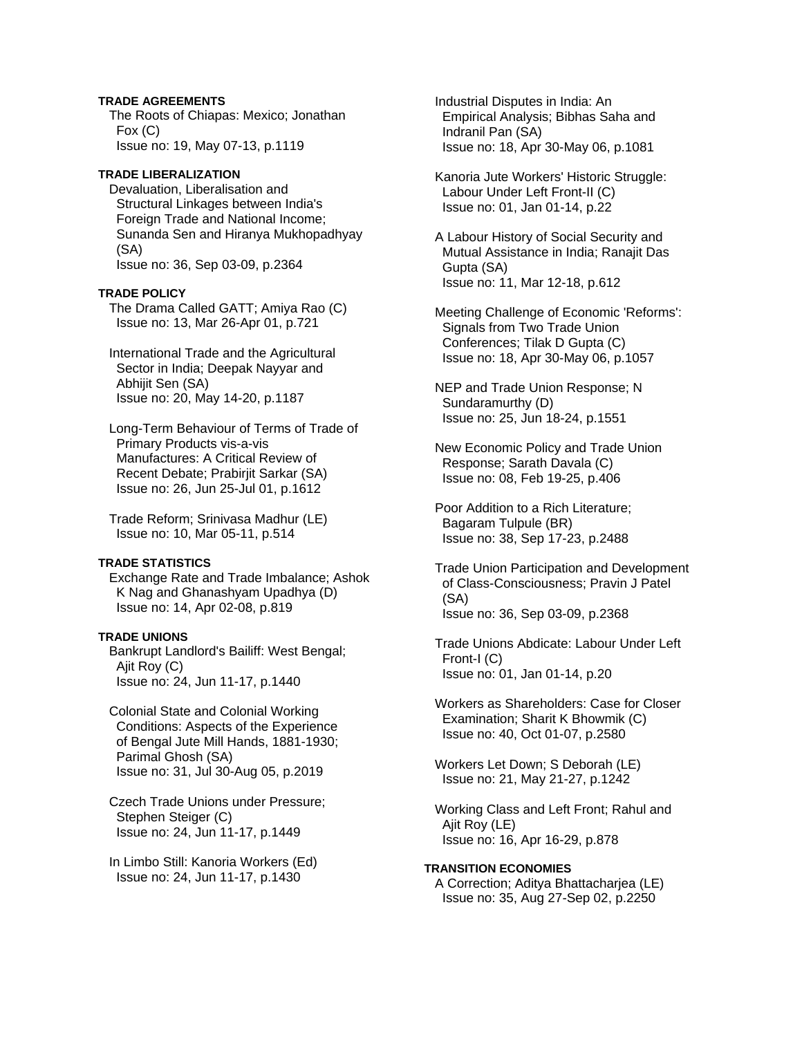**TRADE AGREEMENTS**

The Roots of Chiapas: Mexico; Jonathan Fox (C)
Issue no: 19, May 07-13, p.1119

**TRADE LIBERALIZATION**

Devaluation, Liberalisation and Structural Linkages between India's Foreign Trade and National Income; Sunanda Sen and Hiranya Mukhopadhyay (SA)
Issue no: 36, Sep 03-09, p.2364

**TRADE POLICY**

The Drama Called GATT; Amiya Rao (C)
Issue no: 13, Mar 26-Apr 01, p.721

International Trade and the Agricultural Sector in India; Deepak Nayyar and Abhijit Sen (SA)
Issue no: 20, May 14-20, p.1187

Long-Term Behaviour of Terms of Trade of Primary Products vis-a-vis Manufactures: A Critical Review of Recent Debate; Prabirjit Sarkar (SA)
Issue no: 26, Jun 25-Jul 01, p.1612

Trade Reform; Srinivasa Madhur (LE)
Issue no: 10, Mar 05-11, p.514

**TRADE STATISTICS**

Exchange Rate and Trade Imbalance; Ashok K Nag and Ghanashyam Upadhya (D)
Issue no: 14, Apr 02-08, p.819

**TRADE UNIONS**

Bankrupt Landlord's Bailiff: West Bengal; Ajit Roy (C)
Issue no: 24, Jun 11-17, p.1440

Colonial State and Colonial Working Conditions: Aspects of the Experience of Bengal Jute Mill Hands, 1881-1930; Parimal Ghosh (SA)
Issue no: 31, Jul 30-Aug 05, p.2019

Czech Trade Unions under Pressure; Stephen Steiger (C)
Issue no: 24, Jun 11-17, p.1449

In Limbo Still: Kanoria Workers (Ed)
Issue no: 24, Jun 11-17, p.1430

Industrial Disputes in India: An Empirical Analysis; Bibhas Saha and Indranil Pan (SA)
Issue no: 18, Apr 30-May 06, p.1081

Kanoria Jute Workers' Historic Struggle: Labour Under Left Front-II (C)
Issue no: 01, Jan 01-14, p.22

A Labour History of Social Security and Mutual Assistance in India; Ranajit Das Gupta (SA)
Issue no: 11, Mar 12-18, p.612

Meeting Challenge of Economic 'Reforms': Signals from Two Trade Union Conferences; Tilak D Gupta (C)
Issue no: 18, Apr 30-May 06, p.1057

NEP and Trade Union Response; N Sundaramurthy (D)
Issue no: 25, Jun 18-24, p.1551

New Economic Policy and Trade Union Response; Sarath Davala (C)
Issue no: 08, Feb 19-25, p.406

Poor Addition to a Rich Literature; Bagaram Tulpule (BR)
Issue no: 38, Sep 17-23, p.2488

Trade Union Participation and Development of Class-Consciousness; Pravin J Patel (SA)
Issue no: 36, Sep 03-09, p.2368

Trade Unions Abdicate: Labour Under Left Front-I (C)
Issue no: 01, Jan 01-14, p.20

Workers as Shareholders: Case for Closer Examination; Sharit K Bhowmik (C)
Issue no: 40, Oct 01-07, p.2580

Workers Let Down; S Deborah (LE)
Issue no: 21, May 21-27, p.1242

Working Class and Left Front; Rahul and Ajit Roy (LE)
Issue no: 16, Apr 16-29, p.878

**TRANSITION ECONOMIES**

A Correction; Aditya Bhattacharjea (LE)
Issue no: 35, Aug 27-Sep 02, p.2250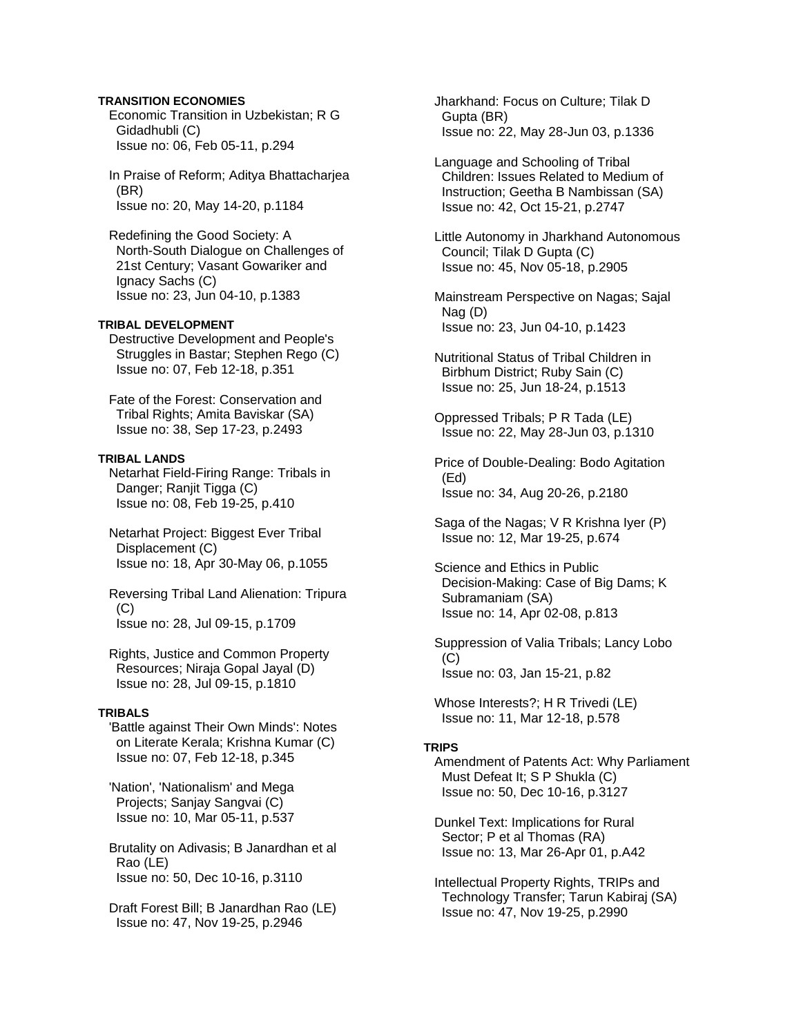**TRANSITION ECONOMIES**

Economic Transition in Uzbekistan; R G Gidadhubli (C)
Issue no: 06, Feb 05-11, p.294

In Praise of Reform; Aditya Bhattacharjea (BR)
Issue no: 20, May 14-20, p.1184

Redefining the Good Society: A North-South Dialogue on Challenges of 21st Century; Vasant Gowariker and Ignacy Sachs (C)
Issue no: 23, Jun 04-10, p.1383

**TRIBAL DEVELOPMENT**

Destructive Development and People's Struggles in Bastar; Stephen Rego (C)
Issue no: 07, Feb 12-18, p.351

Fate of the Forest: Conservation and Tribal Rights; Amita Baviskar (SA)
Issue no: 38, Sep 17-23, p.2493

**TRIBAL LANDS**

Netarhat Field-Firing Range: Tribals in Danger; Ranjit Tigga (C)
Issue no: 08, Feb 19-25, p.410

Netarhat Project: Biggest Ever Tribal Displacement (C)
Issue no: 18, Apr 30-May 06, p.1055

Reversing Tribal Land Alienation: Tripura (C)
Issue no: 28, Jul 09-15, p.1709

Rights, Justice and Common Property Resources; Niraja Gopal Jayal (D)
Issue no: 28, Jul 09-15, p.1810

**TRIBALS**

'Battle against Their Own Minds': Notes on Literate Kerala; Krishna Kumar (C)
Issue no: 07, Feb 12-18, p.345

'Nation', 'Nationalism' and Mega Projects; Sanjay Sangvai (C)
Issue no: 10, Mar 05-11, p.537

Brutality on Adivasis; B Janardhan et al Rao (LE)
Issue no: 50, Dec 10-16, p.3110

Draft Forest Bill; B Janardhan Rao (LE)
Issue no: 47, Nov 19-25, p.2946

Jharkhand: Focus on Culture; Tilak D Gupta (BR)
Issue no: 22, May 28-Jun 03, p.1336

Language and Schooling of Tribal Children: Issues Related to Medium of Instruction; Geetha B Nambissan (SA)
Issue no: 42, Oct 15-21, p.2747

Little Autonomy in Jharkhand Autonomous Council; Tilak D Gupta (C)
Issue no: 45, Nov 05-18, p.2905

Mainstream Perspective on Nagas; Sajal Nag (D)
Issue no: 23, Jun 04-10, p.1423

Nutritional Status of Tribal Children in Birbhum District; Ruby Sain (C)
Issue no: 25, Jun 18-24, p.1513

Oppressed Tribals; P R Tada (LE)
Issue no: 22, May 28-Jun 03, p.1310

Price of Double-Dealing: Bodo Agitation (Ed)
Issue no: 34, Aug 20-26, p.2180

Saga of the Nagas; V R Krishna Iyer (P)
Issue no: 12, Mar 19-25, p.674

Science and Ethics in Public Decision-Making: Case of Big Dams; K Subramaniam (SA)
Issue no: 14, Apr 02-08, p.813

Suppression of Valia Tribals; Lancy Lobo (C)
Issue no: 03, Jan 15-21, p.82

Whose Interests?; H R Trivedi (LE)
Issue no: 11, Mar 12-18, p.578

**TRIPS**

Amendment of Patents Act: Why Parliament Must Defeat It; S P Shukla (C)
Issue no: 50, Dec 10-16, p.3127

Dunkel Text: Implications for Rural Sector; P et al Thomas (RA)
Issue no: 13, Mar 26-Apr 01, p.A42

Intellectual Property Rights, TRIPs and Technology Transfer; Tarun Kabiraj (SA)
Issue no: 47, Nov 19-25, p.2990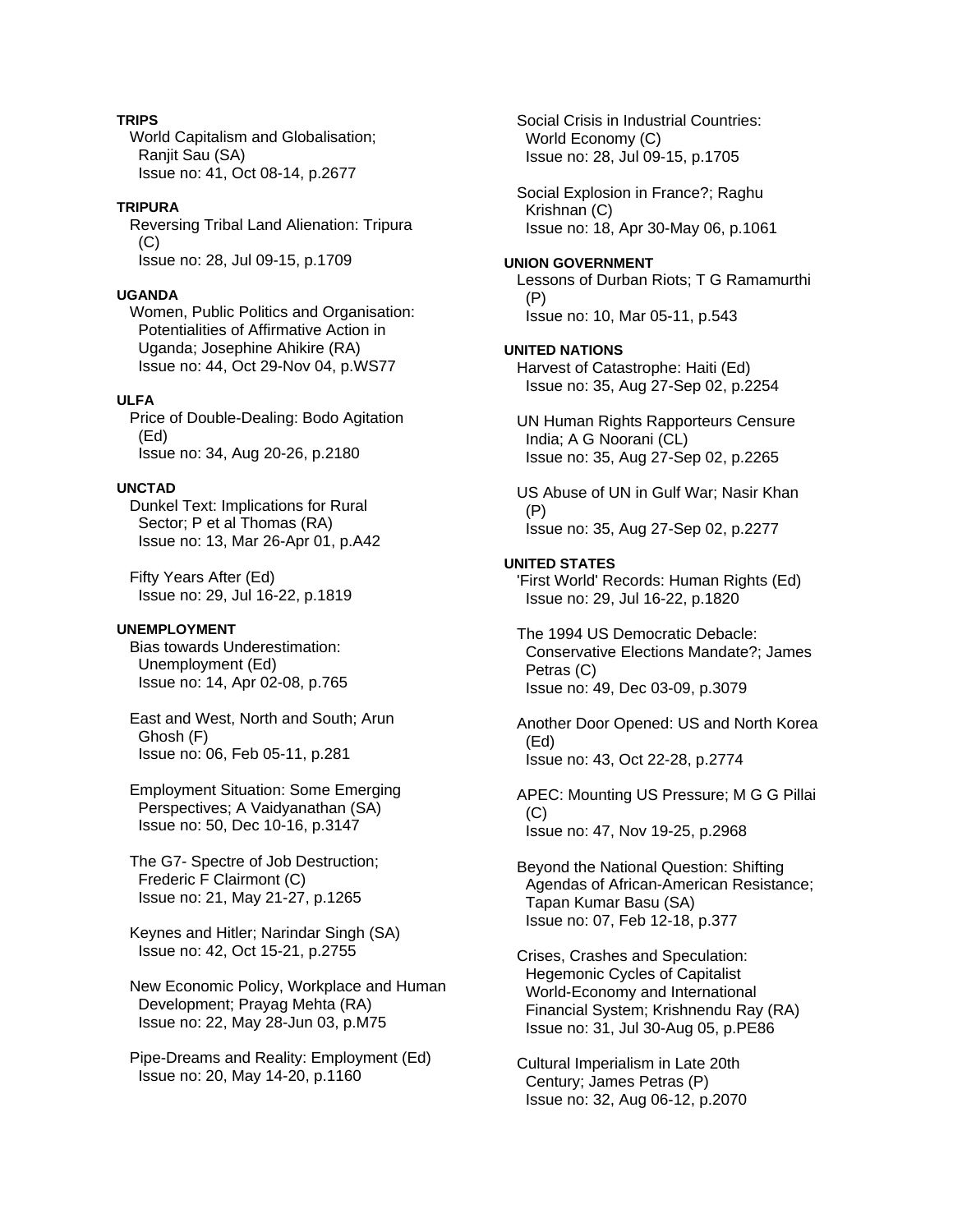**TRIPS**

World Capitalism and Globalisation; Ranjit Sau (SA)
Issue no: 41, Oct 08-14, p.2677

**TRIPURA**

Reversing Tribal Land Alienation: Tripura (C)
Issue no: 28, Jul 09-15, p.1709

**UGANDA**

Women, Public Politics and Organisation: Potentialities of Affirmative Action in Uganda; Josephine Ahikire (RA)
Issue no: 44, Oct 29-Nov 04, p.WS77

**ULFA**

Price of Double-Dealing: Bodo Agitation (Ed)
Issue no: 34, Aug 20-26, p.2180

**UNCTAD**

Dunkel Text: Implications for Rural Sector; P et al Thomas (RA)
Issue no: 13, Mar 26-Apr 01, p.A42

Fifty Years After (Ed)
Issue no: 29, Jul 16-22, p.1819

**UNEMPLOYMENT**

Bias towards Underestimation: Unemployment (Ed)
Issue no: 14, Apr 02-08, p.765

East and West, North and South; Arun Ghosh (F)
Issue no: 06, Feb 05-11, p.281

Employment Situation: Some Emerging Perspectives; A Vaidyanathan (SA)
Issue no: 50, Dec 10-16, p.3147

The G7- Spectre of Job Destruction; Frederic F Clairmont (C)
Issue no: 21, May 21-27, p.1265

Keynes and Hitler; Narindar Singh (SA)
Issue no: 42, Oct 15-21, p.2755

New Economic Policy, Workplace and Human Development; Prayag Mehta (RA)
Issue no: 22, May 28-Jun 03, p.M75

Pipe-Dreams and Reality: Employment (Ed)
Issue no: 20, May 14-20, p.1160

Social Crisis in Industrial Countries: World Economy (C)
Issue no: 28, Jul 09-15, p.1705

Social Explosion in France?; Raghu Krishnan (C)
Issue no: 18, Apr 30-May 06, p.1061

**UNION GOVERNMENT**

Lessons of Durban Riots; T G Ramamurthi (P)
Issue no: 10, Mar 05-11, p.543

**UNITED NATIONS**

Harvest of Catastrophe: Haiti (Ed)
Issue no: 35, Aug 27-Sep 02, p.2254

UN Human Rights Rapporteurs Censure India; A G Noorani (CL)
Issue no: 35, Aug 27-Sep 02, p.2265

US Abuse of UN in Gulf War; Nasir Khan (P)
Issue no: 35, Aug 27-Sep 02, p.2277

**UNITED STATES**

'First World' Records: Human Rights (Ed)
Issue no: 29, Jul 16-22, p.1820

The 1994 US Democratic Debacle: Conservative Elections Mandate?; James Petras (C)
Issue no: 49, Dec 03-09, p.3079

Another Door Opened: US and North Korea (Ed)
Issue no: 43, Oct 22-28, p.2774

APEC: Mounting US Pressure; M G G Pillai (C)
Issue no: 47, Nov 19-25, p.2968

Beyond the National Question: Shifting Agendas of African-American Resistance; Tapan Kumar Basu (SA)
Issue no: 07, Feb 12-18, p.377

Crises, Crashes and Speculation: Hegemonic Cycles of Capitalist World-Economy and International Financial System; Krishnendu Ray (RA)
Issue no: 31, Jul 30-Aug 05, p.PE86

Cultural Imperialism in Late 20th Century; James Petras (P)
Issue no: 32, Aug 06-12, p.2070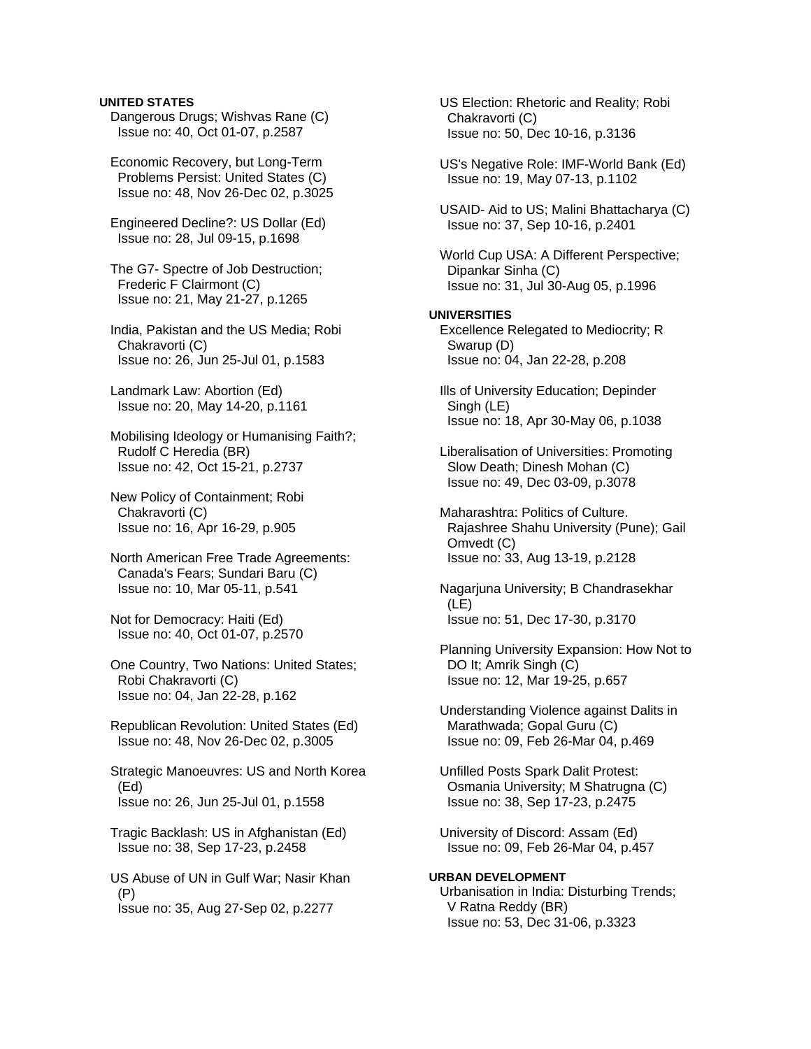**UNITED STATES**

Dangerous Drugs; Wishvas Rane (C)
Issue no: 40, Oct 01-07, p.2587

Economic Recovery, but Long-Term Problems Persist: United States (C)
Issue no: 48, Nov 26-Dec 02, p.3025

Engineered Decline?: US Dollar (Ed)
Issue no: 28, Jul 09-15, p.1698

The G7- Spectre of Job Destruction; Frederic F Clairmont (C)
Issue no: 21, May 21-27, p.1265

India, Pakistan and the US Media; Robi Chakravorti (C)
Issue no: 26, Jun 25-Jul 01, p.1583

Landmark Law: Abortion (Ed)
Issue no: 20, May 14-20, p.1161

Mobilising Ideology or Humanising Faith?; Rudolf C Heredia (BR)
Issue no: 42, Oct 15-21, p.2737

New Policy of Containment; Robi Chakravorti (C)
Issue no: 16, Apr 16-29, p.905

North American Free Trade Agreements: Canada's Fears; Sundari Baru (C)
Issue no: 10, Mar 05-11, p.541

Not for Democracy: Haiti (Ed)
Issue no: 40, Oct 01-07, p.2570

One Country, Two Nations: United States; Robi Chakravorti (C)
Issue no: 04, Jan 22-28, p.162

Republican Revolution: United States (Ed)
Issue no: 48, Nov 26-Dec 02, p.3005

Strategic Manoeuvres: US and North Korea (Ed)
Issue no: 26, Jun 25-Jul 01, p.1558

Tragic Backlash: US in Afghanistan (Ed)
Issue no: 38, Sep 17-23, p.2458

US Abuse of UN in Gulf War; Nasir Khan (P)
Issue no: 35, Aug 27-Sep 02, p.2277

US Election: Rhetoric and Reality; Robi Chakravorti (C)
Issue no: 50, Dec 10-16, p.3136

US's Negative Role: IMF-World Bank (Ed)
Issue no: 19, May 07-13, p.1102

USAID- Aid to US; Malini Bhattacharya (C)
Issue no: 37, Sep 10-16, p.2401

World Cup USA: A Different Perspective; Dipankar Sinha (C)
Issue no: 31, Jul 30-Aug 05, p.1996

**UNIVERSITIES**

Excellence Relegated to Mediocrity; R Swarup (D)
Issue no: 04, Jan 22-28, p.208

Ills of University Education; Depinder Singh (LE)
Issue no: 18, Apr 30-May 06, p.1038

Liberalisation of Universities: Promoting Slow Death; Dinesh Mohan (C)
Issue no: 49, Dec 03-09, p.3078

Maharashtra: Politics of Culture. Rajashree Shahu University (Pune); Gail Omvedt (C)
Issue no: 33, Aug 13-19, p.2128

Nagarjuna University; B Chandrasekhar (LE)
Issue no: 51, Dec 17-30, p.3170

Planning University Expansion: How Not to DO It; Amrik Singh (C)
Issue no: 12, Mar 19-25, p.657

Understanding Violence against Dalits in Marathwada; Gopal Guru (C)
Issue no: 09, Feb 26-Mar 04, p.469

Unfilled Posts Spark Dalit Protest: Osmania University; M Shatrugna (C)
Issue no: 38, Sep 17-23, p.2475

University of Discord: Assam (Ed)
Issue no: 09, Feb 26-Mar 04, p.457

**URBAN DEVELOPMENT**

Urbanisation in India: Disturbing Trends; V Ratna Reddy (BR)
Issue no: 53, Dec 31-06, p.3323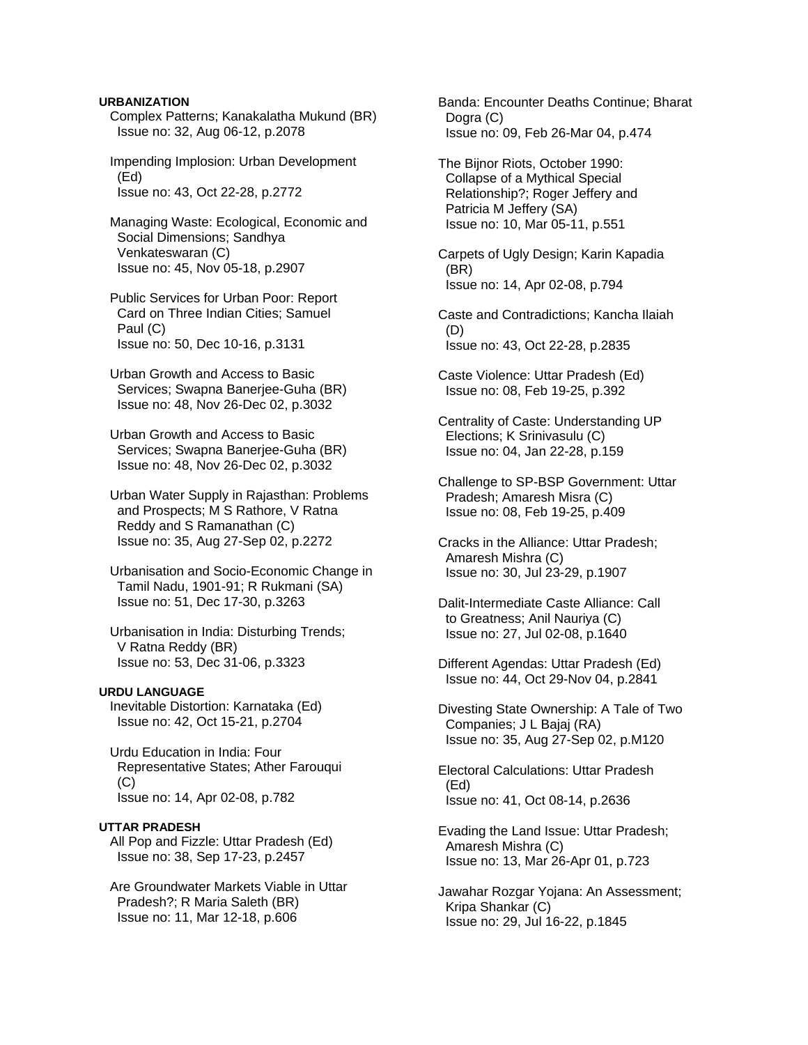**URBANIZATION**

Complex Patterns; Kanakalatha Mukund (BR)
Issue no: 32, Aug 06-12, p.2078

Impending Implosion: Urban Development (Ed)
Issue no: 43, Oct 22-28, p.2772

Managing Waste: Ecological, Economic and Social Dimensions; Sandhya Venkateswaran (C)
Issue no: 45, Nov 05-18, p.2907

Public Services for Urban Poor: Report Card on Three Indian Cities; Samuel Paul (C)
Issue no: 50, Dec 10-16, p.3131

Urban Growth and Access to Basic Services; Swapna Banerjee-Guha (BR)
Issue no: 48, Nov 26-Dec 02, p.3032

Urban Growth and Access to Basic Services; Swapna Banerjee-Guha (BR)
Issue no: 48, Nov 26-Dec 02, p.3032

Urban Water Supply in Rajasthan: Problems and Prospects; M S Rathore, V Ratna Reddy and S Ramanathan (C)
Issue no: 35, Aug 27-Sep 02, p.2272

Urbanisation and Socio-Economic Change in Tamil Nadu, 1901-91; R Rukmani (SA)
Issue no: 51, Dec 17-30, p.3263

Urbanisation in India: Disturbing Trends; V Ratna Reddy (BR)
Issue no: 53, Dec 31-06, p.3323

**URDU LANGUAGE**

Inevitable Distortion: Karnataka (Ed)
Issue no: 42, Oct 15-21, p.2704

Urdu Education in India: Four Representative States; Ather Farouqui (C)
Issue no: 14, Apr 02-08, p.782

**UTTAR PRADESH**

All Pop and Fizzle: Uttar Pradesh (Ed)
Issue no: 38, Sep 17-23, p.2457

Are Groundwater Markets Viable in Uttar Pradesh?; R Maria Saleth (BR)
Issue no: 11, Mar 12-18, p.606

Banda: Encounter Deaths Continue; Bharat Dogra (C)
Issue no: 09, Feb 26-Mar 04, p.474

The Bijnor Riots, October 1990: Collapse of a Mythical Special Relationship?; Roger Jeffery and Patricia M Jeffery (SA)
Issue no: 10, Mar 05-11, p.551

Carpets of Ugly Design; Karin Kapadia (BR)
Issue no: 14, Apr 02-08, p.794

Caste and Contradictions; Kancha Ilaiah (D)
Issue no: 43, Oct 22-28, p.2835

Caste Violence: Uttar Pradesh (Ed)
Issue no: 08, Feb 19-25, p.392

Centrality of Caste: Understanding UP Elections; K Srinivasulu (C)
Issue no: 04, Jan 22-28, p.159

Challenge to SP-BSP Government: Uttar Pradesh; Amaresh Misra (C)
Issue no: 08, Feb 19-25, p.409

Cracks in the Alliance: Uttar Pradesh; Amaresh Mishra (C)
Issue no: 30, Jul 23-29, p.1907

Dalit-Intermediate Caste Alliance: Call to Greatness; Anil Nauriya (C)
Issue no: 27, Jul 02-08, p.1640

Different Agendas: Uttar Pradesh (Ed)
Issue no: 44, Oct 29-Nov 04, p.2841

Divesting State Ownership: A Tale of Two Companies; J L Bajaj (RA)
Issue no: 35, Aug 27-Sep 02, p.M120

Electoral Calculations: Uttar Pradesh (Ed)
Issue no: 41, Oct 08-14, p.2636

Evading the Land Issue: Uttar Pradesh; Amaresh Mishra (C)
Issue no: 13, Mar 26-Apr 01, p.723

Jawahar Rozgar Yojana: An Assessment; Kripa Shankar (C)
Issue no: 29, Jul 16-22, p.1845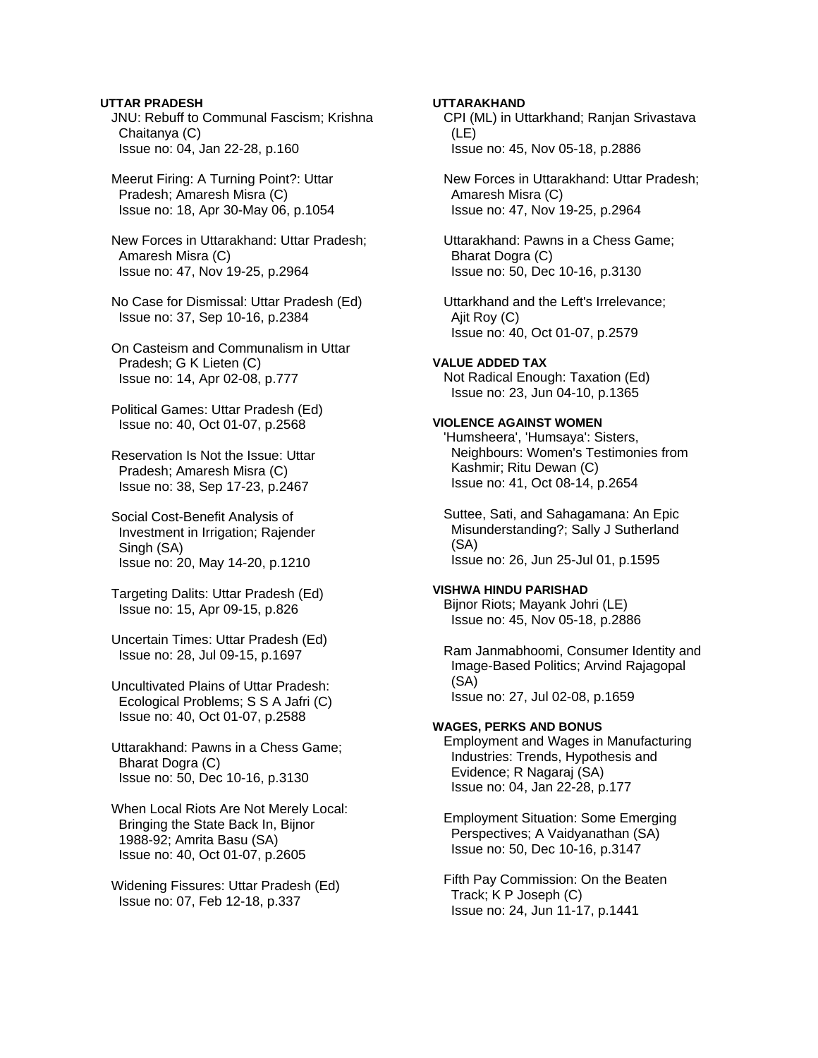**UTTAR PRADESH**

JNU: Rebuff to Communal Fascism; Krishna Chaitanya (C)
Issue no: 04, Jan 22-28, p.160

Meerut Firing: A Turning Point?: Uttar Pradesh; Amaresh Misra (C)
Issue no: 18, Apr 30-May 06, p.1054

New Forces in Uttarakhand: Uttar Pradesh; Amaresh Misra (C)
Issue no: 47, Nov 19-25, p.2964

No Case for Dismissal: Uttar Pradesh (Ed)
Issue no: 37, Sep 10-16, p.2384

On Casteism and Communalism in Uttar Pradesh; G K Lieten (C)
Issue no: 14, Apr 02-08, p.777

Political Games: Uttar Pradesh (Ed)
Issue no: 40, Oct 01-07, p.2568

Reservation Is Not the Issue: Uttar Pradesh; Amaresh Misra (C)
Issue no: 38, Sep 17-23, p.2467

Social Cost-Benefit Analysis of Investment in Irrigation; Rajender Singh (SA)
Issue no: 20, May 14-20, p.1210

Targeting Dalits: Uttar Pradesh (Ed)
Issue no: 15, Apr 09-15, p.826

Uncertain Times: Uttar Pradesh (Ed)
Issue no: 28, Jul 09-15, p.1697

Uncultivated Plains of Uttar Pradesh: Ecological Problems; S S A Jafri (C)
Issue no: 40, Oct 01-07, p.2588

Uttarakhand: Pawns in a Chess Game; Bharat Dogra (C)
Issue no: 50, Dec 10-16, p.3130

When Local Riots Are Not Merely Local: Bringing the State Back In, Bijnor 1988-92; Amrita Basu (SA)
Issue no: 40, Oct 01-07, p.2605

Widening Fissures: Uttar Pradesh (Ed)
Issue no: 07, Feb 12-18, p.337

**UTTARAKHAND**

CPI (ML) in Uttarkhand; Ranjan Srivastava (LE)
Issue no: 45, Nov 05-18, p.2886

New Forces in Uttarakhand: Uttar Pradesh; Amaresh Misra (C)
Issue no: 47, Nov 19-25, p.2964

Uttarakhand: Pawns in a Chess Game; Bharat Dogra (C)
Issue no: 50, Dec 10-16, p.3130

Uttarkhand and the Left's Irrelevance; Ajit Roy (C)
Issue no: 40, Oct 01-07, p.2579

**VALUE ADDED TAX**

Not Radical Enough: Taxation (Ed)
Issue no: 23, Jun 04-10, p.1365

**VIOLENCE AGAINST WOMEN**

'Humsheera', 'Humsaya': Sisters, Neighbours: Women's Testimonies from Kashmir; Ritu Dewan (C)
Issue no: 41, Oct 08-14, p.2654

Suttee, Sati, and Sahagamana: An Epic Misunderstanding?; Sally J Sutherland (SA)
Issue no: 26, Jun 25-Jul 01, p.1595

**VISHWA HINDU PARISHAD**

Bijnor Riots; Mayank Johri (LE)
Issue no: 45, Nov 05-18, p.2886

Ram Janmabhoomi, Consumer Identity and Image-Based Politics; Arvind Rajagopal (SA)
Issue no: 27, Jul 02-08, p.1659

**WAGES, PERKS AND BONUS**

Employment and Wages in Manufacturing Industries: Trends, Hypothesis and Evidence; R Nagaraj (SA)
Issue no: 04, Jan 22-28, p.177

Employment Situation: Some Emerging Perspectives; A Vaidyanathan (SA)
Issue no: 50, Dec 10-16, p.3147

Fifth Pay Commission: On the Beaten Track; K P Joseph (C)
Issue no: 24, Jun 11-17, p.1441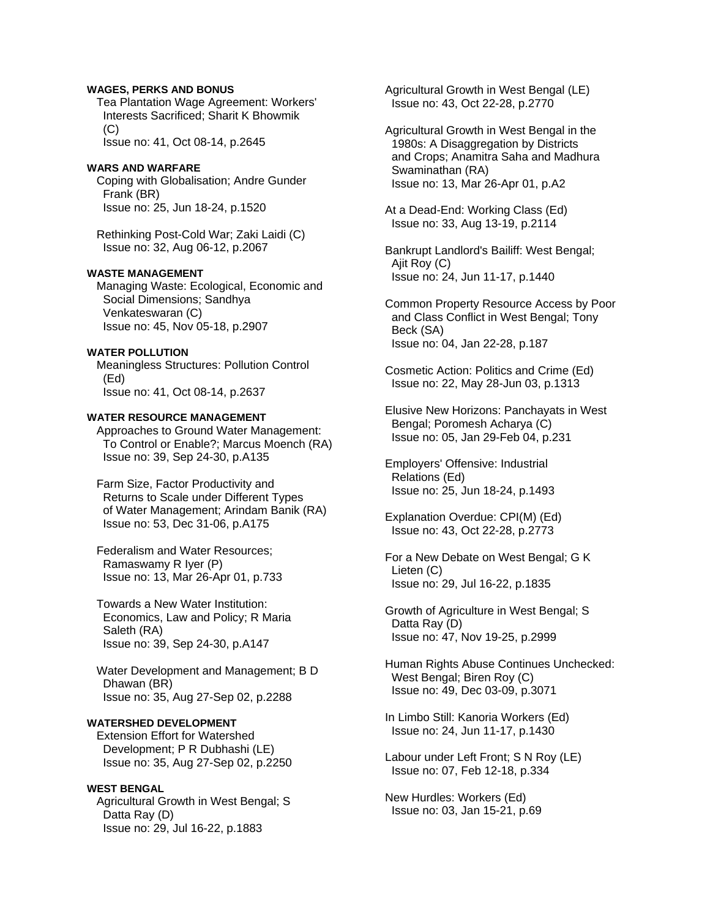**WAGES, PERKS AND BONUS**

Tea Plantation Wage Agreement: Workers' Interests Sacrificed; Sharit K Bhowmik (C)
Issue no: 41, Oct 08-14, p.2645

**WARS AND WARFARE**

Coping with Globalisation; Andre Gunder Frank (BR)
Issue no: 25, Jun 18-24, p.1520

Rethinking Post-Cold War; Zaki Laidi (C)
Issue no: 32, Aug 06-12, p.2067

**WASTE MANAGEMENT**

Managing Waste: Ecological, Economic and Social Dimensions; Sandhya Venkateswaran (C)
Issue no: 45, Nov 05-18, p.2907

**WATER POLLUTION**

Meaningless Structures: Pollution Control (Ed)
Issue no: 41, Oct 08-14, p.2637

**WATER RESOURCE MANAGEMENT**

Approaches to Ground Water Management: To Control or Enable?; Marcus Moench (RA)
Issue no: 39, Sep 24-30, p.A135

Farm Size, Factor Productivity and Returns to Scale under Different Types of Water Management; Arindam Banik (RA)
Issue no: 53, Dec 31-06, p.A175

Federalism and Water Resources; Ramaswamy R Iyer (P)
Issue no: 13, Mar 26-Apr 01, p.733

Towards a New Water Institution: Economics, Law and Policy; R Maria Saleth (RA)
Issue no: 39, Sep 24-30, p.A147

Water Development and Management; B D Dhawan (BR)
Issue no: 35, Aug 27-Sep 02, p.2288

**WATERSHED DEVELOPMENT**

Extension Effort for Watershed Development; P R Dubhashi (LE)
Issue no: 35, Aug 27-Sep 02, p.2250

**WEST BENGAL**

Agricultural Growth in West Bengal; S Datta Ray (D)
Issue no: 29, Jul 16-22, p.1883

Agricultural Growth in West Bengal (LE)
Issue no: 43, Oct 22-28, p.2770

Agricultural Growth in West Bengal in the 1980s: A Disaggregation by Districts and Crops; Anamitra Saha and Madhura Swaminathan (RA)
Issue no: 13, Mar 26-Apr 01, p.A2

At a Dead-End: Working Class (Ed)
Issue no: 33, Aug 13-19, p.2114

Bankrupt Landlord's Bailiff: West Bengal; Ajit Roy (C)
Issue no: 24, Jun 11-17, p.1440

Common Property Resource Access by Poor and Class Conflict in West Bengal; Tony Beck (SA)
Issue no: 04, Jan 22-28, p.187

Cosmetic Action: Politics and Crime (Ed)
Issue no: 22, May 28-Jun 03, p.1313

Elusive New Horizons: Panchayats in West Bengal; Poromesh Acharya (C)
Issue no: 05, Jan 29-Feb 04, p.231

Employers' Offensive: Industrial Relations (Ed)
Issue no: 25, Jun 18-24, p.1493

Explanation Overdue: CPI(M) (Ed)
Issue no: 43, Oct 22-28, p.2773

For a New Debate on West Bengal; G K Lieten (C)
Issue no: 29, Jul 16-22, p.1835

Growth of Agriculture in West Bengal; S Datta Ray (D)
Issue no: 47, Nov 19-25, p.2999

Human Rights Abuse Continues Unchecked: West Bengal; Biren Roy (C)
Issue no: 49, Dec 03-09, p.3071

In Limbo Still: Kanoria Workers (Ed)
Issue no: 24, Jun 11-17, p.1430

Labour under Left Front; S N Roy (LE)
Issue no: 07, Feb 12-18, p.334

New Hurdles: Workers (Ed)
Issue no: 03, Jan 15-21, p.69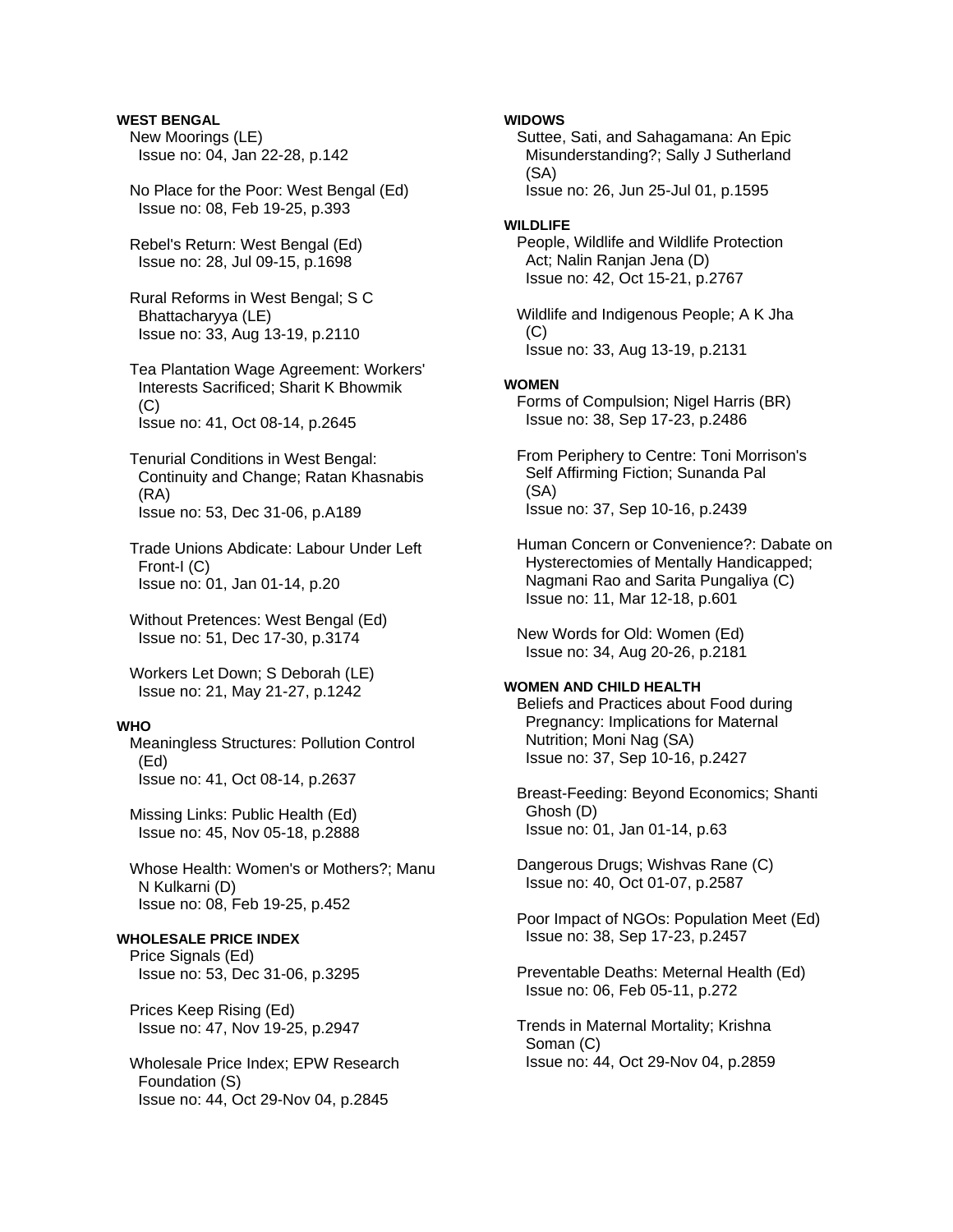**WEST BENGAL**

New Moorings (LE)
Issue no: 04, Jan 22-28, p.142

No Place for the Poor: West Bengal (Ed)
Issue no: 08, Feb 19-25, p.393

Rebel's Return: West Bengal (Ed)
Issue no: 28, Jul 09-15, p.1698

Rural Reforms in West Bengal; S C Bhattacharyya (LE)
Issue no: 33, Aug 13-19, p.2110

Tea Plantation Wage Agreement: Workers' Interests Sacrificed; Sharit K Bhowmik (C)
Issue no: 41, Oct 08-14, p.2645

Tenurial Conditions in West Bengal: Continuity and Change; Ratan Khasnabis (RA)
Issue no: 53, Dec 31-06, p.A189

Trade Unions Abdicate: Labour Under Left Front-I (C)
Issue no: 01, Jan 01-14, p.20

Without Pretences: West Bengal (Ed)
Issue no: 51, Dec 17-30, p.3174

Workers Let Down; S Deborah (LE)
Issue no: 21, May 21-27, p.1242

**WHO**

Meaningless Structures: Pollution Control (Ed)
Issue no: 41, Oct 08-14, p.2637

Missing Links: Public Health (Ed)
Issue no: 45, Nov 05-18, p.2888

Whose Health: Women's or Mothers?; Manu N Kulkarni (D)
Issue no: 08, Feb 19-25, p.452

**WHOLESALE PRICE INDEX**

Price Signals (Ed)
Issue no: 53, Dec 31-06, p.3295

Prices Keep Rising (Ed)
Issue no: 47, Nov 19-25, p.2947

Wholesale Price Index; EPW Research Foundation (S)
Issue no: 44, Oct 29-Nov 04, p.2845

**WIDOWS**

Suttee, Sati, and Sahagamana: An Epic Misunderstanding?; Sally J Sutherland (SA)
Issue no: 26, Jun 25-Jul 01, p.1595

**WILDLIFE**

People, Wildlife and Wildlife Protection Act; Nalin Ranjan Jena (D)
Issue no: 42, Oct 15-21, p.2767

Wildlife and Indigenous People; A K Jha (C)
Issue no: 33, Aug 13-19, p.2131

**WOMEN**

Forms of Compulsion; Nigel Harris (BR)
Issue no: 38, Sep 17-23, p.2486

From Periphery to Centre: Toni Morrison's Self Affirming Fiction; Sunanda Pal (SA)
Issue no: 37, Sep 10-16, p.2439

Human Concern or Convenience?: Dabate on Hysterectomies of Mentally Handicapped; Nagmani Rao and Sarita Pungaliya (C)
Issue no: 11, Mar 12-18, p.601

New Words for Old: Women (Ed)
Issue no: 34, Aug 20-26, p.2181

**WOMEN AND CHILD HEALTH**

Beliefs and Practices about Food during Pregnancy: Implications for Maternal Nutrition; Moni Nag (SA)
Issue no: 37, Sep 10-16, p.2427

Breast-Feeding: Beyond Economics; Shanti Ghosh (D)
Issue no: 01, Jan 01-14, p.63

Dangerous Drugs; Wishvas Rane (C)
Issue no: 40, Oct 01-07, p.2587

Poor Impact of NGOs: Population Meet (Ed)
Issue no: 38, Sep 17-23, p.2457

Preventable Deaths: Meternal Health (Ed)
Issue no: 06, Feb 05-11, p.272

Trends in Maternal Mortality; Krishna Soman (C)
Issue no: 44, Oct 29-Nov 04, p.2859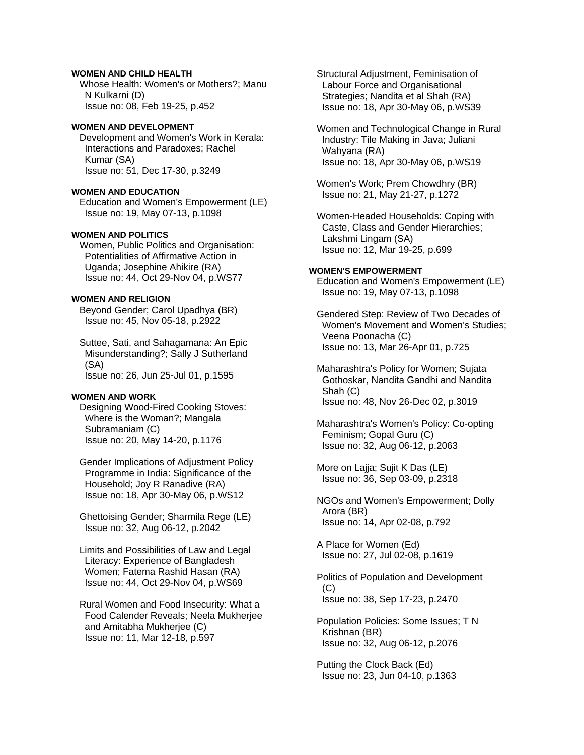**WOMEN AND CHILD HEALTH**

Whose Health: Women's or Mothers?; Manu N Kulkarni (D)
Issue no: 08, Feb 19-25, p.452

**WOMEN AND DEVELOPMENT**

Development and Women's Work in Kerala: Interactions and Paradoxes; Rachel Kumar (SA)
Issue no: 51, Dec 17-30, p.3249

**WOMEN AND EDUCATION**

Education and Women's Empowerment (LE)
Issue no: 19, May 07-13, p.1098

**WOMEN AND POLITICS**

Women, Public Politics and Organisation: Potentialities of Affirmative Action in Uganda; Josephine Ahikire (RA)
Issue no: 44, Oct 29-Nov 04, p.WS77

**WOMEN AND RELIGION**

Beyond Gender; Carol Upadhya (BR)
Issue no: 45, Nov 05-18, p.2922

Suttee, Sati, and Sahagamana: An Epic Misunderstanding?; Sally J Sutherland (SA)
Issue no: 26, Jun 25-Jul 01, p.1595

**WOMEN AND WORK**

Designing Wood-Fired Cooking Stoves: Where is the Woman?; Mangala Subramaniam (C)
Issue no: 20, May 14-20, p.1176

Gender Implications of Adjustment Policy Programme in India: Significance of the Household; Joy R Ranadive (RA)
Issue no: 18, Apr 30-May 06, p.WS12

Ghettoising Gender; Sharmila Rege (LE)
Issue no: 32, Aug 06-12, p.2042

Limits and Possibilities of Law and Legal Literacy: Experience of Bangladesh Women; Fatema Rashid Hasan (RA)
Issue no: 44, Oct 29-Nov 04, p.WS69

Rural Women and Food Insecurity: What a Food Calender Reveals; Neela Mukherjee and Amitabha Mukherjee (C)
Issue no: 11, Mar 12-18, p.597

Structural Adjustment, Feminisation of Labour Force and Organisational Strategies; Nandita et al Shah (RA)
Issue no: 18, Apr 30-May 06, p.WS39

Women and Technological Change in Rural Industry: Tile Making in Java; Juliani Wahyana (RA)
Issue no: 18, Apr 30-May 06, p.WS19

Women's Work; Prem Chowdhry (BR)
Issue no: 21, May 21-27, p.1272

Women-Headed Households: Coping with Caste, Class and Gender Hierarchies; Lakshmi Lingam (SA)
Issue no: 12, Mar 19-25, p.699

**WOMEN'S EMPOWERMENT**

Education and Women's Empowerment (LE)
Issue no: 19, May 07-13, p.1098

Gendered Step: Review of Two Decades of Women's Movement and Women's Studies; Veena Poonacha (C)
Issue no: 13, Mar 26-Apr 01, p.725

Maharashtra's Policy for Women; Sujata Gothoskar, Nandita Gandhi and Nandita Shah (C)
Issue no: 48, Nov 26-Dec 02, p.3019

Maharashtra's Women's Policy: Co-opting Feminism; Gopal Guru (C)
Issue no: 32, Aug 06-12, p.2063

More on Lajja; Sujit K Das (LE)
Issue no: 36, Sep 03-09, p.2318

NGOs and Women's Empowerment; Dolly Arora (BR)
Issue no: 14, Apr 02-08, p.792

A Place for Women (Ed)
Issue no: 27, Jul 02-08, p.1619

Politics of Population and Development (C)
Issue no: 38, Sep 17-23, p.2470

Population Policies: Some Issues; T N Krishnan (BR)
Issue no: 32, Aug 06-12, p.2076

Putting the Clock Back (Ed)
Issue no: 23, Jun 04-10, p.1363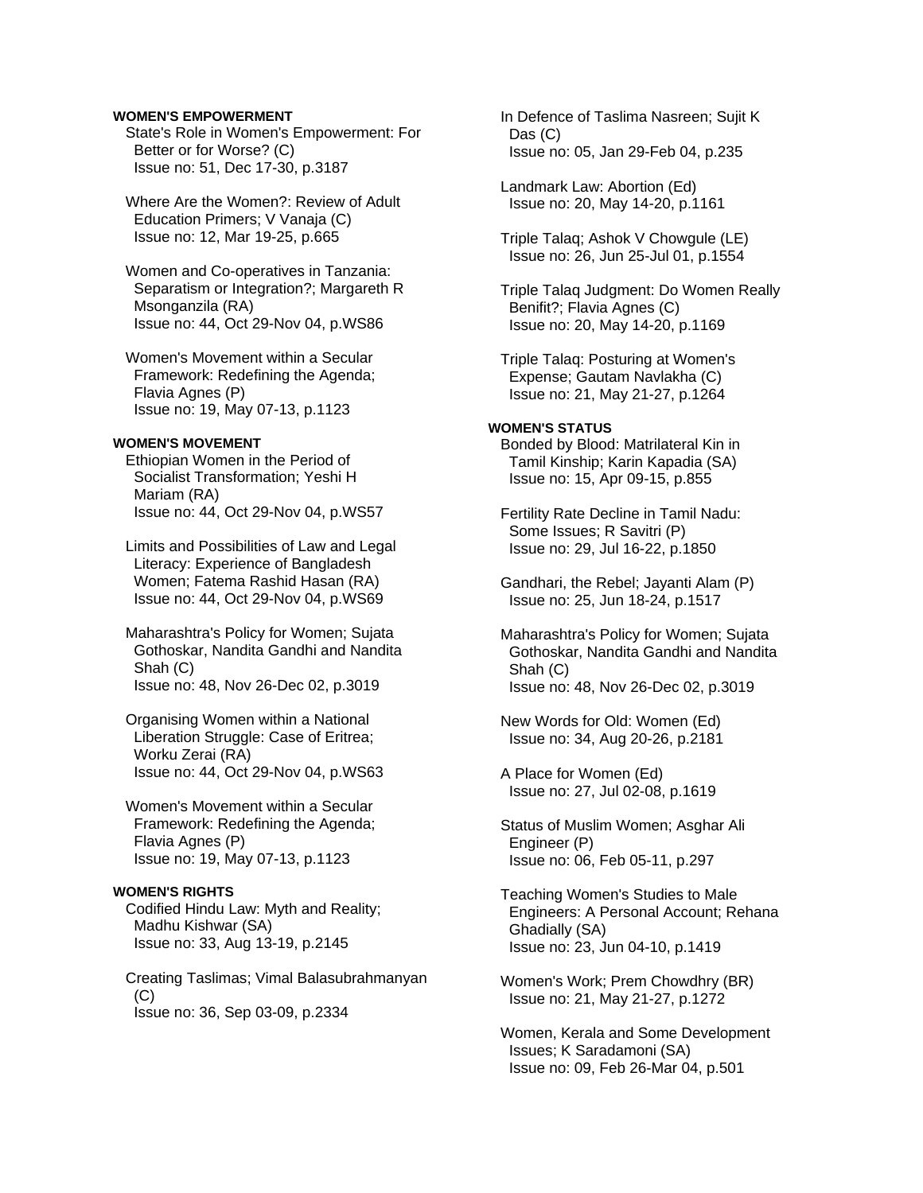**WOMEN'S EMPOWERMENT**

State's Role in Women's Empowerment: For Better or for Worse? (C)
Issue no: 51, Dec 17-30, p.3187

Where Are the Women?: Review of Adult Education Primers; V Vanaja (C)
Issue no: 12, Mar 19-25, p.665

Women and Co-operatives in Tanzania: Separatism or Integration?; Margareth R Msonganzila (RA)
Issue no: 44, Oct 29-Nov 04, p.WS86

Women's Movement within a Secular Framework: Redefining the Agenda; Flavia Agnes (P)
Issue no: 19, May 07-13, p.1123

**WOMEN'S MOVEMENT**

Ethiopian Women in the Period of Socialist Transformation; Yeshi H Mariam (RA)
Issue no: 44, Oct 29-Nov 04, p.WS57

Limits and Possibilities of Law and Legal Literacy: Experience of Bangladesh Women; Fatema Rashid Hasan (RA)
Issue no: 44, Oct 29-Nov 04, p.WS69

Maharashtra's Policy for Women; Sujata Gothoskar, Nandita Gandhi and Nandita Shah (C)
Issue no: 48, Nov 26-Dec 02, p.3019

Organising Women within a National Liberation Struggle: Case of Eritrea; Worku Zerai (RA)
Issue no: 44, Oct 29-Nov 04, p.WS63

Women's Movement within a Secular Framework: Redefining the Agenda; Flavia Agnes (P)
Issue no: 19, May 07-13, p.1123

**WOMEN'S RIGHTS**

Codified Hindu Law: Myth and Reality; Madhu Kishwar (SA)
Issue no: 33, Aug 13-19, p.2145

Creating Taslimas; Vimal Balasubrahmanyan (C)
Issue no: 36, Sep 03-09, p.2334

In Defence of Taslima Nasreen; Sujit K Das (C)
Issue no: 05, Jan 29-Feb 04, p.235

Landmark Law: Abortion (Ed)
Issue no: 20, May 14-20, p.1161

Triple Talaq; Ashok V Chowgule (LE)
Issue no: 26, Jun 25-Jul 01, p.1554

Triple Talaq Judgment: Do Women Really Benifit?; Flavia Agnes (C)
Issue no: 20, May 14-20, p.1169

Triple Talaq: Posturing at Women's Expense; Gautam Navlakha (C)
Issue no: 21, May 21-27, p.1264

**WOMEN'S STATUS**

Bonded by Blood: Matrilateral Kin in Tamil Kinship; Karin Kapadia (SA)
Issue no: 15, Apr 09-15, p.855

Fertility Rate Decline in Tamil Nadu: Some Issues; R Savitri (P)
Issue no: 29, Jul 16-22, p.1850

Gandhari, the Rebel; Jayanti Alam (P)
Issue no: 25, Jun 18-24, p.1517

Maharashtra's Policy for Women; Sujata Gothoskar, Nandita Gandhi and Nandita Shah (C)
Issue no: 48, Nov 26-Dec 02, p.3019

New Words for Old: Women (Ed)
Issue no: 34, Aug 20-26, p.2181

A Place for Women (Ed)
Issue no: 27, Jul 02-08, p.1619

Status of Muslim Women; Asghar Ali Engineer (P)
Issue no: 06, Feb 05-11, p.297

Teaching Women's Studies to Male Engineers: A Personal Account; Rehana Ghadially (SA)
Issue no: 23, Jun 04-10, p.1419

Women's Work; Prem Chowdhry (BR)
Issue no: 21, May 21-27, p.1272

Women, Kerala and Some Development Issues; K Saradamoni (SA)
Issue no: 09, Feb 26-Mar 04, p.501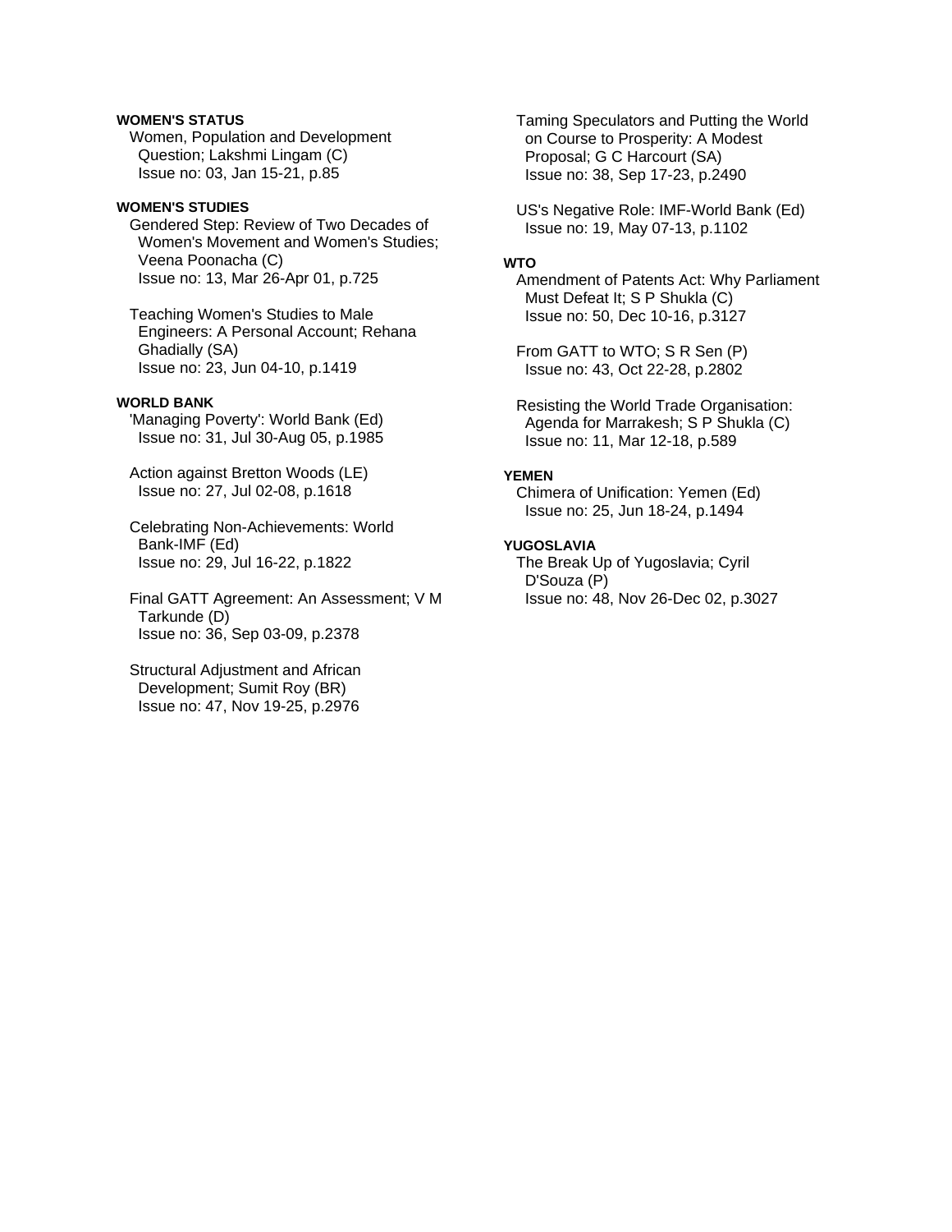### WOMEN'S STATUS

Women, Population and Development Question; Lakshmi Lingam (C)
Issue no: 03, Jan 15-21, p.85

### WOMEN'S STUDIES

Gendered Step: Review of Two Decades of Women's Movement and Women's Studies; Veena Poonacha (C)
Issue no: 13, Mar 26-Apr 01, p.725

Teaching Women's Studies to Male Engineers: A Personal Account; Rehana Ghadially (SA)
Issue no: 23, Jun 04-10, p.1419

### WORLD BANK

'Managing Poverty': World Bank (Ed)
Issue no: 31, Jul 30-Aug 05, p.1985

Action against Bretton Woods (LE)
Issue no: 27, Jul 02-08, p.1618

Celebrating Non-Achievements: World Bank-IMF (Ed)
Issue no: 29, Jul 16-22, p.1822

Final GATT Agreement: An Assessment; V M Tarkunde (D)
Issue no: 36, Sep 03-09, p.2378

Structural Adjustment and African Development; Sumit Roy (BR)
Issue no: 47, Nov 19-25, p.2976

Taming Speculators and Putting the World on Course to Prosperity: A Modest Proposal; G C Harcourt (SA)
Issue no: 38, Sep 17-23, p.2490

US's Negative Role: IMF-World Bank (Ed)
Issue no: 19, May 07-13, p.1102

### WTO

Amendment of Patents Act: Why Parliament Must Defeat It; S P Shukla (C)
Issue no: 50, Dec 10-16, p.3127

From GATT to WTO; S R Sen (P)
Issue no: 43, Oct 22-28, p.2802

Resisting the World Trade Organisation: Agenda for Marrakesh; S P Shukla (C)
Issue no: 11, Mar 12-18, p.589

### YEMEN

Chimera of Unification: Yemen (Ed)
Issue no: 25, Jun 18-24, p.1494

### YUGOSLAVIA

The Break Up of Yugoslavia; Cyril D'Souza (P)
Issue no: 48, Nov 26-Dec 02, p.3027